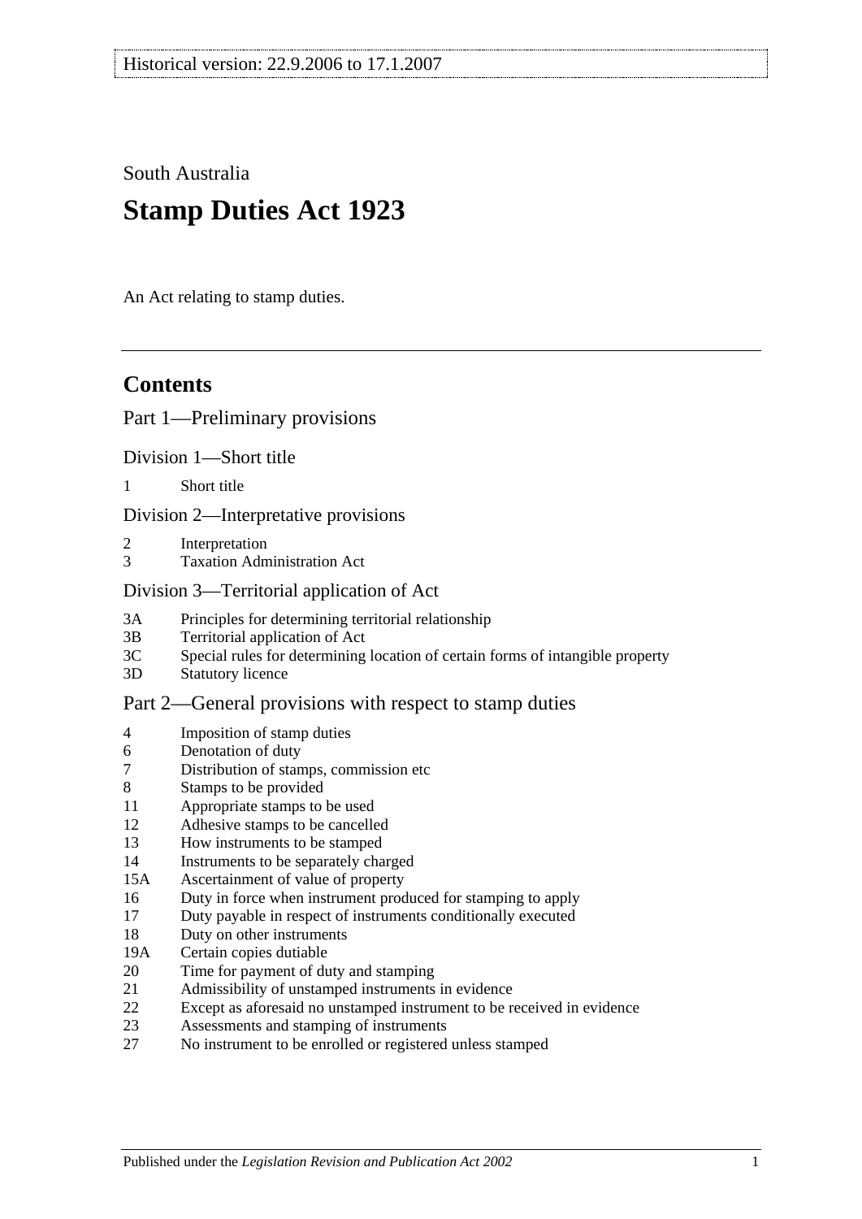Historical version: 22.9.2006 to 17.1.2007

South Australia

# Stamp Duties Act 1923

An Act relating to stamp duties.

## Contents

Part 1—Preliminary provisions

Division 1—Short title

1 Short title

Division 2—Interpretative provisions

2 Interpretation
3 Taxation Administration Act

Division 3—Territorial application of Act

3A Principles for determining territorial relationship
3B Territorial application of Act
3C Special rules for determining location of certain forms of intangible property
3D Statutory licence

Part 2—General provisions with respect to stamp duties

4 Imposition of stamp duties
6 Denotation of duty
7 Distribution of stamps, commission etc
8 Stamps to be provided
11 Appropriate stamps to be used
12 Adhesive stamps to be cancelled
13 How instruments to be stamped
14 Instruments to be separately charged
15A Ascertainment of value of property
16 Duty in force when instrument produced for stamping to apply
17 Duty payable in respect of instruments conditionally executed
18 Duty on other instruments
19A Certain copies dutiable
20 Time for payment of duty and stamping
21 Admissibility of unstamped instruments in evidence
22 Except as aforesaid no unstamped instrument to be received in evidence
23 Assessments and stamping of instruments
27 No instrument to be enrolled or registered unless stamped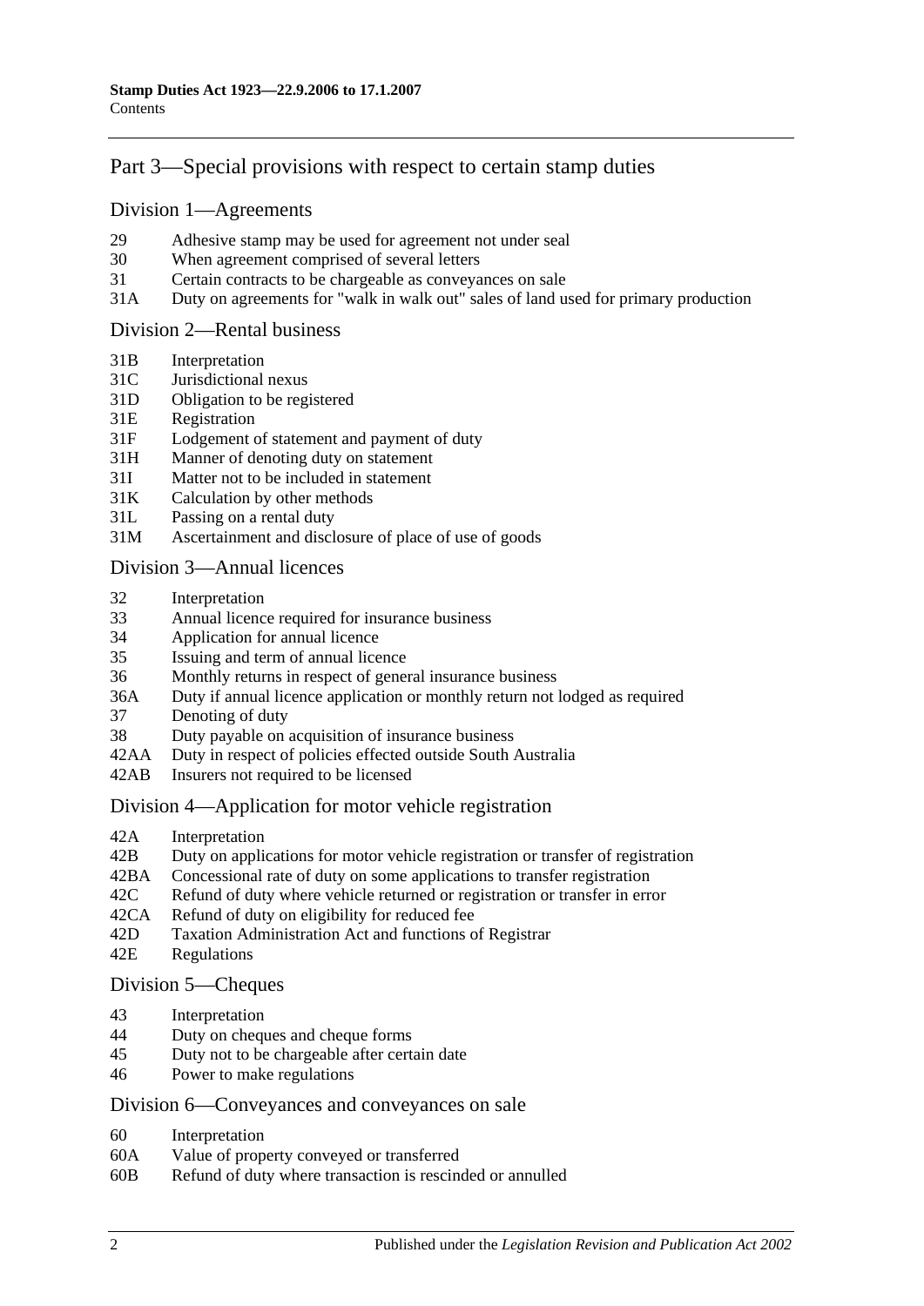## Part 3—Special provisions with respect to certain stamp duties

### Division 1—Agreements

- 29 Adhesive stamp may be used for agreement not under seal
- 30 When agreement comprised of several letters
- 31 Certain contracts to be chargeable as conveyances on sale
- 31A Duty on agreements for "walk in walk out" sales of land used for primary production

### Division 2—Rental business

- 31B Interpretation
- 31C Jurisdictional nexus
- 31D Obligation to be registered
- 31E Registration
- 31F Lodgement of statement and payment of duty
- 31H Manner of denoting duty on statement
- 31I Matter not to be included in statement
- 31K Calculation by other methods
- 31L Passing on a rental duty
- 31M Ascertainment and disclosure of place of use of goods

### Division 3—Annual licences

- 32 Interpretation
- 33 Annual licence required for insurance business
- 34 Application for annual licence
- 35 Issuing and term of annual licence
- 36 Monthly returns in respect of general insurance business
- 36A Duty if annual licence application or monthly return not lodged as required
- 37 Denoting of duty
- 38 Duty payable on acquisition of insurance business
- 42AA Duty in respect of policies effected outside South Australia
- 42AB Insurers not required to be licensed

### Division 4—Application for motor vehicle registration

- 42A Interpretation
- 42B Duty on applications for motor vehicle registration or transfer of registration
- 42BA Concessional rate of duty on some applications to transfer registration
- 42C Refund of duty where vehicle returned or registration or transfer in error
- 42CA Refund of duty on eligibility for reduced fee
- 42D Taxation Administration Act and functions of Registrar
- 42E Regulations

### Division 5—Cheques

- 43 Interpretation
- 44 Duty on cheques and cheque forms
- 45 Duty not to be chargeable after certain date
- 46 Power to make regulations

### Division 6—Conveyances and conveyances on sale

- 60 Interpretation
- 60A Value of property conveyed or transferred
- 60B Refund of duty where transaction is rescinded or annulled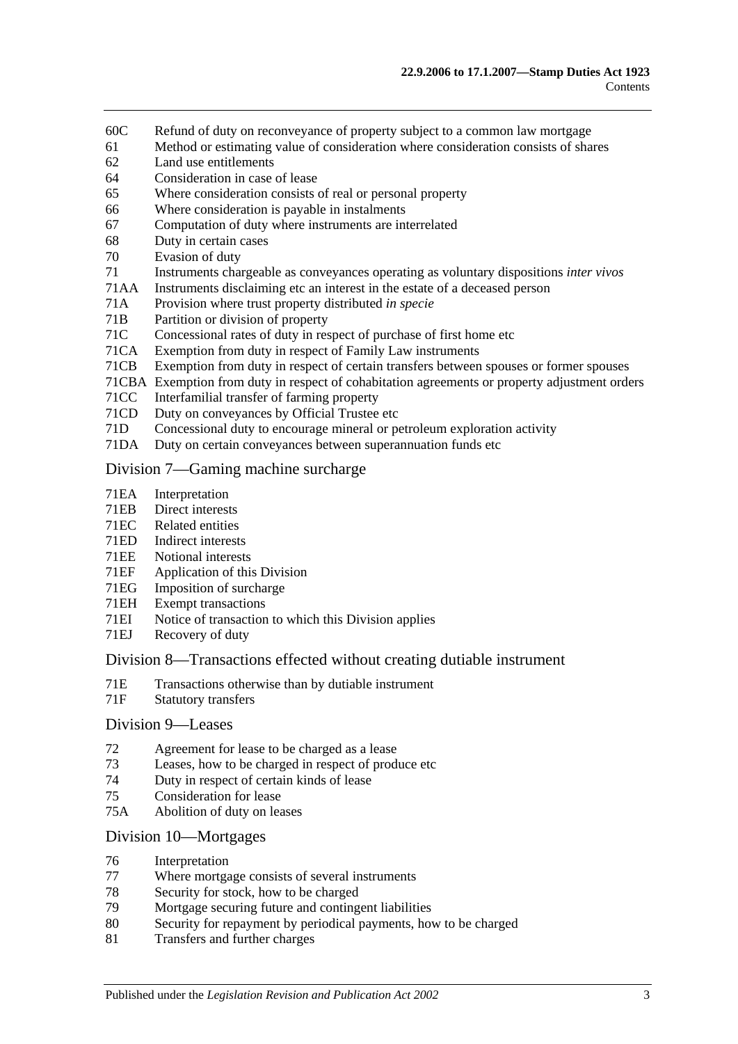60C Refund of duty on reconveyance of property subject to a common law mortgage
61 Method or estimating value of consideration where consideration consists of shares
62 Land use entitlements
64 Consideration in case of lease
65 Where consideration consists of real or personal property
66 Where consideration is payable in instalments
67 Computation of duty where instruments are interrelated
68 Duty in certain cases
70 Evasion of duty
71 Instruments chargeable as conveyances operating as voluntary dispositions *inter vivos*
71AA Instruments disclaiming etc an interest in the estate of a deceased person
71A Provision where trust property distributed *in specie*
71B Partition or division of property
71C Concessional rates of duty in respect of purchase of first home etc
71CA Exemption from duty in respect of Family Law instruments
71CB Exemption from duty in respect of certain transfers between spouses or former spouses
71CBA Exemption from duty in respect of cohabitation agreements or property adjustment orders
71CC Interfamilial transfer of farming property
71CD Duty on conveyances by Official Trustee etc
71D Concessional duty to encourage mineral or petroleum exploration activity
71DA Duty on certain conveyances between superannuation funds etc

## Division 7—Gaming machine surcharge

71EA Interpretation
71EB Direct interests
71EC Related entities
71ED Indirect interests
71EE Notional interests
71EF Application of this Division
71EG Imposition of surcharge
71EH Exempt transactions
71EI Notice of transaction to which this Division applies
71EJ Recovery of duty

## Division 8—Transactions effected without creating dutiable instrument

71E Transactions otherwise than by dutiable instrument
71F Statutory transfers

## Division 9—Leases

72 Agreement for lease to be charged as a lease
73 Leases, how to be charged in respect of produce etc
74 Duty in respect of certain kinds of lease
75 Consideration for lease
75A Abolition of duty on leases

## Division 10—Mortgages

76 Interpretation
77 Where mortgage consists of several instruments
78 Security for stock, how to be charged
79 Mortgage securing future and contingent liabilities
80 Security for repayment by periodical payments, how to be charged
81 Transfers and further charges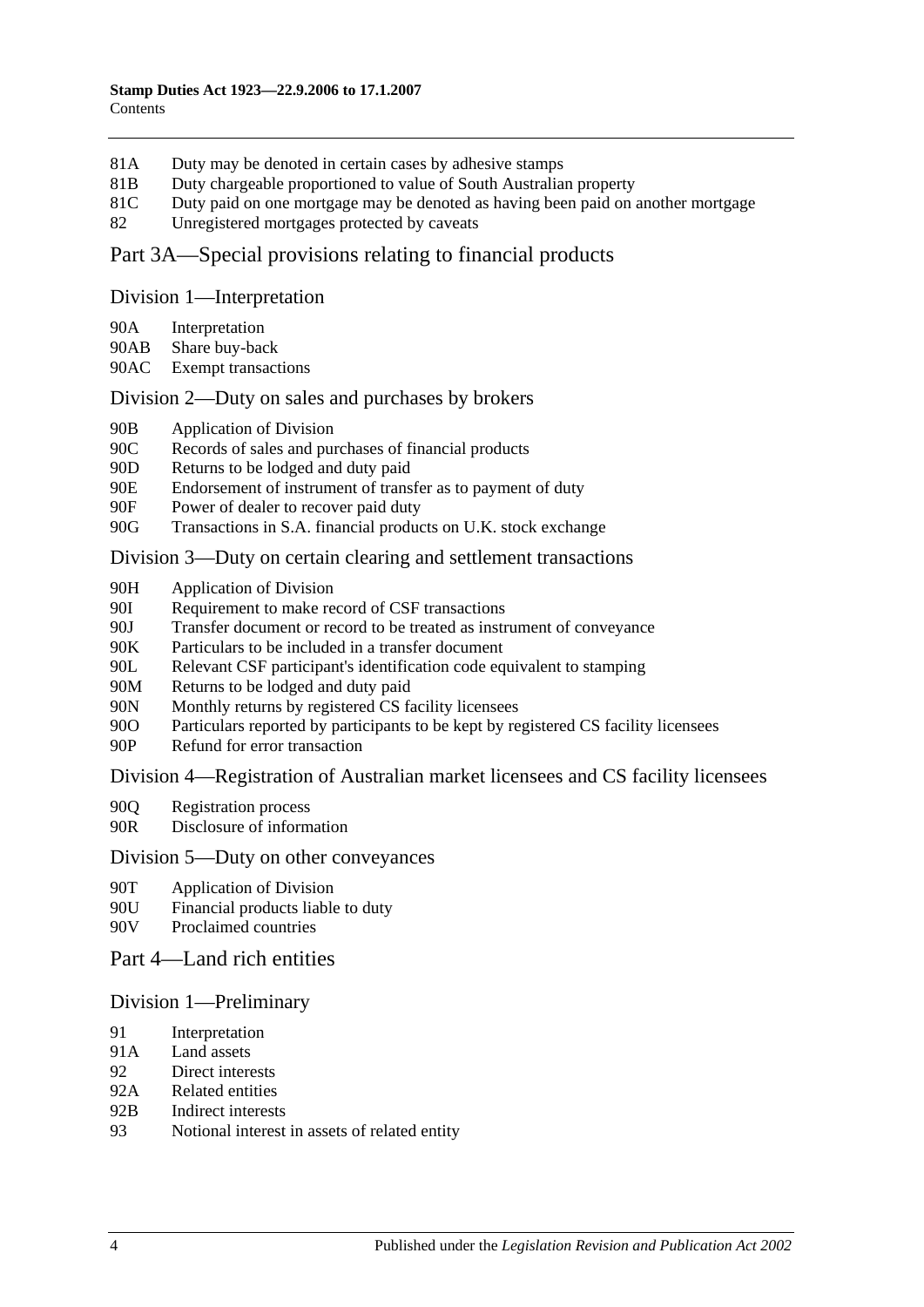81A Duty may be denoted in certain cases by adhesive stamps
81B Duty chargeable proportioned to value of South Australian property
81C Duty paid on one mortgage may be denoted as having been paid on another mortgage
82 Unregistered mortgages protected by caveats

## Part 3A—Special provisions relating to financial products

### Division 1—Interpretation

90A Interpretation
90AB Share buy-back
90AC Exempt transactions

### Division 2—Duty on sales and purchases by brokers

90B Application of Division
90C Records of sales and purchases of financial products
90D Returns to be lodged and duty paid
90E Endorsement of instrument of transfer as to payment of duty
90F Power of dealer to recover paid duty
90G Transactions in S.A. financial products on U.K. stock exchange

### Division 3—Duty on certain clearing and settlement transactions

90H Application of Division
90I Requirement to make record of CSF transactions
90J Transfer document or record to be treated as instrument of conveyance
90K Particulars to be included in a transfer document
90L Relevant CSF participant's identification code equivalent to stamping
90M Returns to be lodged and duty paid
90N Monthly returns by registered CS facility licensees
90O Particulars reported by participants to be kept by registered CS facility licensees
90P Refund for error transaction

### Division 4—Registration of Australian market licensees and CS facility licensees

90Q Registration process
90R Disclosure of information

### Division 5—Duty on other conveyances

90T Application of Division
90U Financial products liable to duty
90V Proclaimed countries

## Part 4—Land rich entities

### Division 1—Preliminary

91 Interpretation
91A Land assets
92 Direct interests
92A Related entities
92B Indirect interests
93 Notional interest in assets of related entity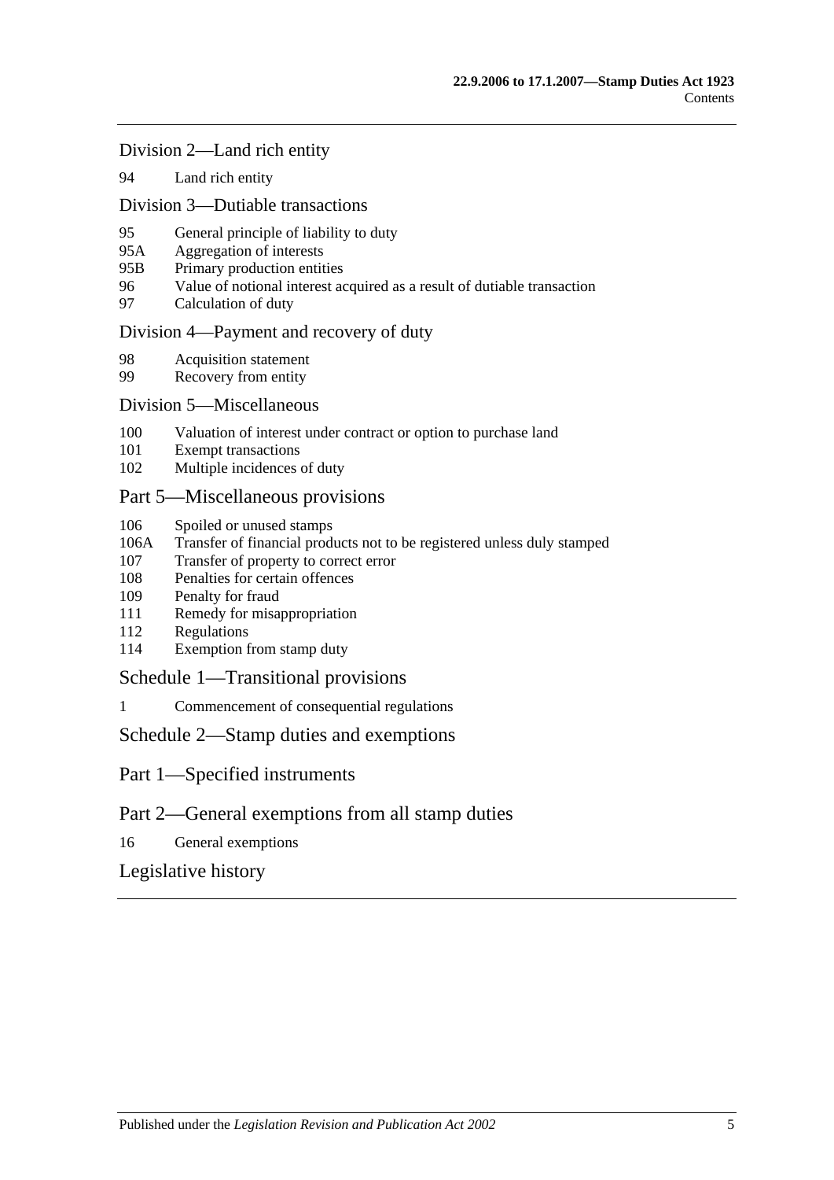Division 2—Land rich entity

94 Land rich entity

Division 3—Dutiable transactions

95 General principle of liability to duty
95A Aggregation of interests
95B Primary production entities
96 Value of notional interest acquired as a result of dutiable transaction
97 Calculation of duty

Division 4—Payment and recovery of duty

98 Acquisition statement
99 Recovery from entity

Division 5—Miscellaneous

100 Valuation of interest under contract or option to purchase land
101 Exempt transactions
102 Multiple incidences of duty

Part 5—Miscellaneous provisions

106 Spoiled or unused stamps
106A Transfer of financial products not to be registered unless duly stamped
107 Transfer of property to correct error
108 Penalties for certain offences
109 Penalty for fraud
111 Remedy for misappropriation
112 Regulations
114 Exemption from stamp duty

Schedule 1—Transitional provisions

1 Commencement of consequential regulations

Schedule 2—Stamp duties and exemptions

Part 1—Specified instruments

Part 2—General exemptions from all stamp duties

16 General exemptions

Legislative history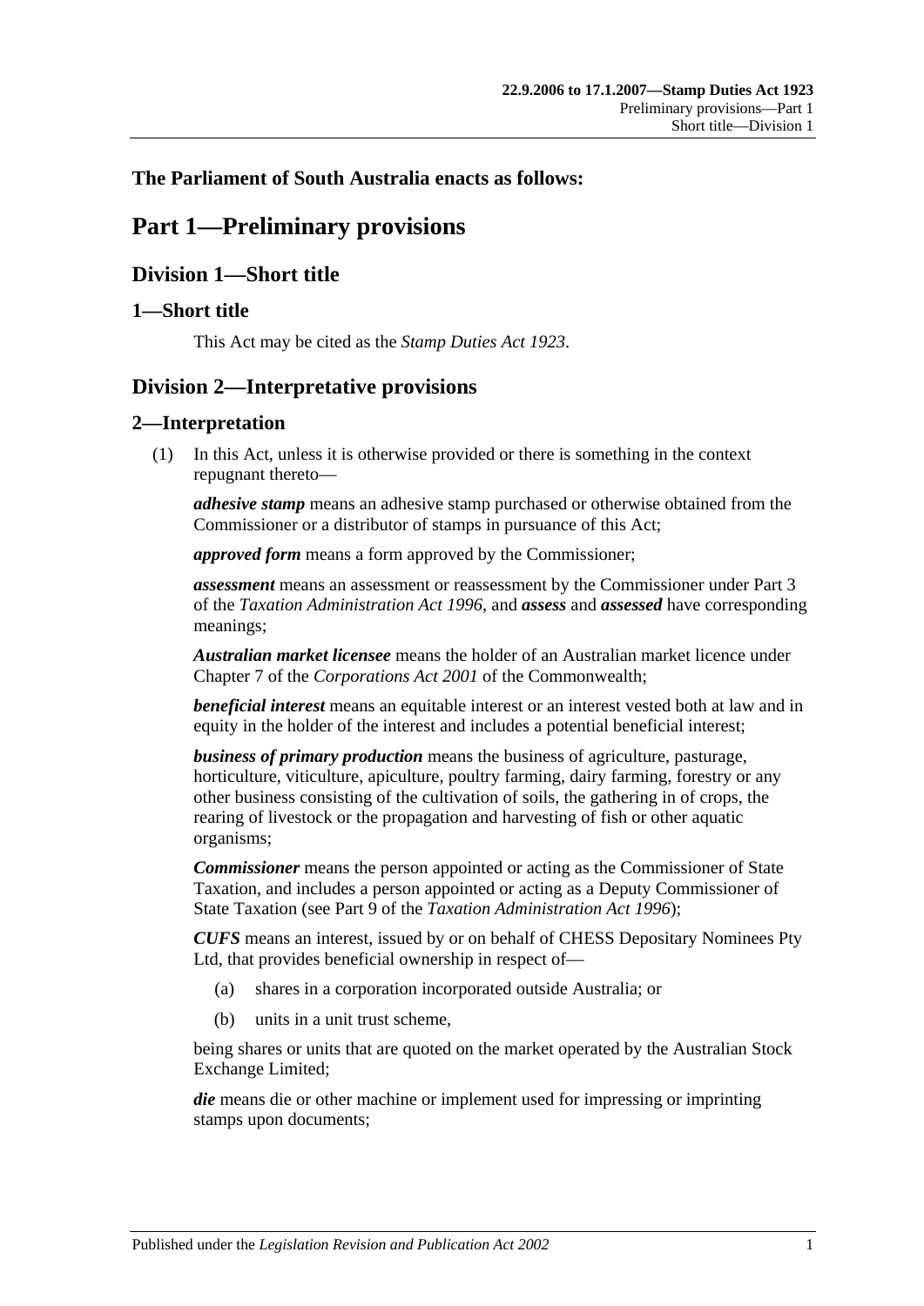**The Parliament of South Australia enacts as follows:**

# Part 1—Preliminary provisions

## Division 1—Short title

### 1—Short title

This Act may be cited as the *Stamp Duties Act 1923*.

## Division 2—Interpretative provisions

### 2—Interpretation

(1) In this Act, unless it is otherwise provided or there is something in the context repugnant thereto—

***adhesive stamp*** means an adhesive stamp purchased or otherwise obtained from the Commissioner or a distributor of stamps in pursuance of this Act;

***approved form*** means a form approved by the Commissioner;

***assessment*** means an assessment or reassessment by the Commissioner under Part 3 of the *Taxation Administration Act 1996*, and ***assess*** and ***assessed*** have corresponding meanings;

***Australian market licensee*** means the holder of an Australian market licence under Chapter 7 of the *Corporations Act 2001* of the Commonwealth;

***beneficial interest*** means an equitable interest or an interest vested both at law and in equity in the holder of the interest and includes a potential beneficial interest;

***business of primary production*** means the business of agriculture, pasturage, horticulture, viticulture, apiculture, poultry farming, dairy farming, forestry or any other business consisting of the cultivation of soils, the gathering in of crops, the rearing of livestock or the propagation and harvesting of fish or other aquatic organisms;

***Commissioner*** means the person appointed or acting as the Commissioner of State Taxation, and includes a person appointed or acting as a Deputy Commissioner of State Taxation (see Part 9 of the *Taxation Administration Act 1996*);

***CUFS*** means an interest, issued by or on behalf of CHESS Depositary Nominees Pty Ltd, that provides beneficial ownership in respect of—

(a) shares in a corporation incorporated outside Australia; or

(b) units in a unit trust scheme,

being shares or units that are quoted on the market operated by the Australian Stock Exchange Limited;

***die*** means die or other machine or implement used for impressing or imprinting stamps upon documents;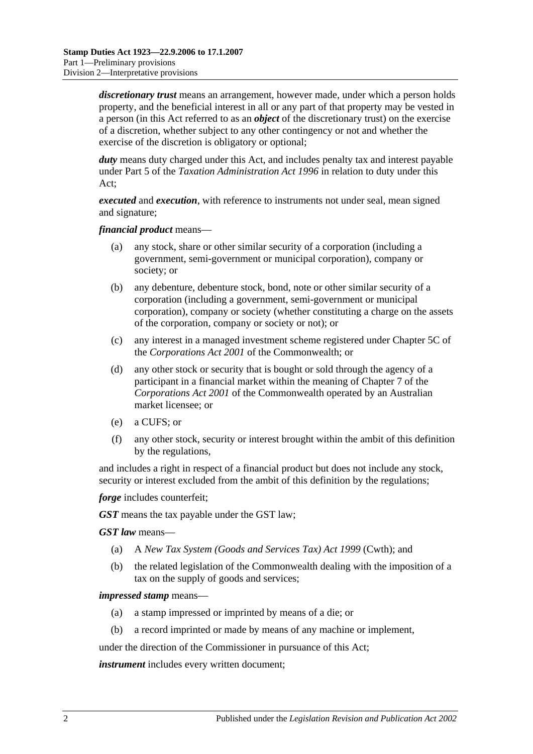***discretionary trust*** means an arrangement, however made, under which a person holds property, and the beneficial interest in all or any part of that property may be vested in a person (in this Act referred to as an ***object*** of the discretionary trust) on the exercise of a discretion, whether subject to any other contingency or not and whether the exercise of the discretion is obligatory or optional;

***duty*** means duty charged under this Act, and includes penalty tax and interest payable under Part 5 of the *Taxation Administration Act 1996* in relation to duty under this Act;

***executed*** and ***execution***, with reference to instruments not under seal, mean signed and signature;

***financial product*** means—

(a) any stock, share or other similar security of a corporation (including a government, semi-government or municipal corporation), company or society; or

(b) any debenture, debenture stock, bond, note or other similar security of a corporation (including a government, semi-government or municipal corporation), company or society (whether constituting a charge on the assets of the corporation, company or society or not); or

(c) any interest in a managed investment scheme registered under Chapter 5C of the *Corporations Act 2001* of the Commonwealth; or

(d) any other stock or security that is bought or sold through the agency of a participant in a financial market within the meaning of Chapter 7 of the *Corporations Act 2001* of the Commonwealth operated by an Australian market licensee; or

(e) a CUFS; or

(f) any other stock, security or interest brought within the ambit of this definition by the regulations,

and includes a right in respect of a financial product but does not include any stock, security or interest excluded from the ambit of this definition by the regulations;

***forge*** includes counterfeit;

***GST*** means the tax payable under the GST law;

***GST law*** means—

(a) A *New Tax System (Goods and Services Tax) Act 1999* (Cwth); and

(b) the related legislation of the Commonwealth dealing with the imposition of a tax on the supply of goods and services;

***impressed stamp*** means—

(a) a stamp impressed or imprinted by means of a die; or

(b) a record imprinted or made by means of any machine or implement,

under the direction of the Commissioner in pursuance of this Act;

***instrument*** includes every written document;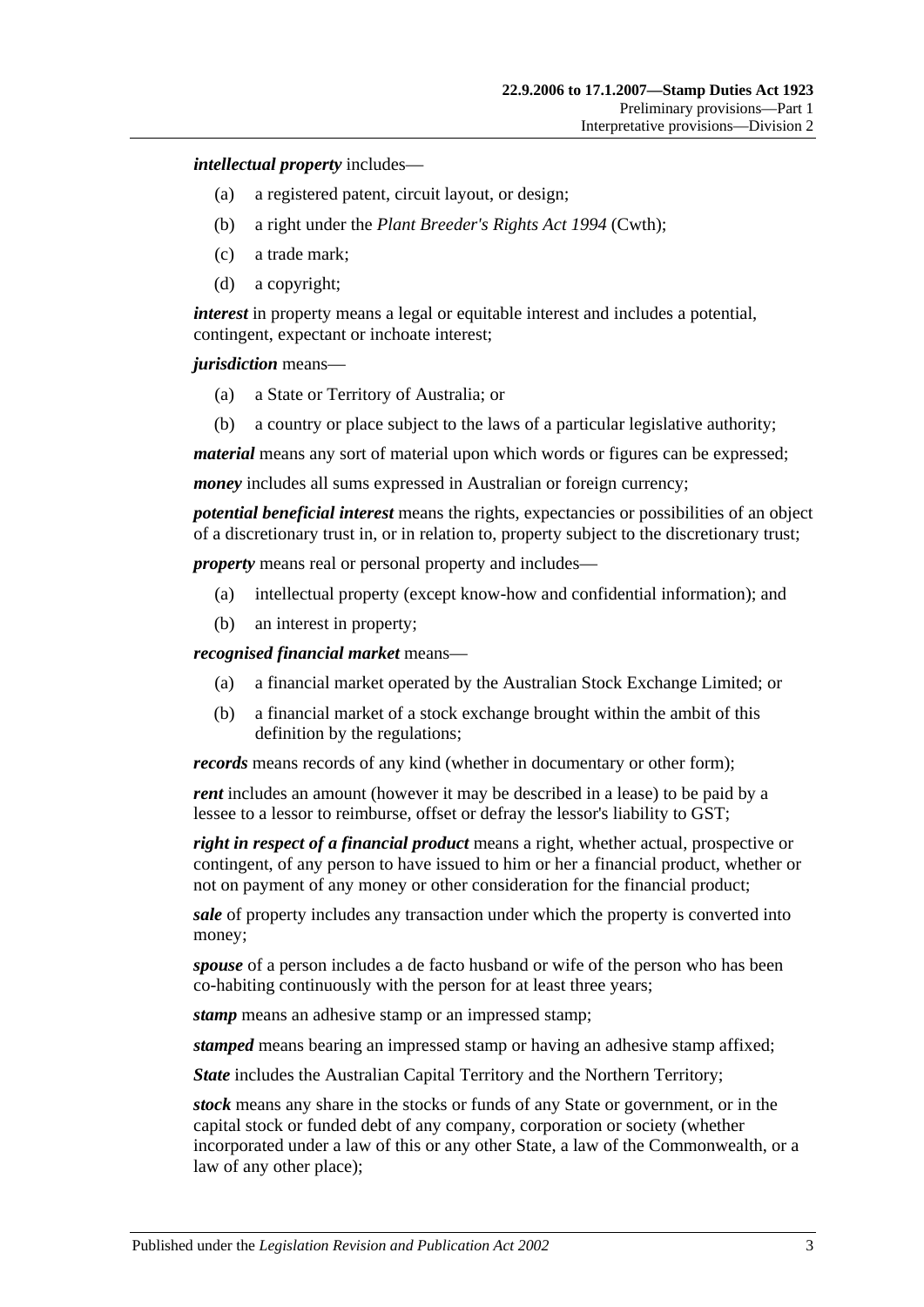***intellectual property*** includes—

(a) a registered patent, circuit layout, or design;

(b) a right under the *Plant Breeder's Rights Act 1994* (Cwth);

(c) a trade mark;

(d) a copyright;

***interest*** in property means a legal or equitable interest and includes a potential, contingent, expectant or inchoate interest;

***jurisdiction*** means—

(a) a State or Territory of Australia; or

(b) a country or place subject to the laws of a particular legislative authority;

***material*** means any sort of material upon which words or figures can be expressed;

***money*** includes all sums expressed in Australian or foreign currency;

***potential beneficial interest*** means the rights, expectancies or possibilities of an object of a discretionary trust in, or in relation to, property subject to the discretionary trust;

***property*** means real or personal property and includes—

(a) intellectual property (except know-how and confidential information); and

(b) an interest in property;

***recognised financial market*** means—

(a) a financial market operated by the Australian Stock Exchange Limited; or

(b) a financial market of a stock exchange brought within the ambit of this definition by the regulations;

***records*** means records of any kind (whether in documentary or other form);

***rent*** includes an amount (however it may be described in a lease) to be paid by a lessee to a lessor to reimburse, offset or defray the lessor's liability to GST;

***right in respect of a financial product*** means a right, whether actual, prospective or contingent, of any person to have issued to him or her a financial product, whether or not on payment of any money or other consideration for the financial product;

***sale*** of property includes any transaction under which the property is converted into money;

***spouse*** of a person includes a de facto husband or wife of the person who has been co-habiting continuously with the person for at least three years;

***stamp*** means an adhesive stamp or an impressed stamp;

***stamped*** means bearing an impressed stamp or having an adhesive stamp affixed;

***State*** includes the Australian Capital Territory and the Northern Territory;

***stock*** means any share in the stocks or funds of any State or government, or in the capital stock or funded debt of any company, corporation or society (whether incorporated under a law of this or any other State, a law of the Commonwealth, or a law of any other place);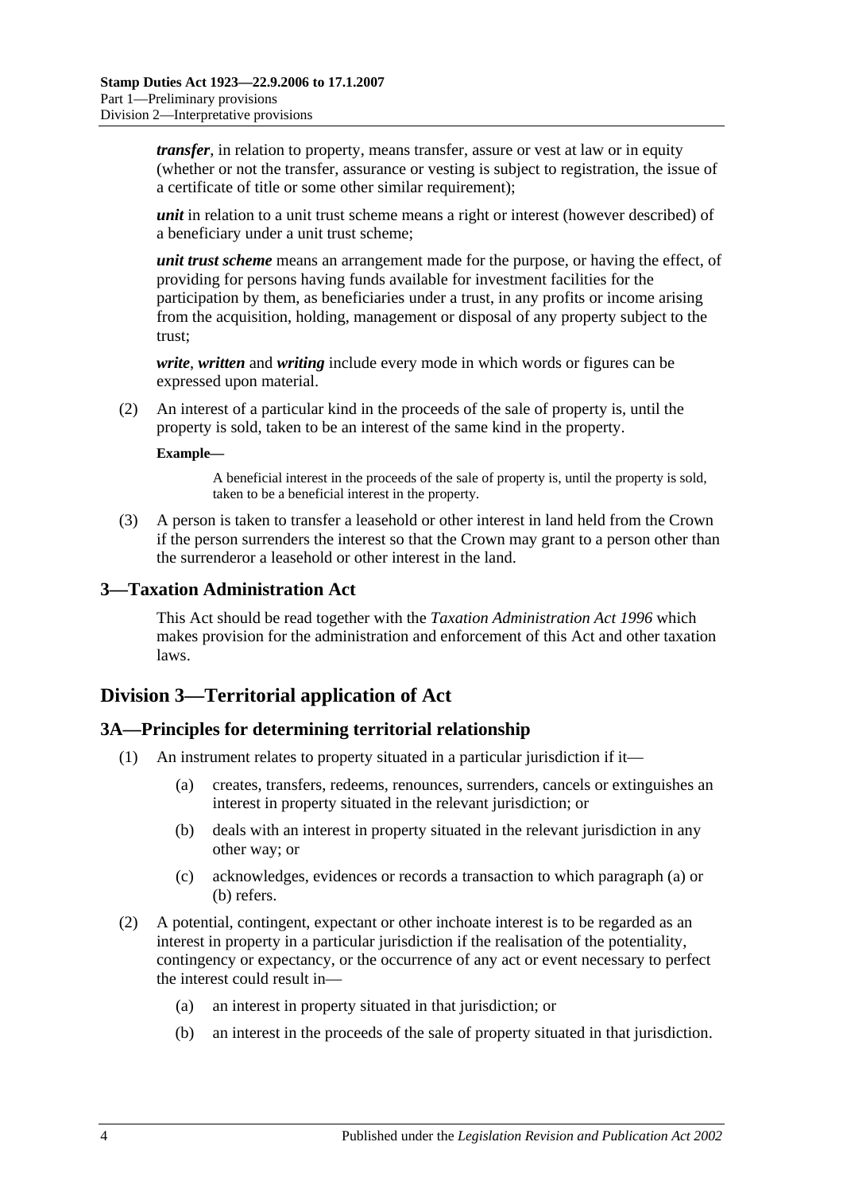***transfer***, in relation to property, means transfer, assure or vest at law or in equity (whether or not the transfer, assurance or vesting is subject to registration, the issue of a certificate of title or some other similar requirement);

***unit*** in relation to a unit trust scheme means a right or interest (however described) of a beneficiary under a unit trust scheme;

***unit trust scheme*** means an arrangement made for the purpose, or having the effect, of providing for persons having funds available for investment facilities for the participation by them, as beneficiaries under a trust, in any profits or income arising from the acquisition, holding, management or disposal of any property subject to the trust;

***write***, ***written*** and ***writing*** include every mode in which words or figures can be expressed upon material.

(2) An interest of a particular kind in the proceeds of the sale of property is, until the property is sold, taken to be an interest of the same kind in the property.

**Example—**

A beneficial interest in the proceeds of the sale of property is, until the property is sold, taken to be a beneficial interest in the property.

(3) A person is taken to transfer a leasehold or other interest in land held from the Crown if the person surrenders the interest so that the Crown may grant to a person other than the surrenderor a leasehold or other interest in the land.

## 3—Taxation Administration Act

This Act should be read together with the *Taxation Administration Act 1996* which makes provision for the administration and enforcement of this Act and other taxation laws.

# Division 3—Territorial application of Act

## 3A—Principles for determining territorial relationship

(1) An instrument relates to property situated in a particular jurisdiction if it—

(a) creates, transfers, redeems, renounces, surrenders, cancels or extinguishes an interest in property situated in the relevant jurisdiction; or

(b) deals with an interest in property situated in the relevant jurisdiction in any other way; or

(c) acknowledges, evidences or records a transaction to which paragraph (a) or (b) refers.

(2) A potential, contingent, expectant or other inchoate interest is to be regarded as an interest in property in a particular jurisdiction if the realisation of the potentiality, contingency or expectancy, or the occurrence of any act or event necessary to perfect the interest could result in—

(a) an interest in property situated in that jurisdiction; or

(b) an interest in the proceeds of the sale of property situated in that jurisdiction.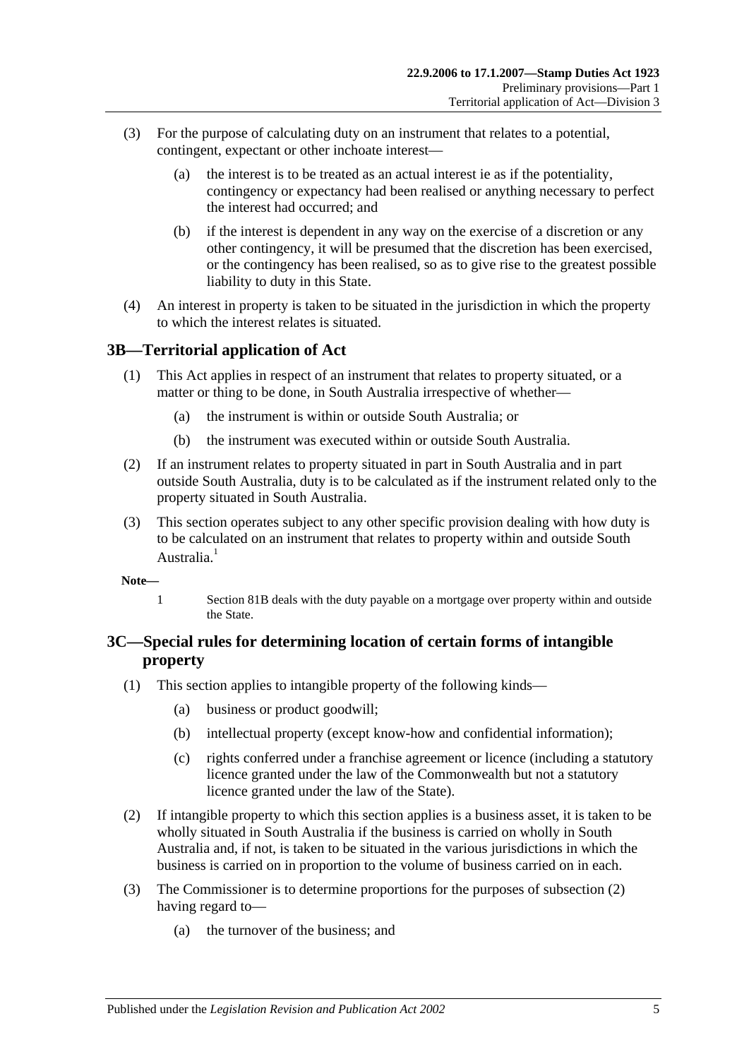(3) For the purpose of calculating duty on an instrument that relates to a potential, contingent, expectant or other inchoate interest—

(a) the interest is to be treated as an actual interest ie as if the potentiality, contingency or expectancy had been realised or anything necessary to perfect the interest had occurred; and

(b) if the interest is dependent in any way on the exercise of a discretion or any other contingency, it will be presumed that the discretion has been exercised, or the contingency has been realised, so as to give rise to the greatest possible liability to duty in this State.

(4) An interest in property is taken to be situated in the jurisdiction in which the property to which the interest relates is situated.

## 3B—Territorial application of Act

(1) This Act applies in respect of an instrument that relates to property situated, or a matter or thing to be done, in South Australia irrespective of whether—

(a) the instrument is within or outside South Australia; or

(b) the instrument was executed within or outside South Australia.

(2) If an instrument relates to property situated in part in South Australia and in part outside South Australia, duty is to be calculated as if the instrument related only to the property situated in South Australia.

(3) This section operates subject to any other specific provision dealing with how duty is to be calculated on an instrument that relates to property within and outside South Australia.[1]

**Note—**

1 Section 81B deals with the duty payable on a mortgage over property within and outside the State.

## 3C—Special rules for determining location of certain forms of intangible property

(1) This section applies to intangible property of the following kinds—

(a) business or product goodwill;

(b) intellectual property (except know-how and confidential information);

(c) rights conferred under a franchise agreement or licence (including a statutory licence granted under the law of the Commonwealth but not a statutory licence granted under the law of the State).

(2) If intangible property to which this section applies is a business asset, it is taken to be wholly situated in South Australia if the business is carried on wholly in South Australia and, if not, is taken to be situated in the various jurisdictions in which the business is carried on in proportion to the volume of business carried on in each.

(3) The Commissioner is to determine proportions for the purposes of subsection (2) having regard to—

(a) the turnover of the business; and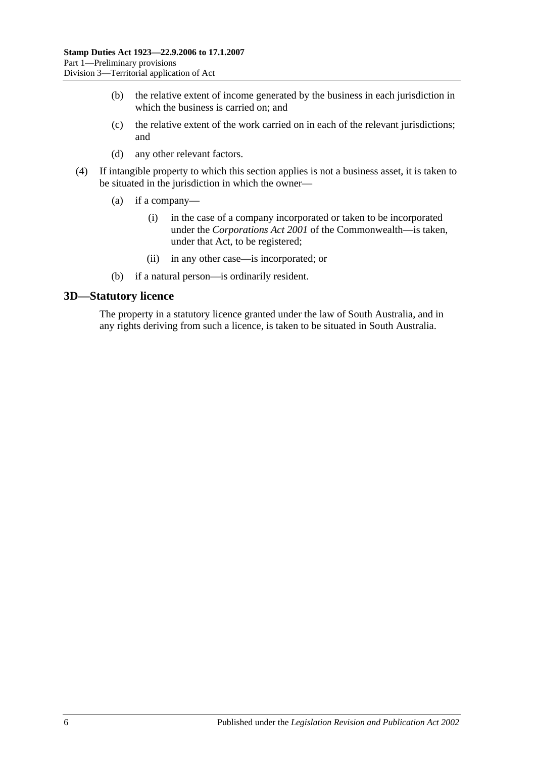(b) the relative extent of income generated by the business in each jurisdiction in which the business is carried on; and

(c) the relative extent of the work carried on in each of the relevant jurisdictions; and

(d) any other relevant factors.

(4) If intangible property to which this section applies is not a business asset, it is taken to be situated in the jurisdiction in which the owner—

(a) if a company—

(i) in the case of a company incorporated or taken to be incorporated under the *Corporations Act 2001* of the Commonwealth—is taken, under that Act, to be registered;

(ii) in any other case—is incorporated; or

(b) if a natural person—is ordinarily resident.

## 3D—Statutory licence

The property in a statutory licence granted under the law of South Australia, and in any rights deriving from such a licence, is taken to be situated in South Australia.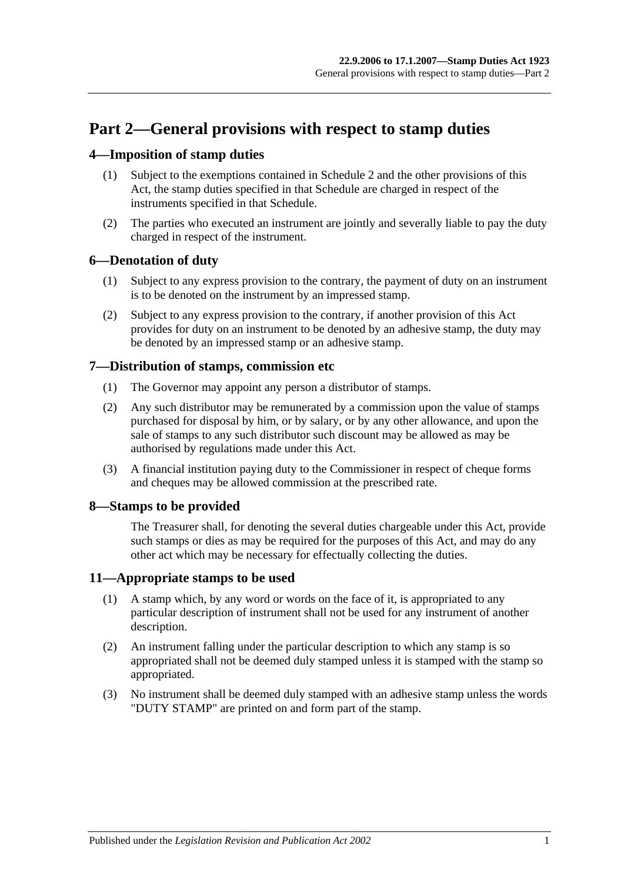# Part 2—General provisions with respect to stamp duties

## 4—Imposition of stamp duties

(1) Subject to the exemptions contained in Schedule 2 and the other provisions of this Act, the stamp duties specified in that Schedule are charged in respect of the instruments specified in that Schedule.

(2) The parties who executed an instrument are jointly and severally liable to pay the duty charged in respect of the instrument.

## 6—Denotation of duty

(1) Subject to any express provision to the contrary, the payment of duty on an instrument is to be denoted on the instrument by an impressed stamp.

(2) Subject to any express provision to the contrary, if another provision of this Act provides for duty on an instrument to be denoted by an adhesive stamp, the duty may be denoted by an impressed stamp or an adhesive stamp.

## 7—Distribution of stamps, commission etc

(1) The Governor may appoint any person a distributor of stamps.

(2) Any such distributor may be remunerated by a commission upon the value of stamps purchased for disposal by him, or by salary, or by any other allowance, and upon the sale of stamps to any such distributor such discount may be allowed as may be authorised by regulations made under this Act.

(3) A financial institution paying duty to the Commissioner in respect of cheque forms and cheques may be allowed commission at the prescribed rate.

## 8—Stamps to be provided

The Treasurer shall, for denoting the several duties chargeable under this Act, provide such stamps or dies as may be required for the purposes of this Act, and may do any other act which may be necessary for effectually collecting the duties.

## 11—Appropriate stamps to be used

(1) A stamp which, by any word or words on the face of it, is appropriated to any particular description of instrument shall not be used for any instrument of another description.

(2) An instrument falling under the particular description to which any stamp is so appropriated shall not be deemed duly stamped unless it is stamped with the stamp so appropriated.

(3) No instrument shall be deemed duly stamped with an adhesive stamp unless the words "DUTY STAMP" are printed on and form part of the stamp.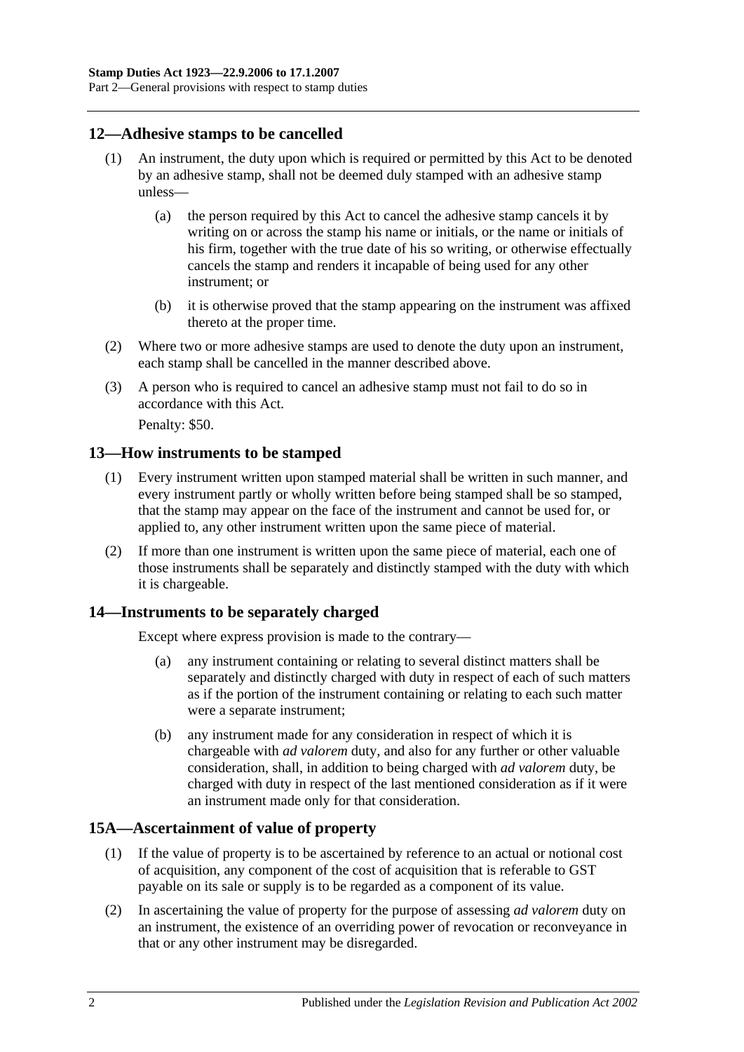## 12—Adhesive stamps to be cancelled

(1) An instrument, the duty upon which is required or permitted by this Act to be denoted by an adhesive stamp, shall not be deemed duly stamped with an adhesive stamp unless—

(a) the person required by this Act to cancel the adhesive stamp cancels it by writing on or across the stamp his name or initials, or the name or initials of his firm, together with the true date of his so writing, or otherwise effectually cancels the stamp and renders it incapable of being used for any other instrument; or

(b) it is otherwise proved that the stamp appearing on the instrument was affixed thereto at the proper time.

(2) Where two or more adhesive stamps are used to denote the duty upon an instrument, each stamp shall be cancelled in the manner described above.

(3) A person who is required to cancel an adhesive stamp must not fail to do so in accordance with this Act.

Penalty: $50.

## 13—How instruments to be stamped

(1) Every instrument written upon stamped material shall be written in such manner, and every instrument partly or wholly written before being stamped shall be so stamped, that the stamp may appear on the face of the instrument and cannot be used for, or applied to, any other instrument written upon the same piece of material.

(2) If more than one instrument is written upon the same piece of material, each one of those instruments shall be separately and distinctly stamped with the duty with which it is chargeable.

## 14—Instruments to be separately charged

Except where express provision is made to the contrary—

(a) any instrument containing or relating to several distinct matters shall be separately and distinctly charged with duty in respect of each of such matters as if the portion of the instrument containing or relating to each such matter were a separate instrument;

(b) any instrument made for any consideration in respect of which it is chargeable with *ad valorem* duty, and also for any further or other valuable consideration, shall, in addition to being charged with *ad valorem* duty, be charged with duty in respect of the last mentioned consideration as if it were an instrument made only for that consideration.

## 15A—Ascertainment of value of property

(1) If the value of property is to be ascertained by reference to an actual or notional cost of acquisition, any component of the cost of acquisition that is referable to GST payable on its sale or supply is to be regarded as a component of its value.

(2) In ascertaining the value of property for the purpose of assessing *ad valorem* duty on an instrument, the existence of an overriding power of revocation or reconveyance in that or any other instrument may be disregarded.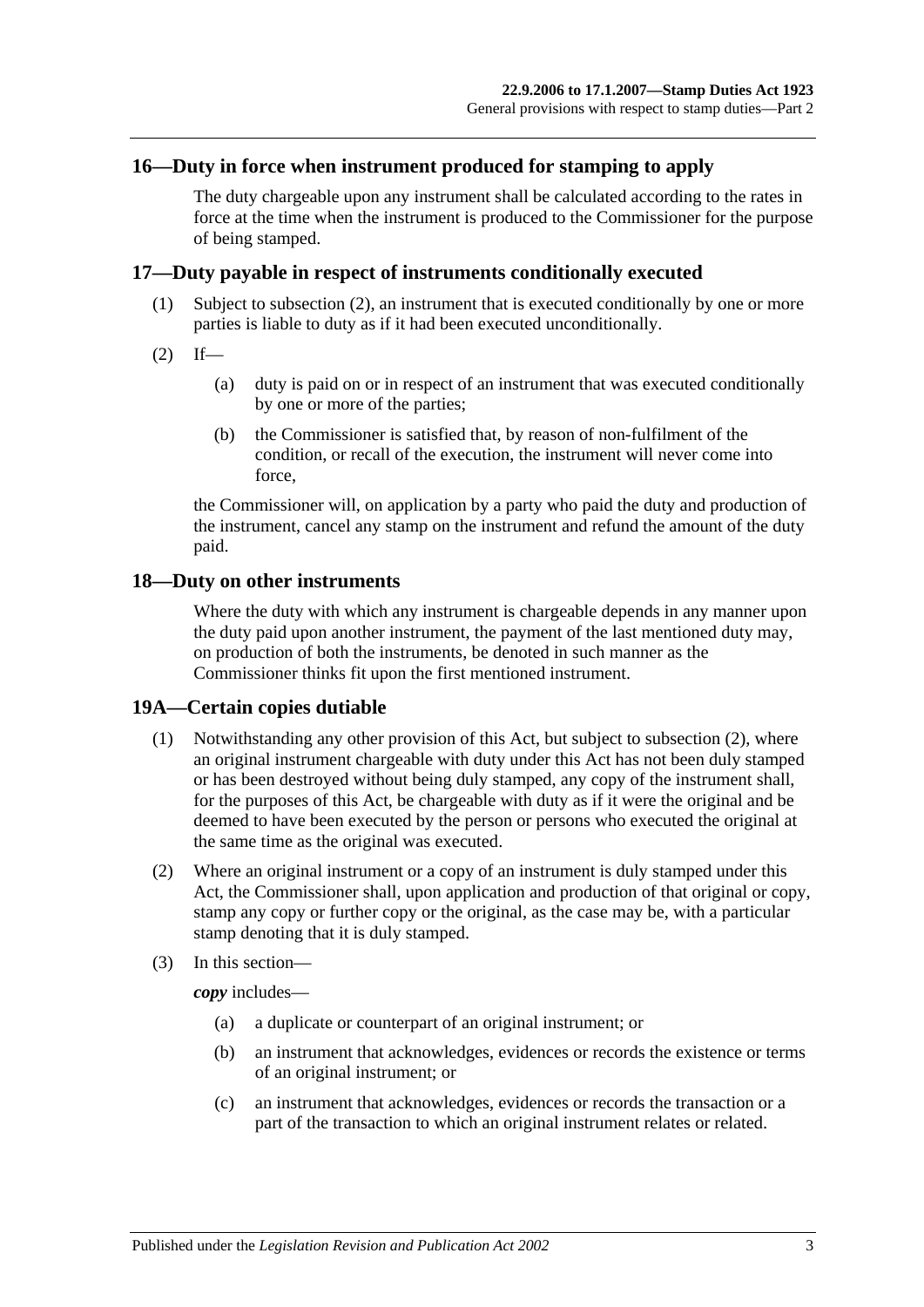## 16—Duty in force when instrument produced for stamping to apply

The duty chargeable upon any instrument shall be calculated according to the rates in force at the time when the instrument is produced to the Commissioner for the purpose of being stamped.

## 17—Duty payable in respect of instruments conditionally executed

(1) Subject to subsection (2), an instrument that is executed conditionally by one or more parties is liable to duty as if it had been executed unconditionally.

(2) If—

(a) duty is paid on or in respect of an instrument that was executed conditionally by one or more of the parties;

(b) the Commissioner is satisfied that, by reason of non-fulfilment of the condition, or recall of the execution, the instrument will never come into force,

the Commissioner will, on application by a party who paid the duty and production of the instrument, cancel any stamp on the instrument and refund the amount of the duty paid.

## 18—Duty on other instruments

Where the duty with which any instrument is chargeable depends in any manner upon the duty paid upon another instrument, the payment of the last mentioned duty may, on production of both the instruments, be denoted in such manner as the Commissioner thinks fit upon the first mentioned instrument.

## 19A—Certain copies dutiable

(1) Notwithstanding any other provision of this Act, but subject to subsection (2), where an original instrument chargeable with duty under this Act has not been duly stamped or has been destroyed without being duly stamped, any copy of the instrument shall, for the purposes of this Act, be chargeable with duty as if it were the original and be deemed to have been executed by the person or persons who executed the original at the same time as the original was executed.

(2) Where an original instrument or a copy of an instrument is duly stamped under this Act, the Commissioner shall, upon application and production of that original or copy, stamp any copy or further copy or the original, as the case may be, with a particular stamp denoting that it is duly stamped.

(3) In this section—

***copy*** includes—

(a) a duplicate or counterpart of an original instrument; or

(b) an instrument that acknowledges, evidences or records the existence or terms of an original instrument; or

(c) an instrument that acknowledges, evidences or records the transaction or a part of the transaction to which an original instrument relates or related.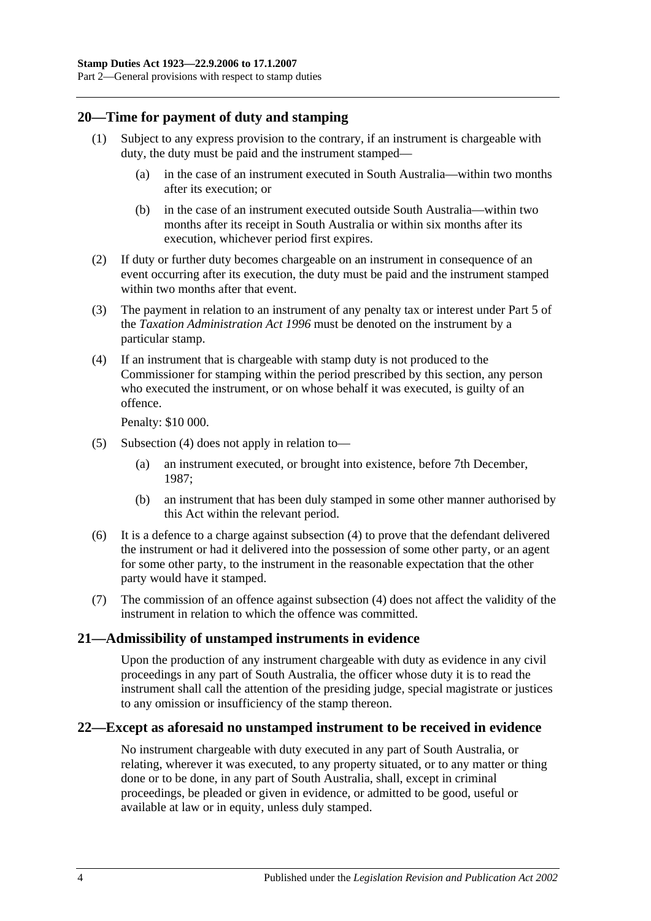## 20—Time for payment of duty and stamping

(1) Subject to any express provision to the contrary, if an instrument is chargeable with duty, the duty must be paid and the instrument stamped—

(a) in the case of an instrument executed in South Australia—within two months after its execution; or

(b) in the case of an instrument executed outside South Australia—within two months after its receipt in South Australia or within six months after its execution, whichever period first expires.

(2) If duty or further duty becomes chargeable on an instrument in consequence of an event occurring after its execution, the duty must be paid and the instrument stamped within two months after that event.

(3) The payment in relation to an instrument of any penalty tax or interest under Part 5 of the *Taxation Administration Act 1996* must be denoted on the instrument by a particular stamp.

(4) If an instrument that is chargeable with stamp duty is not produced to the Commissioner for stamping within the period prescribed by this section, any person who executed the instrument, or on whose behalf it was executed, is guilty of an offence.

Penalty: $10 000.

(5) Subsection (4) does not apply in relation to—

(a) an instrument executed, or brought into existence, before 7th December, 1987;

(b) an instrument that has been duly stamped in some other manner authorised by this Act within the relevant period.

(6) It is a defence to a charge against subsection (4) to prove that the defendant delivered the instrument or had it delivered into the possession of some other party, or an agent for some other party, to the instrument in the reasonable expectation that the other party would have it stamped.

(7) The commission of an offence against subsection (4) does not affect the validity of the instrument in relation to which the offence was committed.

## 21—Admissibility of unstamped instruments in evidence

Upon the production of any instrument chargeable with duty as evidence in any civil proceedings in any part of South Australia, the officer whose duty it is to read the instrument shall call the attention of the presiding judge, special magistrate or justices to any omission or insufficiency of the stamp thereon.

## 22—Except as aforesaid no unstamped instrument to be received in evidence

No instrument chargeable with duty executed in any part of South Australia, or relating, wherever it was executed, to any property situated, or to any matter or thing done or to be done, in any part of South Australia, shall, except in criminal proceedings, be pleaded or given in evidence, or admitted to be good, useful or available at law or in equity, unless duly stamped.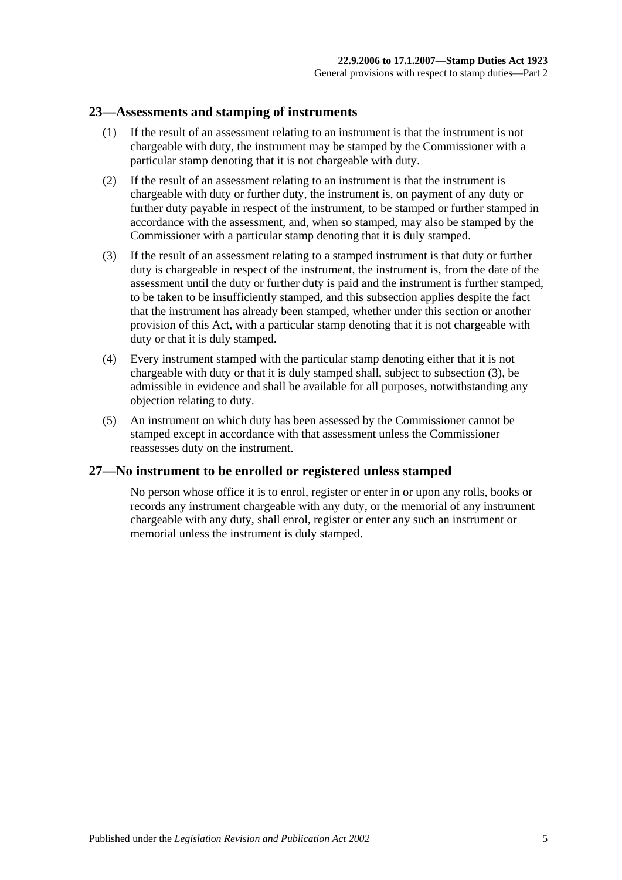## 23—Assessments and stamping of instruments

(1) If the result of an assessment relating to an instrument is that the instrument is not chargeable with duty, the instrument may be stamped by the Commissioner with a particular stamp denoting that it is not chargeable with duty.

(2) If the result of an assessment relating to an instrument is that the instrument is chargeable with duty or further duty, the instrument is, on payment of any duty or further duty payable in respect of the instrument, to be stamped or further stamped in accordance with the assessment, and, when so stamped, may also be stamped by the Commissioner with a particular stamp denoting that it is duly stamped.

(3) If the result of an assessment relating to a stamped instrument is that duty or further duty is chargeable in respect of the instrument, the instrument is, from the date of the assessment until the duty or further duty is paid and the instrument is further stamped, to be taken to be insufficiently stamped, and this subsection applies despite the fact that the instrument has already been stamped, whether under this section or another provision of this Act, with a particular stamp denoting that it is not chargeable with duty or that it is duly stamped.

(4) Every instrument stamped with the particular stamp denoting either that it is not chargeable with duty or that it is duly stamped shall, subject to subsection (3), be admissible in evidence and shall be available for all purposes, notwithstanding any objection relating to duty.

(5) An instrument on which duty has been assessed by the Commissioner cannot be stamped except in accordance with that assessment unless the Commissioner reassesses duty on the instrument.

## 27—No instrument to be enrolled or registered unless stamped

No person whose office it is to enrol, register or enter in or upon any rolls, books or records any instrument chargeable with any duty, or the memorial of any instrument chargeable with any duty, shall enrol, register or enter any such an instrument or memorial unless the instrument is duly stamped.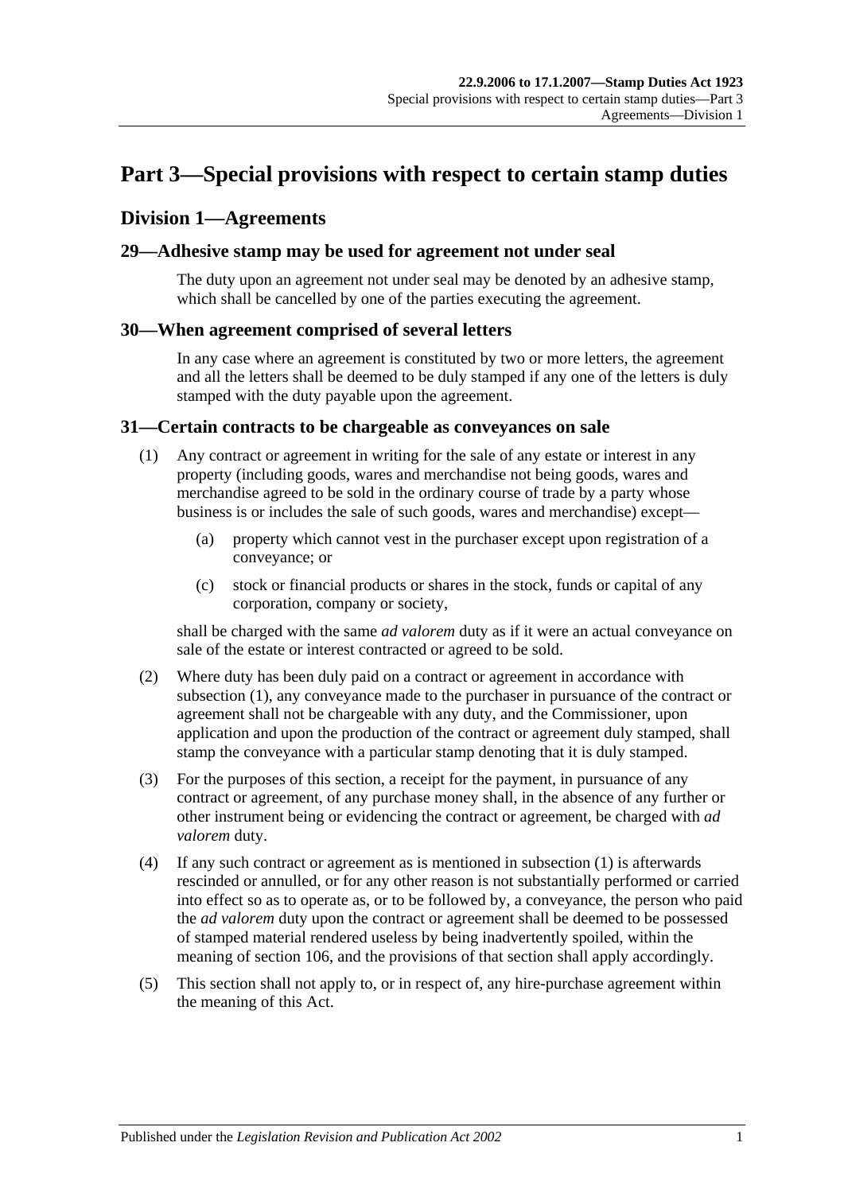# Part 3—Special provisions with respect to certain stamp duties

## Division 1—Agreements

### 29—Adhesive stamp may be used for agreement not under seal

The duty upon an agreement not under seal may be denoted by an adhesive stamp, which shall be cancelled by one of the parties executing the agreement.

### 30—When agreement comprised of several letters

In any case where an agreement is constituted by two or more letters, the agreement and all the letters shall be deemed to be duly stamped if any one of the letters is duly stamped with the duty payable upon the agreement.

### 31—Certain contracts to be chargeable as conveyances on sale

(1) Any contract or agreement in writing for the sale of any estate or interest in any property (including goods, wares and merchandise not being goods, wares and merchandise agreed to be sold in the ordinary course of trade by a party whose business is or includes the sale of such goods, wares and merchandise) except—

(a) property which cannot vest in the purchaser except upon registration of a conveyance; or

(c) stock or financial products or shares in the stock, funds or capital of any corporation, company or society,

shall be charged with the same *ad valorem* duty as if it were an actual conveyance on sale of the estate or interest contracted or agreed to be sold.

(2) Where duty has been duly paid on a contract or agreement in accordance with subsection (1), any conveyance made to the purchaser in pursuance of the contract or agreement shall not be chargeable with any duty, and the Commissioner, upon application and upon the production of the contract or agreement duly stamped, shall stamp the conveyance with a particular stamp denoting that it is duly stamped.

(3) For the purposes of this section, a receipt for the payment, in pursuance of any contract or agreement, of any purchase money shall, in the absence of any further or other instrument being or evidencing the contract or agreement, be charged with *ad valorem* duty.

(4) If any such contract or agreement as is mentioned in subsection (1) is afterwards rescinded or annulled, or for any other reason is not substantially performed or carried into effect so as to operate as, or to be followed by, a conveyance, the person who paid the *ad valorem* duty upon the contract or agreement shall be deemed to be possessed of stamped material rendered useless by being inadvertently spoiled, within the meaning of section 106, and the provisions of that section shall apply accordingly.

(5) This section shall not apply to, or in respect of, any hire-purchase agreement within the meaning of this Act.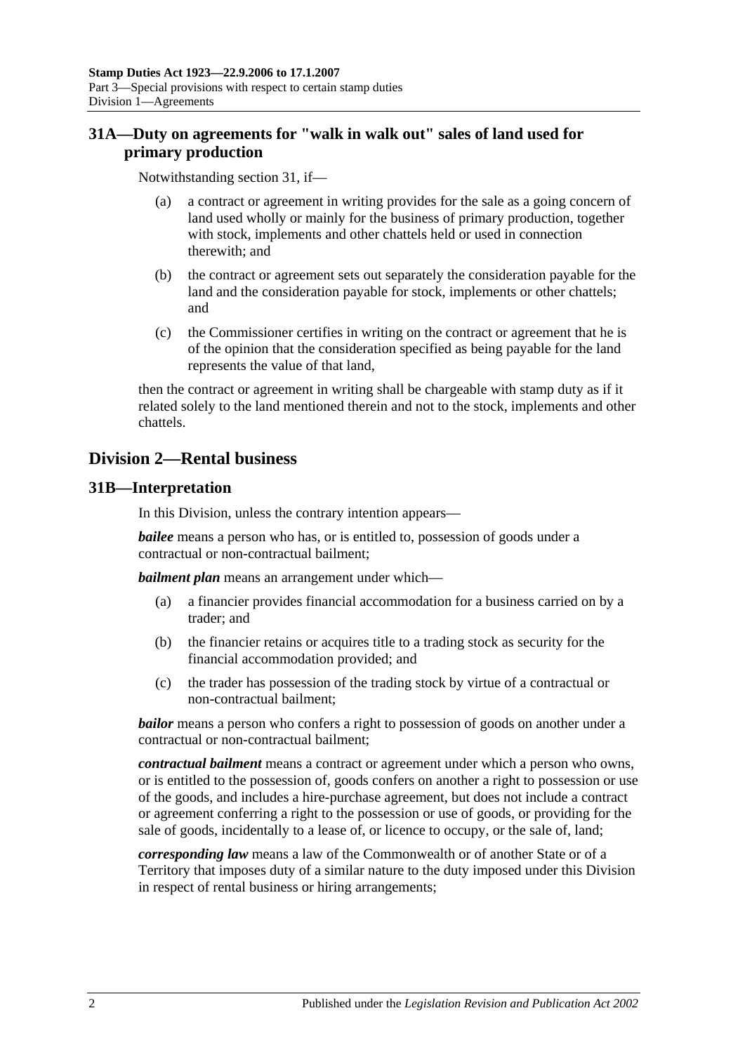## 31A—Duty on agreements for "walk in walk out" sales of land used for primary production

Notwithstanding section 31, if—

(a) a contract or agreement in writing provides for the sale as a going concern of land used wholly or mainly for the business of primary production, together with stock, implements and other chattels held or used in connection therewith; and

(b) the contract or agreement sets out separately the consideration payable for the land and the consideration payable for stock, implements or other chattels; and

(c) the Commissioner certifies in writing on the contract or agreement that he is of the opinion that the consideration specified as being payable for the land represents the value of that land,

then the contract or agreement in writing shall be chargeable with stamp duty as if it related solely to the land mentioned therein and not to the stock, implements and other chattels.

# Division 2—Rental business

## 31B—Interpretation

In this Division, unless the contrary intention appears—

***bailee*** means a person who has, or is entitled to, possession of goods under a contractual or non-contractual bailment;

***bailment plan*** means an arrangement under which—

(a) a financier provides financial accommodation for a business carried on by a trader; and

(b) the financier retains or acquires title to a trading stock as security for the financial accommodation provided; and

(c) the trader has possession of the trading stock by virtue of a contractual or non-contractual bailment;

***bailor*** means a person who confers a right to possession of goods on another under a contractual or non-contractual bailment;

***contractual bailment*** means a contract or agreement under which a person who owns, or is entitled to the possession of, goods confers on another a right to possession or use of the goods, and includes a hire-purchase agreement, but does not include a contract or agreement conferring a right to the possession or use of goods, or providing for the sale of goods, incidentally to a lease of, or licence to occupy, or the sale of, land;

***corresponding law*** means a law of the Commonwealth or of another State or of a Territory that imposes duty of a similar nature to the duty imposed under this Division in respect of rental business or hiring arrangements;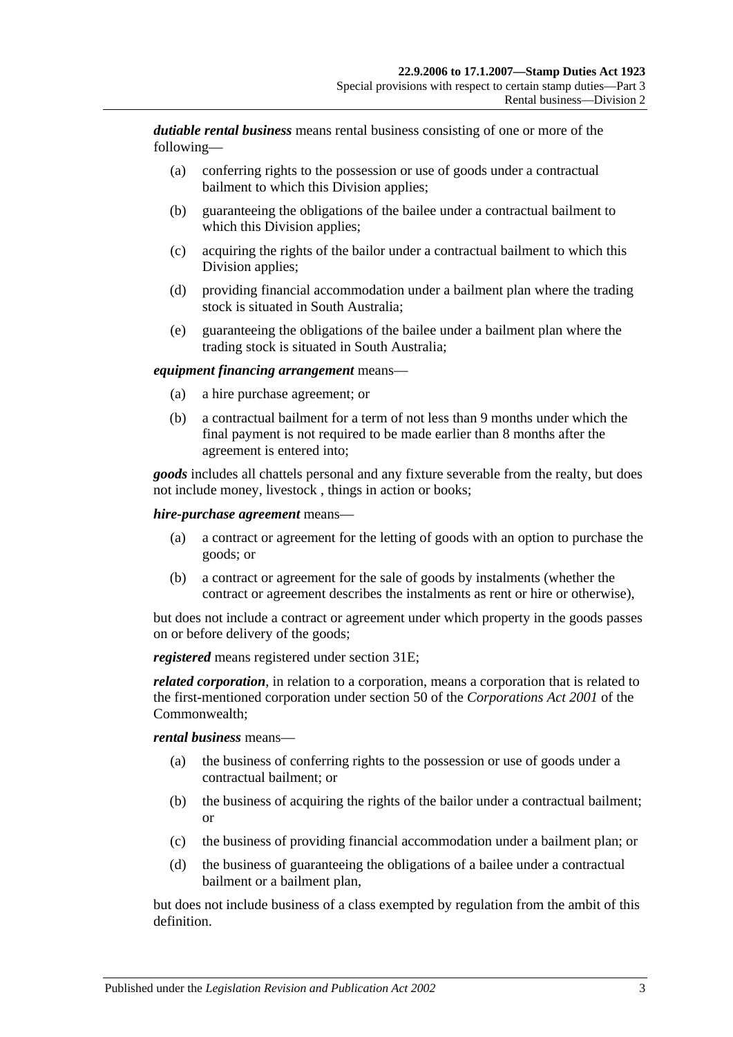***dutiable rental business*** means rental business consisting of one or more of the following—

(a) conferring rights to the possession or use of goods under a contractual bailment to which this Division applies;

(b) guaranteeing the obligations of the bailee under a contractual bailment to which this Division applies;

(c) acquiring the rights of the bailor under a contractual bailment to which this Division applies;

(d) providing financial accommodation under a bailment plan where the trading stock is situated in South Australia;

(e) guaranteeing the obligations of the bailee under a bailment plan where the trading stock is situated in South Australia;

***equipment financing arrangement*** means—

(a) a hire purchase agreement; or

(b) a contractual bailment for a term of not less than 9 months under which the final payment is not required to be made earlier than 8 months after the agreement is entered into;

***goods*** includes all chattels personal and any fixture severable from the realty, but does not include money, livestock , things in action or books;

***hire-purchase agreement*** means—

(a) a contract or agreement for the letting of goods with an option to purchase the goods; or

(b) a contract or agreement for the sale of goods by instalments (whether the contract or agreement describes the instalments as rent or hire or otherwise),

but does not include a contract or agreement under which property in the goods passes on or before delivery of the goods;

***registered*** means registered under section 31E;

***related corporation***, in relation to a corporation, means a corporation that is related to the first-mentioned corporation under section 50 of the *Corporations Act 2001* of the Commonwealth;

***rental business*** means—

(a) the business of conferring rights to the possession or use of goods under a contractual bailment; or

(b) the business of acquiring the rights of the bailor under a contractual bailment; or

(c) the business of providing financial accommodation under a bailment plan; or

(d) the business of guaranteeing the obligations of a bailee under a contractual bailment or a bailment plan,

but does not include business of a class exempted by regulation from the ambit of this definition.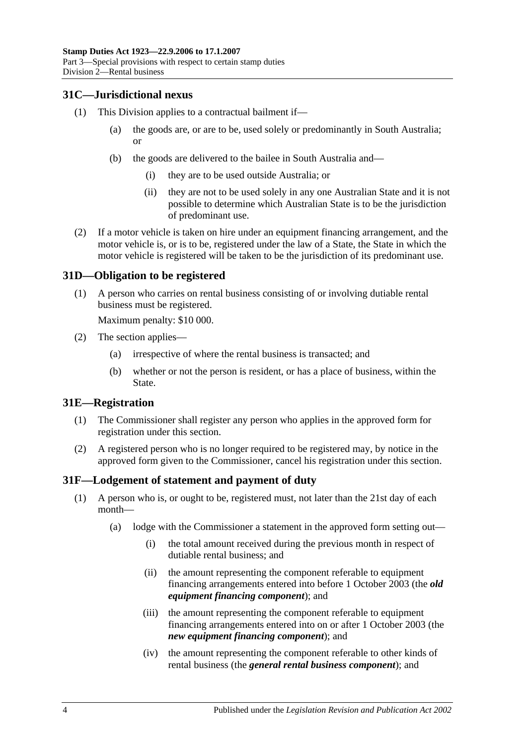## 31C—Jurisdictional nexus

(1) This Division applies to a contractual bailment if—

(a) the goods are, or are to be, used solely or predominantly in South Australia; or

(b) the goods are delivered to the bailee in South Australia and—

(i) they are to be used outside Australia; or

(ii) they are not to be used solely in any one Australian State and it is not possible to determine which Australian State is to be the jurisdiction of predominant use.

(2) If a motor vehicle is taken on hire under an equipment financing arrangement, and the motor vehicle is, or is to be, registered under the law of a State, the State in which the motor vehicle is registered will be taken to be the jurisdiction of its predominant use.

## 31D—Obligation to be registered

(1) A person who carries on rental business consisting of or involving dutiable rental business must be registered.

Maximum penalty: $10 000.

(2) The section applies—

(a) irrespective of where the rental business is transacted; and

(b) whether or not the person is resident, or has a place of business, within the State.

## 31E—Registration

(1) The Commissioner shall register any person who applies in the approved form for registration under this section.

(2) A registered person who is no longer required to be registered may, by notice in the approved form given to the Commissioner, cancel his registration under this section.

## 31F—Lodgement of statement and payment of duty

(1) A person who is, or ought to be, registered must, not later than the 21st day of each month—

(a) lodge with the Commissioner a statement in the approved form setting out—

(i) the total amount received during the previous month in respect of dutiable rental business; and

(ii) the amount representing the component referable to equipment financing arrangements entered into before 1 October 2003 (the ***old equipment financing component***); and

(iii) the amount representing the component referable to equipment financing arrangements entered into on or after 1 October 2003 (the ***new equipment financing component***); and

(iv) the amount representing the component referable to other kinds of rental business (the ***general rental business component***); and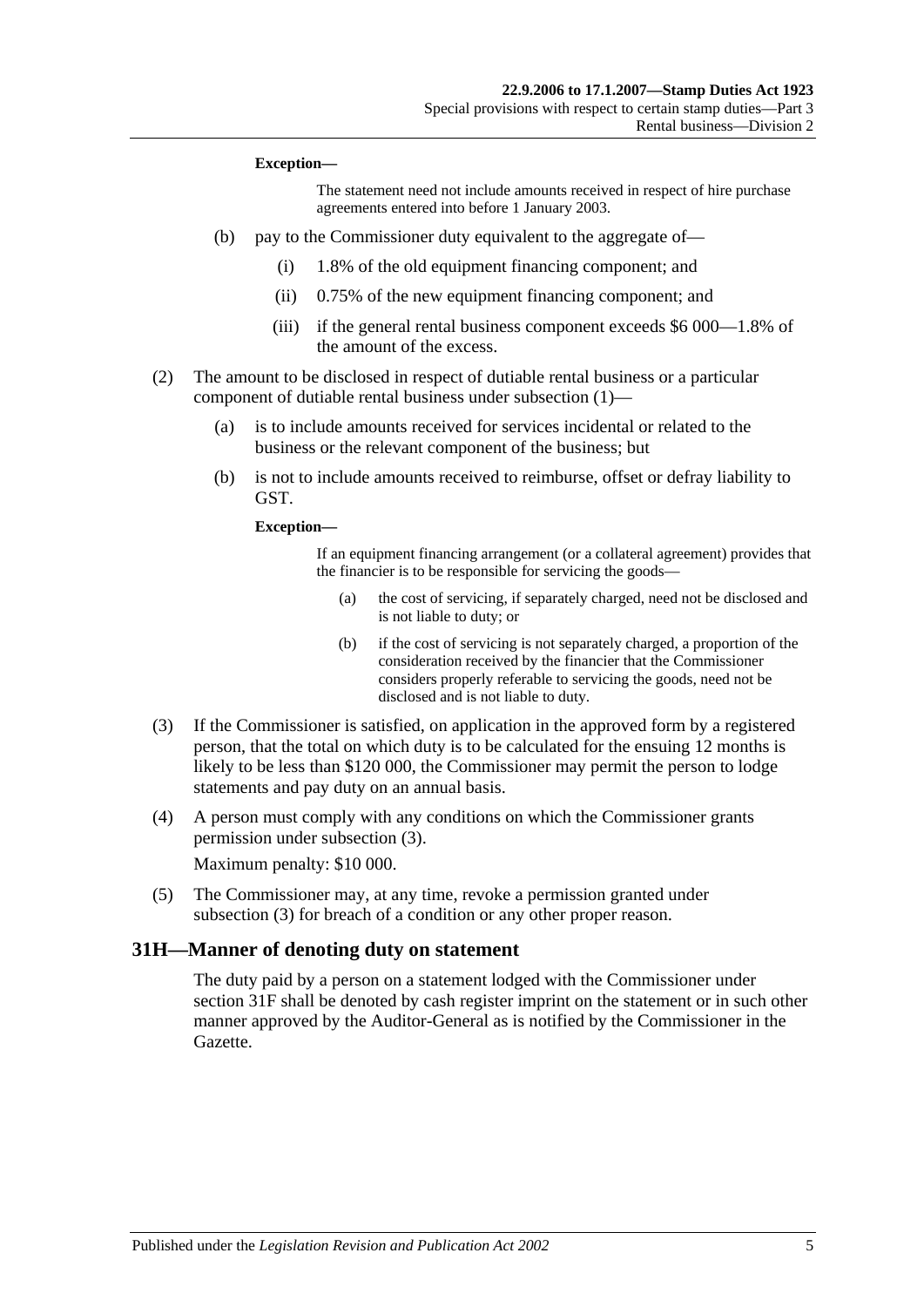**Exception—**

The statement need not include amounts received in respect of hire purchase agreements entered into before 1 January 2003.

(b) pay to the Commissioner duty equivalent to the aggregate of—

(i) 1.8% of the old equipment financing component; and

(ii) 0.75% of the new equipment financing component; and

(iii) if the general rental business component exceeds $6 000—1.8% of the amount of the excess.

(2) The amount to be disclosed in respect of dutiable rental business or a particular component of dutiable rental business under subsection (1)—

(a) is to include amounts received for services incidental or related to the business or the relevant component of the business; but

(b) is not to include amounts received to reimburse, offset or defray liability to GST.

**Exception—**

If an equipment financing arrangement (or a collateral agreement) provides that the financier is to be responsible for servicing the goods—

(a) the cost of servicing, if separately charged, need not be disclosed and is not liable to duty; or

(b) if the cost of servicing is not separately charged, a proportion of the consideration received by the financier that the Commissioner considers properly referable to servicing the goods, need not be disclosed and is not liable to duty.

(3) If the Commissioner is satisfied, on application in the approved form by a registered person, that the total on which duty is to be calculated for the ensuing 12 months is likely to be less than $120 000, the Commissioner may permit the person to lodge statements and pay duty on an annual basis.

(4) A person must comply with any conditions on which the Commissioner grants permission under subsection (3).

Maximum penalty: $10 000.

(5) The Commissioner may, at any time, revoke a permission granted under subsection (3) for breach of a condition or any other proper reason.

## 31H—Manner of denoting duty on statement

The duty paid by a person on a statement lodged with the Commissioner under section 31F shall be denoted by cash register imprint on the statement or in such other manner approved by the Auditor-General as is notified by the Commissioner in the Gazette.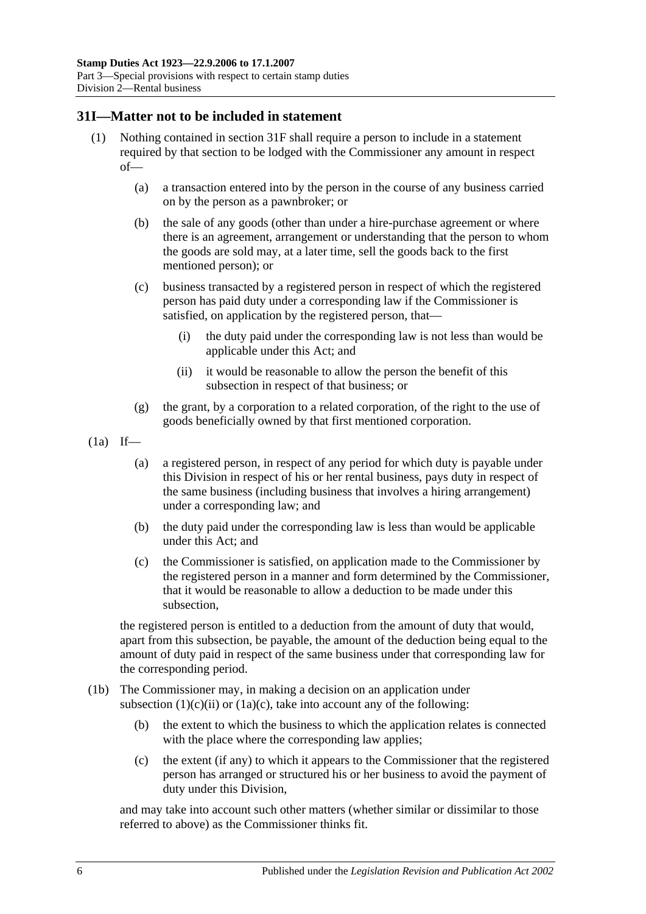## 31I—Matter not to be included in statement

(1) Nothing contained in section 31F shall require a person to include in a statement required by that section to be lodged with the Commissioner any amount in respect of—

(a) a transaction entered into by the person in the course of any business carried on by the person as a pawnbroker; or

(b) the sale of any goods (other than under a hire-purchase agreement or where there is an agreement, arrangement or understanding that the person to whom the goods are sold may, at a later time, sell the goods back to the first mentioned person); or

(c) business transacted by a registered person in respect of which the registered person has paid duty under a corresponding law if the Commissioner is satisfied, on application by the registered person, that—

(i) the duty paid under the corresponding law is not less than would be applicable under this Act; and

(ii) it would be reasonable to allow the person the benefit of this subsection in respect of that business; or

(g) the grant, by a corporation to a related corporation, of the right to the use of goods beneficially owned by that first mentioned corporation.

(1a) If—

(a) a registered person, in respect of any period for which duty is payable under this Division in respect of his or her rental business, pays duty in respect of the same business (including business that involves a hiring arrangement) under a corresponding law; and

(b) the duty paid under the corresponding law is less than would be applicable under this Act; and

(c) the Commissioner is satisfied, on application made to the Commissioner by the registered person in a manner and form determined by the Commissioner, that it would be reasonable to allow a deduction to be made under this subsection,

the registered person is entitled to a deduction from the amount of duty that would, apart from this subsection, be payable, the amount of the deduction being equal to the amount of duty paid in respect of the same business under that corresponding law for the corresponding period.

(1b) The Commissioner may, in making a decision on an application under subsection (1)(c)(ii) or (1a)(c), take into account any of the following:

(b) the extent to which the business to which the application relates is connected with the place where the corresponding law applies;

(c) the extent (if any) to which it appears to the Commissioner that the registered person has arranged or structured his or her business to avoid the payment of duty under this Division,

and may take into account such other matters (whether similar or dissimilar to those referred to above) as the Commissioner thinks fit.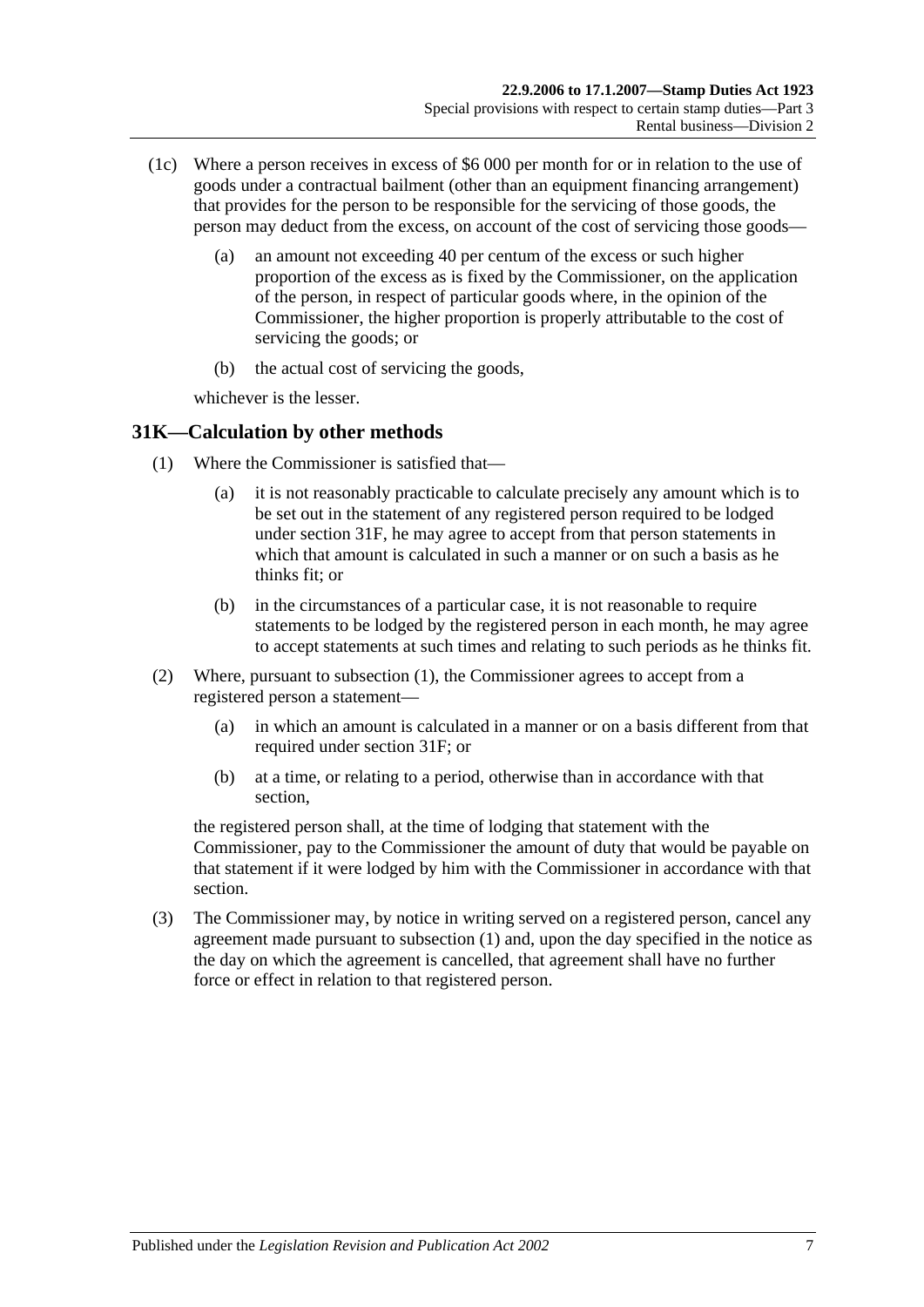(1c) Where a person receives in excess of $6 000 per month for or in relation to the use of goods under a contractual bailment (other than an equipment financing arrangement) that provides for the person to be responsible for the servicing of those goods, the person may deduct from the excess, on account of the cost of servicing those goods—

(a) an amount not exceeding 40 per centum of the excess or such higher proportion of the excess as is fixed by the Commissioner, on the application of the person, in respect of particular goods where, in the opinion of the Commissioner, the higher proportion is properly attributable to the cost of servicing the goods; or

(b) the actual cost of servicing the goods,

whichever is the lesser.

## 31K—Calculation by other methods

(1) Where the Commissioner is satisfied that—

(a) it is not reasonably practicable to calculate precisely any amount which is to be set out in the statement of any registered person required to be lodged under section 31F, he may agree to accept from that person statements in which that amount is calculated in such a manner or on such a basis as he thinks fit; or

(b) in the circumstances of a particular case, it is not reasonable to require statements to be lodged by the registered person in each month, he may agree to accept statements at such times and relating to such periods as he thinks fit.

(2) Where, pursuant to subsection (1), the Commissioner agrees to accept from a registered person a statement—

(a) in which an amount is calculated in a manner or on a basis different from that required under section 31F; or

(b) at a time, or relating to a period, otherwise than in accordance with that section,

the registered person shall, at the time of lodging that statement with the Commissioner, pay to the Commissioner the amount of duty that would be payable on that statement if it were lodged by him with the Commissioner in accordance with that section.

(3) The Commissioner may, by notice in writing served on a registered person, cancel any agreement made pursuant to subsection (1) and, upon the day specified in the notice as the day on which the agreement is cancelled, that agreement shall have no further force or effect in relation to that registered person.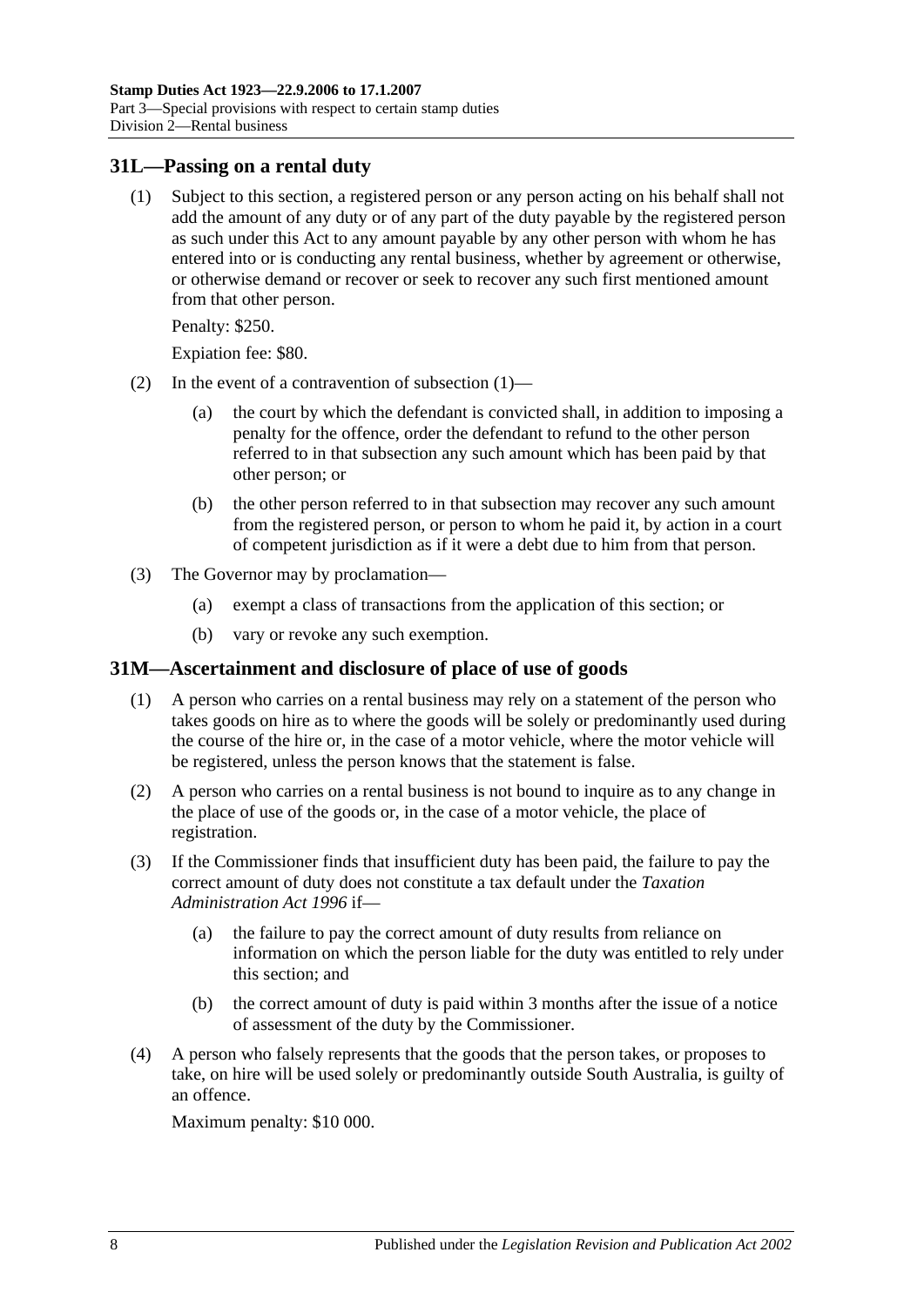## 31L—Passing on a rental duty

(1) Subject to this section, a registered person or any person acting on his behalf shall not add the amount of any duty or of any part of the duty payable by the registered person as such under this Act to any amount payable by any other person with whom he has entered into or is conducting any rental business, whether by agreement or otherwise, or otherwise demand or recover or seek to recover any such first mentioned amount from that other person.

Penalty: $250.

Expiation fee: $80.

(2) In the event of a contravention of subsection (1)—

(a) the court by which the defendant is convicted shall, in addition to imposing a penalty for the offence, order the defendant to refund to the other person referred to in that subsection any such amount which has been paid by that other person; or

(b) the other person referred to in that subsection may recover any such amount from the registered person, or person to whom he paid it, by action in a court of competent jurisdiction as if it were a debt due to him from that person.

(3) The Governor may by proclamation—

(a) exempt a class of transactions from the application of this section; or

(b) vary or revoke any such exemption.

## 31M—Ascertainment and disclosure of place of use of goods

(1) A person who carries on a rental business may rely on a statement of the person who takes goods on hire as to where the goods will be solely or predominantly used during the course of the hire or, in the case of a motor vehicle, where the motor vehicle will be registered, unless the person knows that the statement is false.

(2) A person who carries on a rental business is not bound to inquire as to any change in the place of use of the goods or, in the case of a motor vehicle, the place of registration.

(3) If the Commissioner finds that insufficient duty has been paid, the failure to pay the correct amount of duty does not constitute a tax default under the *Taxation Administration Act 1996* if—

(a) the failure to pay the correct amount of duty results from reliance on information on which the person liable for the duty was entitled to rely under this section; and

(b) the correct amount of duty is paid within 3 months after the issue of a notice of assessment of the duty by the Commissioner.

(4) A person who falsely represents that the goods that the person takes, or proposes to take, on hire will be used solely or predominantly outside South Australia, is guilty of an offence.

Maximum penalty: $10 000.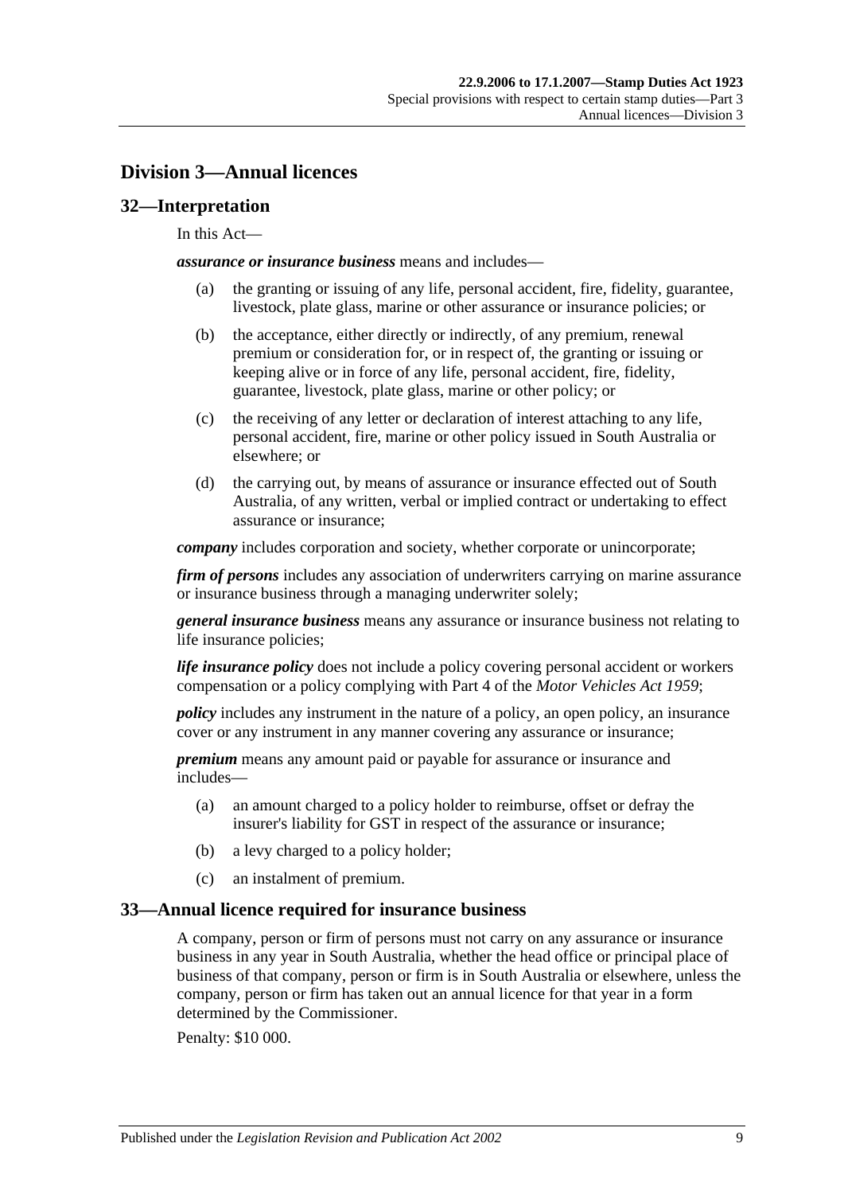## Division 3—Annual licences

### 32—Interpretation

In this Act—

***assurance or insurance business*** means and includes—

- (a) the granting or issuing of any life, personal accident, fire, fidelity, guarantee, livestock, plate glass, marine or other assurance or insurance policies; or
- (b) the acceptance, either directly or indirectly, of any premium, renewal premium or consideration for, or in respect of, the granting or issuing or keeping alive or in force of any life, personal accident, fire, fidelity, guarantee, livestock, plate glass, marine or other policy; or
- (c) the receiving of any letter or declaration of interest attaching to any life, personal accident, fire, marine or other policy issued in South Australia or elsewhere; or
- (d) the carrying out, by means of assurance or insurance effected out of South Australia, of any written, verbal or implied contract or undertaking to effect assurance or insurance;

***company*** includes corporation and society, whether corporate or unincorporate;

***firm of persons*** includes any association of underwriters carrying on marine assurance or insurance business through a managing underwriter solely;

***general insurance business*** means any assurance or insurance business not relating to life insurance policies;

***life insurance policy*** does not include a policy covering personal accident or workers compensation or a policy complying with Part 4 of the *Motor Vehicles Act 1959*;

***policy*** includes any instrument in the nature of a policy, an open policy, an insurance cover or any instrument in any manner covering any assurance or insurance;

***premium*** means any amount paid or payable for assurance or insurance and includes—

- (a) an amount charged to a policy holder to reimburse, offset or defray the insurer's liability for GST in respect of the assurance or insurance;
- (b) a levy charged to a policy holder;
- (c) an instalment of premium.

### 33—Annual licence required for insurance business

A company, person or firm of persons must not carry on any assurance or insurance business in any year in South Australia, whether the head office or principal place of business of that company, person or firm is in South Australia or elsewhere, unless the company, person or firm has taken out an annual licence for that year in a form determined by the Commissioner.

Penalty: $10 000.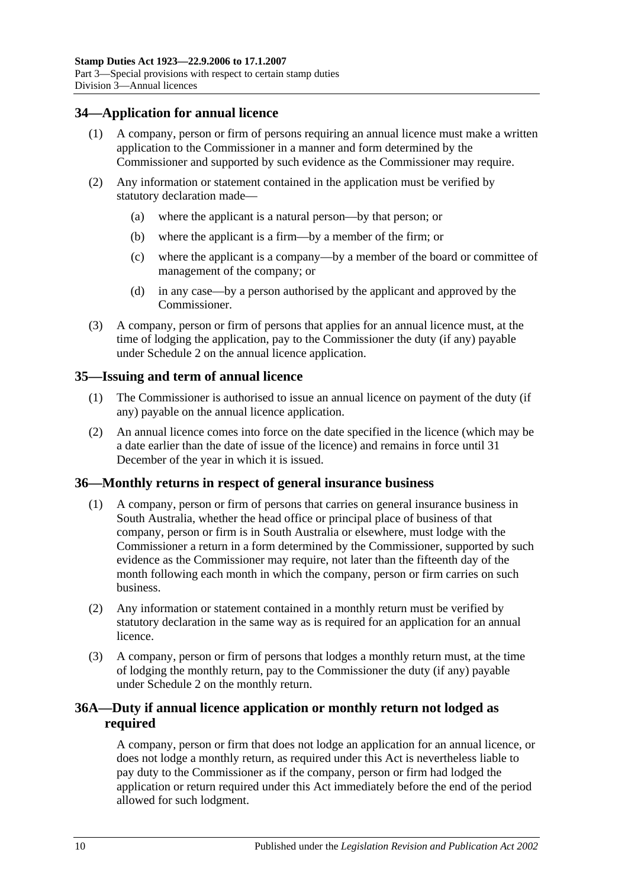## 34—Application for annual licence

(1) A company, person or firm of persons requiring an annual licence must make a written application to the Commissioner in a manner and form determined by the Commissioner and supported by such evidence as the Commissioner may require.

(2) Any information or statement contained in the application must be verified by statutory declaration made—

(a) where the applicant is a natural person—by that person; or

(b) where the applicant is a firm—by a member of the firm; or

(c) where the applicant is a company—by a member of the board or committee of management of the company; or

(d) in any case—by a person authorised by the applicant and approved by the Commissioner.

(3) A company, person or firm of persons that applies for an annual licence must, at the time of lodging the application, pay to the Commissioner the duty (if any) payable under Schedule 2 on the annual licence application.

## 35—Issuing and term of annual licence

(1) The Commissioner is authorised to issue an annual licence on payment of the duty (if any) payable on the annual licence application.

(2) An annual licence comes into force on the date specified in the licence (which may be a date earlier than the date of issue of the licence) and remains in force until 31 December of the year in which it is issued.

## 36—Monthly returns in respect of general insurance business

(1) A company, person or firm of persons that carries on general insurance business in South Australia, whether the head office or principal place of business of that company, person or firm is in South Australia or elsewhere, must lodge with the Commissioner a return in a form determined by the Commissioner, supported by such evidence as the Commissioner may require, not later than the fifteenth day of the month following each month in which the company, person or firm carries on such business.

(2) Any information or statement contained in a monthly return must be verified by statutory declaration in the same way as is required for an application for an annual licence.

(3) A company, person or firm of persons that lodges a monthly return must, at the time of lodging the monthly return, pay to the Commissioner the duty (if any) payable under Schedule 2 on the monthly return.

## 36A—Duty if annual licence application or monthly return not lodged as required

A company, person or firm that does not lodge an application for an annual licence, or does not lodge a monthly return, as required under this Act is nevertheless liable to pay duty to the Commissioner as if the company, person or firm had lodged the application or return required under this Act immediately before the end of the period allowed for such lodgment.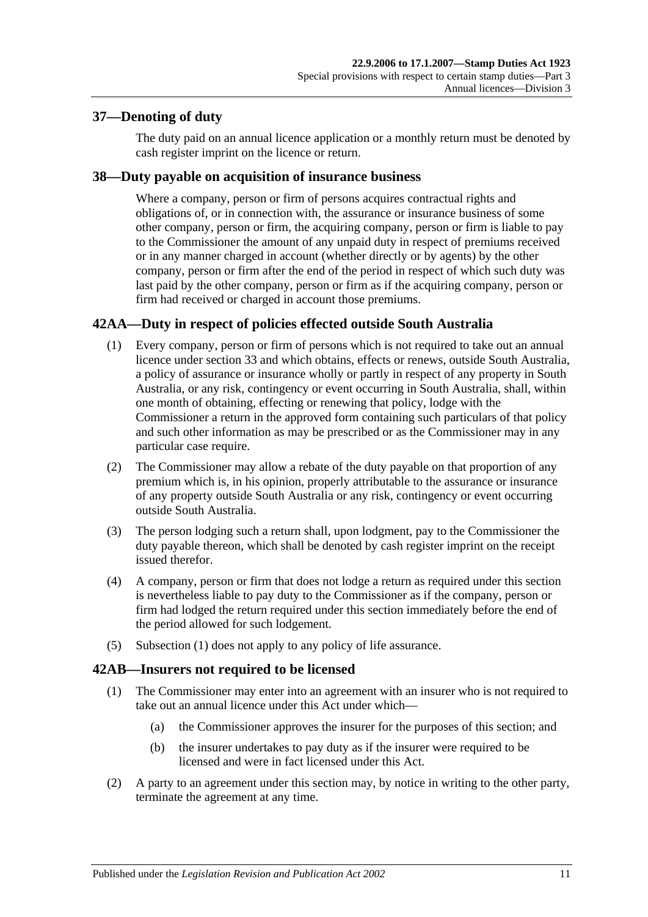## 37—Denoting of duty

The duty paid on an annual licence application or a monthly return must be denoted by cash register imprint on the licence or return.

## 38—Duty payable on acquisition of insurance business

Where a company, person or firm of persons acquires contractual rights and obligations of, or in connection with, the assurance or insurance business of some other company, person or firm, the acquiring company, person or firm is liable to pay to the Commissioner the amount of any unpaid duty in respect of premiums received or in any manner charged in account (whether directly or by agents) by the other company, person or firm after the end of the period in respect of which such duty was last paid by the other company, person or firm as if the acquiring company, person or firm had received or charged in account those premiums.

## 42AA—Duty in respect of policies effected outside South Australia

(1) Every company, person or firm of persons which is not required to take out an annual licence under section 33 and which obtains, effects or renews, outside South Australia, a policy of assurance or insurance wholly or partly in respect of any property in South Australia, or any risk, contingency or event occurring in South Australia, shall, within one month of obtaining, effecting or renewing that policy, lodge with the Commissioner a return in the approved form containing such particulars of that policy and such other information as may be prescribed or as the Commissioner may in any particular case require.

(2) The Commissioner may allow a rebate of the duty payable on that proportion of any premium which is, in his opinion, properly attributable to the assurance or insurance of any property outside South Australia or any risk, contingency or event occurring outside South Australia.

(3) The person lodging such a return shall, upon lodgment, pay to the Commissioner the duty payable thereon, which shall be denoted by cash register imprint on the receipt issued therefor.

(4) A company, person or firm that does not lodge a return as required under this section is nevertheless liable to pay duty to the Commissioner as if the company, person or firm had lodged the return required under this section immediately before the end of the period allowed for such lodgement.

(5) Subsection (1) does not apply to any policy of life assurance.

## 42AB—Insurers not required to be licensed

(1) The Commissioner may enter into an agreement with an insurer who is not required to take out an annual licence under this Act under which—

   (a) the Commissioner approves the insurer for the purposes of this section; and

   (b) the insurer undertakes to pay duty as if the insurer were required to be licensed and were in fact licensed under this Act.

(2) A party to an agreement under this section may, by notice in writing to the other party, terminate the agreement at any time.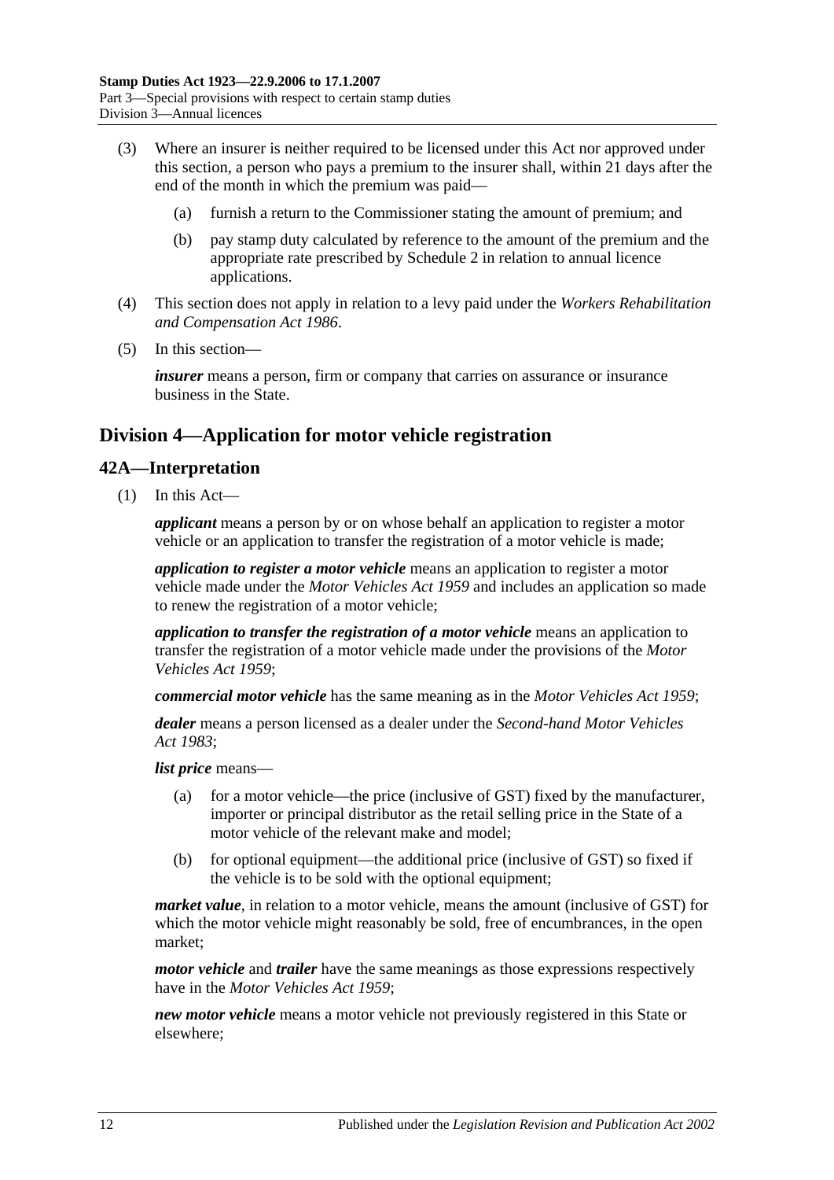(3) Where an insurer is neither required to be licensed under this Act nor approved under this section, a person who pays a premium to the insurer shall, within 21 days after the end of the month in which the premium was paid—

(a) furnish a return to the Commissioner stating the amount of premium; and

(b) pay stamp duty calculated by reference to the amount of the premium and the appropriate rate prescribed by Schedule 2 in relation to annual licence applications.

(4) This section does not apply in relation to a levy paid under the *Workers Rehabilitation and Compensation Act 1986*.

(5) In this section—

***insurer*** means a person, firm or company that carries on assurance or insurance business in the State.

## Division 4—Application for motor vehicle registration

### 42A—Interpretation

(1) In this Act—

***applicant*** means a person by or on whose behalf an application to register a motor vehicle or an application to transfer the registration of a motor vehicle is made;

***application to register a motor vehicle*** means an application to register a motor vehicle made under the *Motor Vehicles Act 1959* and includes an application so made to renew the registration of a motor vehicle;

***application to transfer the registration of a motor vehicle*** means an application to transfer the registration of a motor vehicle made under the provisions of the *Motor Vehicles Act 1959*;

***commercial motor vehicle*** has the same meaning as in the *Motor Vehicles Act 1959*;

***dealer*** means a person licensed as a dealer under the *Second-hand Motor Vehicles Act 1983*;

***list price*** means—

(a) for a motor vehicle—the price (inclusive of GST) fixed by the manufacturer, importer or principal distributor as the retail selling price in the State of a motor vehicle of the relevant make and model;

(b) for optional equipment—the additional price (inclusive of GST) so fixed if the vehicle is to be sold with the optional equipment;

***market value***, in relation to a motor vehicle, means the amount (inclusive of GST) for which the motor vehicle might reasonably be sold, free of encumbrances, in the open market;

***motor vehicle*** and ***trailer*** have the same meanings as those expressions respectively have in the *Motor Vehicles Act 1959*;

***new motor vehicle*** means a motor vehicle not previously registered in this State or elsewhere;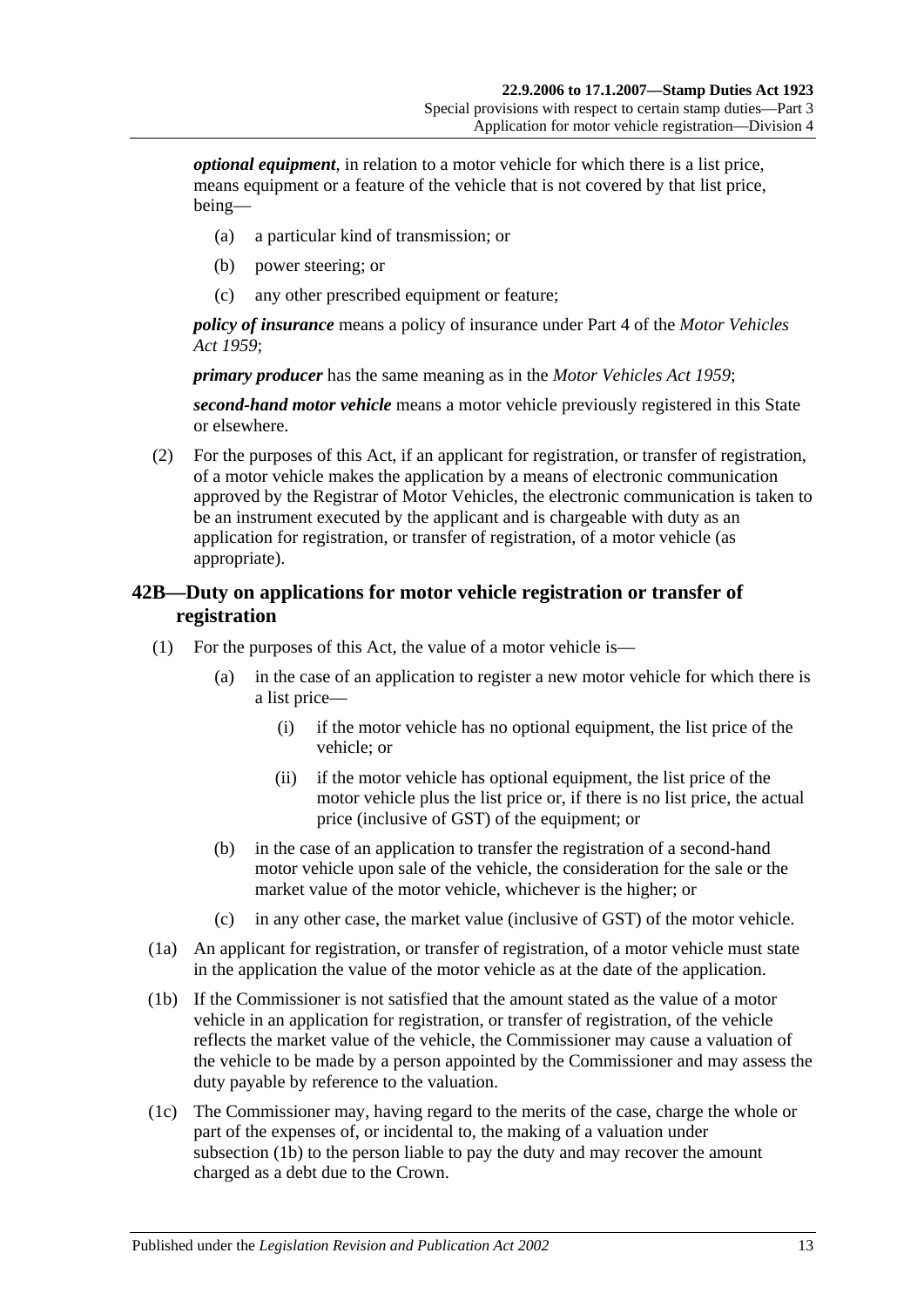***optional equipment***, in relation to a motor vehicle for which there is a list price, means equipment or a feature of the vehicle that is not covered by that list price, being—

- (a) a particular kind of transmission; or
- (b) power steering; or
- (c) any other prescribed equipment or feature;

***policy of insurance*** means a policy of insurance under Part 4 of the *Motor Vehicles Act 1959*;

***primary producer*** has the same meaning as in the *Motor Vehicles Act 1959*;

***second-hand motor vehicle*** means a motor vehicle previously registered in this State or elsewhere.

(2) For the purposes of this Act, if an applicant for registration, or transfer of registration, of a motor vehicle makes the application by a means of electronic communication approved by the Registrar of Motor Vehicles, the electronic communication is taken to be an instrument executed by the applicant and is chargeable with duty as an application for registration, or transfer of registration, of a motor vehicle (as appropriate).

## 42B—Duty on applications for motor vehicle registration or transfer of registration

(1) For the purposes of this Act, the value of a motor vehicle is—

- (a) in the case of an application to register a new motor vehicle for which there is a list price—
  - (i) if the motor vehicle has no optional equipment, the list price of the vehicle; or
  - (ii) if the motor vehicle has optional equipment, the list price of the motor vehicle plus the list price or, if there is no list price, the actual price (inclusive of GST) of the equipment; or
- (b) in the case of an application to transfer the registration of a second-hand motor vehicle upon sale of the vehicle, the consideration for the sale or the market value of the motor vehicle, whichever is the higher; or
- (c) in any other case, the market value (inclusive of GST) of the motor vehicle.

(1a) An applicant for registration, or transfer of registration, of a motor vehicle must state in the application the value of the motor vehicle as at the date of the application.

(1b) If the Commissioner is not satisfied that the amount stated as the value of a motor vehicle in an application for registration, or transfer of registration, of the vehicle reflects the market value of the vehicle, the Commissioner may cause a valuation of the vehicle to be made by a person appointed by the Commissioner and may assess the duty payable by reference to the valuation.

(1c) The Commissioner may, having regard to the merits of the case, charge the whole or part of the expenses of, or incidental to, the making of a valuation under subsection (1b) to the person liable to pay the duty and may recover the amount charged as a debt due to the Crown.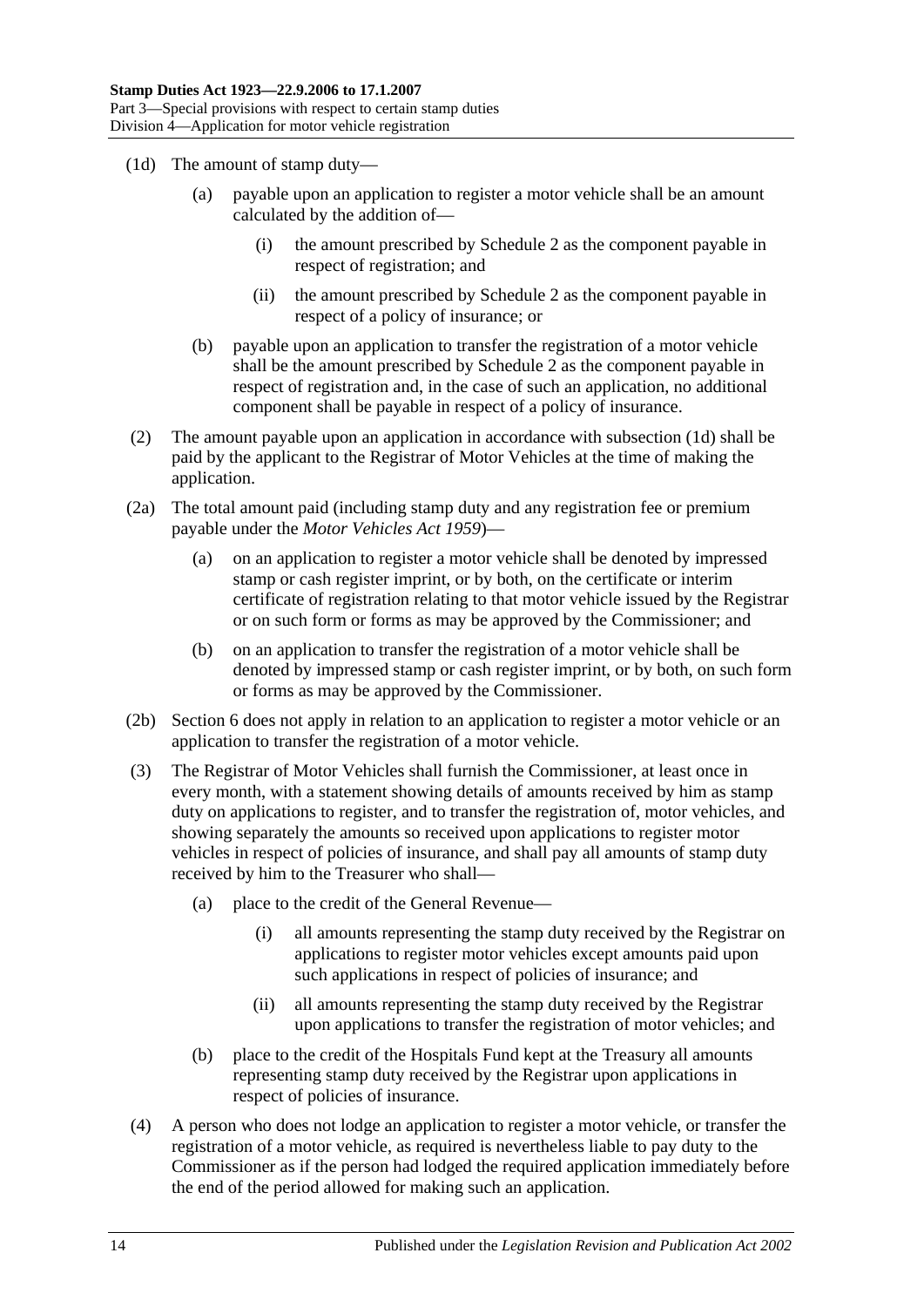(1d) The amount of stamp duty—

(a) payable upon an application to register a motor vehicle shall be an amount calculated by the addition of—

(i) the amount prescribed by Schedule 2 as the component payable in respect of registration; and

(ii) the amount prescribed by Schedule 2 as the component payable in respect of a policy of insurance; or

(b) payable upon an application to transfer the registration of a motor vehicle shall be the amount prescribed by Schedule 2 as the component payable in respect of registration and, in the case of such an application, no additional component shall be payable in respect of a policy of insurance.

(2) The amount payable upon an application in accordance with subsection (1d) shall be paid by the applicant to the Registrar of Motor Vehicles at the time of making the application.

(2a) The total amount paid (including stamp duty and any registration fee or premium payable under the *Motor Vehicles Act 1959*)—

(a) on an application to register a motor vehicle shall be denoted by impressed stamp or cash register imprint, or by both, on the certificate or interim certificate of registration relating to that motor vehicle issued by the Registrar or on such form or forms as may be approved by the Commissioner; and

(b) on an application to transfer the registration of a motor vehicle shall be denoted by impressed stamp or cash register imprint, or by both, on such form or forms as may be approved by the Commissioner.

(2b) Section 6 does not apply in relation to an application to register a motor vehicle or an application to transfer the registration of a motor vehicle.

(3) The Registrar of Motor Vehicles shall furnish the Commissioner, at least once in every month, with a statement showing details of amounts received by him as stamp duty on applications to register, and to transfer the registration of, motor vehicles, and showing separately the amounts so received upon applications to register motor vehicles in respect of policies of insurance, and shall pay all amounts of stamp duty received by him to the Treasurer who shall—

(a) place to the credit of the General Revenue—

(i) all amounts representing the stamp duty received by the Registrar on applications to register motor vehicles except amounts paid upon such applications in respect of policies of insurance; and

(ii) all amounts representing the stamp duty received by the Registrar upon applications to transfer the registration of motor vehicles; and

(b) place to the credit of the Hospitals Fund kept at the Treasury all amounts representing stamp duty received by the Registrar upon applications in respect of policies of insurance.

(4) A person who does not lodge an application to register a motor vehicle, or transfer the registration of a motor vehicle, as required is nevertheless liable to pay duty to the Commissioner as if the person had lodged the required application immediately before the end of the period allowed for making such an application.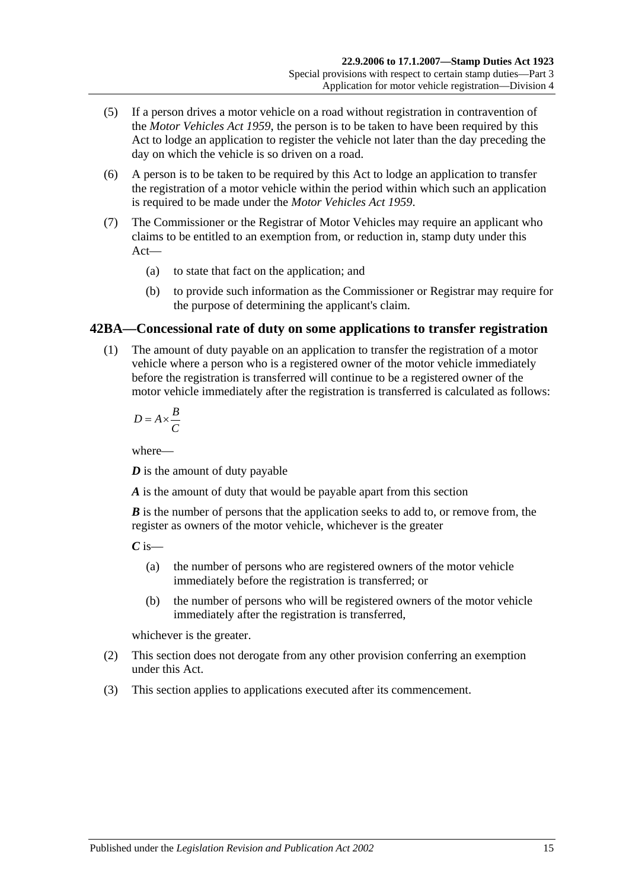(5) If a person drives a motor vehicle on a road without registration in contravention of the *Motor Vehicles Act 1959*, the person is to be taken to have been required by this Act to lodge an application to register the vehicle not later than the day preceding the day on which the vehicle is so driven on a road.

(6) A person is to be taken to be required by this Act to lodge an application to transfer the registration of a motor vehicle within the period within which such an application is required to be made under the *Motor Vehicles Act 1959*.

(7) The Commissioner or the Registrar of Motor Vehicles may require an applicant who claims to be entitled to an exemption from, or reduction in, stamp duty under this Act—

(a) to state that fact on the application; and

(b) to provide such information as the Commissioner or Registrar may require for the purpose of determining the applicant's claim.

## 42BA—Concessional rate of duty on some applications to transfer registration

(1) The amount of duty payable on an application to transfer the registration of a motor vehicle where a person who is a registered owner of the motor vehicle immediately before the registration is transferred will continue to be a registered owner of the motor vehicle immediately after the registration is transferred is calculated as follows:

$$D = A \times \frac{B}{C}$$

where—

***D*** is the amount of duty payable

***A*** is the amount of duty that would be payable apart from this section

***B*** is the number of persons that the application seeks to add to, or remove from, the register as owners of the motor vehicle, whichever is the greater

***C*** is—

(a) the number of persons who are registered owners of the motor vehicle immediately before the registration is transferred; or

(b) the number of persons who will be registered owners of the motor vehicle immediately after the registration is transferred,

whichever is the greater.

(2) This section does not derogate from any other provision conferring an exemption under this Act.

(3) This section applies to applications executed after its commencement.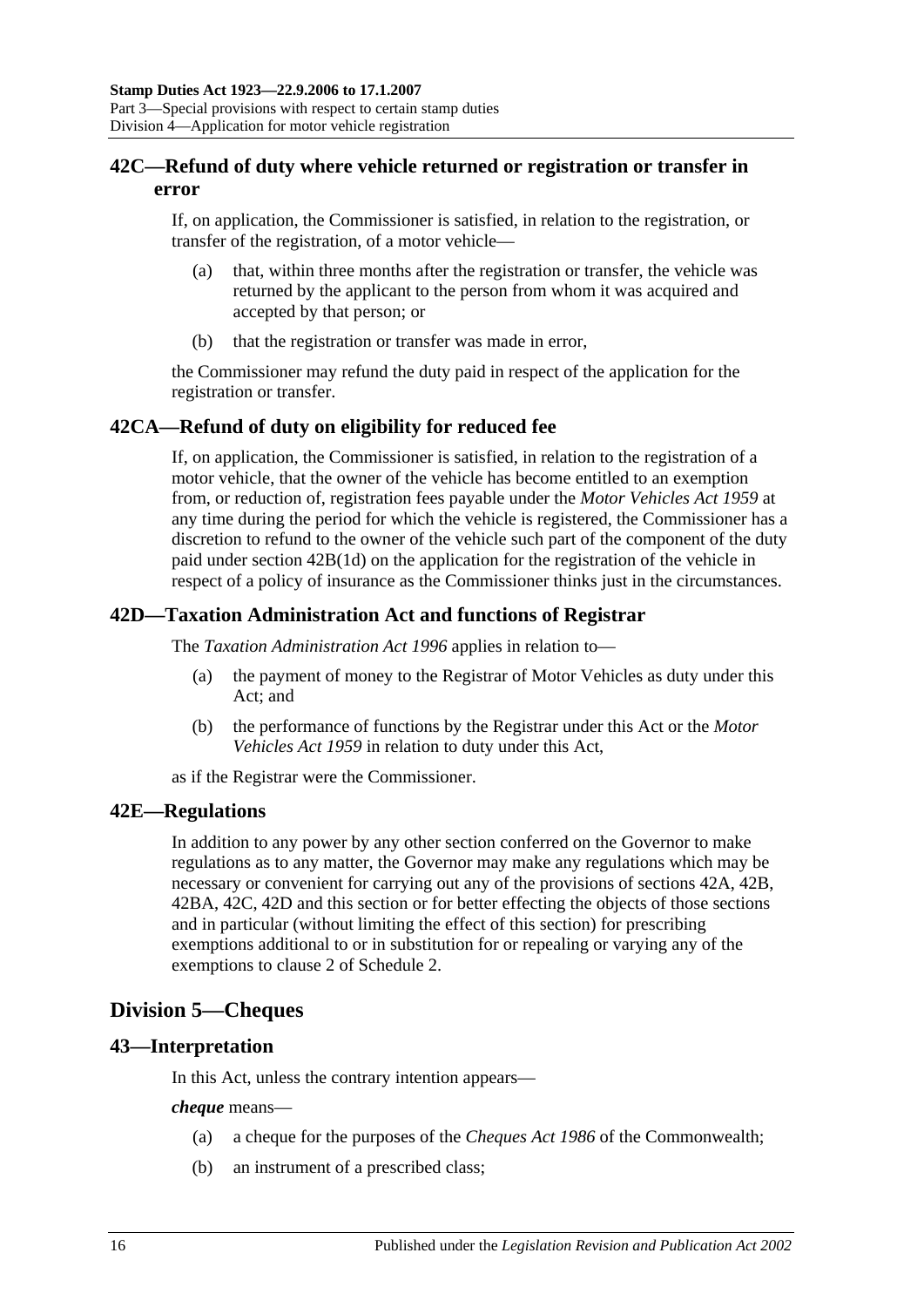## 42C—Refund of duty where vehicle returned or registration or transfer in error

If, on application, the Commissioner is satisfied, in relation to the registration, or transfer of the registration, of a motor vehicle—

(a) that, within three months after the registration or transfer, the vehicle was returned by the applicant to the person from whom it was acquired and accepted by that person; or

(b) that the registration or transfer was made in error,

the Commissioner may refund the duty paid in respect of the application for the registration or transfer.

## 42CA—Refund of duty on eligibility for reduced fee

If, on application, the Commissioner is satisfied, in relation to the registration of a motor vehicle, that the owner of the vehicle has become entitled to an exemption from, or reduction of, registration fees payable under the *Motor Vehicles Act 1959* at any time during the period for which the vehicle is registered, the Commissioner has a discretion to refund to the owner of the vehicle such part of the component of the duty paid under section 42B(1d) on the application for the registration of the vehicle in respect of a policy of insurance as the Commissioner thinks just in the circumstances.

## 42D—Taxation Administration Act and functions of Registrar

The *Taxation Administration Act 1996* applies in relation to—

(a) the payment of money to the Registrar of Motor Vehicles as duty under this Act; and

(b) the performance of functions by the Registrar under this Act or the *Motor Vehicles Act 1959* in relation to duty under this Act,

as if the Registrar were the Commissioner.

## 42E—Regulations

In addition to any power by any other section conferred on the Governor to make regulations as to any matter, the Governor may make any regulations which may be necessary or convenient for carrying out any of the provisions of sections 42A, 42B, 42BA, 42C, 42D and this section or for better effecting the objects of those sections and in particular (without limiting the effect of this section) for prescribing exemptions additional to or in substitution for or repealing or varying any of the exemptions to clause 2 of Schedule 2.

# Division 5—Cheques

## 43—Interpretation

In this Act, unless the contrary intention appears—

***cheque*** means—

(a) a cheque for the purposes of the *Cheques Act 1986* of the Commonwealth;

(b) an instrument of a prescribed class;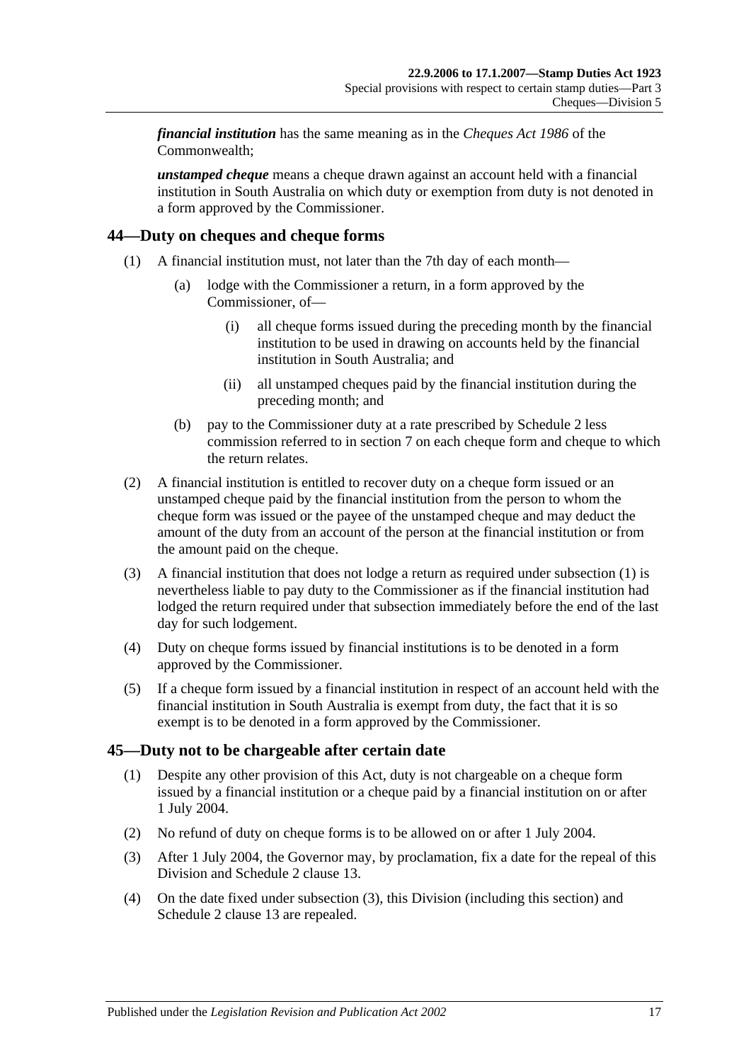***financial institution*** has the same meaning as in the *Cheques Act 1986* of the Commonwealth;

***unstamped cheque*** means a cheque drawn against an account held with a financial institution in South Australia on which duty or exemption from duty is not denoted in a form approved by the Commissioner.

## 44—Duty on cheques and cheque forms

(1) A financial institution must, not later than the 7th day of each month—

  (a) lodge with the Commissioner a return, in a form approved by the Commissioner, of—

    (i) all cheque forms issued during the preceding month by the financial institution to be used in drawing on accounts held by the financial institution in South Australia; and

    (ii) all unstamped cheques paid by the financial institution during the preceding month; and

  (b) pay to the Commissioner duty at a rate prescribed by Schedule 2 less commission referred to in section 7 on each cheque form and cheque to which the return relates.

(2) A financial institution is entitled to recover duty on a cheque form issued or an unstamped cheque paid by the financial institution from the person to whom the cheque form was issued or the payee of the unstamped cheque and may deduct the amount of the duty from an account of the person at the financial institution or from the amount paid on the cheque.

(3) A financial institution that does not lodge a return as required under subsection (1) is nevertheless liable to pay duty to the Commissioner as if the financial institution had lodged the return required under that subsection immediately before the end of the last day for such lodgement.

(4) Duty on cheque forms issued by financial institutions is to be denoted in a form approved by the Commissioner.

(5) If a cheque form issued by a financial institution in respect of an account held with the financial institution in South Australia is exempt from duty, the fact that it is so exempt is to be denoted in a form approved by the Commissioner.

## 45—Duty not to be chargeable after certain date

(1) Despite any other provision of this Act, duty is not chargeable on a cheque form issued by a financial institution or a cheque paid by a financial institution on or after 1 July 2004.

(2) No refund of duty on cheque forms is to be allowed on or after 1 July 2004.

(3) After 1 July 2004, the Governor may, by proclamation, fix a date for the repeal of this Division and Schedule 2 clause 13.

(4) On the date fixed under subsection (3), this Division (including this section) and Schedule 2 clause 13 are repealed.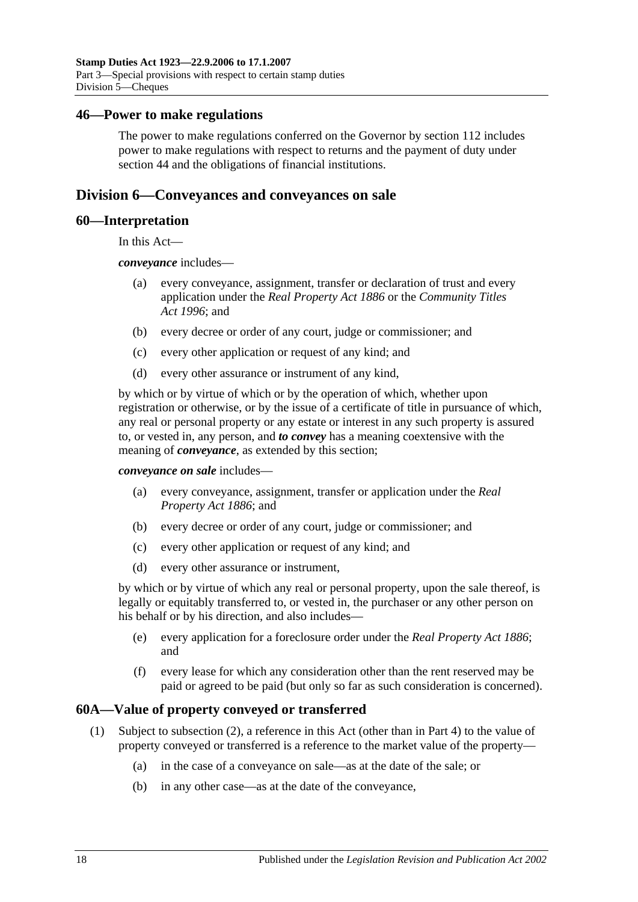## 46—Power to make regulations

The power to make regulations conferred on the Governor by section 112 includes power to make regulations with respect to returns and the payment of duty under section 44 and the obligations of financial institutions.

# Division 6—Conveyances and conveyances on sale

## 60—Interpretation

In this Act—

***conveyance*** includes—

(a) every conveyance, assignment, transfer or declaration of trust and every application under the *Real Property Act 1886* or the *Community Titles Act 1996*; and

(b) every decree or order of any court, judge or commissioner; and

(c) every other application or request of any kind; and

(d) every other assurance or instrument of any kind,

by which or by virtue of which or by the operation of which, whether upon registration or otherwise, or by the issue of a certificate of title in pursuance of which, any real or personal property or any estate or interest in any such property is assured to, or vested in, any person, and ***to convey*** has a meaning coextensive with the meaning of ***conveyance***, as extended by this section;

***conveyance on sale*** includes—

(a) every conveyance, assignment, transfer or application under the *Real Property Act 1886*; and

(b) every decree or order of any court, judge or commissioner; and

(c) every other application or request of any kind; and

(d) every other assurance or instrument,

by which or by virtue of which any real or personal property, upon the sale thereof, is legally or equitably transferred to, or vested in, the purchaser or any other person on his behalf or by his direction, and also includes—

(e) every application for a foreclosure order under the *Real Property Act 1886*; and

(f) every lease for which any consideration other than the rent reserved may be paid or agreed to be paid (but only so far as such consideration is concerned).

## 60A—Value of property conveyed or transferred

(1) Subject to subsection (2), a reference in this Act (other than in Part 4) to the value of property conveyed or transferred is a reference to the market value of the property—

(a) in the case of a conveyance on sale—as at the date of the sale; or

(b) in any other case—as at the date of the conveyance,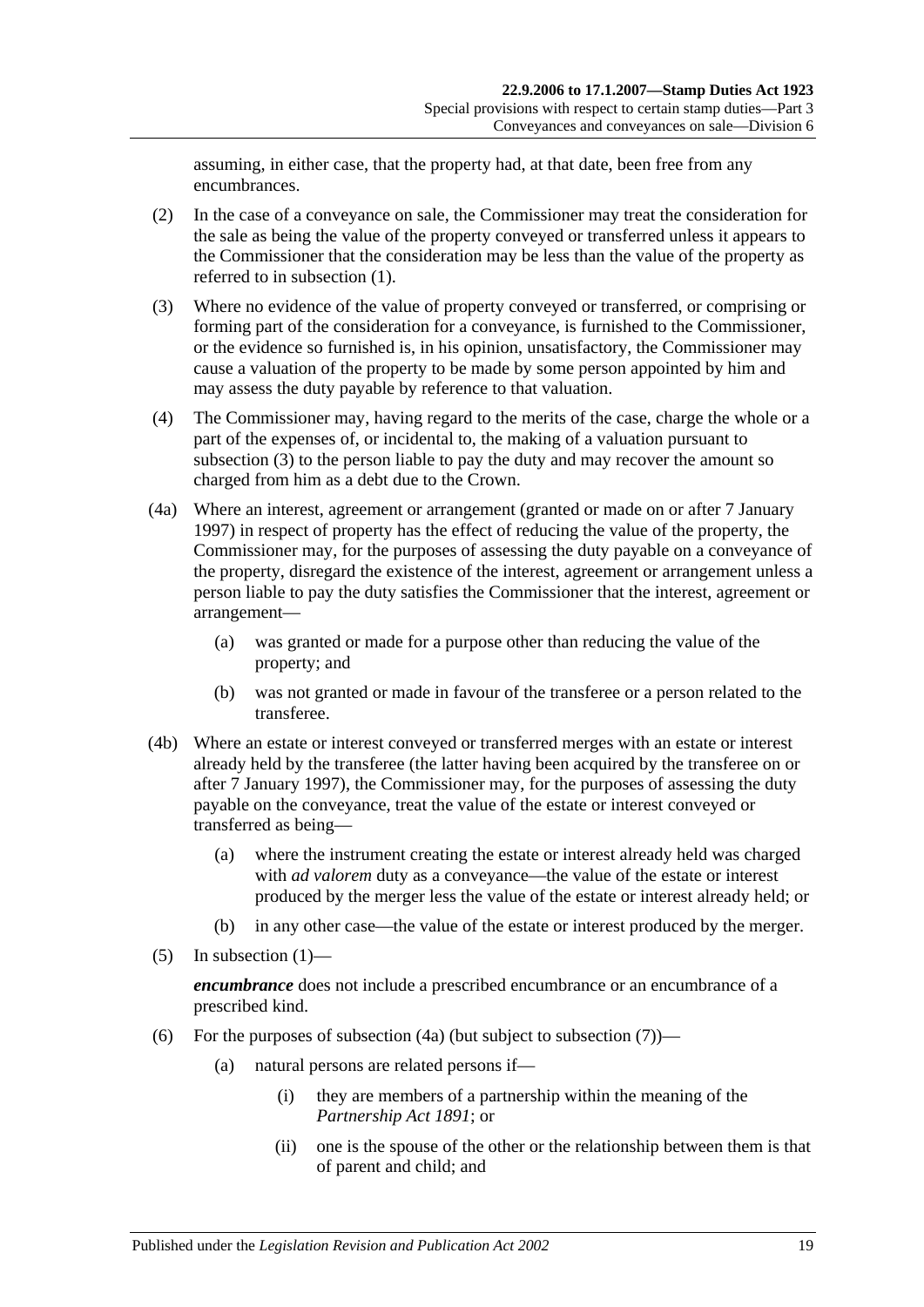assuming, in either case, that the property had, at that date, been free from any encumbrances.

(2) In the case of a conveyance on sale, the Commissioner may treat the consideration for the sale as being the value of the property conveyed or transferred unless it appears to the Commissioner that the consideration may be less than the value of the property as referred to in subsection (1).

(3) Where no evidence of the value of property conveyed or transferred, or comprising or forming part of the consideration for a conveyance, is furnished to the Commissioner, or the evidence so furnished is, in his opinion, unsatisfactory, the Commissioner may cause a valuation of the property to be made by some person appointed by him and may assess the duty payable by reference to that valuation.

(4) The Commissioner may, having regard to the merits of the case, charge the whole or a part of the expenses of, or incidental to, the making of a valuation pursuant to subsection (3) to the person liable to pay the duty and may recover the amount so charged from him as a debt due to the Crown.

(4a) Where an interest, agreement or arrangement (granted or made on or after 7 January 1997) in respect of property has the effect of reducing the value of the property, the Commissioner may, for the purposes of assessing the duty payable on a conveyance of the property, disregard the existence of the interest, agreement or arrangement unless a person liable to pay the duty satisfies the Commissioner that the interest, agreement or arrangement—

(a) was granted or made for a purpose other than reducing the value of the property; and

(b) was not granted or made in favour of the transferee or a person related to the transferee.

(4b) Where an estate or interest conveyed or transferred merges with an estate or interest already held by the transferee (the latter having been acquired by the transferee on or after 7 January 1997), the Commissioner may, for the purposes of assessing the duty payable on the conveyance, treat the value of the estate or interest conveyed or transferred as being—

(a) where the instrument creating the estate or interest already held was charged with *ad valorem* duty as a conveyance—the value of the estate or interest produced by the merger less the value of the estate or interest already held; or

(b) in any other case—the value of the estate or interest produced by the merger.

(5) In subsection (1)—

***encumbrance*** does not include a prescribed encumbrance or an encumbrance of a prescribed kind.

(6) For the purposes of subsection (4a) (but subject to subsection (7))—

(a) natural persons are related persons if—

(i) they are members of a partnership within the meaning of the *Partnership Act 1891*; or

(ii) one is the spouse of the other or the relationship between them is that of parent and child; and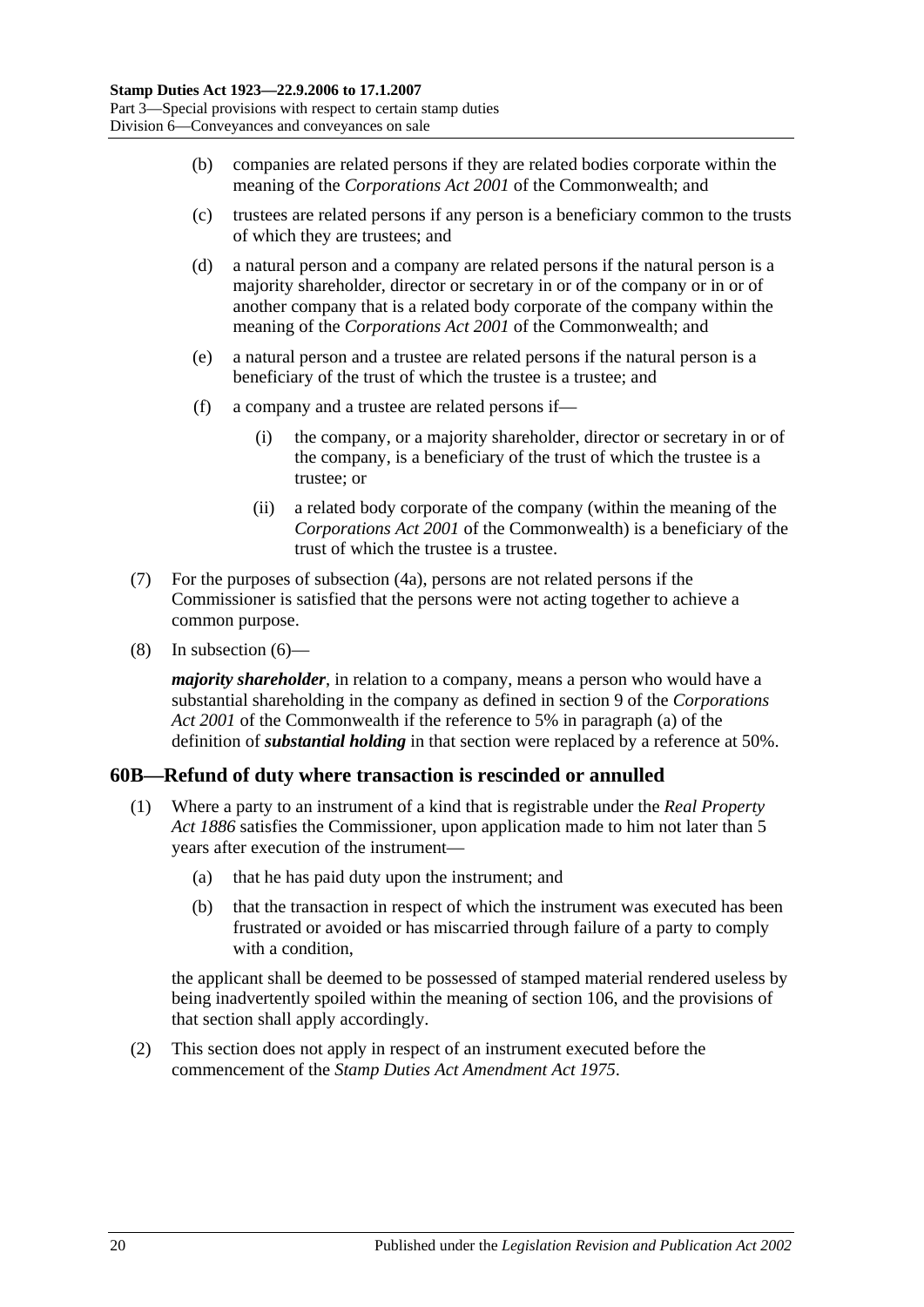(b) companies are related persons if they are related bodies corporate within the meaning of the *Corporations Act 2001* of the Commonwealth; and

(c) trustees are related persons if any person is a beneficiary common to the trusts of which they are trustees; and

(d) a natural person and a company are related persons if the natural person is a majority shareholder, director or secretary in or of the company or in or of another company that is a related body corporate of the company within the meaning of the *Corporations Act 2001* of the Commonwealth; and

(e) a natural person and a trustee are related persons if the natural person is a beneficiary of the trust of which the trustee is a trustee; and

(f) a company and a trustee are related persons if—

(i) the company, or a majority shareholder, director or secretary in or of the company, is a beneficiary of the trust of which the trustee is a trustee; or

(ii) a related body corporate of the company (within the meaning of the *Corporations Act 2001* of the Commonwealth) is a beneficiary of the trust of which the trustee is a trustee.

(7) For the purposes of subsection (4a), persons are not related persons if the Commissioner is satisfied that the persons were not acting together to achieve a common purpose.

(8) In subsection (6)—

***majority shareholder***, in relation to a company, means a person who would have a substantial shareholding in the company as defined in section 9 of the *Corporations Act 2001* of the Commonwealth if the reference to 5% in paragraph (a) of the definition of ***substantial holding*** in that section were replaced by a reference at 50%.

## 60B—Refund of duty where transaction is rescinded or annulled

(1) Where a party to an instrument of a kind that is registrable under the *Real Property Act 1886* satisfies the Commissioner, upon application made to him not later than 5 years after execution of the instrument—

(a) that he has paid duty upon the instrument; and

(b) that the transaction in respect of which the instrument was executed has been frustrated or avoided or has miscarried through failure of a party to comply with a condition,

the applicant shall be deemed to be possessed of stamped material rendered useless by being inadvertently spoiled within the meaning of section 106, and the provisions of that section shall apply accordingly.

(2) This section does not apply in respect of an instrument executed before the commencement of the *Stamp Duties Act Amendment Act 1975*.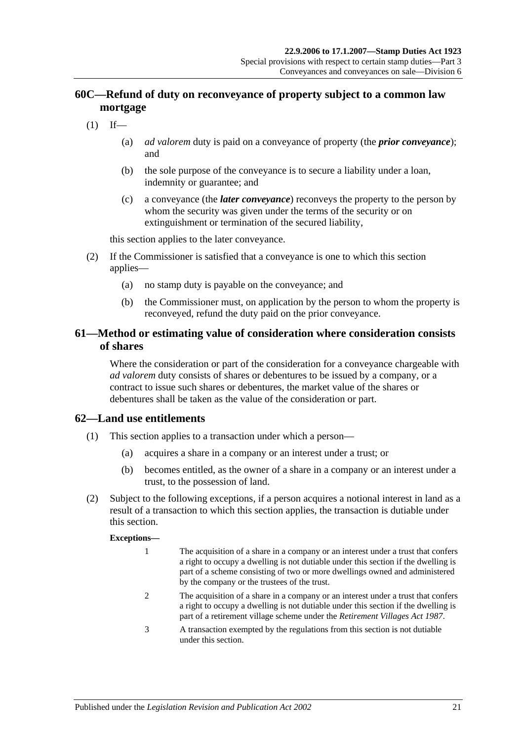## 60C—Refund of duty on reconveyance of property subject to a common law mortgage

(1) If—

(a) *ad valorem* duty is paid on a conveyance of property (the ***prior conveyance***); and

(b) the sole purpose of the conveyance is to secure a liability under a loan, indemnity or guarantee; and

(c) a conveyance (the ***later conveyance***) reconveys the property to the person by whom the security was given under the terms of the security or on extinguishment or termination of the secured liability,

this section applies to the later conveyance.

(2) If the Commissioner is satisfied that a conveyance is one to which this section applies—

(a) no stamp duty is payable on the conveyance; and

(b) the Commissioner must, on application by the person to whom the property is reconveyed, refund the duty paid on the prior conveyance.

## 61—Method or estimating value of consideration where consideration consists of shares

Where the consideration or part of the consideration for a conveyance chargeable with *ad valorem* duty consists of shares or debentures to be issued by a company, or a contract to issue such shares or debentures, the market value of the shares or debentures shall be taken as the value of the consideration or part.

## 62—Land use entitlements

(1) This section applies to a transaction under which a person—

(a) acquires a share in a company or an interest under a trust; or

(b) becomes entitled, as the owner of a share in a company or an interest under a trust, to the possession of land.

(2) Subject to the following exceptions, if a person acquires a notional interest in land as a result of a transaction to which this section applies, the transaction is dutiable under this section.

**Exceptions—**

1 The acquisition of a share in a company or an interest under a trust that confers a right to occupy a dwelling is not dutiable under this section if the dwelling is part of a scheme consisting of two or more dwellings owned and administered by the company or the trustees of the trust.

2 The acquisition of a share in a company or an interest under a trust that confers a right to occupy a dwelling is not dutiable under this section if the dwelling is part of a retirement village scheme under the *Retirement Villages Act 1987*.

3 A transaction exempted by the regulations from this section is not dutiable under this section.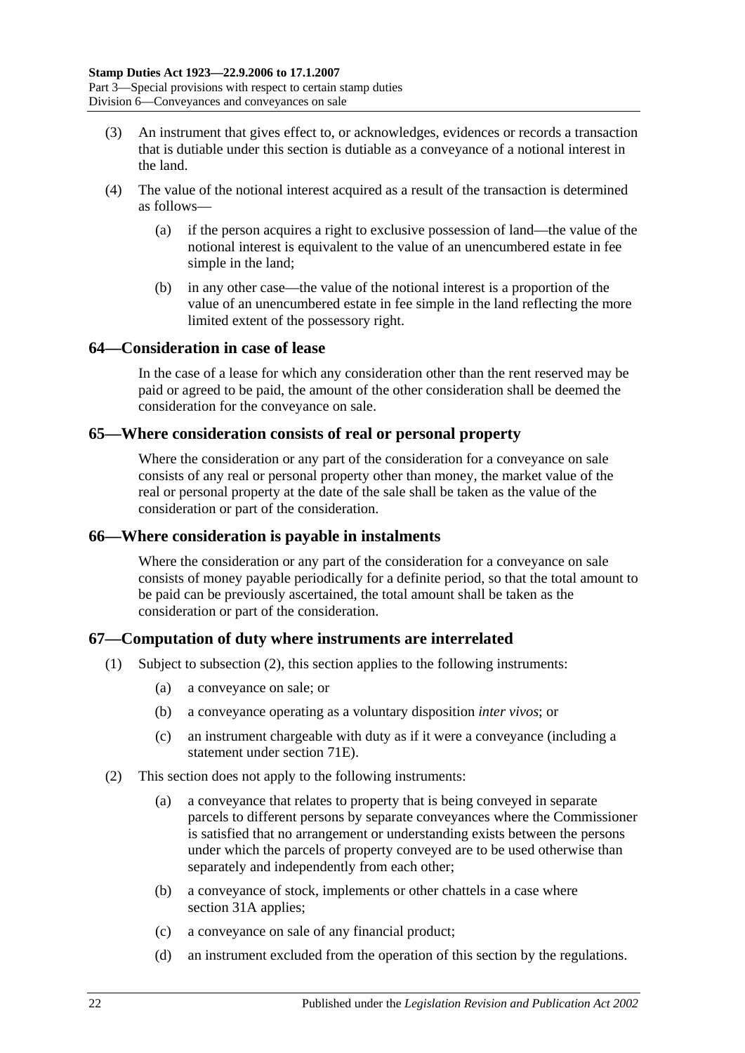(3) An instrument that gives effect to, or acknowledges, evidences or records a transaction that is dutiable under this section is dutiable as a conveyance of a notional interest in the land.

(4) The value of the notional interest acquired as a result of the transaction is determined as follows—

(a) if the person acquires a right to exclusive possession of land—the value of the notional interest is equivalent to the value of an unencumbered estate in fee simple in the land;

(b) in any other case—the value of the notional interest is a proportion of the value of an unencumbered estate in fee simple in the land reflecting the more limited extent of the possessory right.

## 64—Consideration in case of lease

In the case of a lease for which any consideration other than the rent reserved may be paid or agreed to be paid, the amount of the other consideration shall be deemed the consideration for the conveyance on sale.

## 65—Where consideration consists of real or personal property

Where the consideration or any part of the consideration for a conveyance on sale consists of any real or personal property other than money, the market value of the real or personal property at the date of the sale shall be taken as the value of the consideration or part of the consideration.

## 66—Where consideration is payable in instalments

Where the consideration or any part of the consideration for a conveyance on sale consists of money payable periodically for a definite period, so that the total amount to be paid can be previously ascertained, the total amount shall be taken as the consideration or part of the consideration.

## 67—Computation of duty where instruments are interrelated

(1) Subject to subsection (2), this section applies to the following instruments:

(a) a conveyance on sale; or

(b) a conveyance operating as a voluntary disposition *inter vivos*; or

(c) an instrument chargeable with duty as if it were a conveyance (including a statement under section 71E).

(2) This section does not apply to the following instruments:

(a) a conveyance that relates to property that is being conveyed in separate parcels to different persons by separate conveyances where the Commissioner is satisfied that no arrangement or understanding exists between the persons under which the parcels of property conveyed are to be used otherwise than separately and independently from each other;

(b) a conveyance of stock, implements or other chattels in a case where section 31A applies;

(c) a conveyance on sale of any financial product;

(d) an instrument excluded from the operation of this section by the regulations.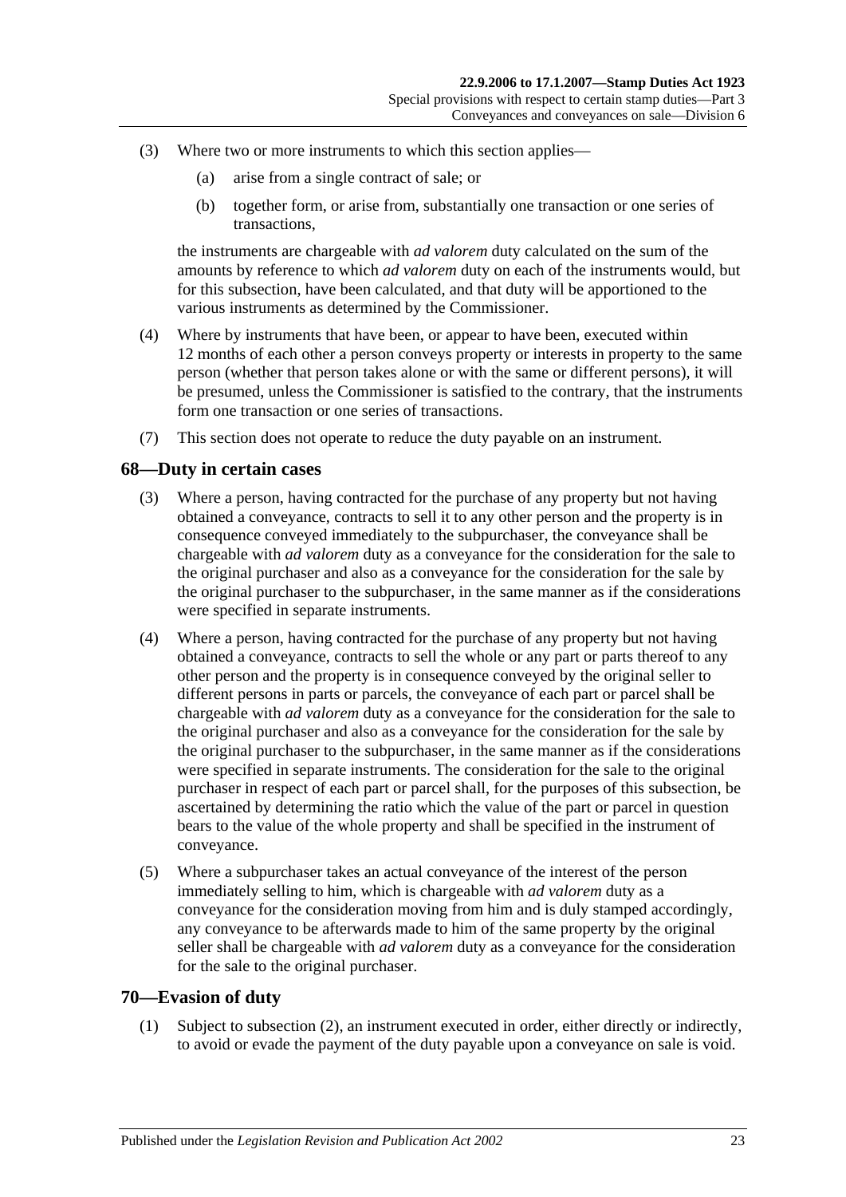(3) Where two or more instruments to which this section applies—

(a) arise from a single contract of sale; or

(b) together form, or arise from, substantially one transaction or one series of transactions,

the instruments are chargeable with *ad valorem* duty calculated on the sum of the amounts by reference to which *ad valorem* duty on each of the instruments would, but for this subsection, have been calculated, and that duty will be apportioned to the various instruments as determined by the Commissioner.

(4) Where by instruments that have been, or appear to have been, executed within 12 months of each other a person conveys property or interests in property to the same person (whether that person takes alone or with the same or different persons), it will be presumed, unless the Commissioner is satisfied to the contrary, that the instruments form one transaction or one series of transactions.

(7) This section does not operate to reduce the duty payable on an instrument.

## 68—Duty in certain cases

(3) Where a person, having contracted for the purchase of any property but not having obtained a conveyance, contracts to sell it to any other person and the property is in consequence conveyed immediately to the subpurchaser, the conveyance shall be chargeable with *ad valorem* duty as a conveyance for the consideration for the sale to the original purchaser and also as a conveyance for the consideration for the sale by the original purchaser to the subpurchaser, in the same manner as if the considerations were specified in separate instruments.

(4) Where a person, having contracted for the purchase of any property but not having obtained a conveyance, contracts to sell the whole or any part or parts thereof to any other person and the property is in consequence conveyed by the original seller to different persons in parts or parcels, the conveyance of each part or parcel shall be chargeable with *ad valorem* duty as a conveyance for the consideration for the sale to the original purchaser and also as a conveyance for the consideration for the sale by the original purchaser to the subpurchaser, in the same manner as if the considerations were specified in separate instruments. The consideration for the sale to the original purchaser in respect of each part or parcel shall, for the purposes of this subsection, be ascertained by determining the ratio which the value of the part or parcel in question bears to the value of the whole property and shall be specified in the instrument of conveyance.

(5) Where a subpurchaser takes an actual conveyance of the interest of the person immediately selling to him, which is chargeable with *ad valorem* duty as a conveyance for the consideration moving from him and is duly stamped accordingly, any conveyance to be afterwards made to him of the same property by the original seller shall be chargeable with *ad valorem* duty as a conveyance for the consideration for the sale to the original purchaser.

## 70—Evasion of duty

(1) Subject to subsection (2), an instrument executed in order, either directly or indirectly, to avoid or evade the payment of the duty payable upon a conveyance on sale is void.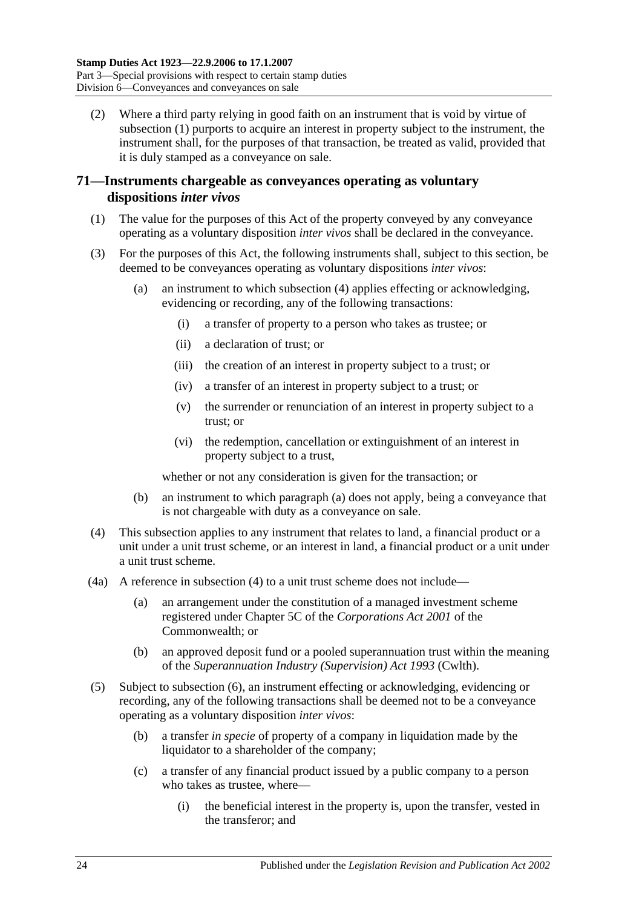(2) Where a third party relying in good faith on an instrument that is void by virtue of subsection (1) purports to acquire an interest in property subject to the instrument, the instrument shall, for the purposes of that transaction, be treated as valid, provided that it is duly stamped as a conveyance on sale.

## 71—Instruments chargeable as conveyances operating as voluntary dispositions *inter vivos*

(1) The value for the purposes of this Act of the property conveyed by any conveyance operating as a voluntary disposition *inter vivos* shall be declared in the conveyance.

(3) For the purposes of this Act, the following instruments shall, subject to this section, be deemed to be conveyances operating as voluntary dispositions *inter vivos*:

(a) an instrument to which subsection (4) applies effecting or acknowledging, evidencing or recording, any of the following transactions:

(i) a transfer of property to a person who takes as trustee; or

(ii) a declaration of trust; or

(iii) the creation of an interest in property subject to a trust; or

(iv) a transfer of an interest in property subject to a trust; or

(v) the surrender or renunciation of an interest in property subject to a trust; or

(vi) the redemption, cancellation or extinguishment of an interest in property subject to a trust,

whether or not any consideration is given for the transaction; or

(b) an instrument to which paragraph (a) does not apply, being a conveyance that is not chargeable with duty as a conveyance on sale.

(4) This subsection applies to any instrument that relates to land, a financial product or a unit under a unit trust scheme, or an interest in land, a financial product or a unit under a unit trust scheme.

(4a) A reference in subsection (4) to a unit trust scheme does not include—

(a) an arrangement under the constitution of a managed investment scheme registered under Chapter 5C of the *Corporations Act 2001* of the Commonwealth; or

(b) an approved deposit fund or a pooled superannuation trust within the meaning of the *Superannuation Industry (Supervision) Act 1993* (Cwlth).

(5) Subject to subsection (6), an instrument effecting or acknowledging, evidencing or recording, any of the following transactions shall be deemed not to be a conveyance operating as a voluntary disposition *inter vivos*:

(b) a transfer *in specie* of property of a company in liquidation made by the liquidator to a shareholder of the company;

(c) a transfer of any financial product issued by a public company to a person who takes as trustee, where—

(i) the beneficial interest in the property is, upon the transfer, vested in the transferor; and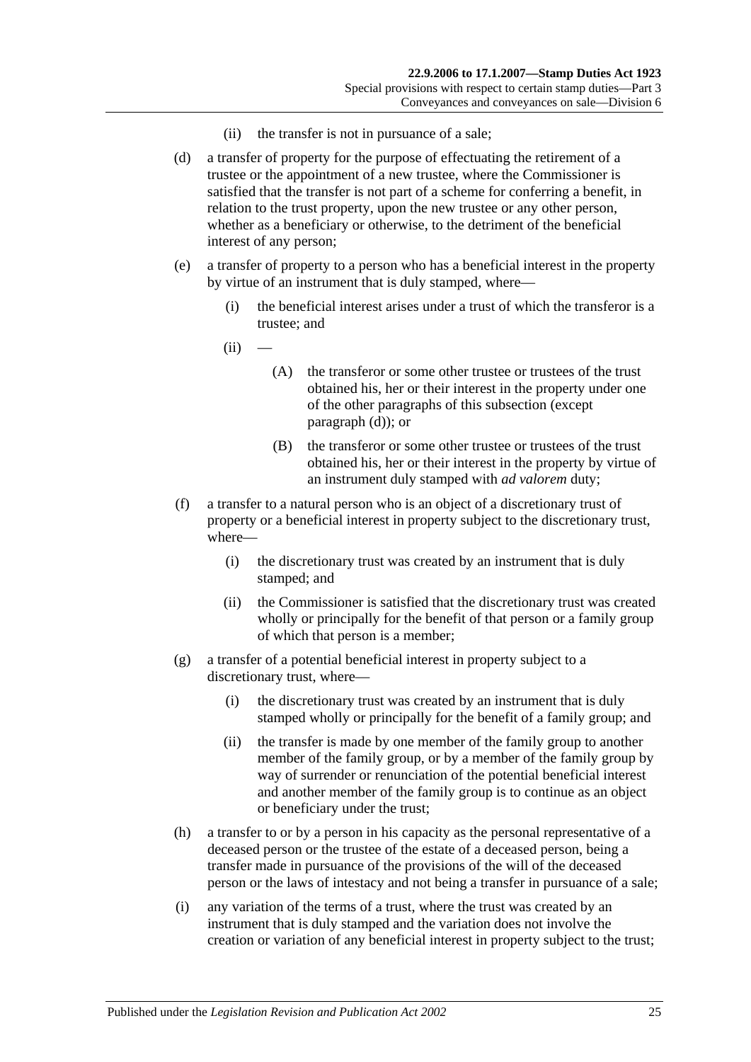(ii) the transfer is not in pursuance of a sale;

(d) a transfer of property for the purpose of effectuating the retirement of a trustee or the appointment of a new trustee, where the Commissioner is satisfied that the transfer is not part of a scheme for conferring a benefit, in relation to the trust property, upon the new trustee or any other person, whether as a beneficiary or otherwise, to the detriment of the beneficial interest of any person;

(e) a transfer of property to a person who has a beneficial interest in the property by virtue of an instrument that is duly stamped, where—

(i) the beneficial interest arises under a trust of which the transferor is a trustee; and

(ii) —

(A) the transferor or some other trustee or trustees of the trust obtained his, her or their interest in the property under one of the other paragraphs of this subsection (except paragraph (d)); or

(B) the transferor or some other trustee or trustees of the trust obtained his, her or their interest in the property by virtue of an instrument duly stamped with *ad valorem* duty;

(f) a transfer to a natural person who is an object of a discretionary trust of property or a beneficial interest in property subject to the discretionary trust, where—

(i) the discretionary trust was created by an instrument that is duly stamped; and

(ii) the Commissioner is satisfied that the discretionary trust was created wholly or principally for the benefit of that person or a family group of which that person is a member;

(g) a transfer of a potential beneficial interest in property subject to a discretionary trust, where—

(i) the discretionary trust was created by an instrument that is duly stamped wholly or principally for the benefit of a family group; and

(ii) the transfer is made by one member of the family group to another member of the family group, or by a member of the family group by way of surrender or renunciation of the potential beneficial interest and another member of the family group is to continue as an object or beneficiary under the trust;

(h) a transfer to or by a person in his capacity as the personal representative of a deceased person or the trustee of the estate of a deceased person, being a transfer made in pursuance of the provisions of the will of the deceased person or the laws of intestacy and not being a transfer in pursuance of a sale;

(i) any variation of the terms of a trust, where the trust was created by an instrument that is duly stamped and the variation does not involve the creation or variation of any beneficial interest in property subject to the trust;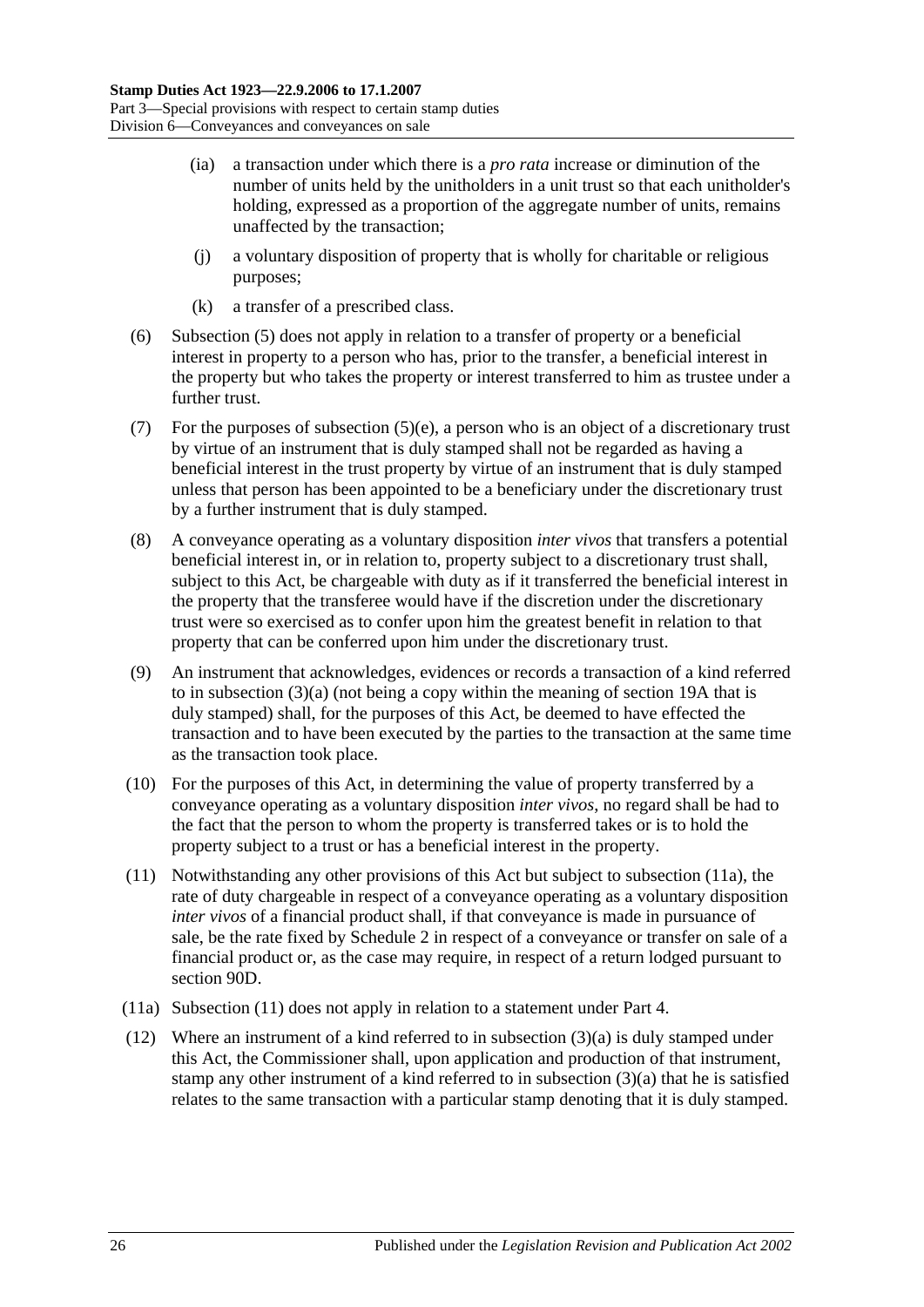- (ia) a transaction under which there is a *pro rata* increase or diminution of the number of units held by the unitholders in a unit trust so that each unitholder's holding, expressed as a proportion of the aggregate number of units, remains unaffected by the transaction;
- (j) a voluntary disposition of property that is wholly for charitable or religious purposes;
- (k) a transfer of a prescribed class.

(6) Subsection (5) does not apply in relation to a transfer of property or a beneficial interest in property to a person who has, prior to the transfer, a beneficial interest in the property but who takes the property or interest transferred to him as trustee under a further trust.

(7) For the purposes of subsection (5)(e), a person who is an object of a discretionary trust by virtue of an instrument that is duly stamped shall not be regarded as having a beneficial interest in the trust property by virtue of an instrument that is duly stamped unless that person has been appointed to be a beneficiary under the discretionary trust by a further instrument that is duly stamped.

(8) A conveyance operating as a voluntary disposition *inter vivos* that transfers a potential beneficial interest in, or in relation to, property subject to a discretionary trust shall, subject to this Act, be chargeable with duty as if it transferred the beneficial interest in the property that the transferee would have if the discretion under the discretionary trust were so exercised as to confer upon him the greatest benefit in relation to that property that can be conferred upon him under the discretionary trust.

(9) An instrument that acknowledges, evidences or records a transaction of a kind referred to in subsection (3)(a) (not being a copy within the meaning of section 19A that is duly stamped) shall, for the purposes of this Act, be deemed to have effected the transaction and to have been executed by the parties to the transaction at the same time as the transaction took place.

(10) For the purposes of this Act, in determining the value of property transferred by a conveyance operating as a voluntary disposition *inter vivos*, no regard shall be had to the fact that the person to whom the property is transferred takes or is to hold the property subject to a trust or has a beneficial interest in the property.

(11) Notwithstanding any other provisions of this Act but subject to subsection (11a), the rate of duty chargeable in respect of a conveyance operating as a voluntary disposition *inter vivos* of a financial product shall, if that conveyance is made in pursuance of sale, be the rate fixed by Schedule 2 in respect of a conveyance or transfer on sale of a financial product or, as the case may require, in respect of a return lodged pursuant to section 90D.

(11a) Subsection (11) does not apply in relation to a statement under Part 4.

(12) Where an instrument of a kind referred to in subsection (3)(a) is duly stamped under this Act, the Commissioner shall, upon application and production of that instrument, stamp any other instrument of a kind referred to in subsection (3)(a) that he is satisfied relates to the same transaction with a particular stamp denoting that it is duly stamped.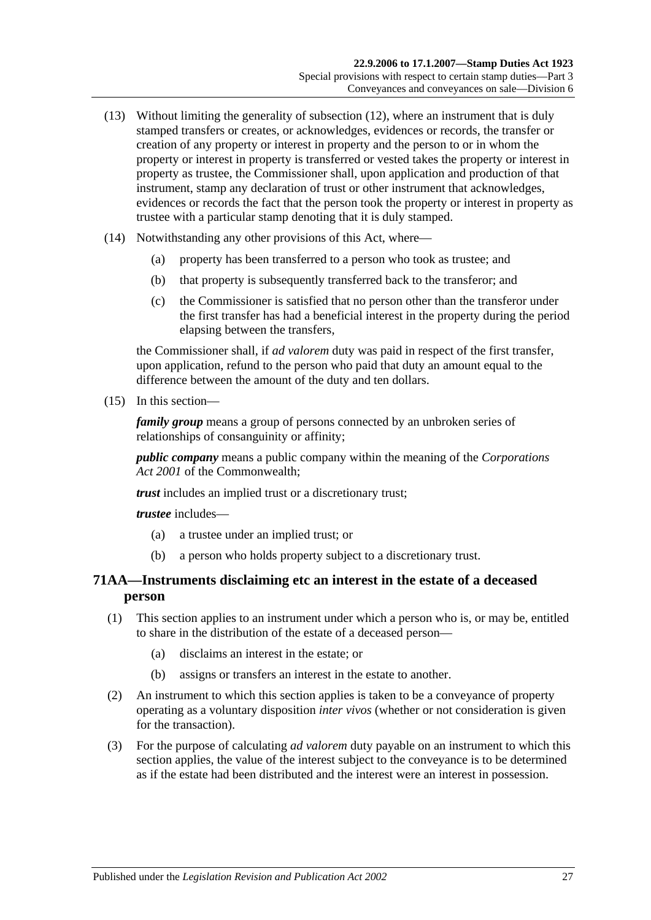(13) Without limiting the generality of subsection (12), where an instrument that is duly stamped transfers or creates, or acknowledges, evidences or records, the transfer or creation of any property or interest in property and the person to or in whom the property or interest in property is transferred or vested takes the property or interest in property as trustee, the Commissioner shall, upon application and production of that instrument, stamp any declaration of trust or other instrument that acknowledges, evidences or records the fact that the person took the property or interest in property as trustee with a particular stamp denoting that it is duly stamped.

(14) Notwithstanding any other provisions of this Act, where—

- (a) property has been transferred to a person who took as trustee; and
- (b) that property is subsequently transferred back to the transferor; and
- (c) the Commissioner is satisfied that no person other than the transferor under the first transfer has had a beneficial interest in the property during the period elapsing between the transfers,

the Commissioner shall, if *ad valorem* duty was paid in respect of the first transfer, upon application, refund to the person who paid that duty an amount equal to the difference between the amount of the duty and ten dollars.

(15) In this section—

***family group*** means a group of persons connected by an unbroken series of relationships of consanguinity or affinity;

***public company*** means a public company within the meaning of the *Corporations Act 2001* of the Commonwealth;

***trust*** includes an implied trust or a discretionary trust;

***trustee*** includes—

- (a) a trustee under an implied trust; or
- (b) a person who holds property subject to a discretionary trust.

## 71AA—Instruments disclaiming etc an interest in the estate of a deceased person

(1) This section applies to an instrument under which a person who is, or may be, entitled to share in the distribution of the estate of a deceased person—

- (a) disclaims an interest in the estate; or
- (b) assigns or transfers an interest in the estate to another.

(2) An instrument to which this section applies is taken to be a conveyance of property operating as a voluntary disposition *inter vivos* (whether or not consideration is given for the transaction).

(3) For the purpose of calculating *ad valorem* duty payable on an instrument to which this section applies, the value of the interest subject to the conveyance is to be determined as if the estate had been distributed and the interest were an interest in possession.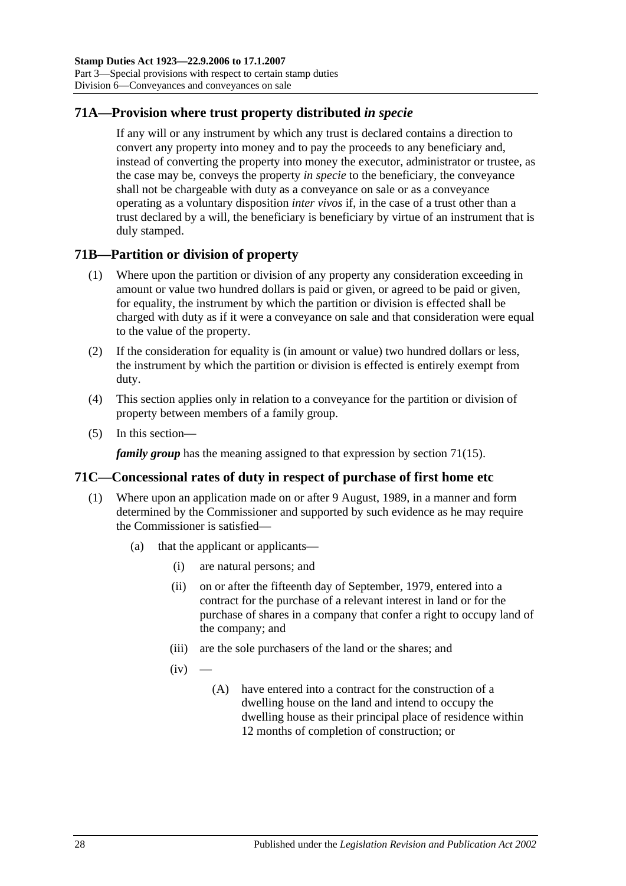## 71A—Provision where trust property distributed *in specie*

If any will or any instrument by which any trust is declared contains a direction to convert any property into money and to pay the proceeds to any beneficiary and, instead of converting the property into money the executor, administrator or trustee, as the case may be, conveys the property *in specie* to the beneficiary, the conveyance shall not be chargeable with duty as a conveyance on sale or as a conveyance operating as a voluntary disposition *inter vivos* if, in the case of a trust other than a trust declared by a will, the beneficiary is beneficiary by virtue of an instrument that is duly stamped.

## 71B—Partition or division of property

(1) Where upon the partition or division of any property any consideration exceeding in amount or value two hundred dollars is paid or given, or agreed to be paid or given, for equality, the instrument by which the partition or division is effected shall be charged with duty as if it were a conveyance on sale and that consideration were equal to the value of the property.

(2) If the consideration for equality is (in amount or value) two hundred dollars or less, the instrument by which the partition or division is effected is entirely exempt from duty.

(4) This section applies only in relation to a conveyance for the partition or division of property between members of a family group.

(5) In this section—

***family group*** has the meaning assigned to that expression by section 71(15).

## 71C—Concessional rates of duty in respect of purchase of first home etc

(1) Where upon an application made on or after 9 August, 1989, in a manner and form determined by the Commissioner and supported by such evidence as he may require the Commissioner is satisfied—

- (a) that the applicant or applicants—
  - (i) are natural persons; and
  - (ii) on or after the fifteenth day of September, 1979, entered into a contract for the purchase of a relevant interest in land or for the purchase of shares in a company that confer a right to occupy land of the company; and
  - (iii) are the sole purchasers of the land or the shares; and
  - (iv) —
    - (A) have entered into a contract for the construction of a dwelling house on the land and intend to occupy the dwelling house as their principal place of residence within 12 months of completion of construction; or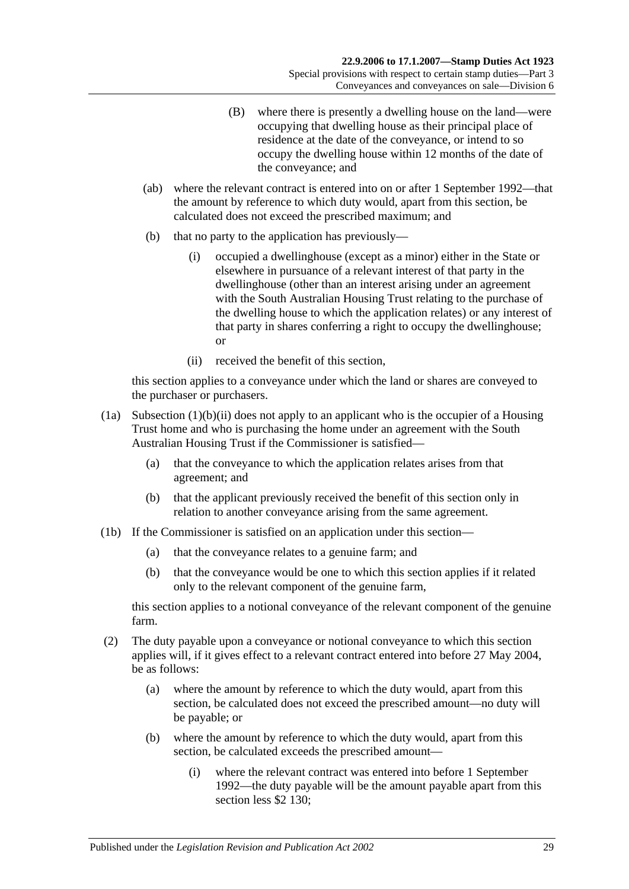(B) where there is presently a dwelling house on the land—were occupying that dwelling house as their principal place of residence at the date of the conveyance, or intend to so occupy the dwelling house within 12 months of the date of the conveyance; and

(ab) where the relevant contract is entered into on or after 1 September 1992—that the amount by reference to which duty would, apart from this section, be calculated does not exceed the prescribed maximum; and

(b) that no party to the application has previously—

(i) occupied a dwellinghouse (except as a minor) either in the State or elsewhere in pursuance of a relevant interest of that party in the dwellinghouse (other than an interest arising under an agreement with the South Australian Housing Trust relating to the purchase of the dwelling house to which the application relates) or any interest of that party in shares conferring a right to occupy the dwellinghouse; or

(ii) received the benefit of this section,

this section applies to a conveyance under which the land or shares are conveyed to the purchaser or purchasers.

(1a) Subsection (1)(b)(ii) does not apply to an applicant who is the occupier of a Housing Trust home and who is purchasing the home under an agreement with the South Australian Housing Trust if the Commissioner is satisfied—

(a) that the conveyance to which the application relates arises from that agreement; and

(b) that the applicant previously received the benefit of this section only in relation to another conveyance arising from the same agreement.

(1b) If the Commissioner is satisfied on an application under this section—

(a) that the conveyance relates to a genuine farm; and

(b) that the conveyance would be one to which this section applies if it related only to the relevant component of the genuine farm,

this section applies to a notional conveyance of the relevant component of the genuine farm.

(2) The duty payable upon a conveyance or notional conveyance to which this section applies will, if it gives effect to a relevant contract entered into before 27 May 2004, be as follows:

(a) where the amount by reference to which the duty would, apart from this section, be calculated does not exceed the prescribed amount—no duty will be payable; or

(b) where the amount by reference to which the duty would, apart from this section, be calculated exceeds the prescribed amount—

(i) where the relevant contract was entered into before 1 September 1992—the duty payable will be the amount payable apart from this section less $2 130;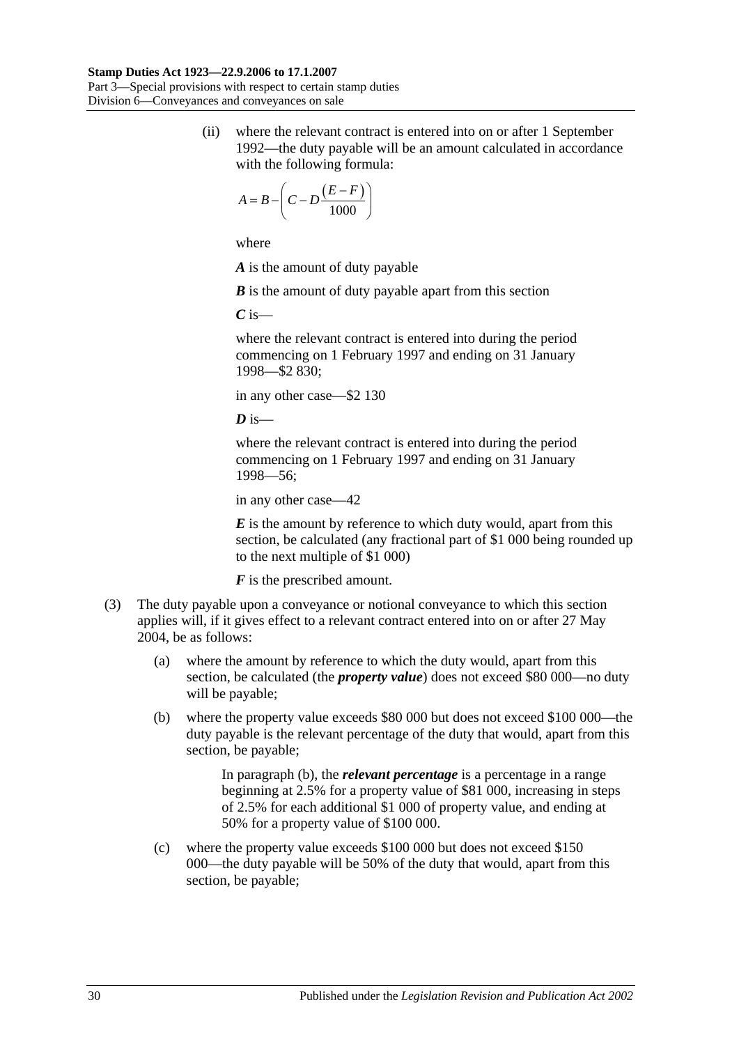(ii) where the relevant contract is entered into on or after 1 September 1992—the duty payable will be an amount calculated in accordance with the following formula:

$$A = B - \left( C - D\frac{(E - F)}{1000} \right)$$

where

***A*** is the amount of duty payable

***B*** is the amount of duty payable apart from this section

***C*** is—

where the relevant contract is entered into during the period commencing on 1 February 1997 and ending on 31 January 1998—$2 830;

in any other case—$2 130

***D*** is—

where the relevant contract is entered into during the period commencing on 1 February 1997 and ending on 31 January 1998—56;

in any other case—42

***E*** is the amount by reference to which duty would, apart from this section, be calculated (any fractional part of $1 000 being rounded up to the next multiple of $1 000)

***F*** is the prescribed amount.

(3) The duty payable upon a conveyance or notional conveyance to which this section applies will, if it gives effect to a relevant contract entered into on or after 27 May 2004, be as follows:

(a) where the amount by reference to which the duty would, apart from this section, be calculated (the ***property value***) does not exceed $80 000—no duty will be payable;

(b) where the property value exceeds $80 000 but does not exceed $100 000—the duty payable is the relevant percentage of the duty that would, apart from this section, be payable;

In paragraph (b), the ***relevant percentage*** is a percentage in a range beginning at 2.5% for a property value of $81 000, increasing in steps of 2.5% for each additional $1 000 of property value, and ending at 50% for a property value of $100 000.

(c) where the property value exceeds $100 000 but does not exceed $150 000—the duty payable will be 50% of the duty that would, apart from this section, be payable;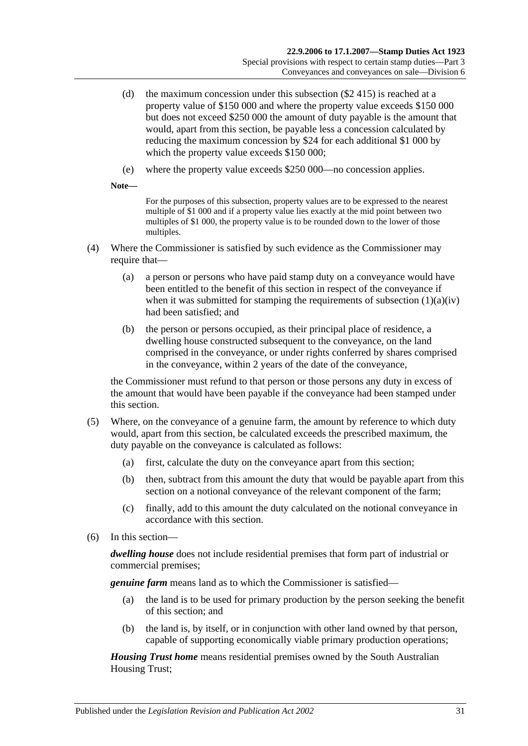(d) the maximum concession under this subsection ($2 415) is reached at a property value of $150 000 and where the property value exceeds $150 000 but does not exceed $250 000 the amount of duty payable is the amount that would, apart from this section, be payable less a concession calculated by reducing the maximum concession by $24 for each additional $1 000 by which the property value exceeds $150 000;

(e) where the property value exceeds $250 000—no concession applies.

**Note—**

For the purposes of this subsection, property values are to be expressed to the nearest multiple of $1 000 and if a property value lies exactly at the mid point between two multiples of $1 000, the property value is to be rounded down to the lower of those multiples.

(4) Where the Commissioner is satisfied by such evidence as the Commissioner may require that—

(a) a person or persons who have paid stamp duty on a conveyance would have been entitled to the benefit of this section in respect of the conveyance if when it was submitted for stamping the requirements of subsection (1)(a)(iv) had been satisfied; and

(b) the person or persons occupied, as their principal place of residence, a dwelling house constructed subsequent to the conveyance, on the land comprised in the conveyance, or under rights conferred by shares comprised in the conveyance, within 2 years of the date of the conveyance,

the Commissioner must refund to that person or those persons any duty in excess of the amount that would have been payable if the conveyance had been stamped under this section.

(5) Where, on the conveyance of a genuine farm, the amount by reference to which duty would, apart from this section, be calculated exceeds the prescribed maximum, the duty payable on the conveyance is calculated as follows:

(a) first, calculate the duty on the conveyance apart from this section;

(b) then, subtract from this amount the duty that would be payable apart from this section on a notional conveyance of the relevant component of the farm;

(c) finally, add to this amount the duty calculated on the notional conveyance in accordance with this section.

(6) In this section—

***dwelling house*** does not include residential premises that form part of industrial or commercial premises;

***genuine farm*** means land as to which the Commissioner is satisfied—

(a) the land is to be used for primary production by the person seeking the benefit of this section; and

(b) the land is, by itself, or in conjunction with other land owned by that person, capable of supporting economically viable primary production operations;

***Housing Trust home*** means residential premises owned by the South Australian Housing Trust;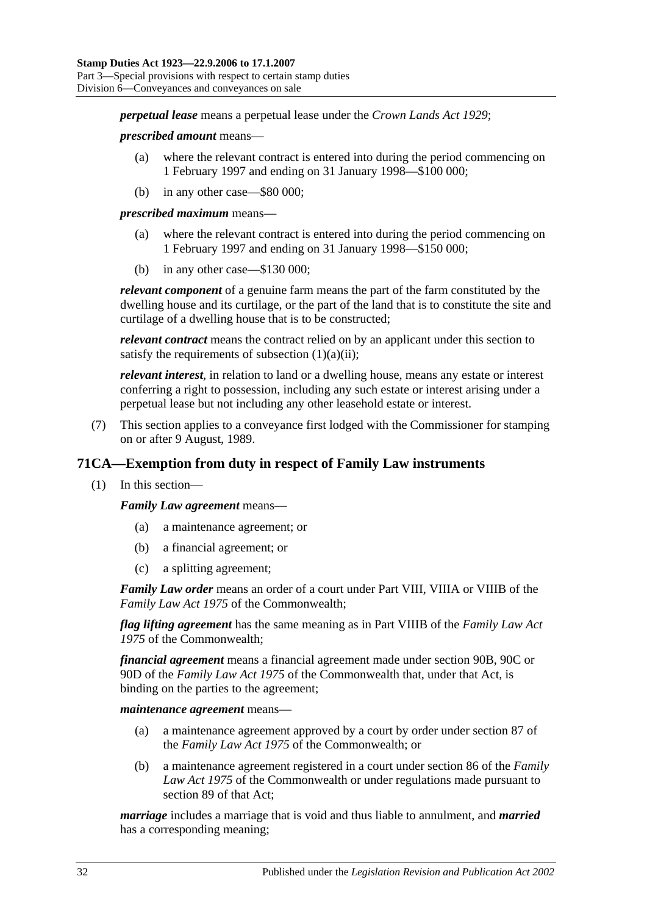***perpetual lease*** means a perpetual lease under the *Crown Lands Act 1929*;

***prescribed amount*** means—

(a) where the relevant contract is entered into during the period commencing on 1 February 1997 and ending on 31 January 1998—$100 000;

(b) in any other case—$80 000;

***prescribed maximum*** means—

(a) where the relevant contract is entered into during the period commencing on 1 February 1997 and ending on 31 January 1998—$150 000;

(b) in any other case—$130 000;

***relevant component*** of a genuine farm means the part of the farm constituted by the dwelling house and its curtilage, or the part of the land that is to constitute the site and curtilage of a dwelling house that is to be constructed;

***relevant contract*** means the contract relied on by an applicant under this section to satisfy the requirements of subsection (1)(a)(ii);

***relevant interest***, in relation to land or a dwelling house, means any estate or interest conferring a right to possession, including any such estate or interest arising under a perpetual lease but not including any other leasehold estate or interest.

(7) This section applies to a conveyance first lodged with the Commissioner for stamping on or after 9 August, 1989.

## 71CA—Exemption from duty in respect of Family Law instruments

(1) In this section—

***Family Law agreement*** means—

(a) a maintenance agreement; or

(b) a financial agreement; or

(c) a splitting agreement;

***Family Law order*** means an order of a court under Part VIII, VIIIA or VIIIB of the *Family Law Act 1975* of the Commonwealth;

***flag lifting agreement*** has the same meaning as in Part VIIIB of the *Family Law Act 1975* of the Commonwealth;

***financial agreement*** means a financial agreement made under section 90B, 90C or 90D of the *Family Law Act 1975* of the Commonwealth that, under that Act, is binding on the parties to the agreement;

***maintenance agreement*** means—

(a) a maintenance agreement approved by a court by order under section 87 of the *Family Law Act 1975* of the Commonwealth; or

(b) a maintenance agreement registered in a court under section 86 of the *Family Law Act 1975* of the Commonwealth or under regulations made pursuant to section 89 of that Act;

***marriage*** includes a marriage that is void and thus liable to annulment, and ***married*** has a corresponding meaning;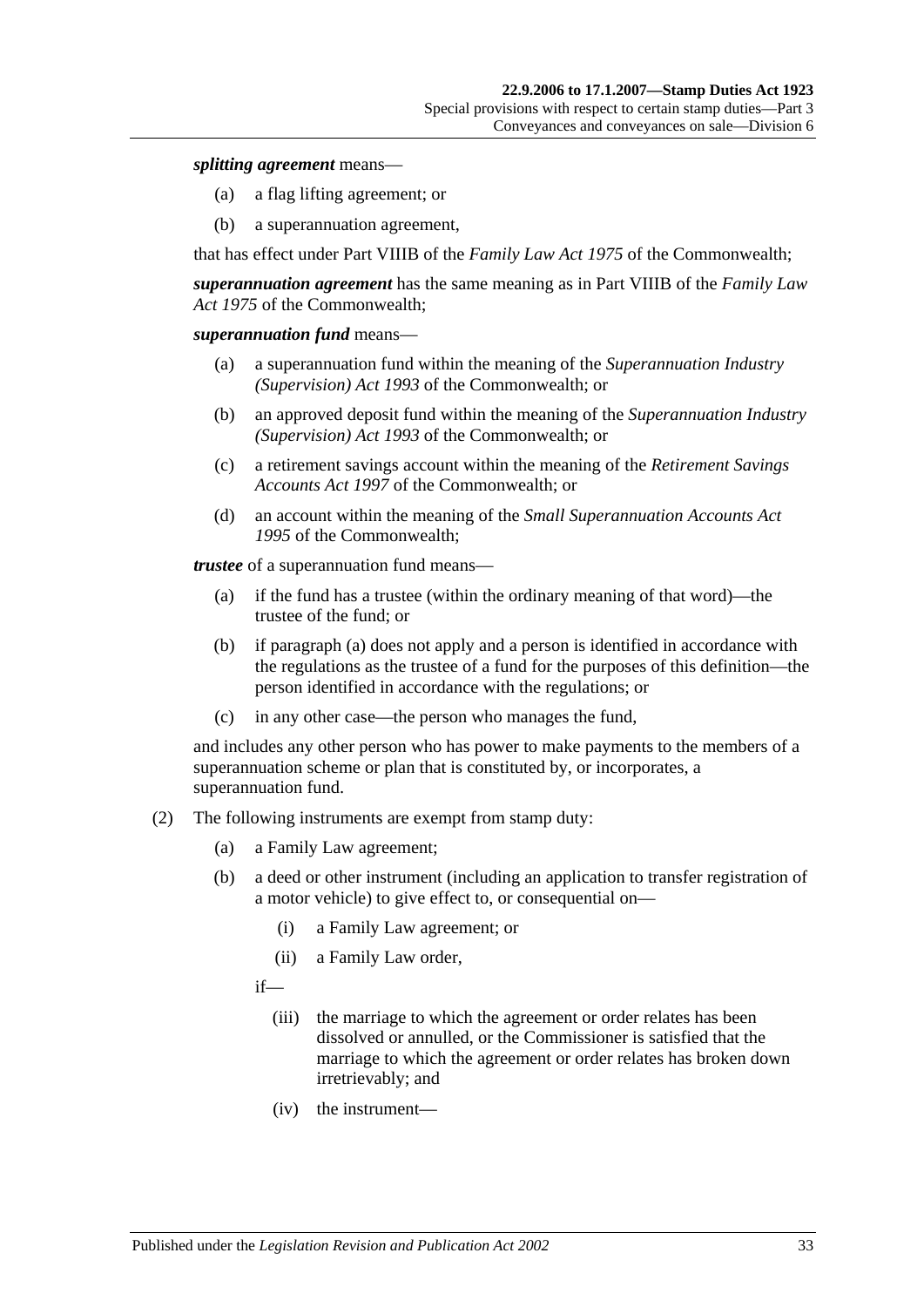***splitting agreement*** means—

(a) a flag lifting agreement; or

(b) a superannuation agreement,

that has effect under Part VIIIB of the *Family Law Act 1975* of the Commonwealth;

***superannuation agreement*** has the same meaning as in Part VIIIB of the *Family Law Act 1975* of the Commonwealth;

***superannuation fund*** means—

(a) a superannuation fund within the meaning of the *Superannuation Industry (Supervision) Act 1993* of the Commonwealth; or

(b) an approved deposit fund within the meaning of the *Superannuation Industry (Supervision) Act 1993* of the Commonwealth; or

(c) a retirement savings account within the meaning of the *Retirement Savings Accounts Act 1997* of the Commonwealth; or

(d) an account within the meaning of the *Small Superannuation Accounts Act 1995* of the Commonwealth;

***trustee*** of a superannuation fund means—

(a) if the fund has a trustee (within the ordinary meaning of that word)—the trustee of the fund; or

(b) if paragraph (a) does not apply and a person is identified in accordance with the regulations as the trustee of a fund for the purposes of this definition—the person identified in accordance with the regulations; or

(c) in any other case—the person who manages the fund,

and includes any other person who has power to make payments to the members of a superannuation scheme or plan that is constituted by, or incorporates, a superannuation fund.

(2) The following instruments are exempt from stamp duty:

(a) a Family Law agreement;

(b) a deed or other instrument (including an application to transfer registration of a motor vehicle) to give effect to, or consequential on—

(i) a Family Law agreement; or

(ii) a Family Law order,

if—

(iii) the marriage to which the agreement or order relates has been dissolved or annulled, or the Commissioner is satisfied that the marriage to which the agreement or order relates has broken down irretrievably; and

(iv) the instrument—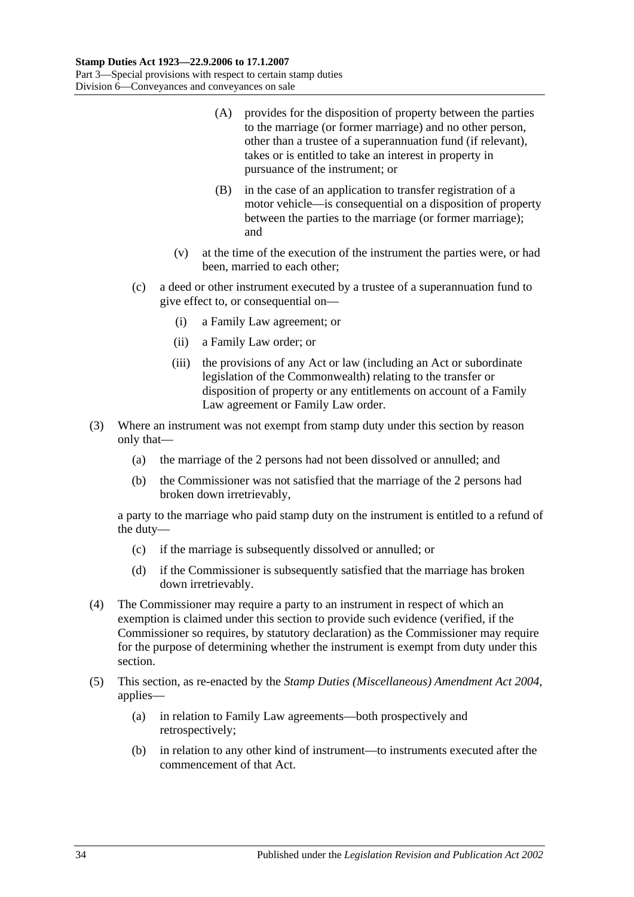(A) provides for the disposition of property between the parties to the marriage (or former marriage) and no other person, other than a trustee of a superannuation fund (if relevant), takes or is entitled to take an interest in property in pursuance of the instrument; or

(B) in the case of an application to transfer registration of a motor vehicle—is consequential on a disposition of property between the parties to the marriage (or former marriage); and

(v) at the time of the execution of the instrument the parties were, or had been, married to each other;

(c) a deed or other instrument executed by a trustee of a superannuation fund to give effect to, or consequential on—

(i) a Family Law agreement; or

(ii) a Family Law order; or

(iii) the provisions of any Act or law (including an Act or subordinate legislation of the Commonwealth) relating to the transfer or disposition of property or any entitlements on account of a Family Law agreement or Family Law order.

(3) Where an instrument was not exempt from stamp duty under this section by reason only that—

(a) the marriage of the 2 persons had not been dissolved or annulled; and

(b) the Commissioner was not satisfied that the marriage of the 2 persons had broken down irretrievably,

a party to the marriage who paid stamp duty on the instrument is entitled to a refund of the duty—

(c) if the marriage is subsequently dissolved or annulled; or

(d) if the Commissioner is subsequently satisfied that the marriage has broken down irretrievably.

(4) The Commissioner may require a party to an instrument in respect of which an exemption is claimed under this section to provide such evidence (verified, if the Commissioner so requires, by statutory declaration) as the Commissioner may require for the purpose of determining whether the instrument is exempt from duty under this section.

(5) This section, as re-enacted by the *Stamp Duties (Miscellaneous) Amendment Act 2004*, applies—

(a) in relation to Family Law agreements—both prospectively and retrospectively;

(b) in relation to any other kind of instrument—to instruments executed after the commencement of that Act.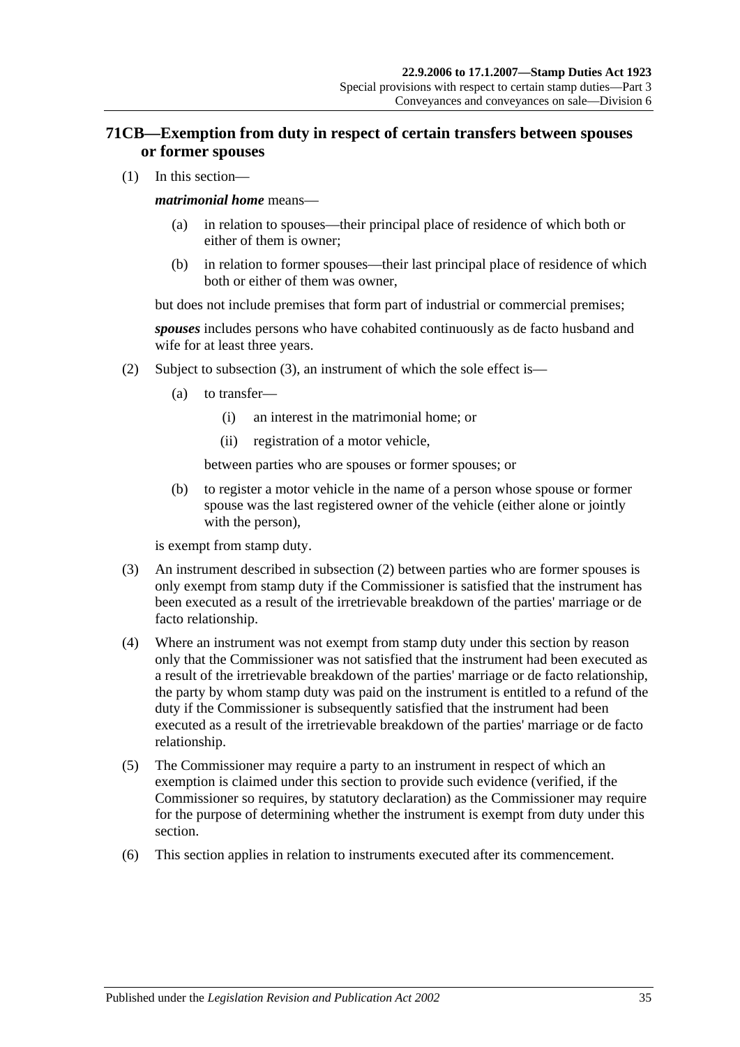## 71CB—Exemption from duty in respect of certain transfers between spouses or former spouses

(1) In this section—

***matrimonial home*** means—

- (a) in relation to spouses—their principal place of residence of which both or either of them is owner;
- (b) in relation to former spouses—their last principal place of residence of which both or either of them was owner,

but does not include premises that form part of industrial or commercial premises;

***spouses*** includes persons who have cohabited continuously as de facto husband and wife for at least three years.

(2) Subject to subsection (3), an instrument of which the sole effect is—

- (a) to transfer—
  - (i) an interest in the matrimonial home; or
  - (ii) registration of a motor vehicle,

  between parties who are spouses or former spouses; or

- (b) to register a motor vehicle in the name of a person whose spouse or former spouse was the last registered owner of the vehicle (either alone or jointly with the person),

is exempt from stamp duty.

(3) An instrument described in subsection (2) between parties who are former spouses is only exempt from stamp duty if the Commissioner is satisfied that the instrument has been executed as a result of the irretrievable breakdown of the parties' marriage or de facto relationship.

(4) Where an instrument was not exempt from stamp duty under this section by reason only that the Commissioner was not satisfied that the instrument had been executed as a result of the irretrievable breakdown of the parties' marriage or de facto relationship, the party by whom stamp duty was paid on the instrument is entitled to a refund of the duty if the Commissioner is subsequently satisfied that the instrument had been executed as a result of the irretrievable breakdown of the parties' marriage or de facto relationship.

(5) The Commissioner may require a party to an instrument in respect of which an exemption is claimed under this section to provide such evidence (verified, if the Commissioner so requires, by statutory declaration) as the Commissioner may require for the purpose of determining whether the instrument is exempt from duty under this section.

(6) This section applies in relation to instruments executed after its commencement.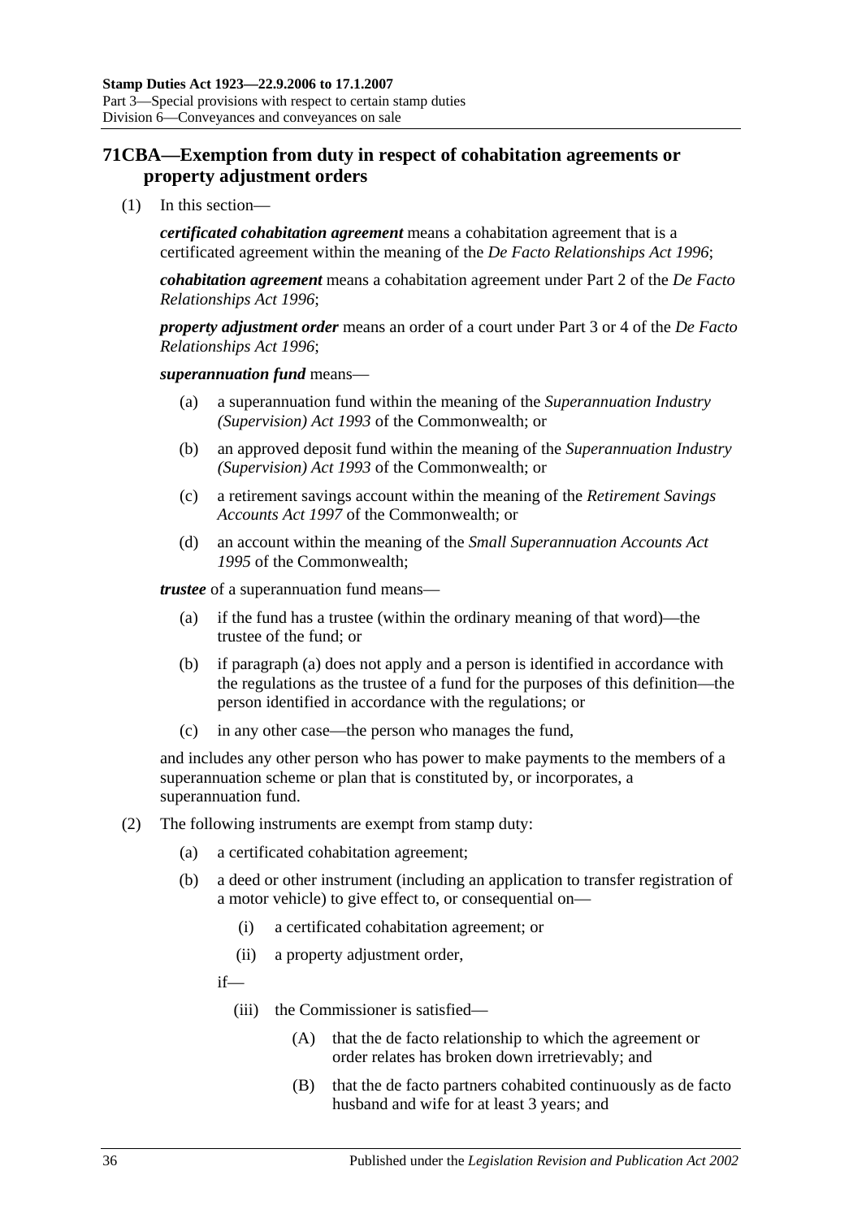## 71CBA—Exemption from duty in respect of cohabitation agreements or property adjustment orders

(1) In this section—

***certificated cohabitation agreement*** means a cohabitation agreement that is a certificated agreement within the meaning of the *De Facto Relationships Act 1996*;

***cohabitation agreement*** means a cohabitation agreement under Part 2 of the *De Facto Relationships Act 1996*;

***property adjustment order*** means an order of a court under Part 3 or 4 of the *De Facto Relationships Act 1996*;

***superannuation fund*** means—

- (a) a superannuation fund within the meaning of the *Superannuation Industry (Supervision) Act 1993* of the Commonwealth; or
- (b) an approved deposit fund within the meaning of the *Superannuation Industry (Supervision) Act 1993* of the Commonwealth; or
- (c) a retirement savings account within the meaning of the *Retirement Savings Accounts Act 1997* of the Commonwealth; or
- (d) an account within the meaning of the *Small Superannuation Accounts Act 1995* of the Commonwealth;

***trustee*** of a superannuation fund means—

- (a) if the fund has a trustee (within the ordinary meaning of that word)—the trustee of the fund; or
- (b) if paragraph (a) does not apply and a person is identified in accordance with the regulations as the trustee of a fund for the purposes of this definition—the person identified in accordance with the regulations; or
- (c) in any other case—the person who manages the fund,

and includes any other person who has power to make payments to the members of a superannuation scheme or plan that is constituted by, or incorporates, a superannuation fund.

(2) The following instruments are exempt from stamp duty:

- (a) a certificated cohabitation agreement;
- (b) a deed or other instrument (including an application to transfer registration of a motor vehicle) to give effect to, or consequential on—
  - (i) a certificated cohabitation agreement; or
  - (ii) a property adjustment order,

  if—

  - (iii) the Commissioner is satisfied—
    - (A) that the de facto relationship to which the agreement or order relates has broken down irretrievably; and
    - (B) that the de facto partners cohabited continuously as de facto husband and wife for at least 3 years; and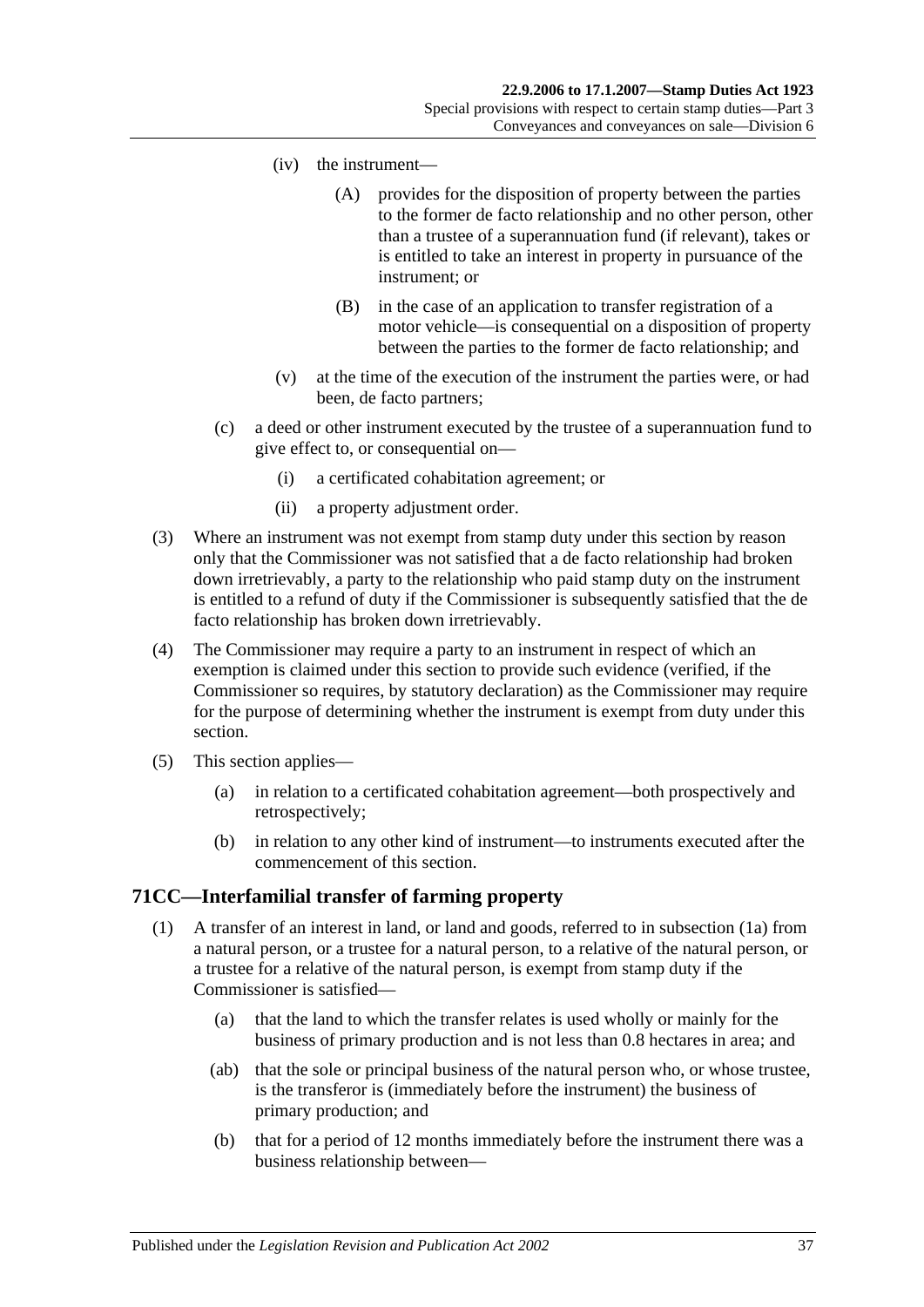(iv) the instrument—

(A) provides for the disposition of property between the parties to the former de facto relationship and no other person, other than a trustee of a superannuation fund (if relevant), takes or is entitled to take an interest in property in pursuance of the instrument; or

(B) in the case of an application to transfer registration of a motor vehicle—is consequential on a disposition of property between the parties to the former de facto relationship; and

(v) at the time of the execution of the instrument the parties were, or had been, de facto partners;

(c) a deed or other instrument executed by the trustee of a superannuation fund to give effect to, or consequential on—

(i) a certificated cohabitation agreement; or

(ii) a property adjustment order.

(3) Where an instrument was not exempt from stamp duty under this section by reason only that the Commissioner was not satisfied that a de facto relationship had broken down irretrievably, a party to the relationship who paid stamp duty on the instrument is entitled to a refund of duty if the Commissioner is subsequently satisfied that the de facto relationship has broken down irretrievably.

(4) The Commissioner may require a party to an instrument in respect of which an exemption is claimed under this section to provide such evidence (verified, if the Commissioner so requires, by statutory declaration) as the Commissioner may require for the purpose of determining whether the instrument is exempt from duty under this section.

(5) This section applies—

(a) in relation to a certificated cohabitation agreement—both prospectively and retrospectively;

(b) in relation to any other kind of instrument—to instruments executed after the commencement of this section.

## 71CC—Interfamilial transfer of farming property

(1) A transfer of an interest in land, or land and goods, referred to in subsection (1a) from a natural person, or a trustee for a natural person, to a relative of the natural person, or a trustee for a relative of the natural person, is exempt from stamp duty if the Commissioner is satisfied—

(a) that the land to which the transfer relates is used wholly or mainly for the business of primary production and is not less than 0.8 hectares in area; and

(ab) that the sole or principal business of the natural person who, or whose trustee, is the transferor is (immediately before the instrument) the business of primary production; and

(b) that for a period of 12 months immediately before the instrument there was a business relationship between—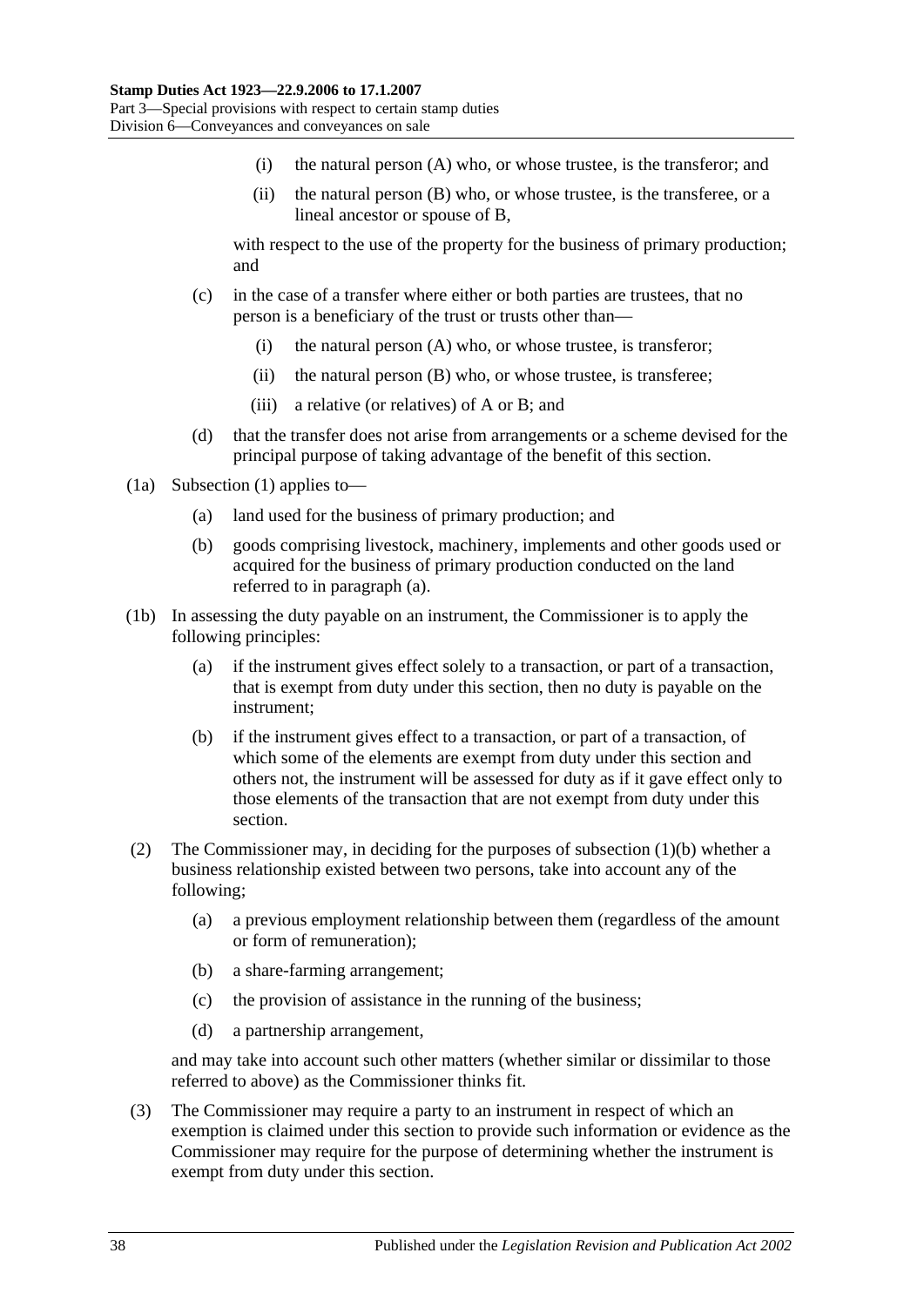(i) the natural person (A) who, or whose trustee, is the transferor; and

(ii) the natural person (B) who, or whose trustee, is the transferee, or a lineal ancestor or spouse of B,

with respect to the use of the property for the business of primary production; and

(c) in the case of a transfer where either or both parties are trustees, that no person is a beneficiary of the trust or trusts other than—

(i) the natural person (A) who, or whose trustee, is transferor;

(ii) the natural person (B) who, or whose trustee, is transferee;

(iii) a relative (or relatives) of A or B; and

(d) that the transfer does not arise from arrangements or a scheme devised for the principal purpose of taking advantage of the benefit of this section.

(1a) Subsection (1) applies to—

(a) land used for the business of primary production; and

(b) goods comprising livestock, machinery, implements and other goods used or acquired for the business of primary production conducted on the land referred to in paragraph (a).

(1b) In assessing the duty payable on an instrument, the Commissioner is to apply the following principles:

(a) if the instrument gives effect solely to a transaction, or part of a transaction, that is exempt from duty under this section, then no duty is payable on the instrument;

(b) if the instrument gives effect to a transaction, or part of a transaction, of which some of the elements are exempt from duty under this section and others not, the instrument will be assessed for duty as if it gave effect only to those elements of the transaction that are not exempt from duty under this section.

(2) The Commissioner may, in deciding for the purposes of subsection (1)(b) whether a business relationship existed between two persons, take into account any of the following;

(a) a previous employment relationship between them (regardless of the amount or form of remuneration);

(b) a share-farming arrangement;

(c) the provision of assistance in the running of the business;

(d) a partnership arrangement,

and may take into account such other matters (whether similar or dissimilar to those referred to above) as the Commissioner thinks fit.

(3) The Commissioner may require a party to an instrument in respect of which an exemption is claimed under this section to provide such information or evidence as the Commissioner may require for the purpose of determining whether the instrument is exempt from duty under this section.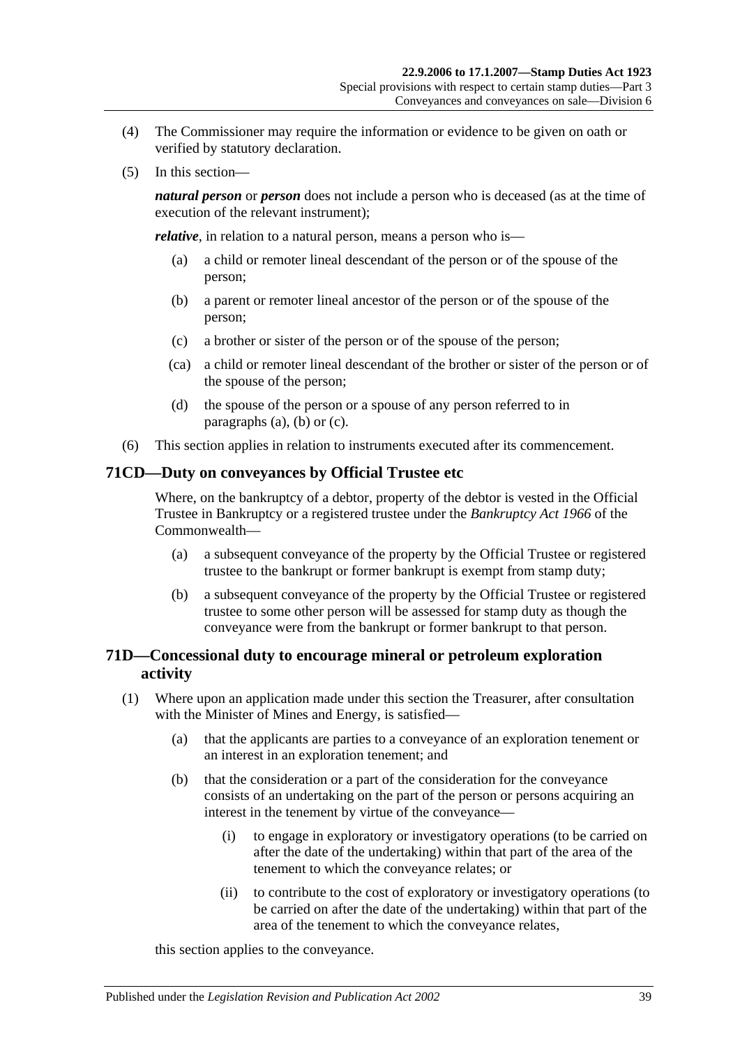(4) The Commissioner may require the information or evidence to be given on oath or verified by statutory declaration.

(5) In this section—

***natural person*** or ***person*** does not include a person who is deceased (as at the time of execution of the relevant instrument);

***relative***, in relation to a natural person, means a person who is—

(a) a child or remoter lineal descendant of the person or of the spouse of the person;

(b) a parent or remoter lineal ancestor of the person or of the spouse of the person;

(c) a brother or sister of the person or of the spouse of the person;

(ca) a child or remoter lineal descendant of the brother or sister of the person or of the spouse of the person;

(d) the spouse of the person or a spouse of any person referred to in paragraphs (a), (b) or (c).

(6) This section applies in relation to instruments executed after its commencement.

## 71CD—Duty on conveyances by Official Trustee etc

Where, on the bankruptcy of a debtor, property of the debtor is vested in the Official Trustee in Bankruptcy or a registered trustee under the *Bankruptcy Act 1966* of the Commonwealth—

(a) a subsequent conveyance of the property by the Official Trustee or registered trustee to the bankrupt or former bankrupt is exempt from stamp duty;

(b) a subsequent conveyance of the property by the Official Trustee or registered trustee to some other person will be assessed for stamp duty as though the conveyance were from the bankrupt or former bankrupt to that person.

## 71D—Concessional duty to encourage mineral or petroleum exploration activity

(1) Where upon an application made under this section the Treasurer, after consultation with the Minister of Mines and Energy, is satisfied—

(a) that the applicants are parties to a conveyance of an exploration tenement or an interest in an exploration tenement; and

(b) that the consideration or a part of the consideration for the conveyance consists of an undertaking on the part of the person or persons acquiring an interest in the tenement by virtue of the conveyance—

(i) to engage in exploratory or investigatory operations (to be carried on after the date of the undertaking) within that part of the area of the tenement to which the conveyance relates; or

(ii) to contribute to the cost of exploratory or investigatory operations (to be carried on after the date of the undertaking) within that part of the area of the tenement to which the conveyance relates,

this section applies to the conveyance.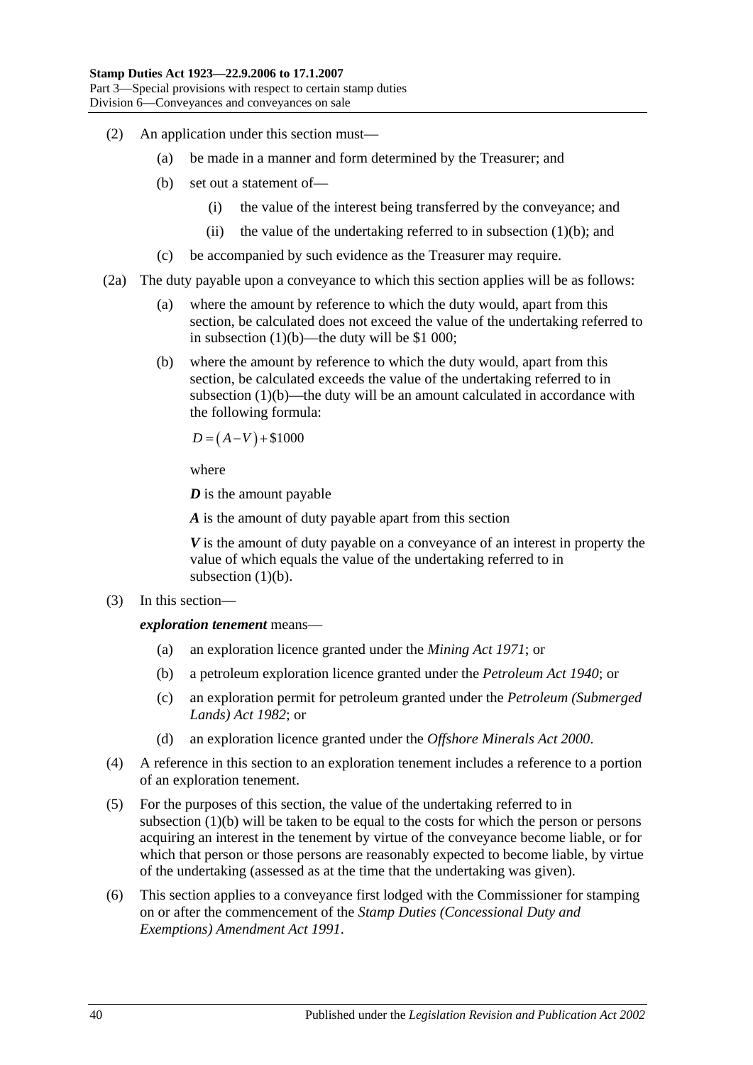(2) An application under this section must—

(a) be made in a manner and form determined by the Treasurer; and

(b) set out a statement of—

(i) the value of the interest being transferred by the conveyance; and

(ii) the value of the undertaking referred to in subsection (1)(b); and

(c) be accompanied by such evidence as the Treasurer may require.

(2a) The duty payable upon a conveyance to which this section applies will be as follows:

(a) where the amount by reference to which the duty would, apart from this section, be calculated does not exceed the value of the undertaking referred to in subsection (1)(b)—the duty will be $1 000;

(b) where the amount by reference to which the duty would, apart from this section, be calculated exceeds the value of the undertaking referred to in subsection (1)(b)—the duty will be an amount calculated in accordance with the following formula:

$$D = (A - V) + \$1000$$

where

***D*** is the amount payable

***A*** is the amount of duty payable apart from this section

***V*** is the amount of duty payable on a conveyance of an interest in property the value of which equals the value of the undertaking referred to in subsection (1)(b).

(3) In this section—

***exploration tenement*** means—

(a) an exploration licence granted under the *Mining Act 1971*; or

(b) a petroleum exploration licence granted under the *Petroleum Act 1940*; or

(c) an exploration permit for petroleum granted under the *Petroleum (Submerged Lands) Act 1982*; or

(d) an exploration licence granted under the *Offshore Minerals Act 2000*.

(4) A reference in this section to an exploration tenement includes a reference to a portion of an exploration tenement.

(5) For the purposes of this section, the value of the undertaking referred to in subsection (1)(b) will be taken to be equal to the costs for which the person or persons acquiring an interest in the tenement by virtue of the conveyance become liable, or for which that person or those persons are reasonably expected to become liable, by virtue of the undertaking (assessed as at the time that the undertaking was given).

(6) This section applies to a conveyance first lodged with the Commissioner for stamping on or after the commencement of the *Stamp Duties (Concessional Duty and Exemptions) Amendment Act 1991*.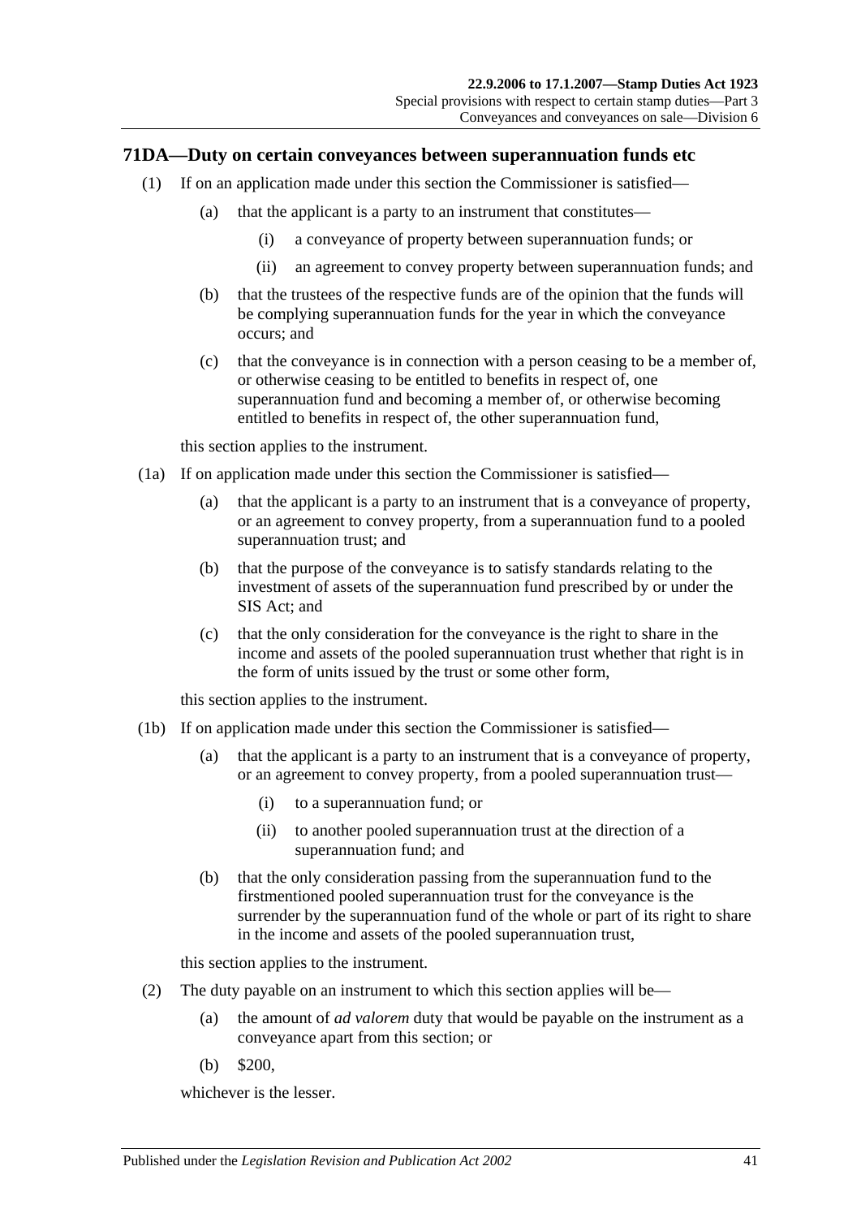## 71DA—Duty on certain conveyances between superannuation funds etc

(1) If on an application made under this section the Commissioner is satisfied—

(a) that the applicant is a party to an instrument that constitutes—

(i) a conveyance of property between superannuation funds; or

(ii) an agreement to convey property between superannuation funds; and

(b) that the trustees of the respective funds are of the opinion that the funds will be complying superannuation funds for the year in which the conveyance occurs; and

(c) that the conveyance is in connection with a person ceasing to be a member of, or otherwise ceasing to be entitled to benefits in respect of, one superannuation fund and becoming a member of, or otherwise becoming entitled to benefits in respect of, the other superannuation fund,

this section applies to the instrument.

(1a) If on application made under this section the Commissioner is satisfied—

(a) that the applicant is a party to an instrument that is a conveyance of property, or an agreement to convey property, from a superannuation fund to a pooled superannuation trust; and

(b) that the purpose of the conveyance is to satisfy standards relating to the investment of assets of the superannuation fund prescribed by or under the SIS Act; and

(c) that the only consideration for the conveyance is the right to share in the income and assets of the pooled superannuation trust whether that right is in the form of units issued by the trust or some other form,

this section applies to the instrument.

(1b) If on application made under this section the Commissioner is satisfied—

(a) that the applicant is a party to an instrument that is a conveyance of property, or an agreement to convey property, from a pooled superannuation trust—

(i) to a superannuation fund; or

(ii) to another pooled superannuation trust at the direction of a superannuation fund; and

(b) that the only consideration passing from the superannuation fund to the firstmentioned pooled superannuation trust for the conveyance is the surrender by the superannuation fund of the whole or part of its right to share in the income and assets of the pooled superannuation trust,

this section applies to the instrument.

(2) The duty payable on an instrument to which this section applies will be—

(a) the amount of *ad valorem* duty that would be payable on the instrument as a conveyance apart from this section; or

(b) $200,

whichever is the lesser.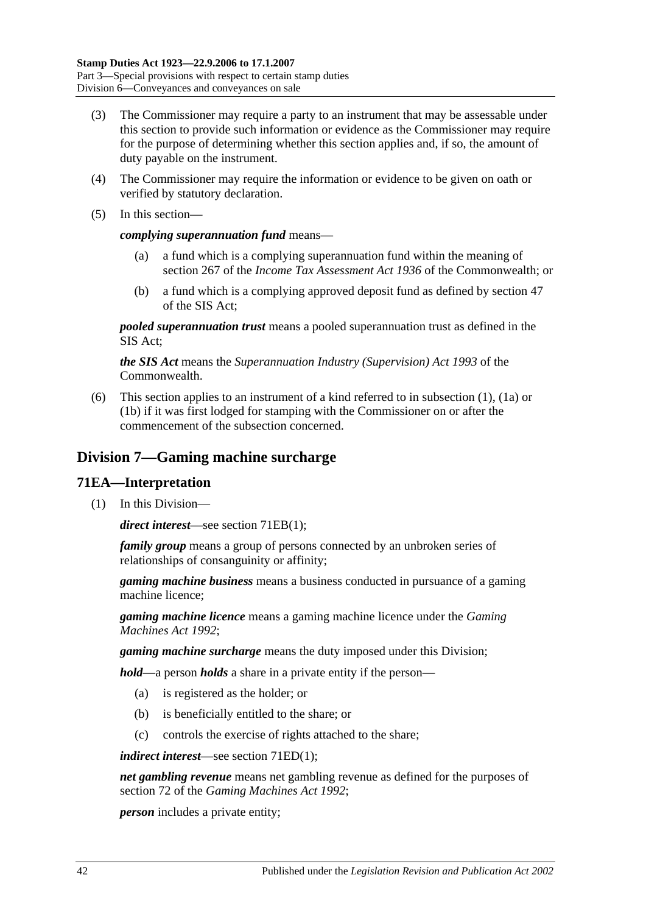(3) The Commissioner may require a party to an instrument that may be assessable under this section to provide such information or evidence as the Commissioner may require for the purpose of determining whether this section applies and, if so, the amount of duty payable on the instrument.

(4) The Commissioner may require the information or evidence to be given on oath or verified by statutory declaration.

(5) In this section—

***complying superannuation fund*** means—

(a) a fund which is a complying superannuation fund within the meaning of section 267 of the *Income Tax Assessment Act 1936* of the Commonwealth; or

(b) a fund which is a complying approved deposit fund as defined by section 47 of the SIS Act;

***pooled superannuation trust*** means a pooled superannuation trust as defined in the SIS Act;

***the SIS Act*** means the *Superannuation Industry (Supervision) Act 1993* of the Commonwealth.

(6) This section applies to an instrument of a kind referred to in subsection (1), (1a) or (1b) if it was first lodged for stamping with the Commissioner on or after the commencement of the subsection concerned.

## Division 7—Gaming machine surcharge

### 71EA—Interpretation

(1) In this Division—

***direct interest***—see section 71EB(1);

***family group*** means a group of persons connected by an unbroken series of relationships of consanguinity or affinity;

***gaming machine business*** means a business conducted in pursuance of a gaming machine licence;

***gaming machine licence*** means a gaming machine licence under the *Gaming Machines Act 1992*;

***gaming machine surcharge*** means the duty imposed under this Division;

***hold***—a person ***holds*** a share in a private entity if the person—

(a) is registered as the holder; or

(b) is beneficially entitled to the share; or

(c) controls the exercise of rights attached to the share;

***indirect interest***—see section 71ED(1);

***net gambling revenue*** means net gambling revenue as defined for the purposes of section 72 of the *Gaming Machines Act 1992*;

***person*** includes a private entity;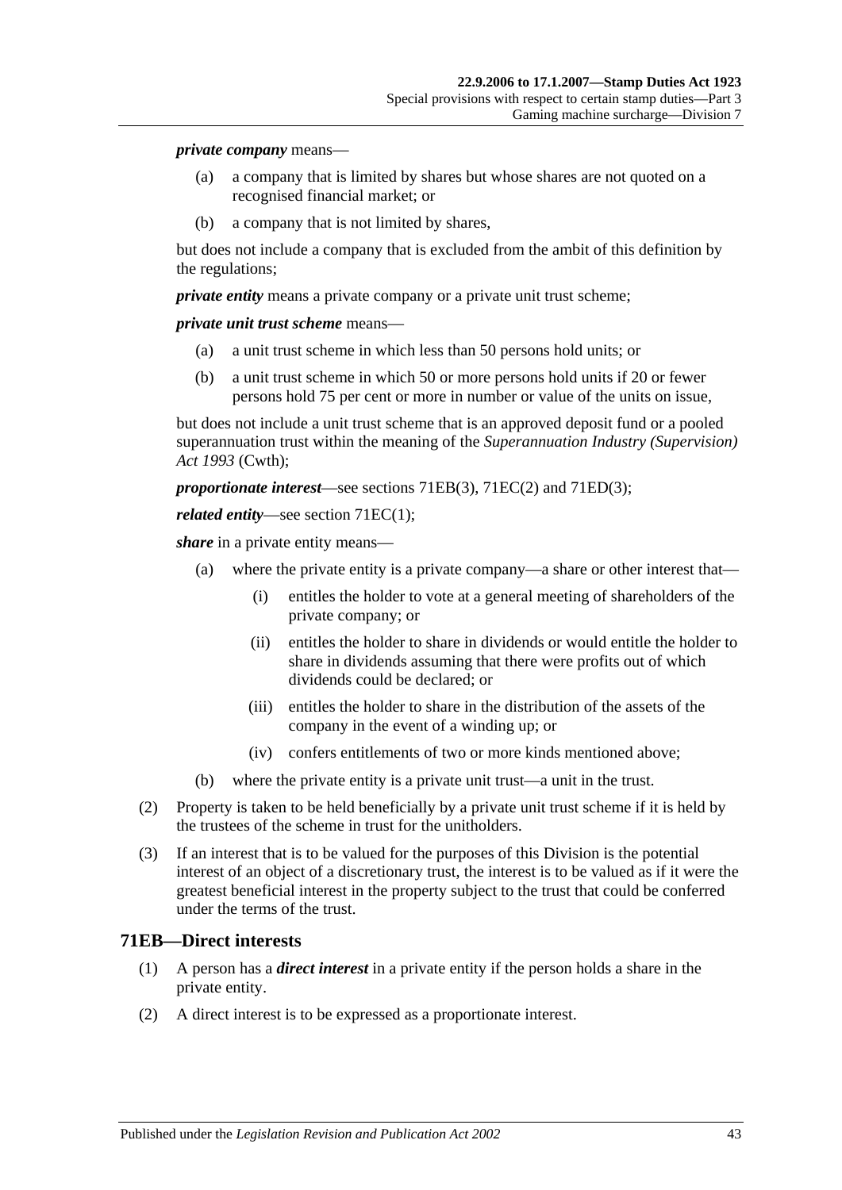***private company*** means—

(a) a company that is limited by shares but whose shares are not quoted on a recognised financial market; or

(b) a company that is not limited by shares,

but does not include a company that is excluded from the ambit of this definition by the regulations;

***private entity*** means a private company or a private unit trust scheme;

***private unit trust scheme*** means—

(a) a unit trust scheme in which less than 50 persons hold units; or

(b) a unit trust scheme in which 50 or more persons hold units if 20 or fewer persons hold 75 per cent or more in number or value of the units on issue,

but does not include a unit trust scheme that is an approved deposit fund or a pooled superannuation trust within the meaning of the *Superannuation Industry (Supervision) Act 1993* (Cwth);

***proportionate interest***—see sections 71EB(3), 71EC(2) and 71ED(3);

***related entity***—see section 71EC(1);

***share*** in a private entity means—

(a) where the private entity is a private company—a share or other interest that—

(i) entitles the holder to vote at a general meeting of shareholders of the private company; or

(ii) entitles the holder to share in dividends or would entitle the holder to share in dividends assuming that there were profits out of which dividends could be declared; or

(iii) entitles the holder to share in the distribution of the assets of the company in the event of a winding up; or

(iv) confers entitlements of two or more kinds mentioned above;

(b) where the private entity is a private unit trust—a unit in the trust.

(2) Property is taken to be held beneficially by a private unit trust scheme if it is held by the trustees of the scheme in trust for the unitholders.

(3) If an interest that is to be valued for the purposes of this Division is the potential interest of an object of a discretionary trust, the interest is to be valued as if it were the greatest beneficial interest in the property subject to the trust that could be conferred under the terms of the trust.

## 71EB—Direct interests

(1) A person has a ***direct interest*** in a private entity if the person holds a share in the private entity.

(2) A direct interest is to be expressed as a proportionate interest.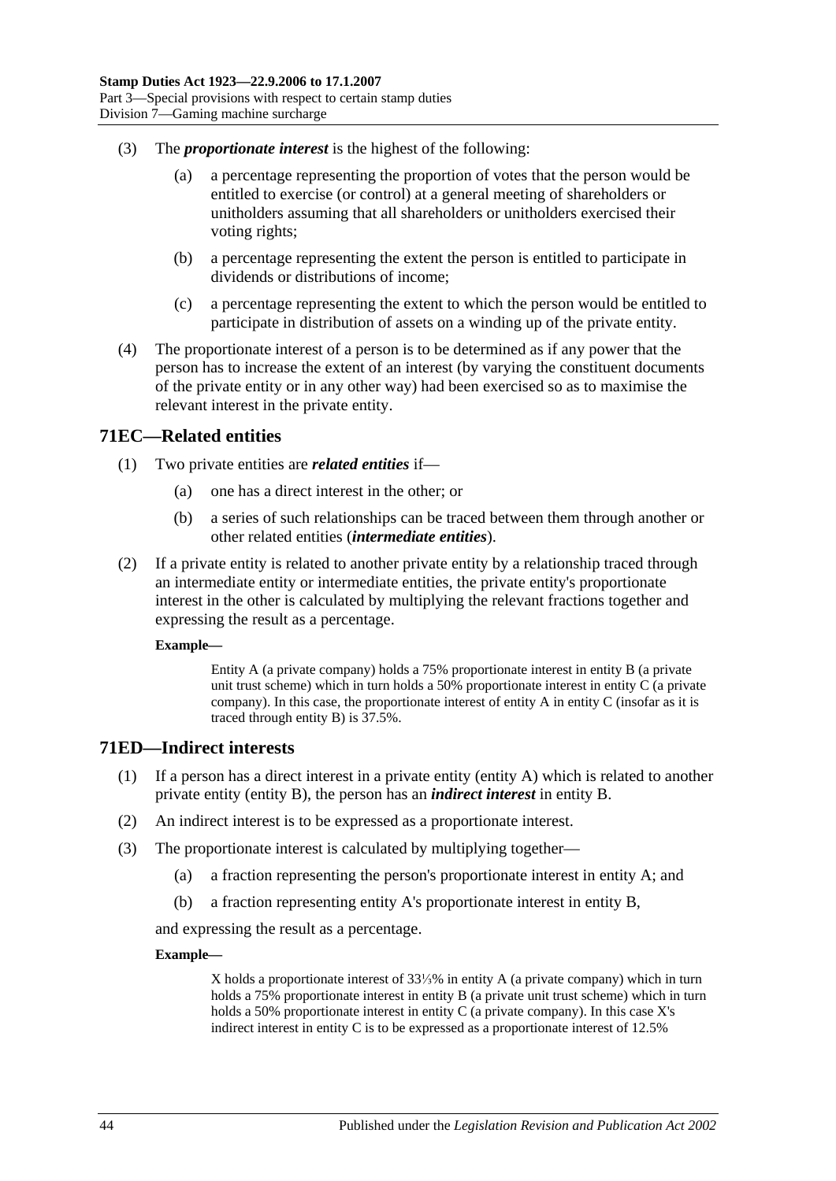(3) The ***proportionate interest*** is the highest of the following:

(a) a percentage representing the proportion of votes that the person would be entitled to exercise (or control) at a general meeting of shareholders or unitholders assuming that all shareholders or unitholders exercised their voting rights;

(b) a percentage representing the extent the person is entitled to participate in dividends or distributions of income;

(c) a percentage representing the extent to which the person would be entitled to participate in distribution of assets on a winding up of the private entity.

(4) The proportionate interest of a person is to be determined as if any power that the person has to increase the extent of an interest (by varying the constituent documents of the private entity or in any other way) had been exercised so as to maximise the relevant interest in the private entity.

## 71EC—Related entities

(1) Two private entities are ***related entities*** if—

(a) one has a direct interest in the other; or

(b) a series of such relationships can be traced between them through another or other related entities (***intermediate entities***).

(2) If a private entity is related to another private entity by a relationship traced through an intermediate entity or intermediate entities, the private entity's proportionate interest in the other is calculated by multiplying the relevant fractions together and expressing the result as a percentage.

**Example—**

Entity A (a private company) holds a 75% proportionate interest in entity B (a private unit trust scheme) which in turn holds a 50% proportionate interest in entity C (a private company). In this case, the proportionate interest of entity A in entity C (insofar as it is traced through entity B) is 37.5%.

## 71ED—Indirect interests

(1) If a person has a direct interest in a private entity (entity A) which is related to another private entity (entity B), the person has an ***indirect interest*** in entity B.

(2) An indirect interest is to be expressed as a proportionate interest.

(3) The proportionate interest is calculated by multiplying together—

(a) a fraction representing the person's proportionate interest in entity A; and

(b) a fraction representing entity A's proportionate interest in entity B,

and expressing the result as a percentage.

**Example—**

X holds a proportionate interest of 33⅓% in entity A (a private company) which in turn holds a 75% proportionate interest in entity B (a private unit trust scheme) which in turn holds a 50% proportionate interest in entity C (a private company). In this case X's indirect interest in entity C is to be expressed as a proportionate interest of 12.5%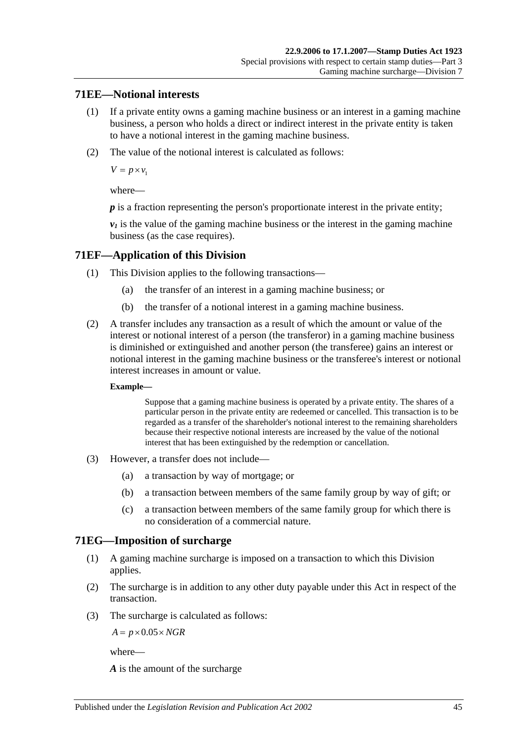## 71EE—Notional interests

(1) If a private entity owns a gaming machine business or an interest in a gaming machine business, a person who holds a direct or indirect interest in the private entity is taken to have a notional interest in the gaming machine business.

(2) The value of the notional interest is calculated as follows:

$$V = p \times v_1$$

where—

***p*** is a fraction representing the person's proportionate interest in the private entity;

$v_1$ is the value of the gaming machine business or the interest in the gaming machine business (as the case requires).

## 71EF—Application of this Division

(1) This Division applies to the following transactions—

- (a) the transfer of an interest in a gaming machine business; or
- (b) the transfer of a notional interest in a gaming machine business.

(2) A transfer includes any transaction as a result of which the amount or value of the interest or notional interest of a person (the transferor) in a gaming machine business is diminished or extinguished and another person (the transferee) gains an interest or notional interest in the gaming machine business or the transferee's interest or notional interest increases in amount or value.

**Example—**

Suppose that a gaming machine business is operated by a private entity. The shares of a particular person in the private entity are redeemed or cancelled. This transaction is to be regarded as a transfer of the shareholder's notional interest to the remaining shareholders because their respective notional interests are increased by the value of the notional interest that has been extinguished by the redemption or cancellation.

(3) However, a transfer does not include—

- (a) a transaction by way of mortgage; or
- (b) a transaction between members of the same family group by way of gift; or
- (c) a transaction between members of the same family group for which there is no consideration of a commercial nature.

## 71EG—Imposition of surcharge

(1) A gaming machine surcharge is imposed on a transaction to which this Division applies.

(2) The surcharge is in addition to any other duty payable under this Act in respect of the transaction.

(3) The surcharge is calculated as follows:

$$A = p \times 0.05 \times NGR$$

where—

***A*** is the amount of the surcharge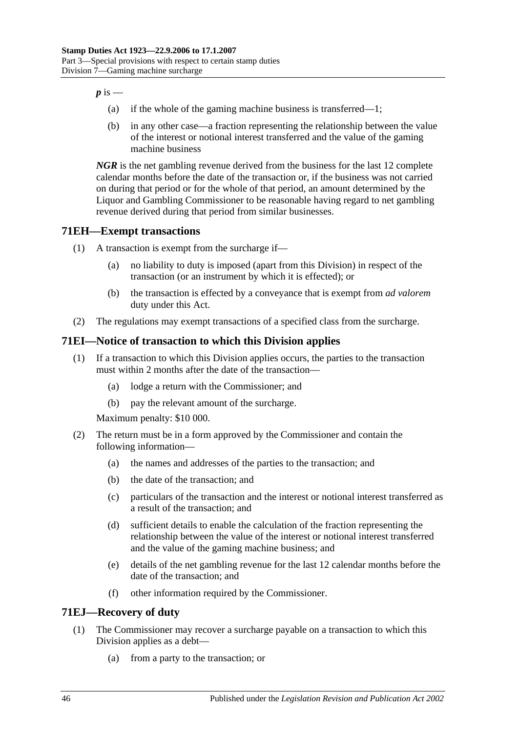*p* is —

(a) if the whole of the gaming machine business is transferred—1;

(b) in any other case—a fraction representing the relationship between the value of the interest or notional interest transferred and the value of the gaming machine business

***NGR*** is the net gambling revenue derived from the business for the last 12 complete calendar months before the date of the transaction or, if the business was not carried on during that period or for the whole of that period, an amount determined by the Liquor and Gambling Commissioner to be reasonable having regard to net gambling revenue derived during that period from similar businesses.

## 71EH—Exempt transactions

(1) A transaction is exempt from the surcharge if—

(a) no liability to duty is imposed (apart from this Division) in respect of the transaction (or an instrument by which it is effected); or

(b) the transaction is effected by a conveyance that is exempt from *ad valorem* duty under this Act.

(2) The regulations may exempt transactions of a specified class from the surcharge.

## 71EI—Notice of transaction to which this Division applies

(1) If a transaction to which this Division applies occurs, the parties to the transaction must within 2 months after the date of the transaction—

(a) lodge a return with the Commissioner; and

(b) pay the relevant amount of the surcharge.

Maximum penalty: $10 000.

(2) The return must be in a form approved by the Commissioner and contain the following information—

(a) the names and addresses of the parties to the transaction; and

(b) the date of the transaction; and

(c) particulars of the transaction and the interest or notional interest transferred as a result of the transaction; and

(d) sufficient details to enable the calculation of the fraction representing the relationship between the value of the interest or notional interest transferred and the value of the gaming machine business; and

(e) details of the net gambling revenue for the last 12 calendar months before the date of the transaction; and

(f) other information required by the Commissioner.

## 71EJ—Recovery of duty

(1) The Commissioner may recover a surcharge payable on a transaction to which this Division applies as a debt—

(a) from a party to the transaction; or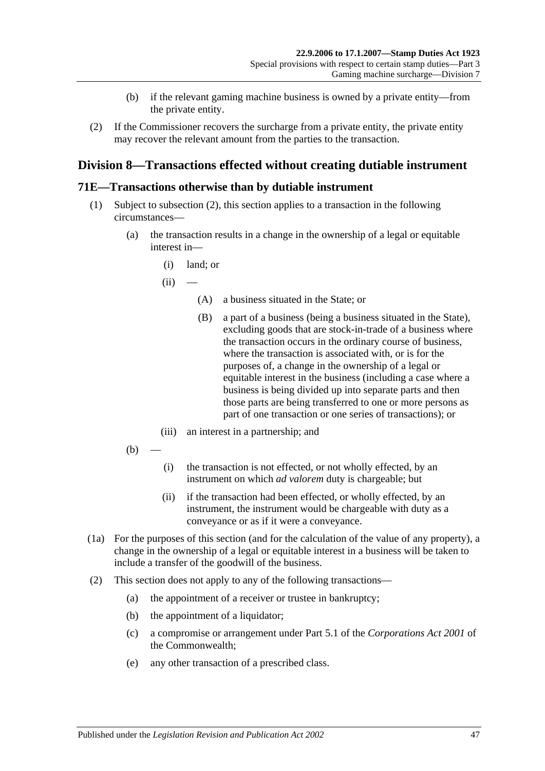(b) if the relevant gaming machine business is owned by a private entity—from the private entity.

(2) If the Commissioner recovers the surcharge from a private entity, the private entity may recover the relevant amount from the parties to the transaction.

## Division 8—Transactions effected without creating dutiable instrument

### 71E—Transactions otherwise than by dutiable instrument

(1) Subject to subsection (2), this section applies to a transaction in the following circumstances—

(a) the transaction results in a change in the ownership of a legal or equitable interest in—

(i) land; or

(ii) —

(A) a business situated in the State; or

(B) a part of a business (being a business situated in the State), excluding goods that are stock-in-trade of a business where the transaction occurs in the ordinary course of business, where the transaction is associated with, or is for the purposes of, a change in the ownership of a legal or equitable interest in the business (including a case where a business is being divided up into separate parts and then those parts are being transferred to one or more persons as part of one transaction or one series of transactions); or

(iii) an interest in a partnership; and

(b) —

(i) the transaction is not effected, or not wholly effected, by an instrument on which *ad valorem* duty is chargeable; but

(ii) if the transaction had been effected, or wholly effected, by an instrument, the instrument would be chargeable with duty as a conveyance or as if it were a conveyance.

(1a) For the purposes of this section (and for the calculation of the value of any property), a change in the ownership of a legal or equitable interest in a business will be taken to include a transfer of the goodwill of the business.

(2) This section does not apply to any of the following transactions—

(a) the appointment of a receiver or trustee in bankruptcy;

(b) the appointment of a liquidator;

(c) a compromise or arrangement under Part 5.1 of the *Corporations Act 2001* of the Commonwealth;

(e) any other transaction of a prescribed class.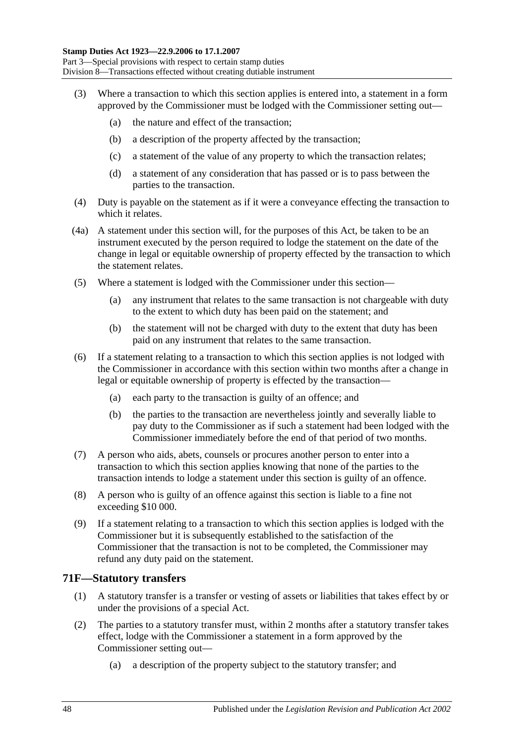(3) Where a transaction to which this section applies is entered into, a statement in a form approved by the Commissioner must be lodged with the Commissioner setting out—

(a) the nature and effect of the transaction;

(b) a description of the property affected by the transaction;

(c) a statement of the value of any property to which the transaction relates;

(d) a statement of any consideration that has passed or is to pass between the parties to the transaction.

(4) Duty is payable on the statement as if it were a conveyance effecting the transaction to which it relates.

(4a) A statement under this section will, for the purposes of this Act, be taken to be an instrument executed by the person required to lodge the statement on the date of the change in legal or equitable ownership of property effected by the transaction to which the statement relates.

(5) Where a statement is lodged with the Commissioner under this section—

(a) any instrument that relates to the same transaction is not chargeable with duty to the extent to which duty has been paid on the statement; and

(b) the statement will not be charged with duty to the extent that duty has been paid on any instrument that relates to the same transaction.

(6) If a statement relating to a transaction to which this section applies is not lodged with the Commissioner in accordance with this section within two months after a change in legal or equitable ownership of property is effected by the transaction—

(a) each party to the transaction is guilty of an offence; and

(b) the parties to the transaction are nevertheless jointly and severally liable to pay duty to the Commissioner as if such a statement had been lodged with the Commissioner immediately before the end of that period of two months.

(7) A person who aids, abets, counsels or procures another person to enter into a transaction to which this section applies knowing that none of the parties to the transaction intends to lodge a statement under this section is guilty of an offence.

(8) A person who is guilty of an offence against this section is liable to a fine not exceeding $10 000.

(9) If a statement relating to a transaction to which this section applies is lodged with the Commissioner but it is subsequently established to the satisfaction of the Commissioner that the transaction is not to be completed, the Commissioner may refund any duty paid on the statement.

## 71F—Statutory transfers

(1) A statutory transfer is a transfer or vesting of assets or liabilities that takes effect by or under the provisions of a special Act.

(2) The parties to a statutory transfer must, within 2 months after a statutory transfer takes effect, lodge with the Commissioner a statement in a form approved by the Commissioner setting out—

(a) a description of the property subject to the statutory transfer; and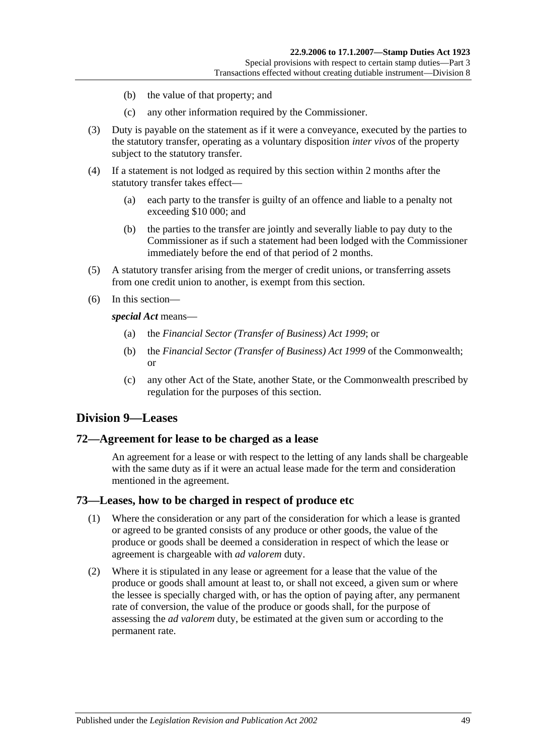(b) the value of that property; and

(c) any other information required by the Commissioner.

(3) Duty is payable on the statement as if it were a conveyance, executed by the parties to the statutory transfer, operating as a voluntary disposition *inter vivos* of the property subject to the statutory transfer.

(4) If a statement is not lodged as required by this section within 2 months after the statutory transfer takes effect—

(a) each party to the transfer is guilty of an offence and liable to a penalty not exceeding $10 000; and

(b) the parties to the transfer are jointly and severally liable to pay duty to the Commissioner as if such a statement had been lodged with the Commissioner immediately before the end of that period of 2 months.

(5) A statutory transfer arising from the merger of credit unions, or transferring assets from one credit union to another, is exempt from this section.

(6) In this section—

***special Act*** means—

(a) the *Financial Sector (Transfer of Business) Act 1999*; or

(b) the *Financial Sector (Transfer of Business) Act 1999* of the Commonwealth; or

(c) any other Act of the State, another State, or the Commonwealth prescribed by regulation for the purposes of this section.

## Division 9—Leases

### 72—Agreement for lease to be charged as a lease

An agreement for a lease or with respect to the letting of any lands shall be chargeable with the same duty as if it were an actual lease made for the term and consideration mentioned in the agreement.

### 73—Leases, how to be charged in respect of produce etc

(1) Where the consideration or any part of the consideration for which a lease is granted or agreed to be granted consists of any produce or other goods, the value of the produce or goods shall be deemed a consideration in respect of which the lease or agreement is chargeable with *ad valorem* duty.

(2) Where it is stipulated in any lease or agreement for a lease that the value of the produce or goods shall amount at least to, or shall not exceed, a given sum or where the lessee is specially charged with, or has the option of paying after, any permanent rate of conversion, the value of the produce or goods shall, for the purpose of assessing the *ad valorem* duty, be estimated at the given sum or according to the permanent rate.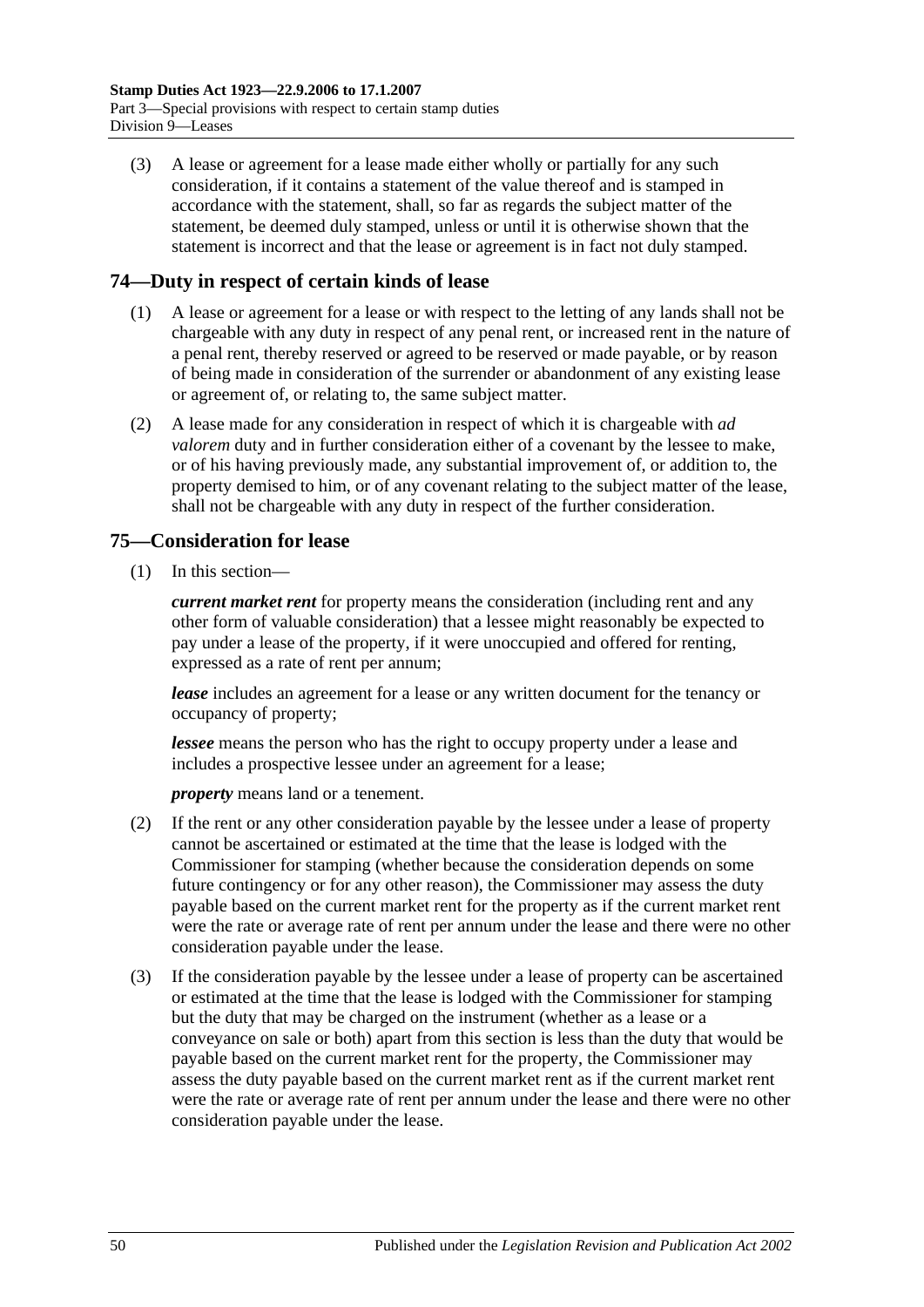(3) A lease or agreement for a lease made either wholly or partially for any such consideration, if it contains a statement of the value thereof and is stamped in accordance with the statement, shall, so far as regards the subject matter of the statement, be deemed duly stamped, unless or until it is otherwise shown that the statement is incorrect and that the lease or agreement is in fact not duly stamped.

## 74—Duty in respect of certain kinds of lease

(1) A lease or agreement for a lease or with respect to the letting of any lands shall not be chargeable with any duty in respect of any penal rent, or increased rent in the nature of a penal rent, thereby reserved or agreed to be reserved or made payable, or by reason of being made in consideration of the surrender or abandonment of any existing lease or agreement of, or relating to, the same subject matter.

(2) A lease made for any consideration in respect of which it is chargeable with *ad valorem* duty and in further consideration either of a covenant by the lessee to make, or of his having previously made, any substantial improvement of, or addition to, the property demised to him, or of any covenant relating to the subject matter of the lease, shall not be chargeable with any duty in respect of the further consideration.

## 75—Consideration for lease

(1) In this section—

***current market rent*** for property means the consideration (including rent and any other form of valuable consideration) that a lessee might reasonably be expected to pay under a lease of the property, if it were unoccupied and offered for renting, expressed as a rate of rent per annum;

***lease*** includes an agreement for a lease or any written document for the tenancy or occupancy of property;

***lessee*** means the person who has the right to occupy property under a lease and includes a prospective lessee under an agreement for a lease;

***property*** means land or a tenement.

(2) If the rent or any other consideration payable by the lessee under a lease of property cannot be ascertained or estimated at the time that the lease is lodged with the Commissioner for stamping (whether because the consideration depends on some future contingency or for any other reason), the Commissioner may assess the duty payable based on the current market rent for the property as if the current market rent were the rate or average rate of rent per annum under the lease and there were no other consideration payable under the lease.

(3) If the consideration payable by the lessee under a lease of property can be ascertained or estimated at the time that the lease is lodged with the Commissioner for stamping but the duty that may be charged on the instrument (whether as a lease or a conveyance on sale or both) apart from this section is less than the duty that would be payable based on the current market rent for the property, the Commissioner may assess the duty payable based on the current market rent as if the current market rent were the rate or average rate of rent per annum under the lease and there were no other consideration payable under the lease.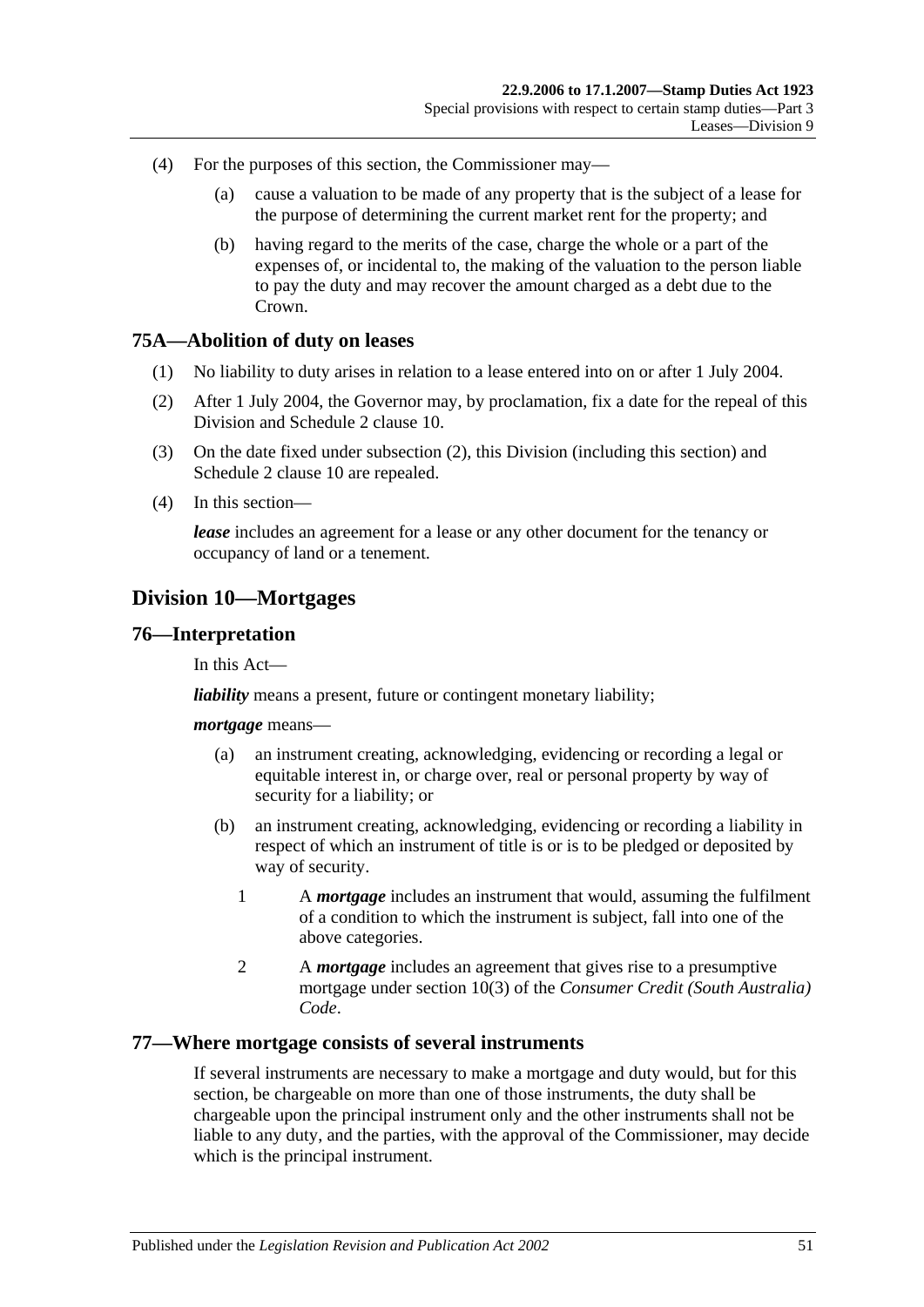(4) For the purposes of this section, the Commissioner may—

(a) cause a valuation to be made of any property that is the subject of a lease for the purpose of determining the current market rent for the property; and

(b) having regard to the merits of the case, charge the whole or a part of the expenses of, or incidental to, the making of the valuation to the person liable to pay the duty and may recover the amount charged as a debt due to the Crown.

### 75A—Abolition of duty on leases

(1) No liability to duty arises in relation to a lease entered into on or after 1 July 2004.

(2) After 1 July 2004, the Governor may, by proclamation, fix a date for the repeal of this Division and Schedule 2 clause 10.

(3) On the date fixed under subsection (2), this Division (including this section) and Schedule 2 clause 10 are repealed.

(4) In this section—

***lease*** includes an agreement for a lease or any other document for the tenancy or occupancy of land or a tenement.

## Division 10—Mortgages

### 76—Interpretation

In this Act—

***liability*** means a present, future or contingent monetary liability;

***mortgage*** means—

(a) an instrument creating, acknowledging, evidencing or recording a legal or equitable interest in, or charge over, real or personal property by way of security for a liability; or

(b) an instrument creating, acknowledging, evidencing or recording a liability in respect of which an instrument of title is or is to be pledged or deposited by way of security.

1 A ***mortgage*** includes an instrument that would, assuming the fulfilment of a condition to which the instrument is subject, fall into one of the above categories.

2 A ***mortgage*** includes an agreement that gives rise to a presumptive mortgage under section 10(3) of the *Consumer Credit (South Australia) Code*.

### 77—Where mortgage consists of several instruments

If several instruments are necessary to make a mortgage and duty would, but for this section, be chargeable on more than one of those instruments, the duty shall be chargeable upon the principal instrument only and the other instruments shall not be liable to any duty, and the parties, with the approval of the Commissioner, may decide which is the principal instrument.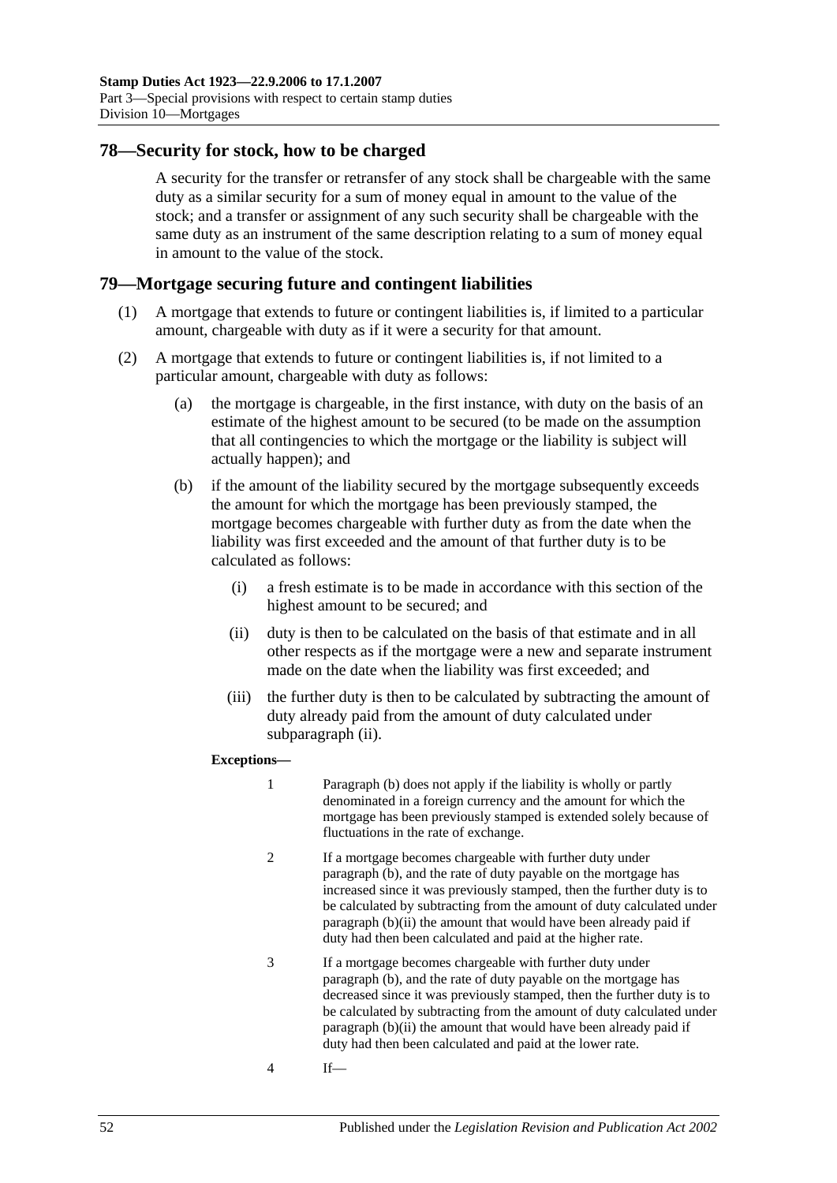## 78—Security for stock, how to be charged

A security for the transfer or retransfer of any stock shall be chargeable with the same duty as a similar security for a sum of money equal in amount to the value of the stock; and a transfer or assignment of any such security shall be chargeable with the same duty as an instrument of the same description relating to a sum of money equal in amount to the value of the stock.

## 79—Mortgage securing future and contingent liabilities

(1) A mortgage that extends to future or contingent liabilities is, if limited to a particular amount, chargeable with duty as if it were a security for that amount.

(2) A mortgage that extends to future or contingent liabilities is, if not limited to a particular amount, chargeable with duty as follows:

(a) the mortgage is chargeable, in the first instance, with duty on the basis of an estimate of the highest amount to be secured (to be made on the assumption that all contingencies to which the mortgage or the liability is subject will actually happen); and

(b) if the amount of the liability secured by the mortgage subsequently exceeds the amount for which the mortgage has been previously stamped, the mortgage becomes chargeable with further duty as from the date when the liability was first exceeded and the amount of that further duty is to be calculated as follows:

(i) a fresh estimate is to be made in accordance with this section of the highest amount to be secured; and

(ii) duty is then to be calculated on the basis of that estimate and in all other respects as if the mortgage were a new and separate instrument made on the date when the liability was first exceeded; and

(iii) the further duty is then to be calculated by subtracting the amount of duty already paid from the amount of duty calculated under subparagraph (ii).

**Exceptions—**

1 Paragraph (b) does not apply if the liability is wholly or partly denominated in a foreign currency and the amount for which the mortgage has been previously stamped is extended solely because of fluctuations in the rate of exchange.

2 If a mortgage becomes chargeable with further duty under paragraph (b), and the rate of duty payable on the mortgage has increased since it was previously stamped, then the further duty is to be calculated by subtracting from the amount of duty calculated under paragraph (b)(ii) the amount that would have been already paid if duty had then been calculated and paid at the higher rate.

3 If a mortgage becomes chargeable with further duty under paragraph (b), and the rate of duty payable on the mortgage has decreased since it was previously stamped, then the further duty is to be calculated by subtracting from the amount of duty calculated under paragraph (b)(ii) the amount that would have been already paid if duty had then been calculated and paid at the lower rate.

4 If—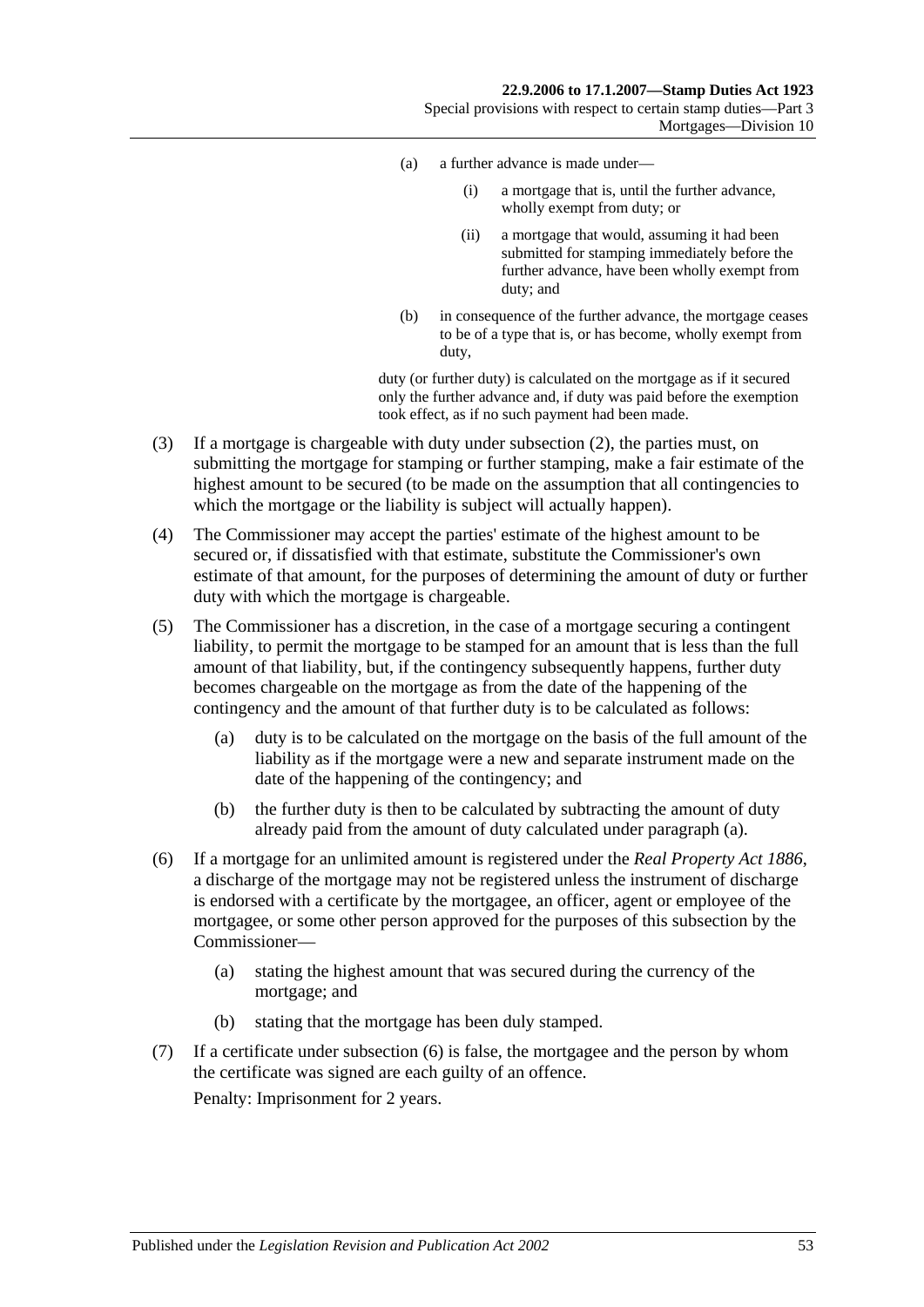(a) a further advance is made under—

(i) a mortgage that is, until the further advance, wholly exempt from duty; or

(ii) a mortgage that would, assuming it had been submitted for stamping immediately before the further advance, have been wholly exempt from duty; and

(b) in consequence of the further advance, the mortgage ceases to be of a type that is, or has become, wholly exempt from duty,

duty (or further duty) is calculated on the mortgage as if it secured only the further advance and, if duty was paid before the exemption took effect, as if no such payment had been made.

(3) If a mortgage is chargeable with duty under subsection (2), the parties must, on submitting the mortgage for stamping or further stamping, make a fair estimate of the highest amount to be secured (to be made on the assumption that all contingencies to which the mortgage or the liability is subject will actually happen).

(4) The Commissioner may accept the parties' estimate of the highest amount to be secured or, if dissatisfied with that estimate, substitute the Commissioner's own estimate of that amount, for the purposes of determining the amount of duty or further duty with which the mortgage is chargeable.

(5) The Commissioner has a discretion, in the case of a mortgage securing a contingent liability, to permit the mortgage to be stamped for an amount that is less than the full amount of that liability, but, if the contingency subsequently happens, further duty becomes chargeable on the mortgage as from the date of the happening of the contingency and the amount of that further duty is to be calculated as follows:

(a) duty is to be calculated on the mortgage on the basis of the full amount of the liability as if the mortgage were a new and separate instrument made on the date of the happening of the contingency; and

(b) the further duty is then to be calculated by subtracting the amount of duty already paid from the amount of duty calculated under paragraph (a).

(6) If a mortgage for an unlimited amount is registered under the *Real Property Act 1886*, a discharge of the mortgage may not be registered unless the instrument of discharge is endorsed with a certificate by the mortgagee, an officer, agent or employee of the mortgagee, or some other person approved for the purposes of this subsection by the Commissioner—

(a) stating the highest amount that was secured during the currency of the mortgage; and

(b) stating that the mortgage has been duly stamped.

(7) If a certificate under subsection (6) is false, the mortgagee and the person by whom the certificate was signed are each guilty of an offence.

Penalty: Imprisonment for 2 years.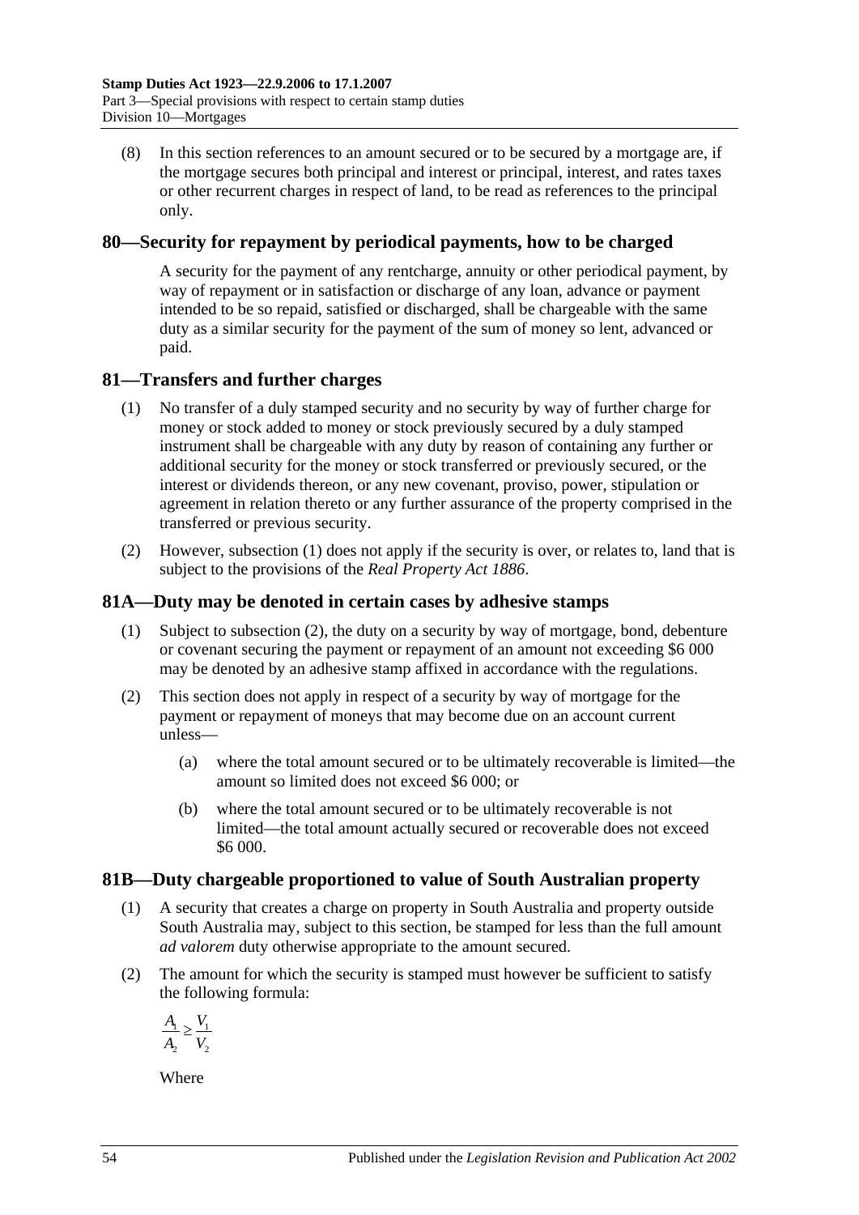(8) In this section references to an amount secured or to be secured by a mortgage are, if the mortgage secures both principal and interest or principal, interest, and rates taxes or other recurrent charges in respect of land, to be read as references to the principal only.

## 80—Security for repayment by periodical payments, how to be charged

A security for the payment of any rentcharge, annuity or other periodical payment, by way of repayment or in satisfaction or discharge of any loan, advance or payment intended to be so repaid, satisfied or discharged, shall be chargeable with the same duty as a similar security for the payment of the sum of money so lent, advanced or paid.

## 81—Transfers and further charges

(1) No transfer of a duly stamped security and no security by way of further charge for money or stock added to money or stock previously secured by a duly stamped instrument shall be chargeable with any duty by reason of containing any further or additional security for the money or stock transferred or previously secured, or the interest or dividends thereon, or any new covenant, proviso, power, stipulation or agreement in relation thereto or any further assurance of the property comprised in the transferred or previous security.

(2) However, subsection (1) does not apply if the security is over, or relates to, land that is subject to the provisions of the *Real Property Act 1886*.

## 81A—Duty may be denoted in certain cases by adhesive stamps

(1) Subject to subsection (2), the duty on a security by way of mortgage, bond, debenture or covenant securing the payment or repayment of an amount not exceeding $6 000 may be denoted by an adhesive stamp affixed in accordance with the regulations.

(2) This section does not apply in respect of a security by way of mortgage for the payment or repayment of moneys that may become due on an account current unless—

  (a) where the total amount secured or to be ultimately recoverable is limited—the amount so limited does not exceed $6 000; or

  (b) where the total amount secured or to be ultimately recoverable is not limited—the total amount actually secured or recoverable does not exceed $6 000.

## 81B—Duty chargeable proportioned to value of South Australian property

(1) A security that creates a charge on property in South Australia and property outside South Australia may, subject to this section, be stamped for less than the full amount *ad valorem* duty otherwise appropriate to the amount secured.

(2) The amount for which the security is stamped must however be sufficient to satisfy the following formula:

$$\frac{A_1}{A_2} \geq \frac{V_1}{V_2}$$

Where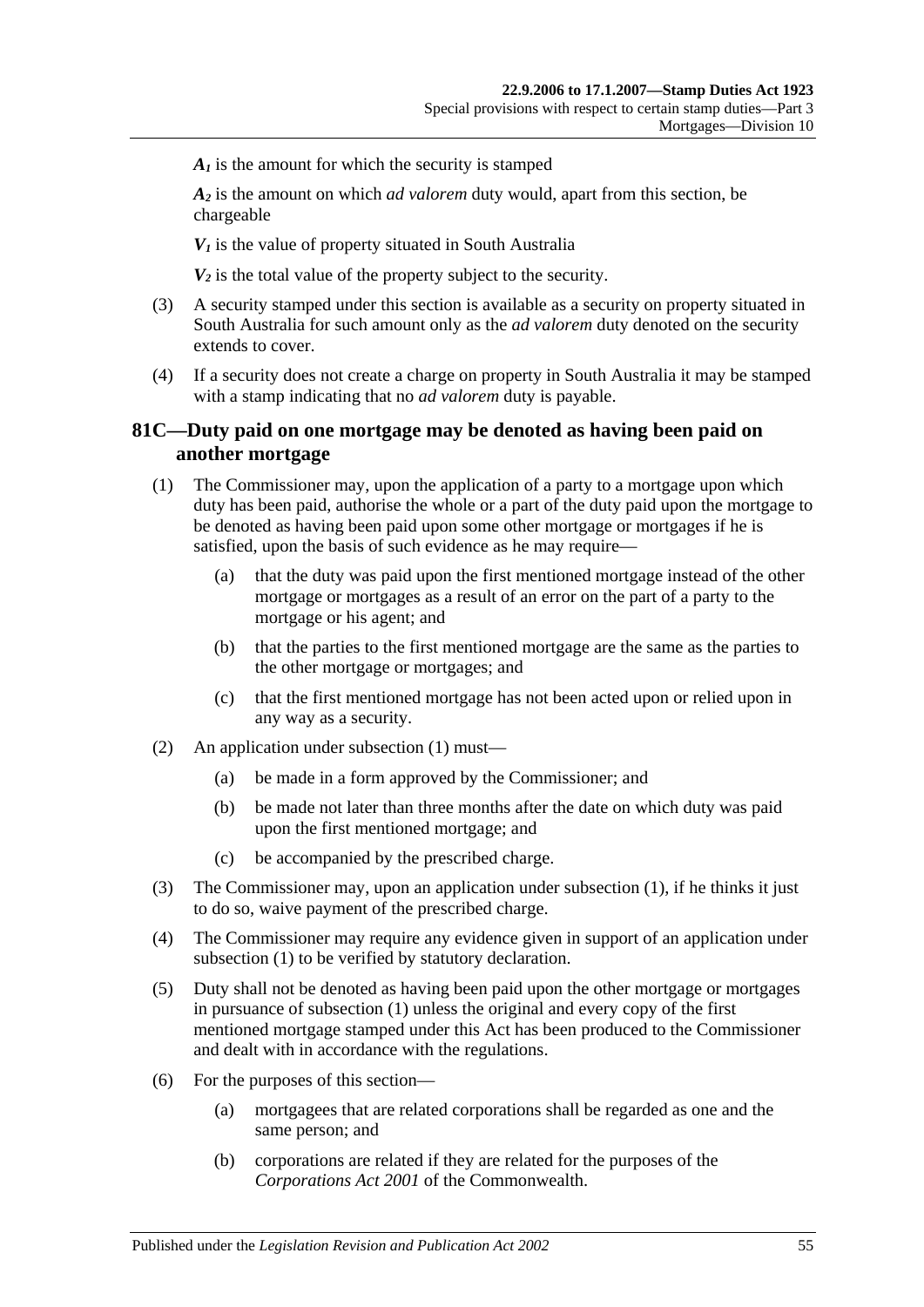$A_1$ is the amount for which the security is stamped

$A_2$ is the amount on which *ad valorem* duty would, apart from this section, be chargeable

$V_1$ is the value of property situated in South Australia

$V_2$ is the total value of the property subject to the security.

(3) A security stamped under this section is available as a security on property situated in South Australia for such amount only as the *ad valorem* duty denoted on the security extends to cover.

(4) If a security does not create a charge on property in South Australia it may be stamped with a stamp indicating that no *ad valorem* duty is payable.

## 81C—Duty paid on one mortgage may be denoted as having been paid on another mortgage

(1) The Commissioner may, upon the application of a party to a mortgage upon which duty has been paid, authorise the whole or a part of the duty paid upon the mortgage to be denoted as having been paid upon some other mortgage or mortgages if he is satisfied, upon the basis of such evidence as he may require—

- (a) that the duty was paid upon the first mentioned mortgage instead of the other mortgage or mortgages as a result of an error on the part of a party to the mortgage or his agent; and
- (b) that the parties to the first mentioned mortgage are the same as the parties to the other mortgage or mortgages; and
- (c) that the first mentioned mortgage has not been acted upon or relied upon in any way as a security.

(2) An application under subsection (1) must—

- (a) be made in a form approved by the Commissioner; and
- (b) be made not later than three months after the date on which duty was paid upon the first mentioned mortgage; and
- (c) be accompanied by the prescribed charge.

(3) The Commissioner may, upon an application under subsection (1), if he thinks it just to do so, waive payment of the prescribed charge.

(4) The Commissioner may require any evidence given in support of an application under subsection (1) to be verified by statutory declaration.

(5) Duty shall not be denoted as having been paid upon the other mortgage or mortgages in pursuance of subsection (1) unless the original and every copy of the first mentioned mortgage stamped under this Act has been produced to the Commissioner and dealt with in accordance with the regulations.

(6) For the purposes of this section—

- (a) mortgagees that are related corporations shall be regarded as one and the same person; and
- (b) corporations are related if they are related for the purposes of the *Corporations Act 2001* of the Commonwealth.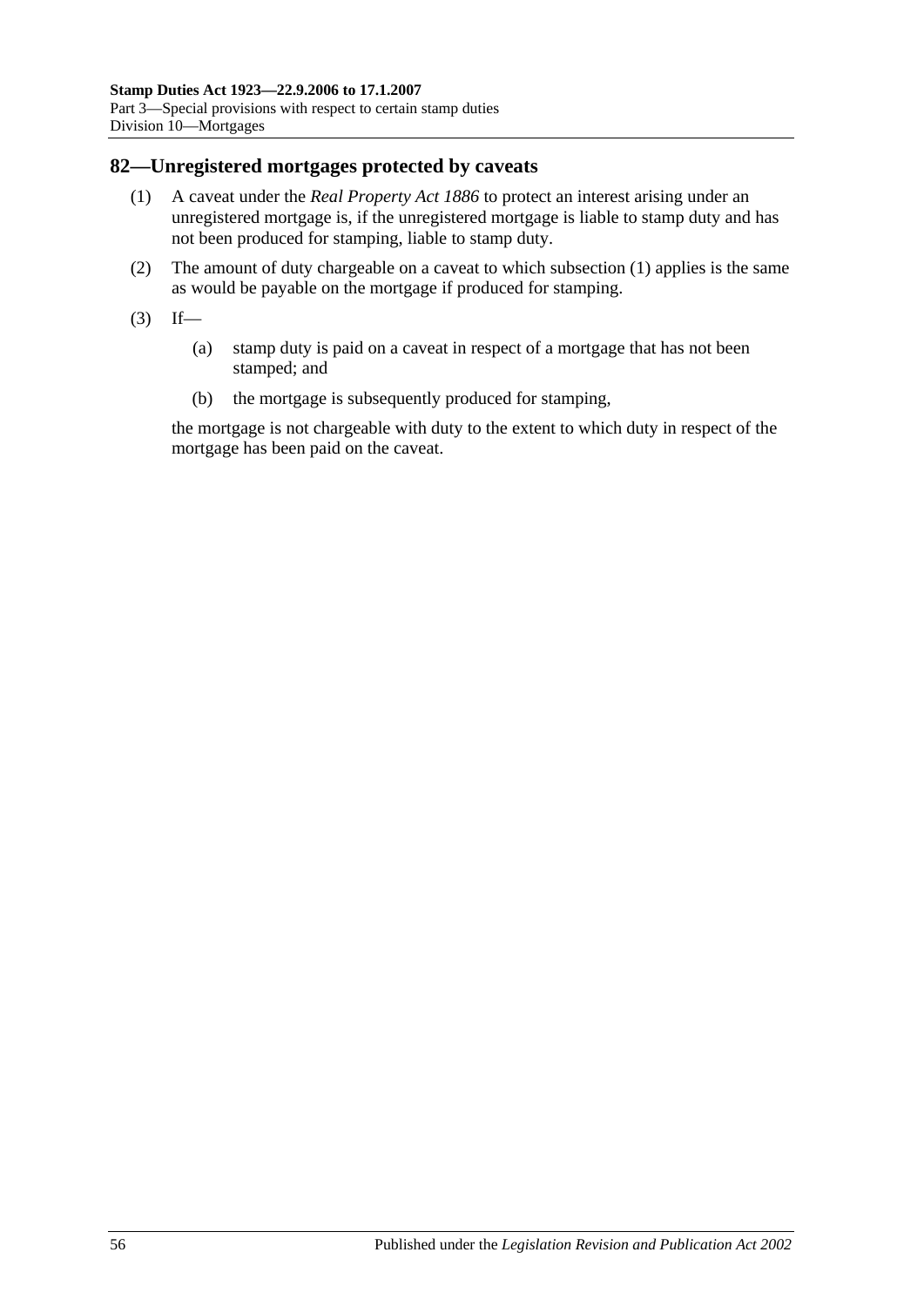## 82—Unregistered mortgages protected by caveats

(1) A caveat under the *Real Property Act 1886* to protect an interest arising under an unregistered mortgage is, if the unregistered mortgage is liable to stamp duty and has not been produced for stamping, liable to stamp duty.

(2) The amount of duty chargeable on a caveat to which subsection (1) applies is the same as would be payable on the mortgage if produced for stamping.

(3) If—

(a) stamp duty is paid on a caveat in respect of a mortgage that has not been stamped; and

(b) the mortgage is subsequently produced for stamping,

the mortgage is not chargeable with duty to the extent to which duty in respect of the mortgage has been paid on the caveat.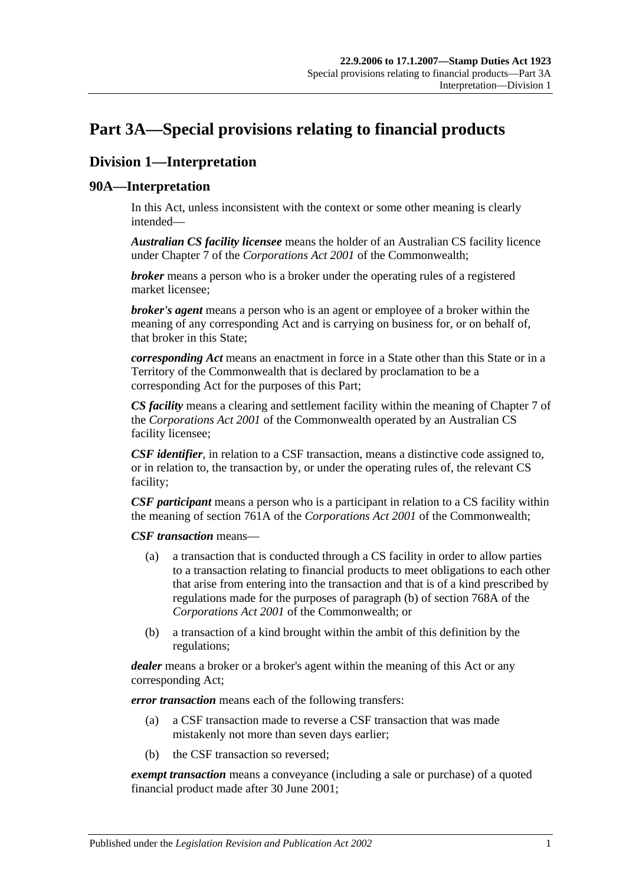# Part 3A—Special provisions relating to financial products

## Division 1—Interpretation

### 90A—Interpretation

In this Act, unless inconsistent with the context or some other meaning is clearly intended—

***Australian CS facility licensee*** means the holder of an Australian CS facility licence under Chapter 7 of the *Corporations Act 2001* of the Commonwealth;

***broker*** means a person who is a broker under the operating rules of a registered market licensee;

***broker's agent*** means a person who is an agent or employee of a broker within the meaning of any corresponding Act and is carrying on business for, or on behalf of, that broker in this State;

***corresponding Act*** means an enactment in force in a State other than this State or in a Territory of the Commonwealth that is declared by proclamation to be a corresponding Act for the purposes of this Part;

***CS facility*** means a clearing and settlement facility within the meaning of Chapter 7 of the *Corporations Act 2001* of the Commonwealth operated by an Australian CS facility licensee;

***CSF identifier***, in relation to a CSF transaction, means a distinctive code assigned to, or in relation to, the transaction by, or under the operating rules of, the relevant CS facility;

***CSF participant*** means a person who is a participant in relation to a CS facility within the meaning of section 761A of the *Corporations Act 2001* of the Commonwealth;

***CSF transaction*** means—

(a) a transaction that is conducted through a CS facility in order to allow parties to a transaction relating to financial products to meet obligations to each other that arise from entering into the transaction and that is of a kind prescribed by regulations made for the purposes of paragraph (b) of section 768A of the *Corporations Act 2001* of the Commonwealth; or

(b) a transaction of a kind brought within the ambit of this definition by the regulations;

***dealer*** means a broker or a broker's agent within the meaning of this Act or any corresponding Act;

***error transaction*** means each of the following transfers:

(a) a CSF transaction made to reverse a CSF transaction that was made mistakenly not more than seven days earlier;

(b) the CSF transaction so reversed;

***exempt transaction*** means a conveyance (including a sale or purchase) of a quoted financial product made after 30 June 2001;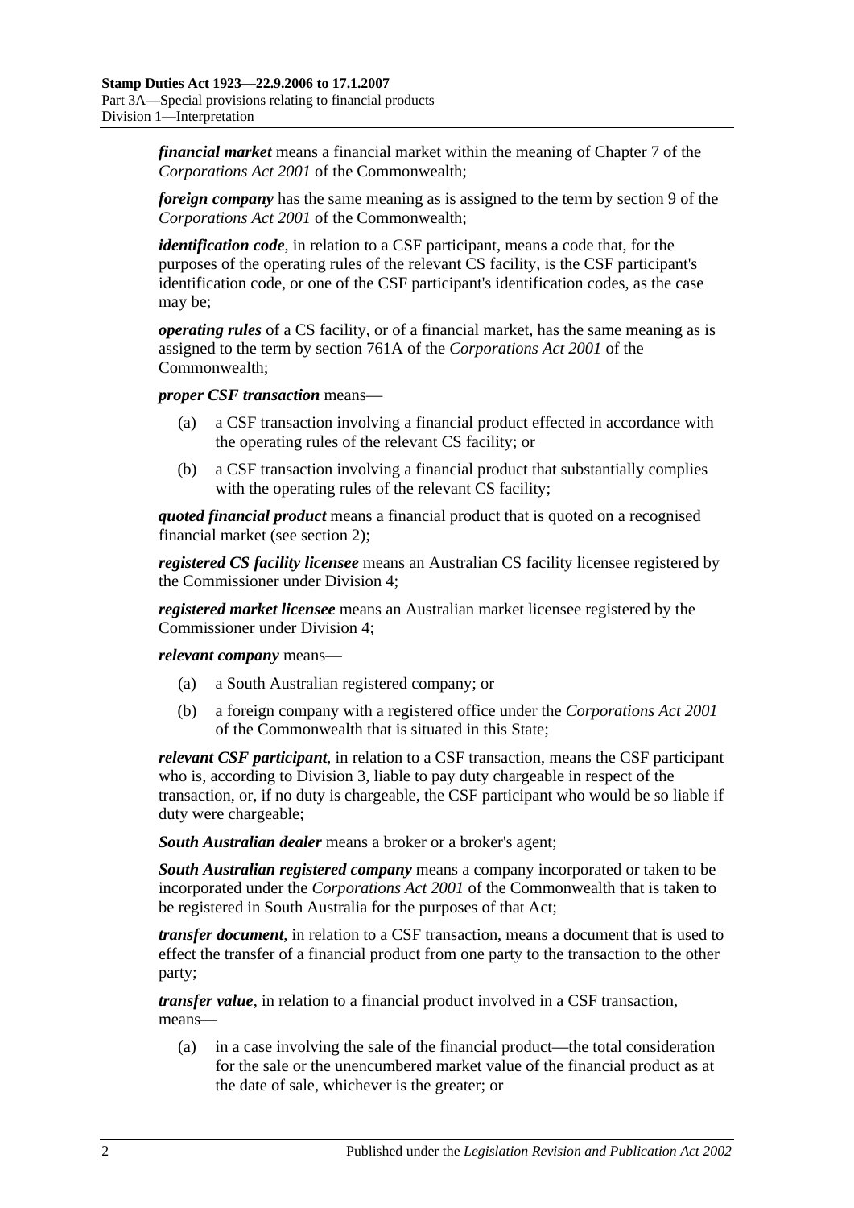***financial market*** means a financial market within the meaning of Chapter 7 of the *Corporations Act 2001* of the Commonwealth;

***foreign company*** has the same meaning as is assigned to the term by section 9 of the *Corporations Act 2001* of the Commonwealth;

***identification code***, in relation to a CSF participant, means a code that, for the purposes of the operating rules of the relevant CS facility, is the CSF participant's identification code, or one of the CSF participant's identification codes, as the case may be;

***operating rules*** of a CS facility, or of a financial market, has the same meaning as is assigned to the term by section 761A of the *Corporations Act 2001* of the Commonwealth;

***proper CSF transaction*** means—

(a) a CSF transaction involving a financial product effected in accordance with the operating rules of the relevant CS facility; or

(b) a CSF transaction involving a financial product that substantially complies with the operating rules of the relevant CS facility;

***quoted financial product*** means a financial product that is quoted on a recognised financial market (see section 2);

***registered CS facility licensee*** means an Australian CS facility licensee registered by the Commissioner under Division 4;

***registered market licensee*** means an Australian market licensee registered by the Commissioner under Division 4;

***relevant company*** means—

(a) a South Australian registered company; or

(b) a foreign company with a registered office under the *Corporations Act 2001* of the Commonwealth that is situated in this State;

***relevant CSF participant***, in relation to a CSF transaction, means the CSF participant who is, according to Division 3, liable to pay duty chargeable in respect of the transaction, or, if no duty is chargeable, the CSF participant who would be so liable if duty were chargeable;

***South Australian dealer*** means a broker or a broker's agent;

***South Australian registered company*** means a company incorporated or taken to be incorporated under the *Corporations Act 2001* of the Commonwealth that is taken to be registered in South Australia for the purposes of that Act;

***transfer document***, in relation to a CSF transaction, means a document that is used to effect the transfer of a financial product from one party to the transaction to the other party;

***transfer value***, in relation to a financial product involved in a CSF transaction, means—

(a) in a case involving the sale of the financial product—the total consideration for the sale or the unencumbered market value of the financial product as at the date of sale, whichever is the greater; or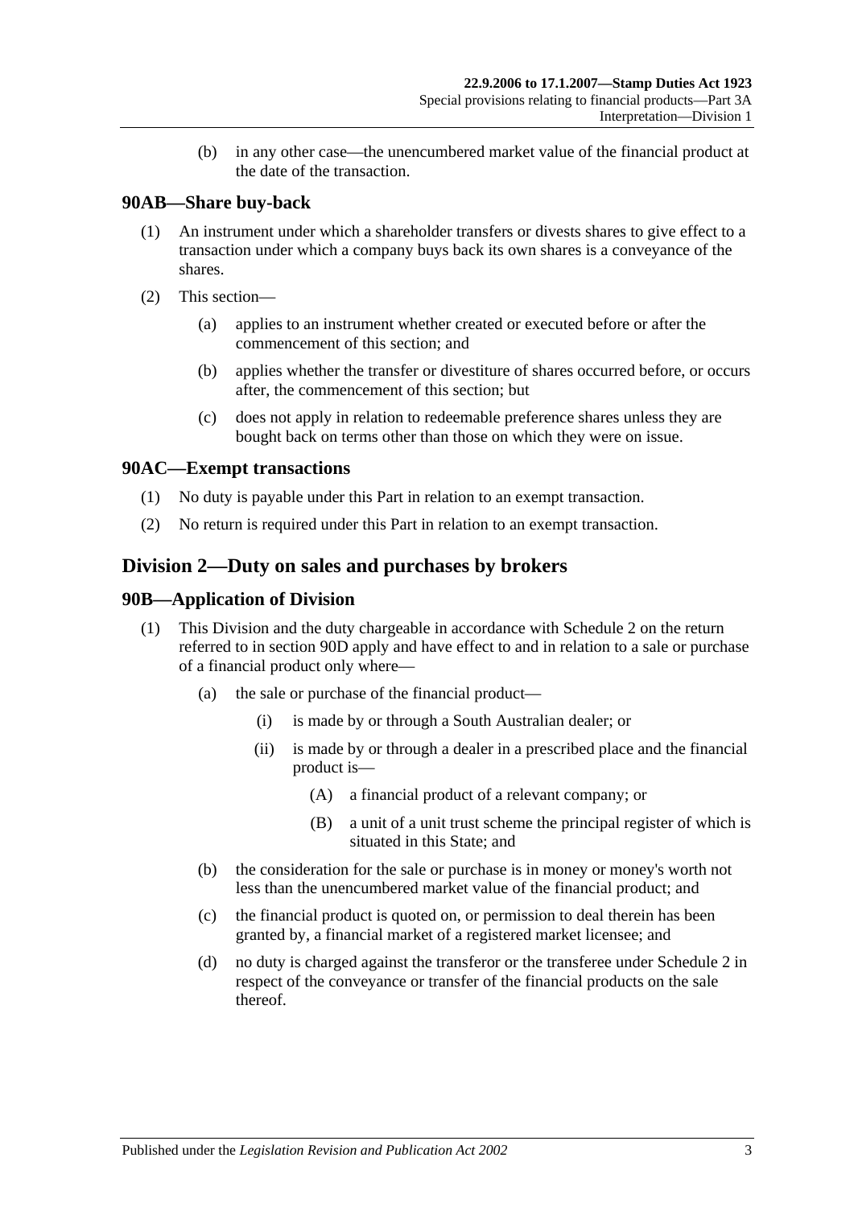(b) in any other case—the unencumbered market value of the financial product at the date of the transaction.

### 90AB—Share buy-back

(1) An instrument under which a shareholder transfers or divests shares to give effect to a transaction under which a company buys back its own shares is a conveyance of the shares.

(2) This section—

(a) applies to an instrument whether created or executed before or after the commencement of this section; and

(b) applies whether the transfer or divestiture of shares occurred before, or occurs after, the commencement of this section; but

(c) does not apply in relation to redeemable preference shares unless they are bought back on terms other than those on which they were on issue.

### 90AC—Exempt transactions

(1) No duty is payable under this Part in relation to an exempt transaction.

(2) No return is required under this Part in relation to an exempt transaction.

## Division 2—Duty on sales and purchases by brokers

### 90B—Application of Division

(1) This Division and the duty chargeable in accordance with Schedule 2 on the return referred to in section 90D apply and have effect to and in relation to a sale or purchase of a financial product only where—

(a) the sale or purchase of the financial product—

(i) is made by or through a South Australian dealer; or

(ii) is made by or through a dealer in a prescribed place and the financial product is—

(A) a financial product of a relevant company; or

(B) a unit of a unit trust scheme the principal register of which is situated in this State; and

(b) the consideration for the sale or purchase is in money or money's worth not less than the unencumbered market value of the financial product; and

(c) the financial product is quoted on, or permission to deal therein has been granted by, a financial market of a registered market licensee; and

(d) no duty is charged against the transferor or the transferee under Schedule 2 in respect of the conveyance or transfer of the financial products on the sale thereof.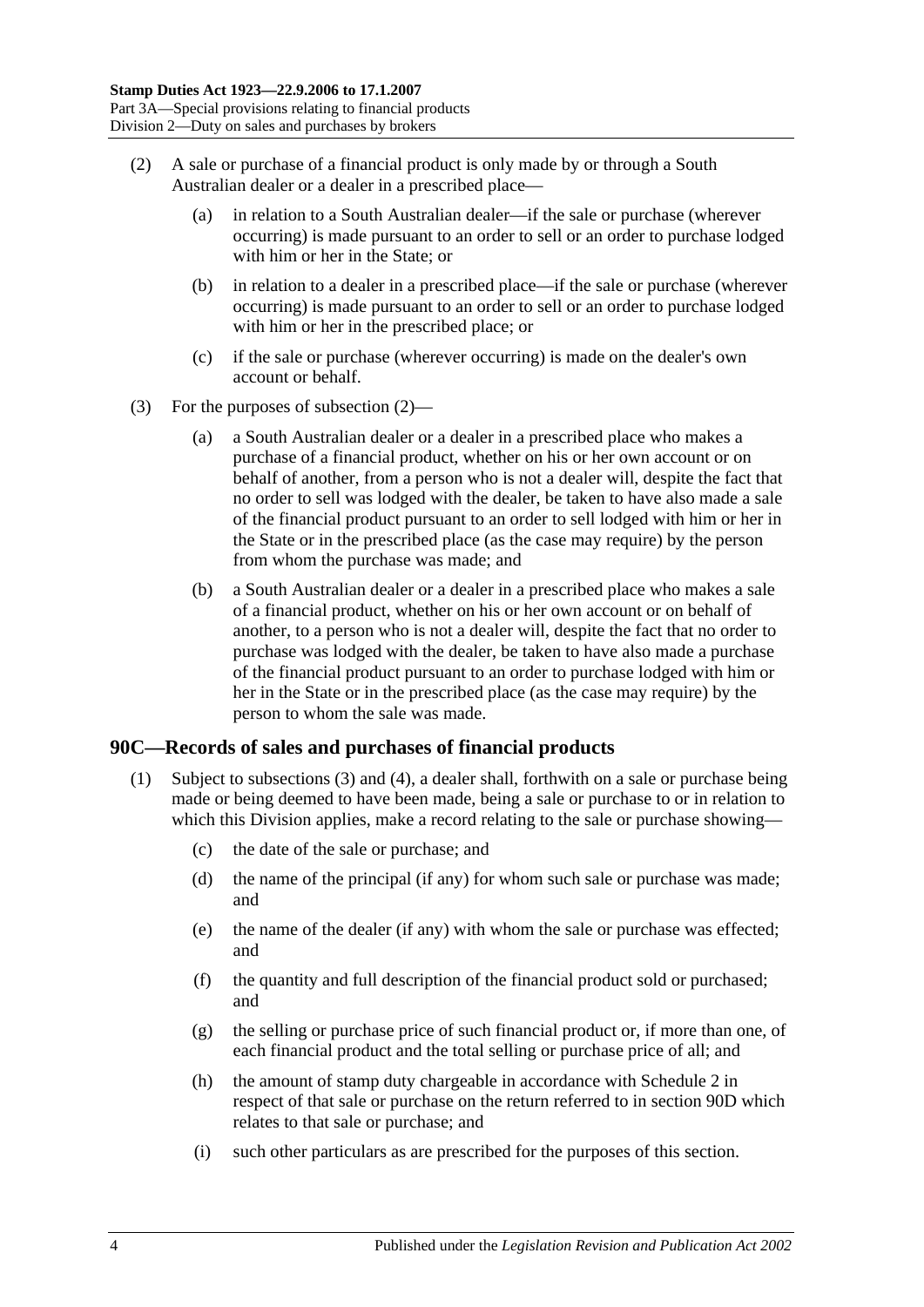(2) A sale or purchase of a financial product is only made by or through a South Australian dealer or a dealer in a prescribed place—

(a) in relation to a South Australian dealer—if the sale or purchase (wherever occurring) is made pursuant to an order to sell or an order to purchase lodged with him or her in the State; or

(b) in relation to a dealer in a prescribed place—if the sale or purchase (wherever occurring) is made pursuant to an order to sell or an order to purchase lodged with him or her in the prescribed place; or

(c) if the sale or purchase (wherever occurring) is made on the dealer's own account or behalf.

(3) For the purposes of subsection (2)—

(a) a South Australian dealer or a dealer in a prescribed place who makes a purchase of a financial product, whether on his or her own account or on behalf of another, from a person who is not a dealer will, despite the fact that no order to sell was lodged with the dealer, be taken to have also made a sale of the financial product pursuant to an order to sell lodged with him or her in the State or in the prescribed place (as the case may require) by the person from whom the purchase was made; and

(b) a South Australian dealer or a dealer in a prescribed place who makes a sale of a financial product, whether on his or her own account or on behalf of another, to a person who is not a dealer will, despite the fact that no order to purchase was lodged with the dealer, be taken to have also made a purchase of the financial product pursuant to an order to purchase lodged with him or her in the State or in the prescribed place (as the case may require) by the person to whom the sale was made.

## 90C—Records of sales and purchases of financial products

(1) Subject to subsections (3) and (4), a dealer shall, forthwith on a sale or purchase being made or being deemed to have been made, being a sale or purchase to or in relation to which this Division applies, make a record relating to the sale or purchase showing—

(c) the date of the sale or purchase; and

(d) the name of the principal (if any) for whom such sale or purchase was made; and

(e) the name of the dealer (if any) with whom the sale or purchase was effected; and

(f) the quantity and full description of the financial product sold or purchased; and

(g) the selling or purchase price of such financial product or, if more than one, of each financial product and the total selling or purchase price of all; and

(h) the amount of stamp duty chargeable in accordance with Schedule 2 in respect of that sale or purchase on the return referred to in section 90D which relates to that sale or purchase; and

(i) such other particulars as are prescribed for the purposes of this section.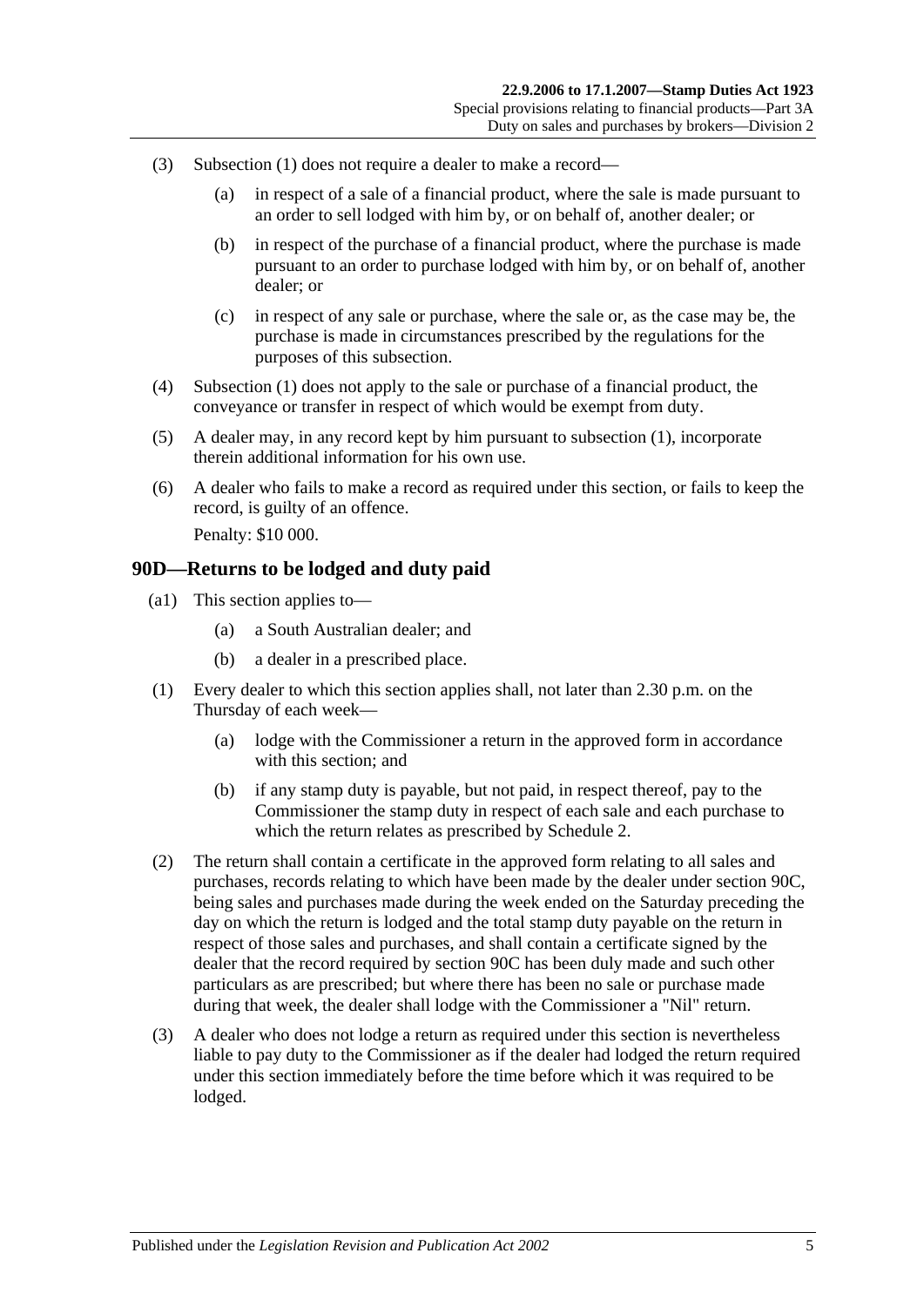(3) Subsection (1) does not require a dealer to make a record—

(a) in respect of a sale of a financial product, where the sale is made pursuant to an order to sell lodged with him by, or on behalf of, another dealer; or

(b) in respect of the purchase of a financial product, where the purchase is made pursuant to an order to purchase lodged with him by, or on behalf of, another dealer; or

(c) in respect of any sale or purchase, where the sale or, as the case may be, the purchase is made in circumstances prescribed by the regulations for the purposes of this subsection.

(4) Subsection (1) does not apply to the sale or purchase of a financial product, the conveyance or transfer in respect of which would be exempt from duty.

(5) A dealer may, in any record kept by him pursuant to subsection (1), incorporate therein additional information for his own use.

(6) A dealer who fails to make a record as required under this section, or fails to keep the record, is guilty of an offence.

Penalty: $10 000.

## 90D—Returns to be lodged and duty paid

(a1) This section applies to—

(a) a South Australian dealer; and

(b) a dealer in a prescribed place.

(1) Every dealer to which this section applies shall, not later than 2.30 p.m. on the Thursday of each week—

(a) lodge with the Commissioner a return in the approved form in accordance with this section; and

(b) if any stamp duty is payable, but not paid, in respect thereof, pay to the Commissioner the stamp duty in respect of each sale and each purchase to which the return relates as prescribed by Schedule 2.

(2) The return shall contain a certificate in the approved form relating to all sales and purchases, records relating to which have been made by the dealer under section 90C, being sales and purchases made during the week ended on the Saturday preceding the day on which the return is lodged and the total stamp duty payable on the return in respect of those sales and purchases, and shall contain a certificate signed by the dealer that the record required by section 90C has been duly made and such other particulars as are prescribed; but where there has been no sale or purchase made during that week, the dealer shall lodge with the Commissioner a "Nil" return.

(3) A dealer who does not lodge a return as required under this section is nevertheless liable to pay duty to the Commissioner as if the dealer had lodged the return required under this section immediately before the time before which it was required to be lodged.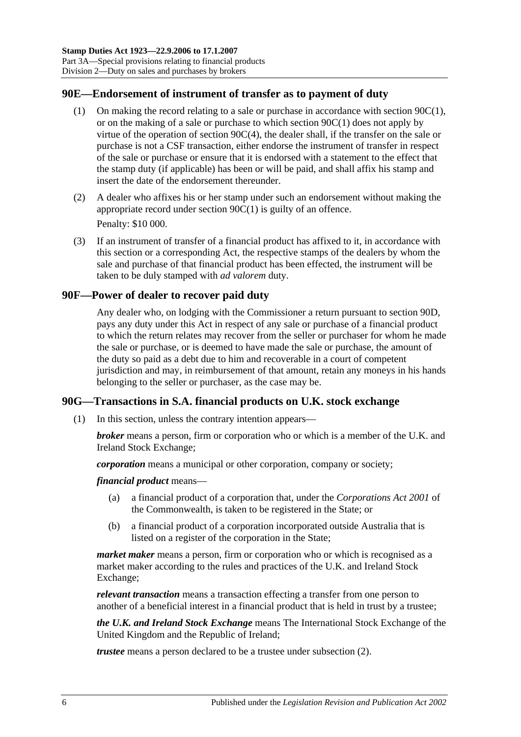## 90E—Endorsement of instrument of transfer as to payment of duty

(1) On making the record relating to a sale or purchase in accordance with section 90C(1), or on the making of a sale or purchase to which section 90C(1) does not apply by virtue of the operation of section 90C(4), the dealer shall, if the transfer on the sale or purchase is not a CSF transaction, either endorse the instrument of transfer in respect of the sale or purchase or ensure that it is endorsed with a statement to the effect that the stamp duty (if applicable) has been or will be paid, and shall affix his stamp and insert the date of the endorsement thereunder.

(2) A dealer who affixes his or her stamp under such an endorsement without making the appropriate record under section 90C(1) is guilty of an offence.

Penalty: $10 000.

(3) If an instrument of transfer of a financial product has affixed to it, in accordance with this section or a corresponding Act, the respective stamps of the dealers by whom the sale and purchase of that financial product has been effected, the instrument will be taken to be duly stamped with *ad valorem* duty.

## 90F—Power of dealer to recover paid duty

Any dealer who, on lodging with the Commissioner a return pursuant to section 90D, pays any duty under this Act in respect of any sale or purchase of a financial product to which the return relates may recover from the seller or purchaser for whom he made the sale or purchase, or is deemed to have made the sale or purchase, the amount of the duty so paid as a debt due to him and recoverable in a court of competent jurisdiction and may, in reimbursement of that amount, retain any moneys in his hands belonging to the seller or purchaser, as the case may be.

## 90G—Transactions in S.A. financial products on U.K. stock exchange

(1) In this section, unless the contrary intention appears—

***broker*** means a person, firm or corporation who or which is a member of the U.K. and Ireland Stock Exchange;

***corporation*** means a municipal or other corporation, company or society;

***financial product*** means—

(a) a financial product of a corporation that, under the *Corporations Act 2001* of the Commonwealth, is taken to be registered in the State; or

(b) a financial product of a corporation incorporated outside Australia that is listed on a register of the corporation in the State;

***market maker*** means a person, firm or corporation who or which is recognised as a market maker according to the rules and practices of the U.K. and Ireland Stock Exchange;

***relevant transaction*** means a transaction effecting a transfer from one person to another of a beneficial interest in a financial product that is held in trust by a trustee;

***the U.K. and Ireland Stock Exchange*** means The International Stock Exchange of the United Kingdom and the Republic of Ireland;

***trustee*** means a person declared to be a trustee under subsection (2).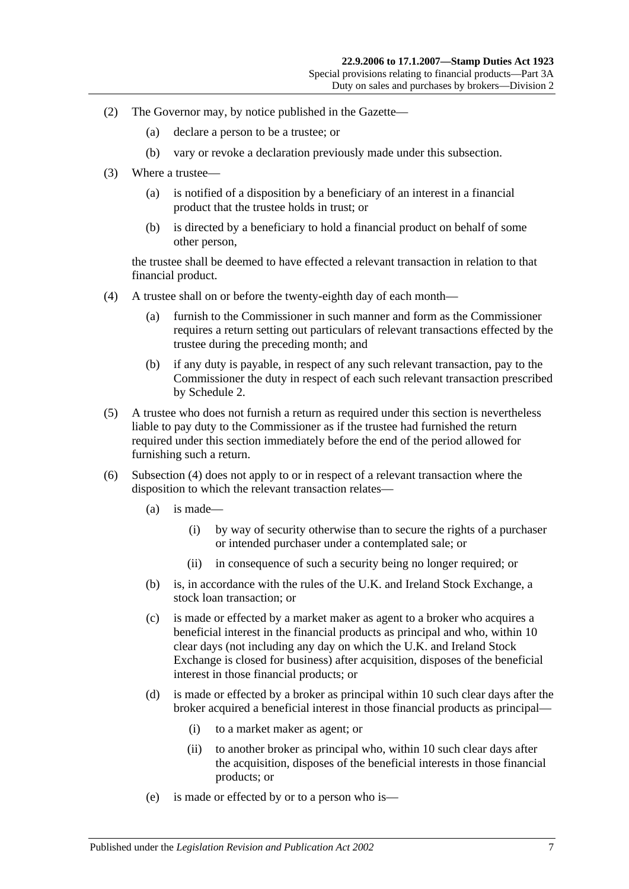(2) The Governor may, by notice published in the Gazette—

(a) declare a person to be a trustee; or

(b) vary or revoke a declaration previously made under this subsection.

(3) Where a trustee—

(a) is notified of a disposition by a beneficiary of an interest in a financial product that the trustee holds in trust; or

(b) is directed by a beneficiary to hold a financial product on behalf of some other person,

the trustee shall be deemed to have effected a relevant transaction in relation to that financial product.

(4) A trustee shall on or before the twenty-eighth day of each month—

(a) furnish to the Commissioner in such manner and form as the Commissioner requires a return setting out particulars of relevant transactions effected by the trustee during the preceding month; and

(b) if any duty is payable, in respect of any such relevant transaction, pay to the Commissioner the duty in respect of each such relevant transaction prescribed by Schedule 2.

(5) A trustee who does not furnish a return as required under this section is nevertheless liable to pay duty to the Commissioner as if the trustee had furnished the return required under this section immediately before the end of the period allowed for furnishing such a return.

(6) Subsection (4) does not apply to or in respect of a relevant transaction where the disposition to which the relevant transaction relates—

(a) is made—

(i) by way of security otherwise than to secure the rights of a purchaser or intended purchaser under a contemplated sale; or

(ii) in consequence of such a security being no longer required; or

(b) is, in accordance with the rules of the U.K. and Ireland Stock Exchange, a stock loan transaction; or

(c) is made or effected by a market maker as agent to a broker who acquires a beneficial interest in the financial products as principal and who, within 10 clear days (not including any day on which the U.K. and Ireland Stock Exchange is closed for business) after acquisition, disposes of the beneficial interest in those financial products; or

(d) is made or effected by a broker as principal within 10 such clear days after the broker acquired a beneficial interest in those financial products as principal—

(i) to a market maker as agent; or

(ii) to another broker as principal who, within 10 such clear days after the acquisition, disposes of the beneficial interests in those financial products; or

(e) is made or effected by or to a person who is—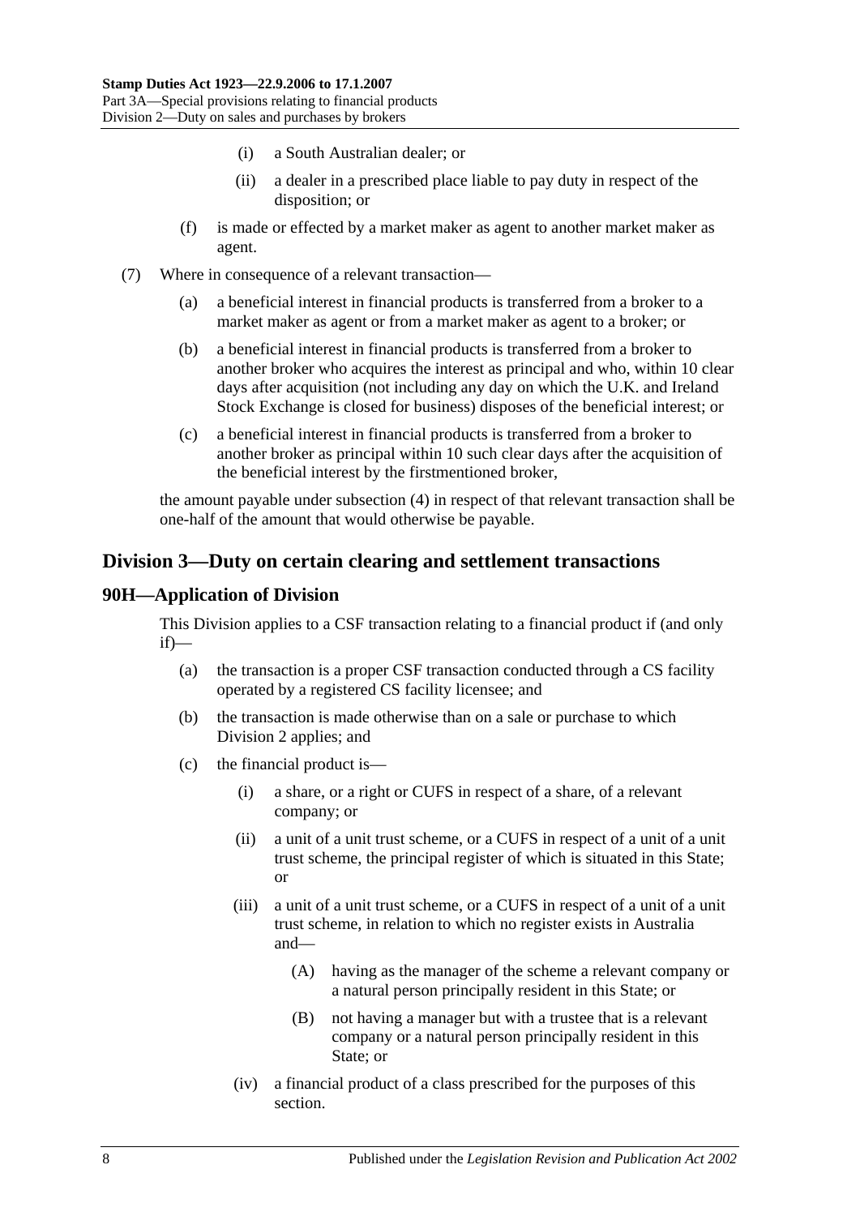(i) a South Australian dealer; or

(ii) a dealer in a prescribed place liable to pay duty in respect of the disposition; or

(f) is made or effected by a market maker as agent to another market maker as agent.

(7) Where in consequence of a relevant transaction—

(a) a beneficial interest in financial products is transferred from a broker to a market maker as agent or from a market maker as agent to a broker; or

(b) a beneficial interest in financial products is transferred from a broker to another broker who acquires the interest as principal and who, within 10 clear days after acquisition (not including any day on which the U.K. and Ireland Stock Exchange is closed for business) disposes of the beneficial interest; or

(c) a beneficial interest in financial products is transferred from a broker to another broker as principal within 10 such clear days after the acquisition of the beneficial interest by the firstmentioned broker,

the amount payable under subsection (4) in respect of that relevant transaction shall be one-half of the amount that would otherwise be payable.

## Division 3—Duty on certain clearing and settlement transactions

### 90H—Application of Division

This Division applies to a CSF transaction relating to a financial product if (and only if)—

(a) the transaction is a proper CSF transaction conducted through a CS facility operated by a registered CS facility licensee; and

(b) the transaction is made otherwise than on a sale or purchase to which Division 2 applies; and

(c) the financial product is—

(i) a share, or a right or CUFS in respect of a share, of a relevant company; or

(ii) a unit of a unit trust scheme, or a CUFS in respect of a unit of a unit trust scheme, the principal register of which is situated in this State; or

(iii) a unit of a unit trust scheme, or a CUFS in respect of a unit of a unit trust scheme, in relation to which no register exists in Australia and—

(A) having as the manager of the scheme a relevant company or a natural person principally resident in this State; or

(B) not having a manager but with a trustee that is a relevant company or a natural person principally resident in this State; or

(iv) a financial product of a class prescribed for the purposes of this section.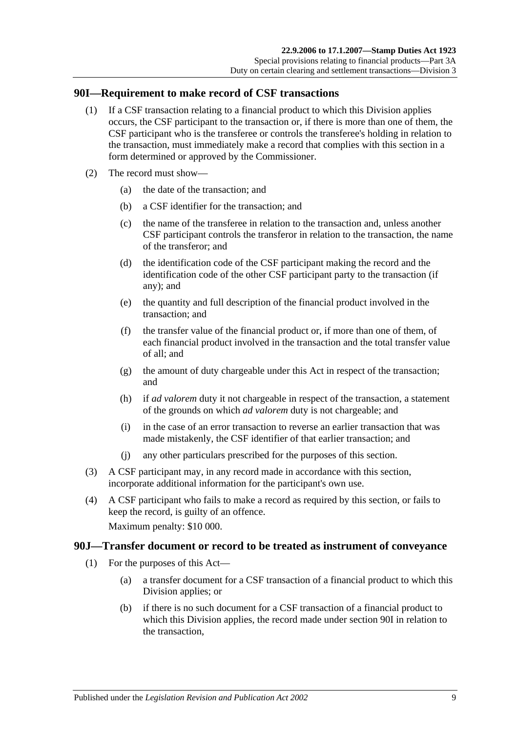## 90I—Requirement to make record of CSF transactions

(1) If a CSF transaction relating to a financial product to which this Division applies occurs, the CSF participant to the transaction or, if there is more than one of them, the CSF participant who is the transferee or controls the transferee's holding in relation to the transaction, must immediately make a record that complies with this section in a form determined or approved by the Commissioner.

(2) The record must show—

(a) the date of the transaction; and

(b) a CSF identifier for the transaction; and

(c) the name of the transferee in relation to the transaction and, unless another CSF participant controls the transferor in relation to the transaction, the name of the transferor; and

(d) the identification code of the CSF participant making the record and the identification code of the other CSF participant party to the transaction (if any); and

(e) the quantity and full description of the financial product involved in the transaction; and

(f) the transfer value of the financial product or, if more than one of them, of each financial product involved in the transaction and the total transfer value of all; and

(g) the amount of duty chargeable under this Act in respect of the transaction; and

(h) if *ad valorem* duty it not chargeable in respect of the transaction, a statement of the grounds on which *ad valorem* duty is not chargeable; and

(i) in the case of an error transaction to reverse an earlier transaction that was made mistakenly, the CSF identifier of that earlier transaction; and

(j) any other particulars prescribed for the purposes of this section.

(3) A CSF participant may, in any record made in accordance with this section, incorporate additional information for the participant's own use.

(4) A CSF participant who fails to make a record as required by this section, or fails to keep the record, is guilty of an offence.

Maximum penalty: $10 000.

## 90J—Transfer document or record to be treated as instrument of conveyance

(1) For the purposes of this Act—

(a) a transfer document for a CSF transaction of a financial product to which this Division applies; or

(b) if there is no such document for a CSF transaction of a financial product to which this Division applies, the record made under section 90I in relation to the transaction,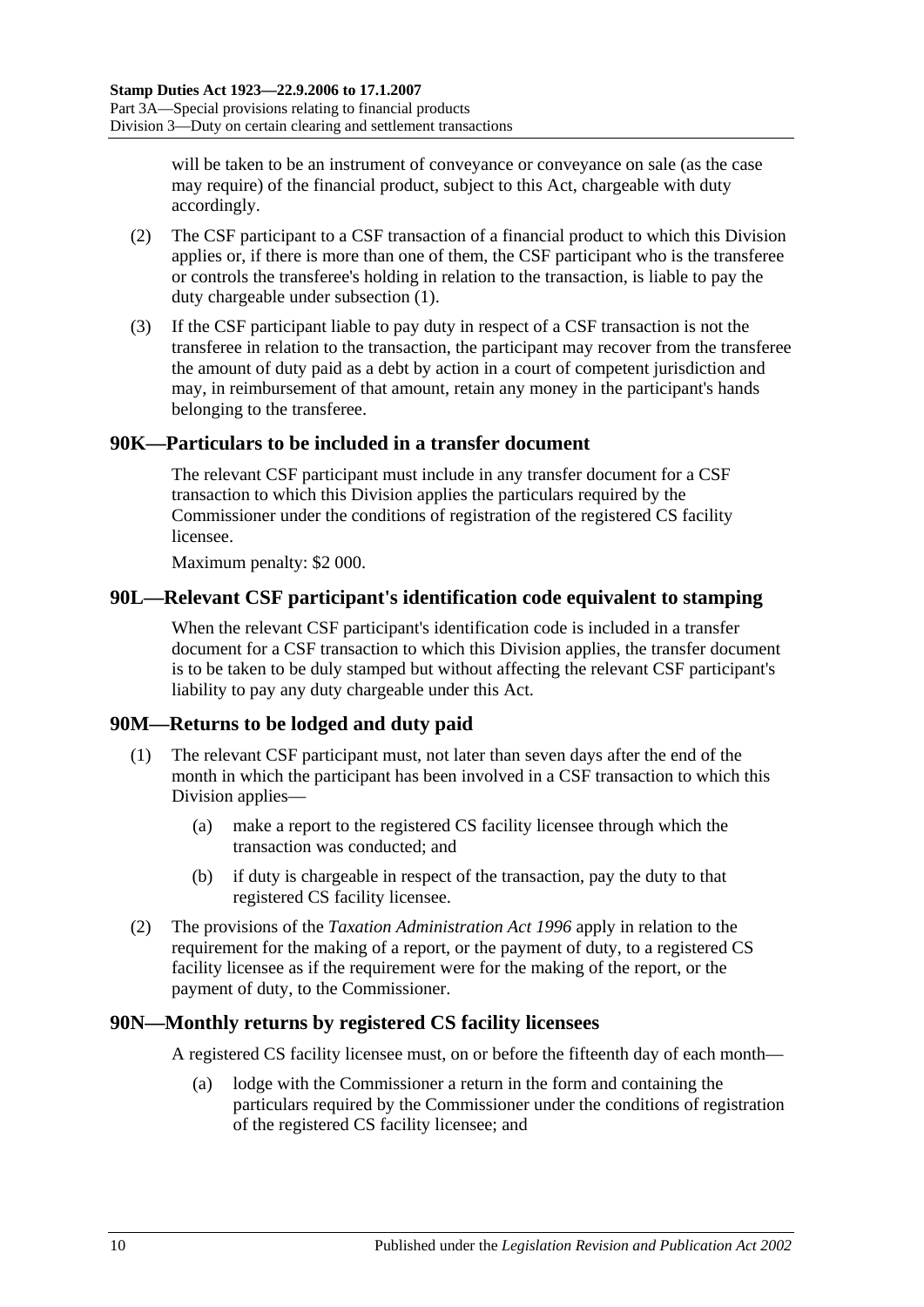will be taken to be an instrument of conveyance or conveyance on sale (as the case may require) of the financial product, subject to this Act, chargeable with duty accordingly.

(2) The CSF participant to a CSF transaction of a financial product to which this Division applies or, if there is more than one of them, the CSF participant who is the transferee or controls the transferee's holding in relation to the transaction, is liable to pay the duty chargeable under subsection (1).

(3) If the CSF participant liable to pay duty in respect of a CSF transaction is not the transferee in relation to the transaction, the participant may recover from the transferee the amount of duty paid as a debt by action in a court of competent jurisdiction and may, in reimbursement of that amount, retain any money in the participant's hands belonging to the transferee.

## 90K—Particulars to be included in a transfer document

The relevant CSF participant must include in any transfer document for a CSF transaction to which this Division applies the particulars required by the Commissioner under the conditions of registration of the registered CS facility licensee.

Maximum penalty: $2 000.

## 90L—Relevant CSF participant's identification code equivalent to stamping

When the relevant CSF participant's identification code is included in a transfer document for a CSF transaction to which this Division applies, the transfer document is to be taken to be duly stamped but without affecting the relevant CSF participant's liability to pay any duty chargeable under this Act.

## 90M—Returns to be lodged and duty paid

(1) The relevant CSF participant must, not later than seven days after the end of the month in which the participant has been involved in a CSF transaction to which this Division applies—

(a) make a report to the registered CS facility licensee through which the transaction was conducted; and

(b) if duty is chargeable in respect of the transaction, pay the duty to that registered CS facility licensee.

(2) The provisions of the *Taxation Administration Act 1996* apply in relation to the requirement for the making of a report, or the payment of duty, to a registered CS facility licensee as if the requirement were for the making of the report, or the payment of duty, to the Commissioner.

## 90N—Monthly returns by registered CS facility licensees

A registered CS facility licensee must, on or before the fifteenth day of each month—

(a) lodge with the Commissioner a return in the form and containing the particulars required by the Commissioner under the conditions of registration of the registered CS facility licensee; and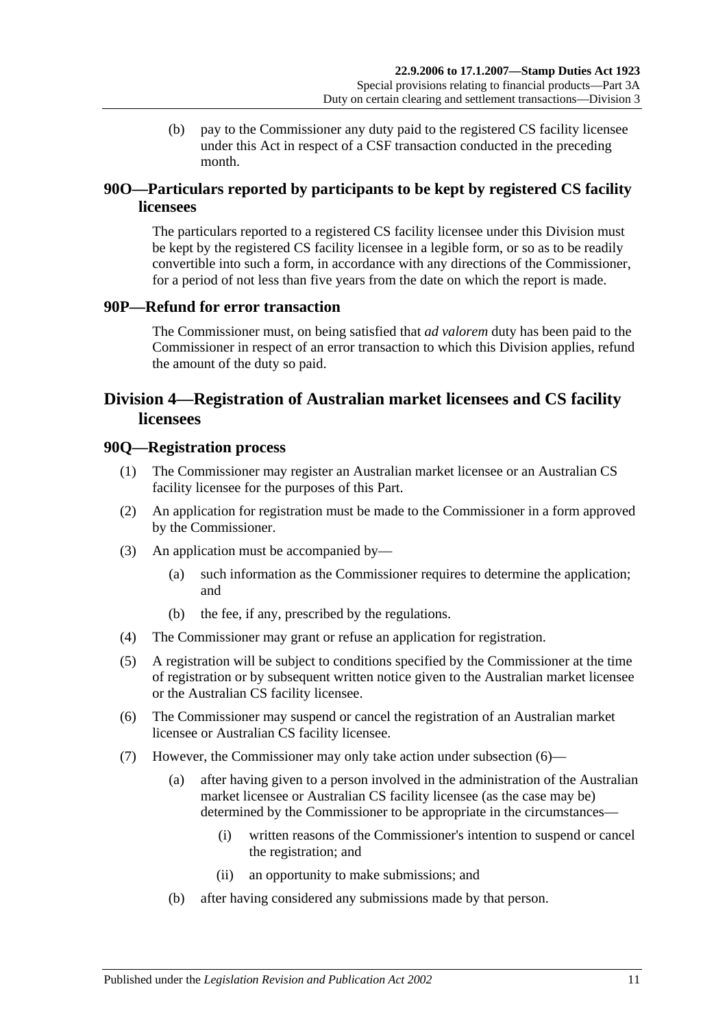(b) pay to the Commissioner any duty paid to the registered CS facility licensee under this Act in respect of a CSF transaction conducted in the preceding month.

## 90O—Particulars reported by participants to be kept by registered CS facility licensees

The particulars reported to a registered CS facility licensee under this Division must be kept by the registered CS facility licensee in a legible form, or so as to be readily convertible into such a form, in accordance with any directions of the Commissioner, for a period of not less than five years from the date on which the report is made.

## 90P—Refund for error transaction

The Commissioner must, on being satisfied that *ad valorem* duty has been paid to the Commissioner in respect of an error transaction to which this Division applies, refund the amount of the duty so paid.

# Division 4—Registration of Australian market licensees and CS facility licensees

## 90Q—Registration process

(1) The Commissioner may register an Australian market licensee or an Australian CS facility licensee for the purposes of this Part.

(2) An application for registration must be made to the Commissioner in a form approved by the Commissioner.

(3) An application must be accompanied by—

(a) such information as the Commissioner requires to determine the application; and

(b) the fee, if any, prescribed by the regulations.

(4) The Commissioner may grant or refuse an application for registration.

(5) A registration will be subject to conditions specified by the Commissioner at the time of registration or by subsequent written notice given to the Australian market licensee or the Australian CS facility licensee.

(6) The Commissioner may suspend or cancel the registration of an Australian market licensee or Australian CS facility licensee.

(7) However, the Commissioner may only take action under subsection (6)—

(a) after having given to a person involved in the administration of the Australian market licensee or Australian CS facility licensee (as the case may be) determined by the Commissioner to be appropriate in the circumstances—

(i) written reasons of the Commissioner's intention to suspend or cancel the registration; and

(ii) an opportunity to make submissions; and

(b) after having considered any submissions made by that person.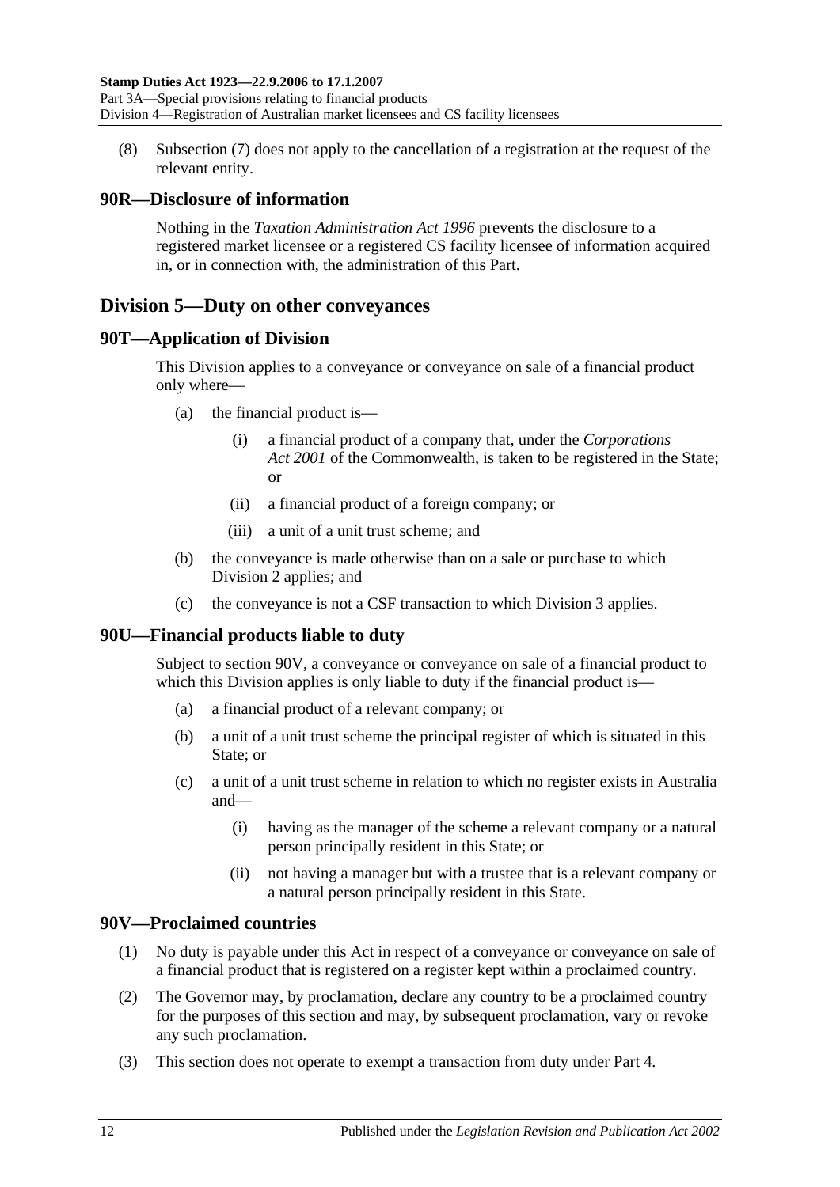(8) Subsection (7) does not apply to the cancellation of a registration at the request of the relevant entity.

### 90R—Disclosure of information

Nothing in the *Taxation Administration Act 1996* prevents the disclosure to a registered market licensee or a registered CS facility licensee of information acquired in, or in connection with, the administration of this Part.

## Division 5—Duty on other conveyances

### 90T—Application of Division

This Division applies to a conveyance or conveyance on sale of a financial product only where—

- (a) the financial product is—
  - (i) a financial product of a company that, under the *Corporations Act 2001* of the Commonwealth, is taken to be registered in the State; or
  - (ii) a financial product of a foreign company; or
  - (iii) a unit of a unit trust scheme; and
- (b) the conveyance is made otherwise than on a sale or purchase to which Division 2 applies; and
- (c) the conveyance is not a CSF transaction to which Division 3 applies.

### 90U—Financial products liable to duty

Subject to section 90V, a conveyance or conveyance on sale of a financial product to which this Division applies is only liable to duty if the financial product is—

- (a) a financial product of a relevant company; or
- (b) a unit of a unit trust scheme the principal register of which is situated in this State; or
- (c) a unit of a unit trust scheme in relation to which no register exists in Australia and—
  - (i) having as the manager of the scheme a relevant company or a natural person principally resident in this State; or
  - (ii) not having a manager but with a trustee that is a relevant company or a natural person principally resident in this State.

### 90V—Proclaimed countries

(1) No duty is payable under this Act in respect of a conveyance or conveyance on sale of a financial product that is registered on a register kept within a proclaimed country.

(2) The Governor may, by proclamation, declare any country to be a proclaimed country for the purposes of this section and may, by subsequent proclamation, vary or revoke any such proclamation.

(3) This section does not operate to exempt a transaction from duty under Part 4.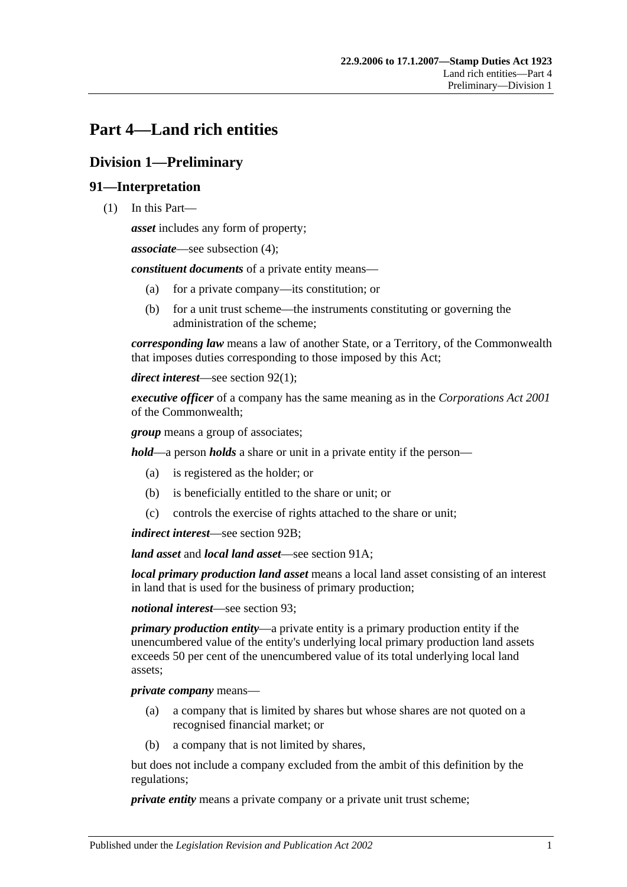# Part 4—Land rich entities

## Division 1—Preliminary

### 91—Interpretation

(1) In this Part—

***asset*** includes any form of property;

***associate***—see subsection (4);

***constituent documents*** of a private entity means—

(a) for a private company—its constitution; or

(b) for a unit trust scheme—the instruments constituting or governing the administration of the scheme;

***corresponding law*** means a law of another State, or a Territory, of the Commonwealth that imposes duties corresponding to those imposed by this Act;

***direct interest***—see section 92(1);

***executive officer*** of a company has the same meaning as in the *Corporations Act 2001* of the Commonwealth;

***group*** means a group of associates;

***hold***—a person ***holds*** a share or unit in a private entity if the person—

(a) is registered as the holder; or

(b) is beneficially entitled to the share or unit; or

(c) controls the exercise of rights attached to the share or unit;

***indirect interest***—see section 92B;

***land asset*** and ***local land asset***—see section 91A;

***local primary production land asset*** means a local land asset consisting of an interest in land that is used for the business of primary production;

***notional interest***—see section 93;

***primary production entity***—a private entity is a primary production entity if the unencumbered value of the entity's underlying local primary production land assets exceeds 50 per cent of the unencumbered value of its total underlying local land assets;

***private company*** means—

(a) a company that is limited by shares but whose shares are not quoted on a recognised financial market; or

(b) a company that is not limited by shares,

but does not include a company excluded from the ambit of this definition by the regulations;

***private entity*** means a private company or a private unit trust scheme;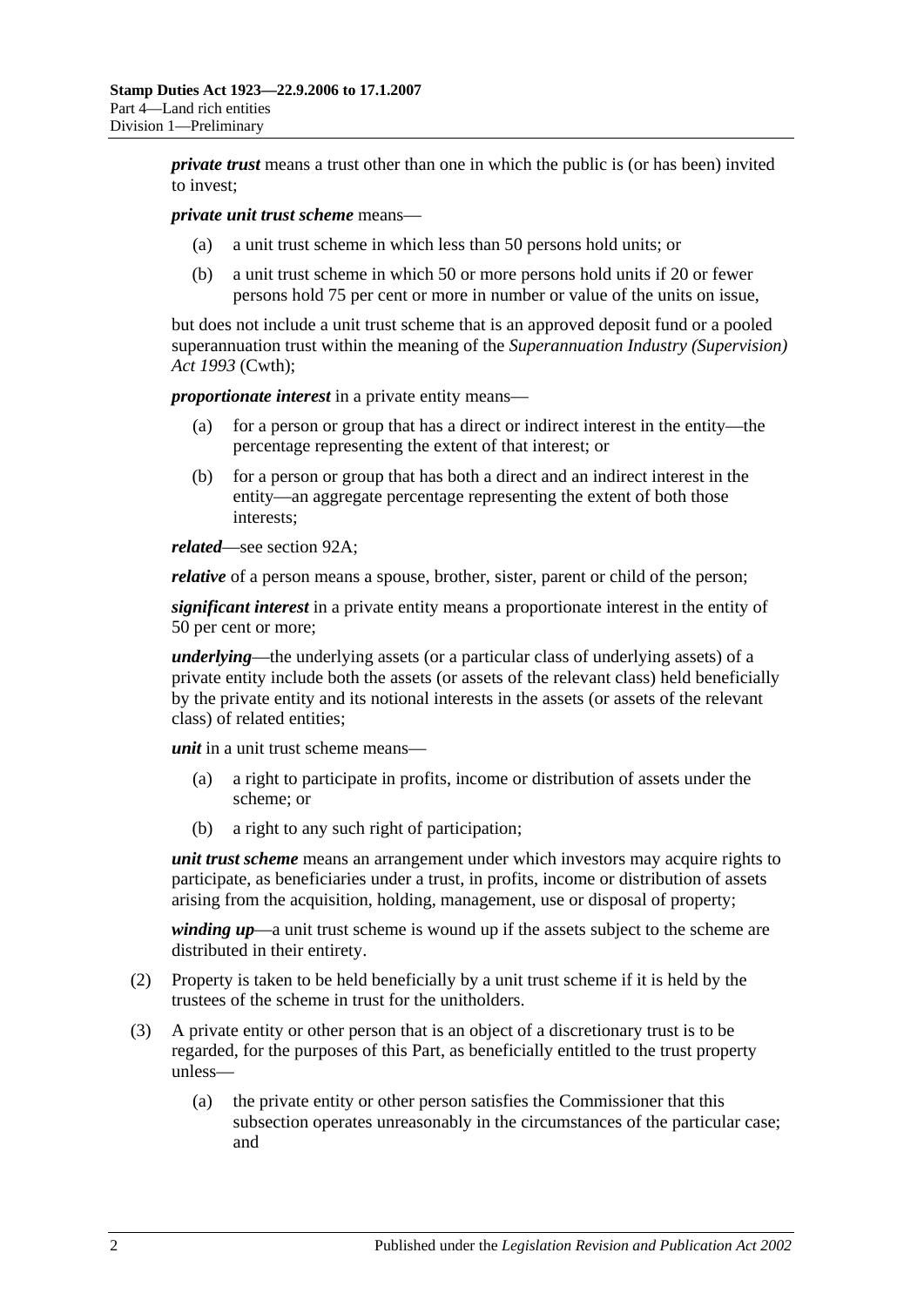***private trust*** means a trust other than one in which the public is (or has been) invited to invest;

***private unit trust scheme*** means—

(a) a unit trust scheme in which less than 50 persons hold units; or

(b) a unit trust scheme in which 50 or more persons hold units if 20 or fewer persons hold 75 per cent or more in number or value of the units on issue,

but does not include a unit trust scheme that is an approved deposit fund or a pooled superannuation trust within the meaning of the *Superannuation Industry (Supervision) Act 1993* (Cwth);

***proportionate interest*** in a private entity means—

(a) for a person or group that has a direct or indirect interest in the entity—the percentage representing the extent of that interest; or

(b) for a person or group that has both a direct and an indirect interest in the entity—an aggregate percentage representing the extent of both those interests;

***related***—see section 92A;

***relative*** of a person means a spouse, brother, sister, parent or child of the person;

***significant interest*** in a private entity means a proportionate interest in the entity of 50 per cent or more;

***underlying***—the underlying assets (or a particular class of underlying assets) of a private entity include both the assets (or assets of the relevant class) held beneficially by the private entity and its notional interests in the assets (or assets of the relevant class) of related entities;

***unit*** in a unit trust scheme means—

(a) a right to participate in profits, income or distribution of assets under the scheme; or

(b) a right to any such right of participation;

***unit trust scheme*** means an arrangement under which investors may acquire rights to participate, as beneficiaries under a trust, in profits, income or distribution of assets arising from the acquisition, holding, management, use or disposal of property;

***winding up***—a unit trust scheme is wound up if the assets subject to the scheme are distributed in their entirety.

(2) Property is taken to be held beneficially by a unit trust scheme if it is held by the trustees of the scheme in trust for the unitholders.

(3) A private entity or other person that is an object of a discretionary trust is to be regarded, for the purposes of this Part, as beneficially entitled to the trust property unless—

(a) the private entity or other person satisfies the Commissioner that this subsection operates unreasonably in the circumstances of the particular case; and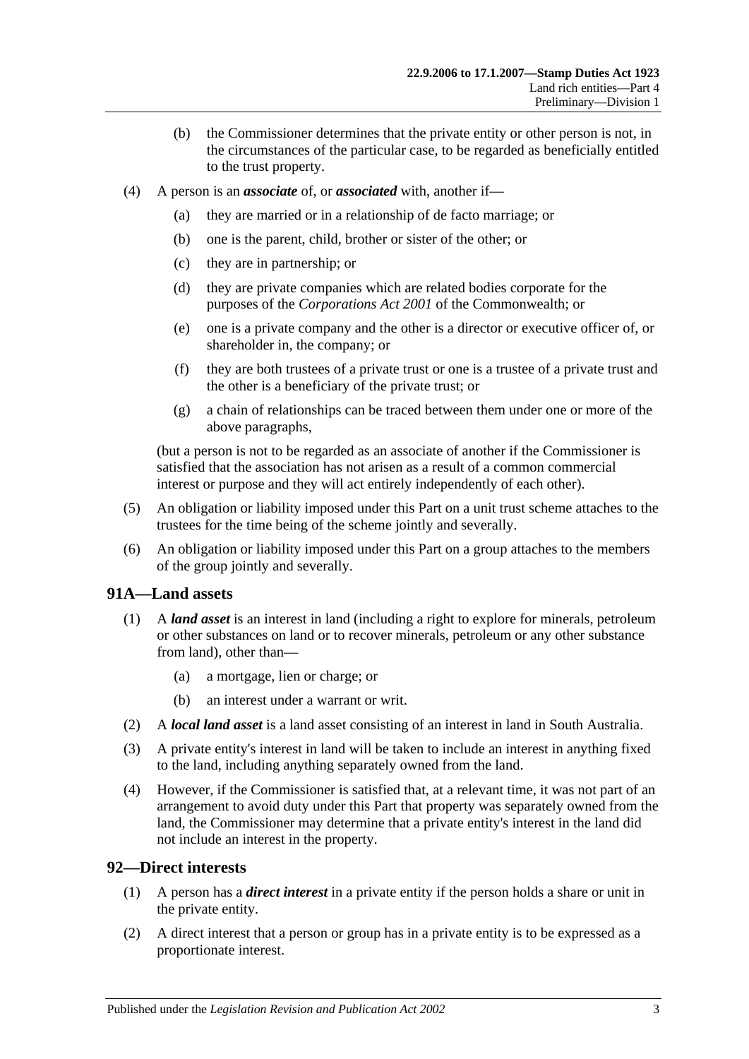(b) the Commissioner determines that the private entity or other person is not, in the circumstances of the particular case, to be regarded as beneficially entitled to the trust property.

(4) A person is an ***associate*** of, or ***associated*** with, another if—

(a) they are married or in a relationship of de facto marriage; or

(b) one is the parent, child, brother or sister of the other; or

(c) they are in partnership; or

(d) they are private companies which are related bodies corporate for the purposes of the *Corporations Act 2001* of the Commonwealth; or

(e) one is a private company and the other is a director or executive officer of, or shareholder in, the company; or

(f) they are both trustees of a private trust or one is a trustee of a private trust and the other is a beneficiary of the private trust; or

(g) a chain of relationships can be traced between them under one or more of the above paragraphs,

(but a person is not to be regarded as an associate of another if the Commissioner is satisfied that the association has not arisen as a result of a common commercial interest or purpose and they will act entirely independently of each other).

(5) An obligation or liability imposed under this Part on a unit trust scheme attaches to the trustees for the time being of the scheme jointly and severally.

(6) An obligation or liability imposed under this Part on a group attaches to the members of the group jointly and severally.

## 91A—Land assets

(1) A ***land asset*** is an interest in land (including a right to explore for minerals, petroleum or other substances on land or to recover minerals, petroleum or any other substance from land), other than—

(a) a mortgage, lien or charge; or

(b) an interest under a warrant or writ.

(2) A ***local land asset*** is a land asset consisting of an interest in land in South Australia.

(3) A private entity's interest in land will be taken to include an interest in anything fixed to the land, including anything separately owned from the land.

(4) However, if the Commissioner is satisfied that, at a relevant time, it was not part of an arrangement to avoid duty under this Part that property was separately owned from the land, the Commissioner may determine that a private entity's interest in the land did not include an interest in the property.

## 92—Direct interests

(1) A person has a ***direct interest*** in a private entity if the person holds a share or unit in the private entity.

(2) A direct interest that a person or group has in a private entity is to be expressed as a proportionate interest.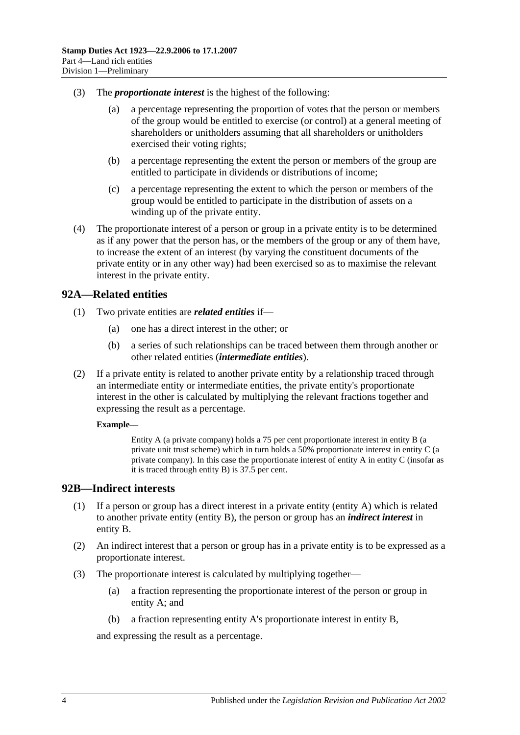(3) The ***proportionate interest*** is the highest of the following:

(a) a percentage representing the proportion of votes that the person or members of the group would be entitled to exercise (or control) at a general meeting of shareholders or unitholders assuming that all shareholders or unitholders exercised their voting rights;

(b) a percentage representing the extent the person or members of the group are entitled to participate in dividends or distributions of income;

(c) a percentage representing the extent to which the person or members of the group would be entitled to participate in the distribution of assets on a winding up of the private entity.

(4) The proportionate interest of a person or group in a private entity is to be determined as if any power that the person has, or the members of the group or any of them have, to increase the extent of an interest (by varying the constituent documents of the private entity or in any other way) had been exercised so as to maximise the relevant interest in the private entity.

## 92A—Related entities

(1) Two private entities are ***related entities*** if—

(a) one has a direct interest in the other; or

(b) a series of such relationships can be traced between them through another or other related entities (***intermediate entities***).

(2) If a private entity is related to another private entity by a relationship traced through an intermediate entity or intermediate entities, the private entity's proportionate interest in the other is calculated by multiplying the relevant fractions together and expressing the result as a percentage.

**Example—**

Entity A (a private company) holds a 75 per cent proportionate interest in entity B (a private unit trust scheme) which in turn holds a 50% proportionate interest in entity C (a private company). In this case the proportionate interest of entity A in entity C (insofar as it is traced through entity B) is 37.5 per cent.

## 92B—Indirect interests

(1) If a person or group has a direct interest in a private entity (entity A) which is related to another private entity (entity B), the person or group has an ***indirect interest*** in entity B.

(2) An indirect interest that a person or group has in a private entity is to be expressed as a proportionate interest.

(3) The proportionate interest is calculated by multiplying together—

(a) a fraction representing the proportionate interest of the person or group in entity A; and

(b) a fraction representing entity A's proportionate interest in entity B,

and expressing the result as a percentage.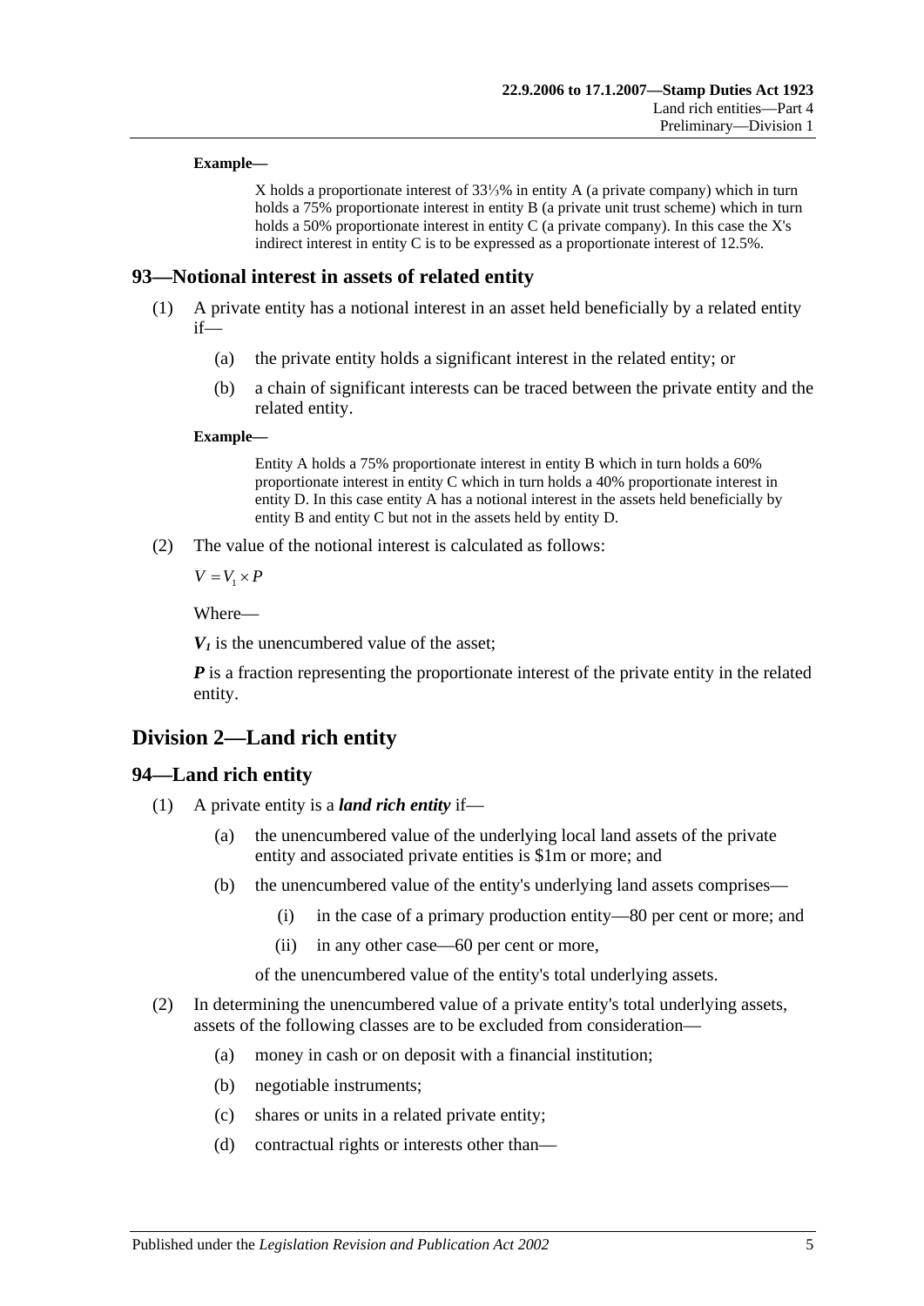**Example—**

X holds a proportionate interest of 33⅓% in entity A (a private company) which in turn holds a 75% proportionate interest in entity B (a private unit trust scheme) which in turn holds a 50% proportionate interest in entity C (a private company). In this case the X's indirect interest in entity C is to be expressed as a proportionate interest of 12.5%.

## 93—Notional interest in assets of related entity

(1) A private entity has a notional interest in an asset held beneficially by a related entity if—

(a) the private entity holds a significant interest in the related entity; or

(b) a chain of significant interests can be traced between the private entity and the related entity.

**Example—**

Entity A holds a 75% proportionate interest in entity B which in turn holds a 60% proportionate interest in entity C which in turn holds a 40% proportionate interest in entity D. In this case entity A has a notional interest in the assets held beneficially by entity B and entity C but not in the assets held by entity D.

(2) The value of the notional interest is calculated as follows:

$$V = V_1 \times P$$

Where—

$V_1$ is the unencumbered value of the asset;

$P$ is a fraction representing the proportionate interest of the private entity in the related entity.

# Division 2—Land rich entity

## 94—Land rich entity

(1) A private entity is a ***land rich entity*** if—

(a) the unencumbered value of the underlying local land assets of the private entity and associated private entities is $1m or more; and

(b) the unencumbered value of the entity's underlying land assets comprises—

(i) in the case of a primary production entity—80 per cent or more; and

(ii) in any other case—60 per cent or more,

of the unencumbered value of the entity's total underlying assets.

(2) In determining the unencumbered value of a private entity's total underlying assets, assets of the following classes are to be excluded from consideration—

(a) money in cash or on deposit with a financial institution;

(b) negotiable instruments;

(c) shares or units in a related private entity;

(d) contractual rights or interests other than—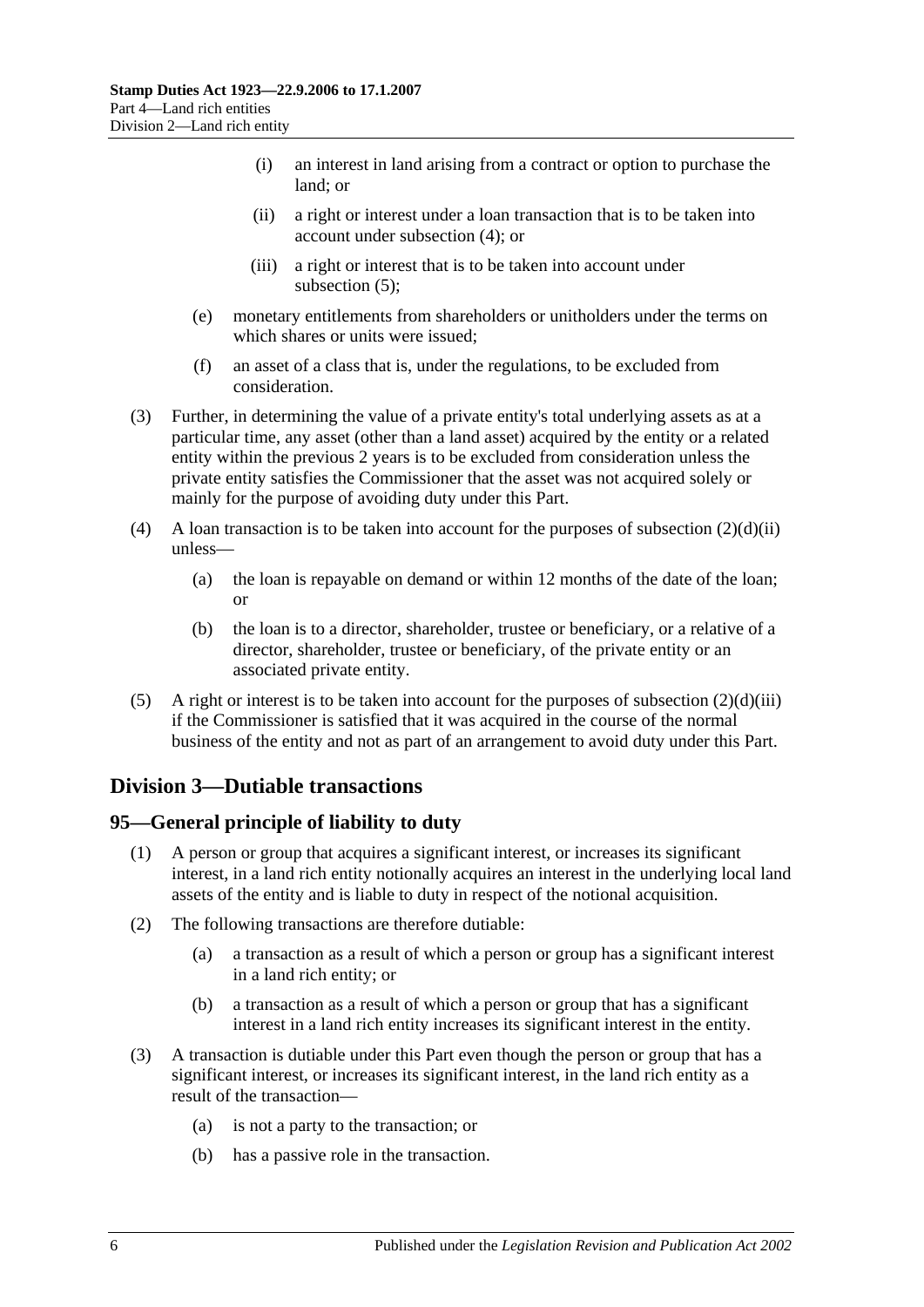(i) an interest in land arising from a contract or option to purchase the land; or

(ii) a right or interest under a loan transaction that is to be taken into account under subsection (4); or

(iii) a right or interest that is to be taken into account under subsection (5);

(e) monetary entitlements from shareholders or unitholders under the terms on which shares or units were issued;

(f) an asset of a class that is, under the regulations, to be excluded from consideration.

(3) Further, in determining the value of a private entity's total underlying assets as at a particular time, any asset (other than a land asset) acquired by the entity or a related entity within the previous 2 years is to be excluded from consideration unless the private entity satisfies the Commissioner that the asset was not acquired solely or mainly for the purpose of avoiding duty under this Part.

(4) A loan transaction is to be taken into account for the purposes of subsection (2)(d)(ii) unless—

(a) the loan is repayable on demand or within 12 months of the date of the loan; or

(b) the loan is to a director, shareholder, trustee or beneficiary, or a relative of a director, shareholder, trustee or beneficiary, of the private entity or an associated private entity.

(5) A right or interest is to be taken into account for the purposes of subsection (2)(d)(iii) if the Commissioner is satisfied that it was acquired in the course of the normal business of the entity and not as part of an arrangement to avoid duty under this Part.

## Division 3—Dutiable transactions

### 95—General principle of liability to duty

(1) A person or group that acquires a significant interest, or increases its significant interest, in a land rich entity notionally acquires an interest in the underlying local land assets of the entity and is liable to duty in respect of the notional acquisition.

(2) The following transactions are therefore dutiable:

(a) a transaction as a result of which a person or group has a significant interest in a land rich entity; or

(b) a transaction as a result of which a person or group that has a significant interest in a land rich entity increases its significant interest in the entity.

(3) A transaction is dutiable under this Part even though the person or group that has a significant interest, or increases its significant interest, in the land rich entity as a result of the transaction—

(a) is not a party to the transaction; or

(b) has a passive role in the transaction.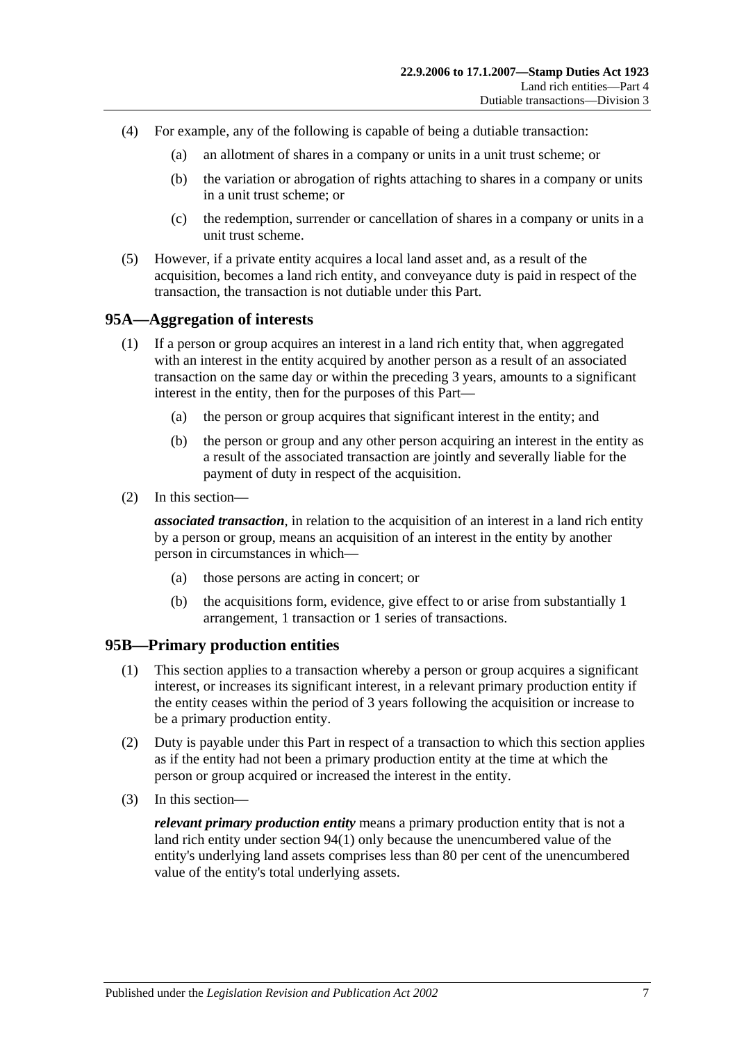(4) For example, any of the following is capable of being a dutiable transaction:

(a) an allotment of shares in a company or units in a unit trust scheme; or

(b) the variation or abrogation of rights attaching to shares in a company or units in a unit trust scheme; or

(c) the redemption, surrender or cancellation of shares in a company or units in a unit trust scheme.

(5) However, if a private entity acquires a local land asset and, as a result of the acquisition, becomes a land rich entity, and conveyance duty is paid in respect of the transaction, the transaction is not dutiable under this Part.

## 95A—Aggregation of interests

(1) If a person or group acquires an interest in a land rich entity that, when aggregated with an interest in the entity acquired by another person as a result of an associated transaction on the same day or within the preceding 3 years, amounts to a significant interest in the entity, then for the purposes of this Part—

(a) the person or group acquires that significant interest in the entity; and

(b) the person or group and any other person acquiring an interest in the entity as a result of the associated transaction are jointly and severally liable for the payment of duty in respect of the acquisition.

(2) In this section—

***associated transaction***, in relation to the acquisition of an interest in a land rich entity by a person or group, means an acquisition of an interest in the entity by another person in circumstances in which—

(a) those persons are acting in concert; or

(b) the acquisitions form, evidence, give effect to or arise from substantially 1 arrangement, 1 transaction or 1 series of transactions.

## 95B—Primary production entities

(1) This section applies to a transaction whereby a person or group acquires a significant interest, or increases its significant interest, in a relevant primary production entity if the entity ceases within the period of 3 years following the acquisition or increase to be a primary production entity.

(2) Duty is payable under this Part in respect of a transaction to which this section applies as if the entity had not been a primary production entity at the time at which the person or group acquired or increased the interest in the entity.

(3) In this section—

***relevant primary production entity*** means a primary production entity that is not a land rich entity under section 94(1) only because the unencumbered value of the entity's underlying land assets comprises less than 80 per cent of the unencumbered value of the entity's total underlying assets.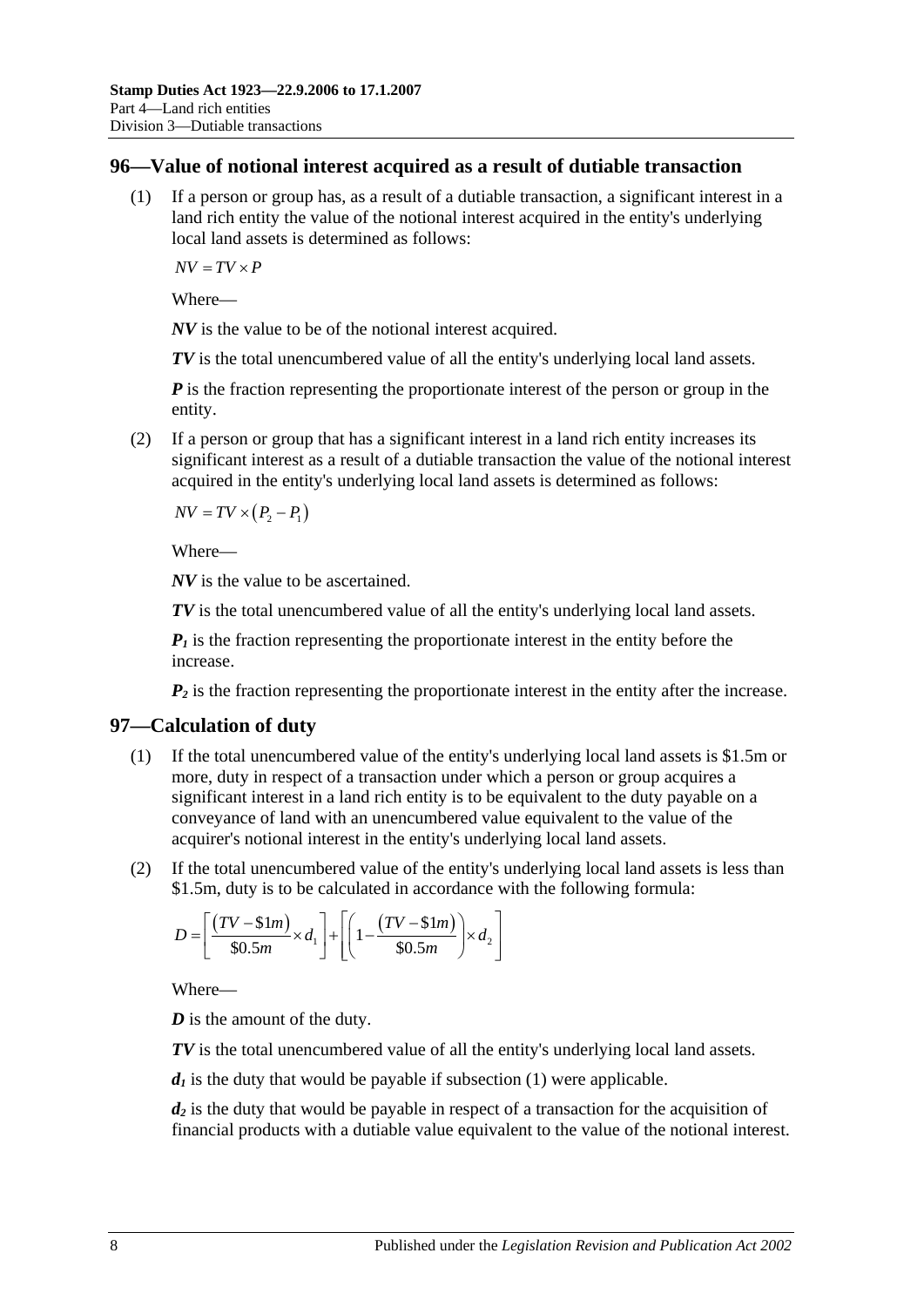## 96—Value of notional interest acquired as a result of dutiable transaction

(1) If a person or group has, as a result of a dutiable transaction, a significant interest in a land rich entity the value of the notional interest acquired in the entity's underlying local land assets is determined as follows:

$$NV = TV \times P$$

Where—

***NV*** is the value to be of the notional interest acquired.

***TV*** is the total unencumbered value of all the entity's underlying local land assets.

***P*** is the fraction representing the proportionate interest of the person or group in the entity.

(2) If a person or group that has a significant interest in a land rich entity increases its significant interest as a result of a dutiable transaction the value of the notional interest acquired in the entity's underlying local land assets is determined as follows:

$$NV = TV \times \left(P_2 - P_1\right)$$

Where—

***NV*** is the value to be ascertained.

***TV*** is the total unencumbered value of all the entity's underlying local land assets.

$P_1$ is the fraction representing the proportionate interest in the entity before the increase.

$P_2$ is the fraction representing the proportionate interest in the entity after the increase.

## 97—Calculation of duty

(1) If the total unencumbered value of the entity's underlying local land assets is \$1.5m or more, duty in respect of a transaction under which a person or group acquires a significant interest in a land rich entity is to be equivalent to the duty payable on a conveyance of land with an unencumbered value equivalent to the value of the acquirer's notional interest in the entity's underlying local land assets.

(2) If the total unencumbered value of the entity's underlying local land assets is less than \$1.5m, duty is to be calculated in accordance with the following formula:

$$D = \left[\frac{\left(TV - \$1m\right)}{\$0.5m} \times d_1\right] + \left[\left(1 - \frac{\left(TV - \$1m\right)}{\$0.5m}\right) \times d_2\right]$$

Where—

***D*** is the amount of the duty.

***TV*** is the total unencumbered value of all the entity's underlying local land assets.

$d_1$ is the duty that would be payable if subsection (1) were applicable.

$d_2$ is the duty that would be payable in respect of a transaction for the acquisition of financial products with a dutiable value equivalent to the value of the notional interest.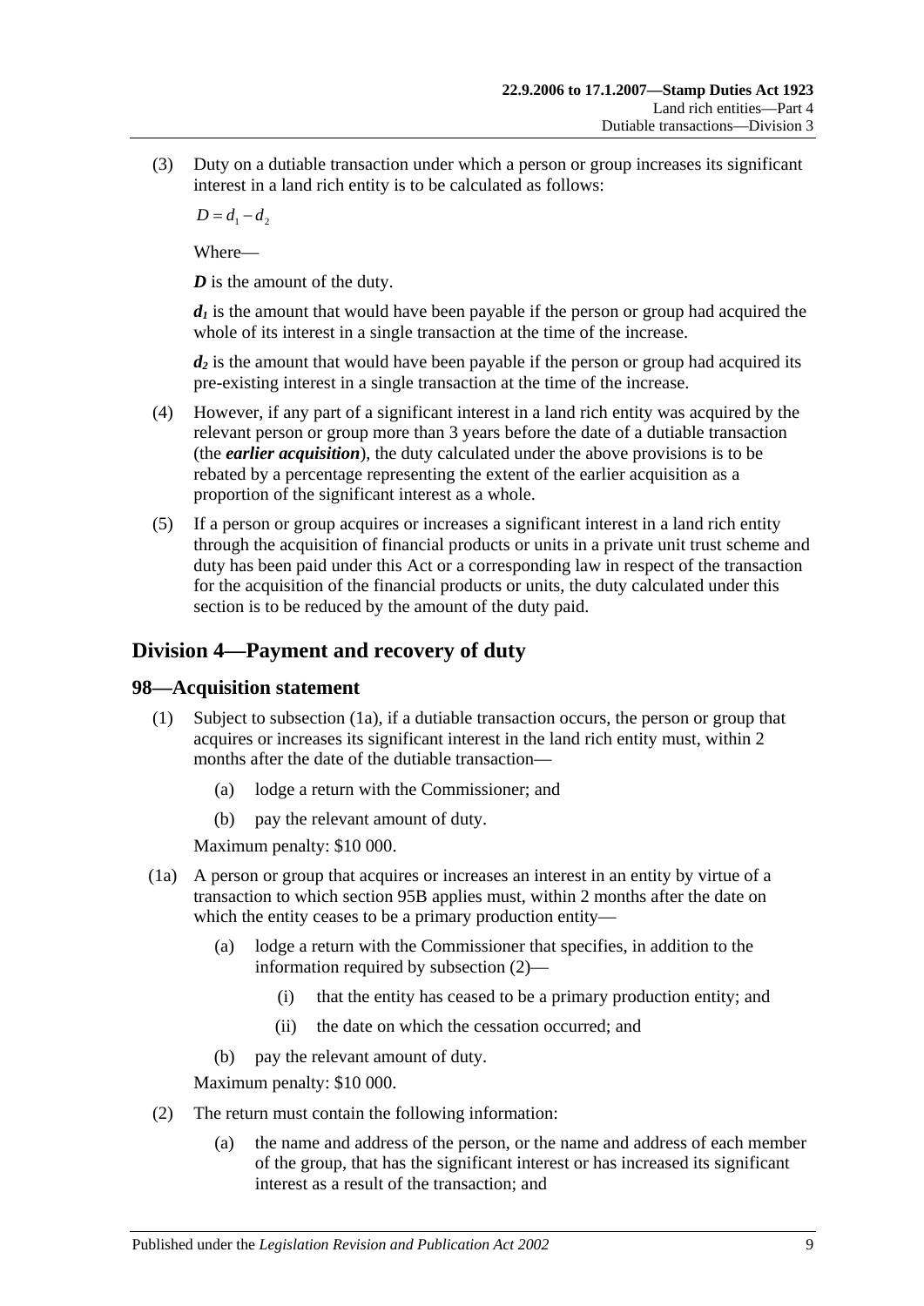(3) Duty on a dutiable transaction under which a person or group increases its significant interest in a land rich entity is to be calculated as follows:

$$D = d_1 - d_2$$

Where—

***D*** is the amount of the duty.

***$d_1$*** is the amount that would have been payable if the person or group had acquired the whole of its interest in a single transaction at the time of the increase.

***$d_2$*** is the amount that would have been payable if the person or group had acquired its pre-existing interest in a single transaction at the time of the increase.

(4) However, if any part of a significant interest in a land rich entity was acquired by the relevant person or group more than 3 years before the date of a dutiable transaction (the ***earlier acquisition***), the duty calculated under the above provisions is to be rebated by a percentage representing the extent of the earlier acquisition as a proportion of the significant interest as a whole.

(5) If a person or group acquires or increases a significant interest in a land rich entity through the acquisition of financial products or units in a private unit trust scheme and duty has been paid under this Act or a corresponding law in respect of the transaction for the acquisition of the financial products or units, the duty calculated under this section is to be reduced by the amount of the duty paid.

## Division 4—Payment and recovery of duty

### 98—Acquisition statement

(1) Subject to subsection (1a), if a dutiable transaction occurs, the person or group that acquires or increases its significant interest in the land rich entity must, within 2 months after the date of the dutiable transaction—

(a) lodge a return with the Commissioner; and

(b) pay the relevant amount of duty.

Maximum penalty: $10 000.

(1a) A person or group that acquires or increases an interest in an entity by virtue of a transaction to which section 95B applies must, within 2 months after the date on which the entity ceases to be a primary production entity—

(a) lodge a return with the Commissioner that specifies, in addition to the information required by subsection (2)—

(i) that the entity has ceased to be a primary production entity; and

(ii) the date on which the cessation occurred; and

(b) pay the relevant amount of duty.

Maximum penalty: $10 000.

(2) The return must contain the following information:

(a) the name and address of the person, or the name and address of each member of the group, that has the significant interest or has increased its significant interest as a result of the transaction; and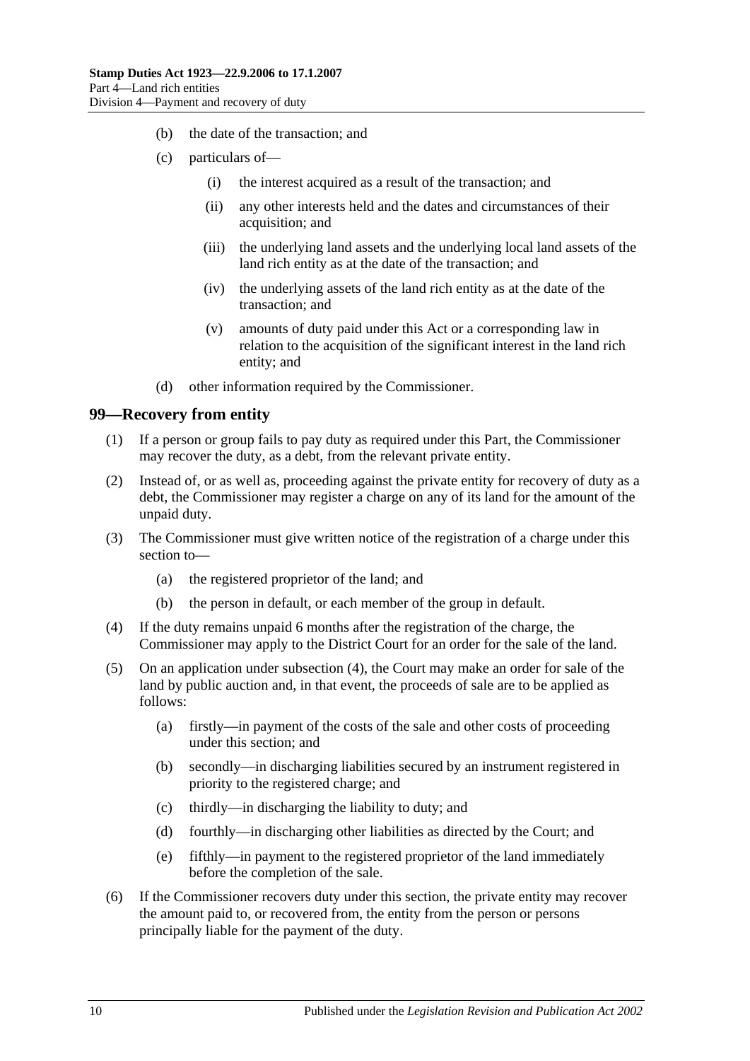(b) the date of the transaction; and

(c) particulars of—

(i) the interest acquired as a result of the transaction; and

(ii) any other interests held and the dates and circumstances of their acquisition; and

(iii) the underlying land assets and the underlying local land assets of the land rich entity as at the date of the transaction; and

(iv) the underlying assets of the land rich entity as at the date of the transaction; and

(v) amounts of duty paid under this Act or a corresponding law in relation to the acquisition of the significant interest in the land rich entity; and

(d) other information required by the Commissioner.

## 99—Recovery from entity

(1) If a person or group fails to pay duty as required under this Part, the Commissioner may recover the duty, as a debt, from the relevant private entity.

(2) Instead of, or as well as, proceeding against the private entity for recovery of duty as a debt, the Commissioner may register a charge on any of its land for the amount of the unpaid duty.

(3) The Commissioner must give written notice of the registration of a charge under this section to—

(a) the registered proprietor of the land; and

(b) the person in default, or each member of the group in default.

(4) If the duty remains unpaid 6 months after the registration of the charge, the Commissioner may apply to the District Court for an order for the sale of the land.

(5) On an application under subsection (4), the Court may make an order for sale of the land by public auction and, in that event, the proceeds of sale are to be applied as follows:

(a) firstly—in payment of the costs of the sale and other costs of proceeding under this section; and

(b) secondly—in discharging liabilities secured by an instrument registered in priority to the registered charge; and

(c) thirdly—in discharging the liability to duty; and

(d) fourthly—in discharging other liabilities as directed by the Court; and

(e) fifthly—in payment to the registered proprietor of the land immediately before the completion of the sale.

(6) If the Commissioner recovers duty under this section, the private entity may recover the amount paid to, or recovered from, the entity from the person or persons principally liable for the payment of the duty.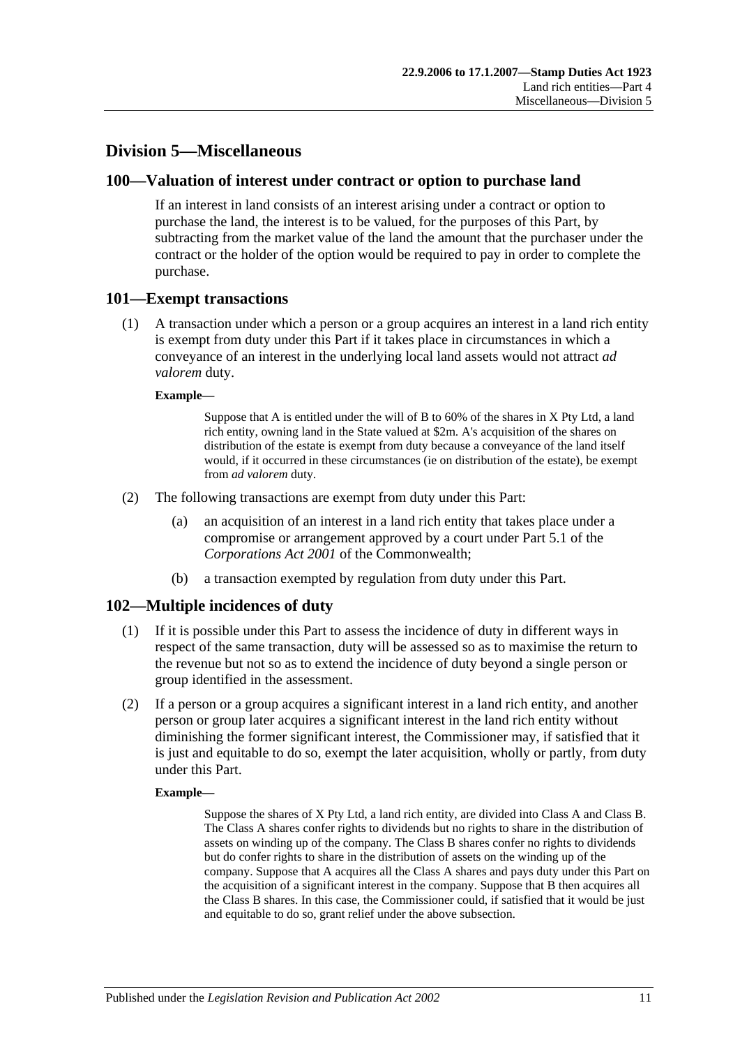## Division 5—Miscellaneous

### 100—Valuation of interest under contract or option to purchase land

If an interest in land consists of an interest arising under a contract or option to purchase the land, the interest is to be valued, for the purposes of this Part, by subtracting from the market value of the land the amount that the purchaser under the contract or the holder of the option would be required to pay in order to complete the purchase.

### 101—Exempt transactions

(1) A transaction under which a person or a group acquires an interest in a land rich entity is exempt from duty under this Part if it takes place in circumstances in which a conveyance of an interest in the underlying local land assets would not attract *ad valorem* duty.

**Example—**

Suppose that A is entitled under the will of B to 60% of the shares in X Pty Ltd, a land rich entity, owning land in the State valued at $2m. A's acquisition of the shares on distribution of the estate is exempt from duty because a conveyance of the land itself would, if it occurred in these circumstances (ie on distribution of the estate), be exempt from *ad valorem* duty.

(2) The following transactions are exempt from duty under this Part:

(a) an acquisition of an interest in a land rich entity that takes place under a compromise or arrangement approved by a court under Part 5.1 of the *Corporations Act 2001* of the Commonwealth;

(b) a transaction exempted by regulation from duty under this Part.

### 102—Multiple incidences of duty

(1) If it is possible under this Part to assess the incidence of duty in different ways in respect of the same transaction, duty will be assessed so as to maximise the return to the revenue but not so as to extend the incidence of duty beyond a single person or group identified in the assessment.

(2) If a person or a group acquires a significant interest in a land rich entity, and another person or group later acquires a significant interest in the land rich entity without diminishing the former significant interest, the Commissioner may, if satisfied that it is just and equitable to do so, exempt the later acquisition, wholly or partly, from duty under this Part.

**Example—**

Suppose the shares of X Pty Ltd, a land rich entity, are divided into Class A and Class B. The Class A shares confer rights to dividends but no rights to share in the distribution of assets on winding up of the company. The Class B shares confer no rights to dividends but do confer rights to share in the distribution of assets on the winding up of the company. Suppose that A acquires all the Class A shares and pays duty under this Part on the acquisition of a significant interest in the company. Suppose that B then acquires all the Class B shares. In this case, the Commissioner could, if satisfied that it would be just and equitable to do so, grant relief under the above subsection.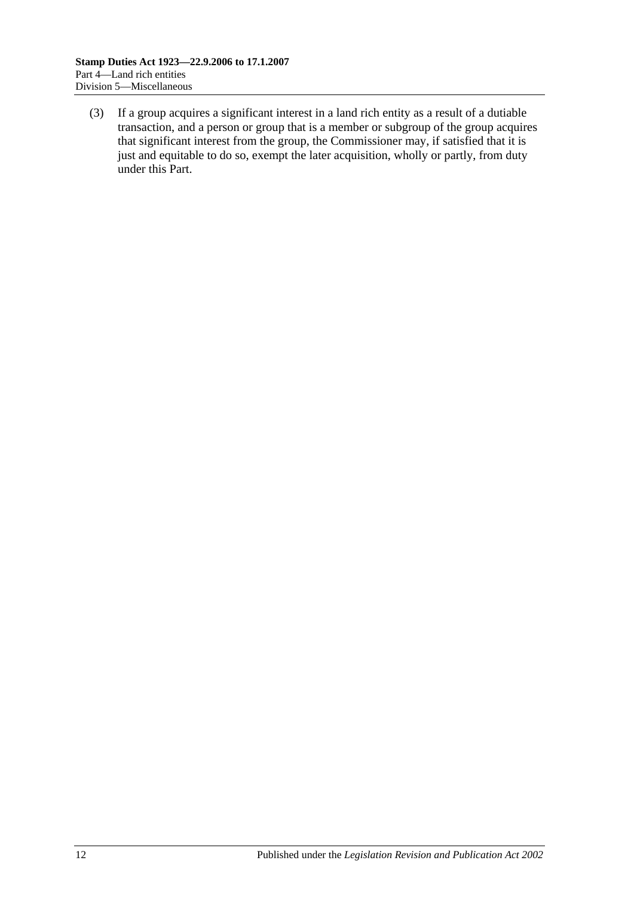(3) If a group acquires a significant interest in a land rich entity as a result of a dutiable transaction, and a person or group that is a member or subgroup of the group acquires that significant interest from the group, the Commissioner may, if satisfied that it is just and equitable to do so, exempt the later acquisition, wholly or partly, from duty under this Part.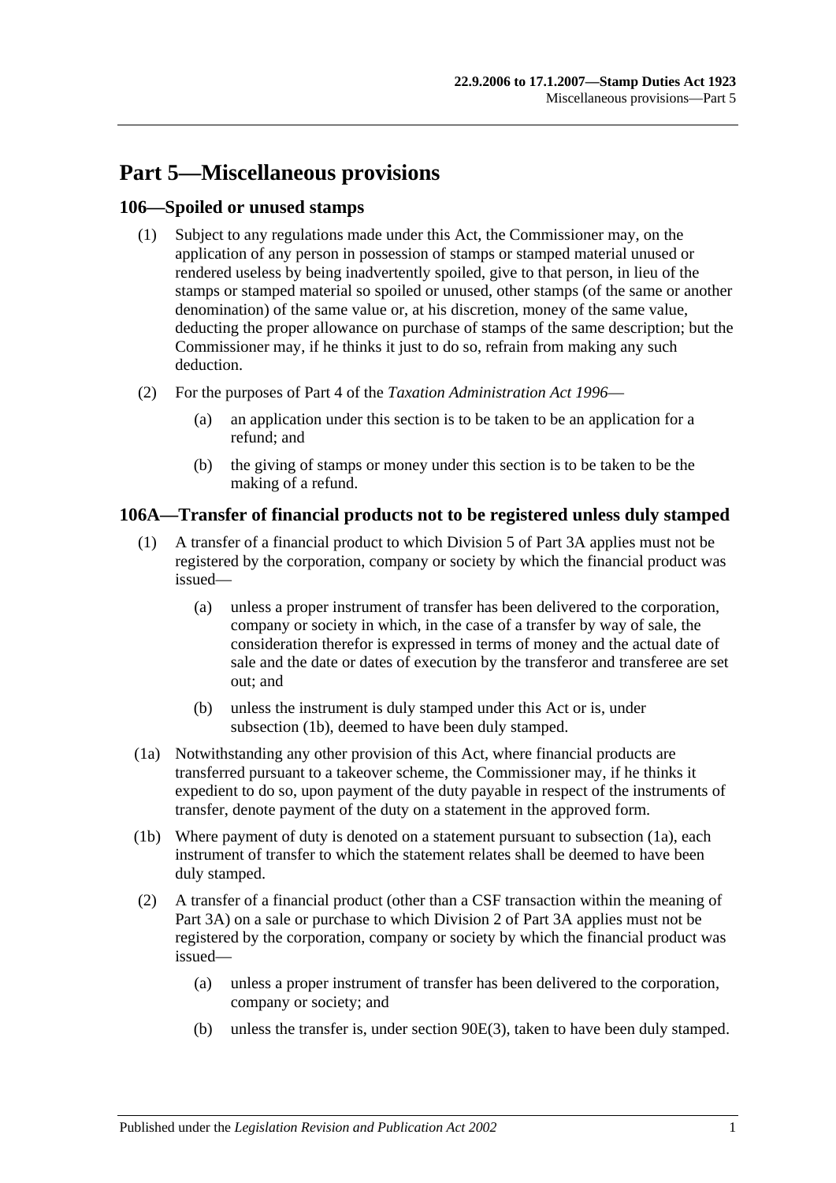# Part 5—Miscellaneous provisions

## 106—Spoiled or unused stamps

(1) Subject to any regulations made under this Act, the Commissioner may, on the application of any person in possession of stamps or stamped material unused or rendered useless by being inadvertently spoiled, give to that person, in lieu of the stamps or stamped material so spoiled or unused, other stamps (of the same or another denomination) of the same value or, at his discretion, money of the same value, deducting the proper allowance on purchase of stamps of the same description; but the Commissioner may, if he thinks it just to do so, refrain from making any such deduction.

(2) For the purposes of Part 4 of the *Taxation Administration Act 1996*—

(a) an application under this section is to be taken to be an application for a refund; and

(b) the giving of stamps or money under this section is to be taken to be the making of a refund.

## 106A—Transfer of financial products not to be registered unless duly stamped

(1) A transfer of a financial product to which Division 5 of Part 3A applies must not be registered by the corporation, company or society by which the financial product was issued—

(a) unless a proper instrument of transfer has been delivered to the corporation, company or society in which, in the case of a transfer by way of sale, the consideration therefor is expressed in terms of money and the actual date of sale and the date or dates of execution by the transferor and transferee are set out; and

(b) unless the instrument is duly stamped under this Act or is, under subsection (1b), deemed to have been duly stamped.

(1a) Notwithstanding any other provision of this Act, where financial products are transferred pursuant to a takeover scheme, the Commissioner may, if he thinks it expedient to do so, upon payment of the duty payable in respect of the instruments of transfer, denote payment of the duty on a statement in the approved form.

(1b) Where payment of duty is denoted on a statement pursuant to subsection (1a), each instrument of transfer to which the statement relates shall be deemed to have been duly stamped.

(2) A transfer of a financial product (other than a CSF transaction within the meaning of Part 3A) on a sale or purchase to which Division 2 of Part 3A applies must not be registered by the corporation, company or society by which the financial product was issued—

(a) unless a proper instrument of transfer has been delivered to the corporation, company or society; and

(b) unless the transfer is, under section 90E(3), taken to have been duly stamped.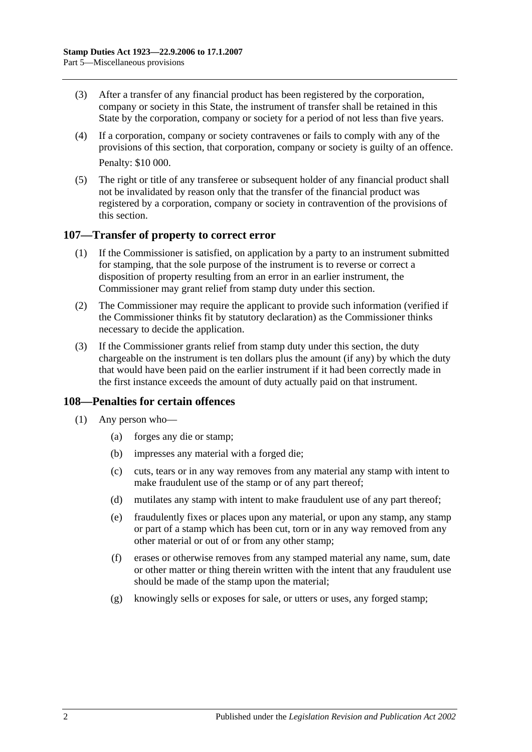(3) After a transfer of any financial product has been registered by the corporation, company or society in this State, the instrument of transfer shall be retained in this State by the corporation, company or society for a period of not less than five years.

(4) If a corporation, company or society contravenes or fails to comply with any of the provisions of this section, that corporation, company or society is guilty of an offence.

Penalty: $10 000.

(5) The right or title of any transferee or subsequent holder of any financial product shall not be invalidated by reason only that the transfer of the financial product was registered by a corporation, company or society in contravention of the provisions of this section.

## 107—Transfer of property to correct error

(1) If the Commissioner is satisfied, on application by a party to an instrument submitted for stamping, that the sole purpose of the instrument is to reverse or correct a disposition of property resulting from an error in an earlier instrument, the Commissioner may grant relief from stamp duty under this section.

(2) The Commissioner may require the applicant to provide such information (verified if the Commissioner thinks fit by statutory declaration) as the Commissioner thinks necessary to decide the application.

(3) If the Commissioner grants relief from stamp duty under this section, the duty chargeable on the instrument is ten dollars plus the amount (if any) by which the duty that would have been paid on the earlier instrument if it had been correctly made in the first instance exceeds the amount of duty actually paid on that instrument.

## 108—Penalties for certain offences

(1) Any person who—

(a) forges any die or stamp;

(b) impresses any material with a forged die;

(c) cuts, tears or in any way removes from any material any stamp with intent to make fraudulent use of the stamp or of any part thereof;

(d) mutilates any stamp with intent to make fraudulent use of any part thereof;

(e) fraudulently fixes or places upon any material, or upon any stamp, any stamp or part of a stamp which has been cut, torn or in any way removed from any other material or out of or from any other stamp;

(f) erases or otherwise removes from any stamped material any name, sum, date or other matter or thing therein written with the intent that any fraudulent use should be made of the stamp upon the material;

(g) knowingly sells or exposes for sale, or utters or uses, any forged stamp;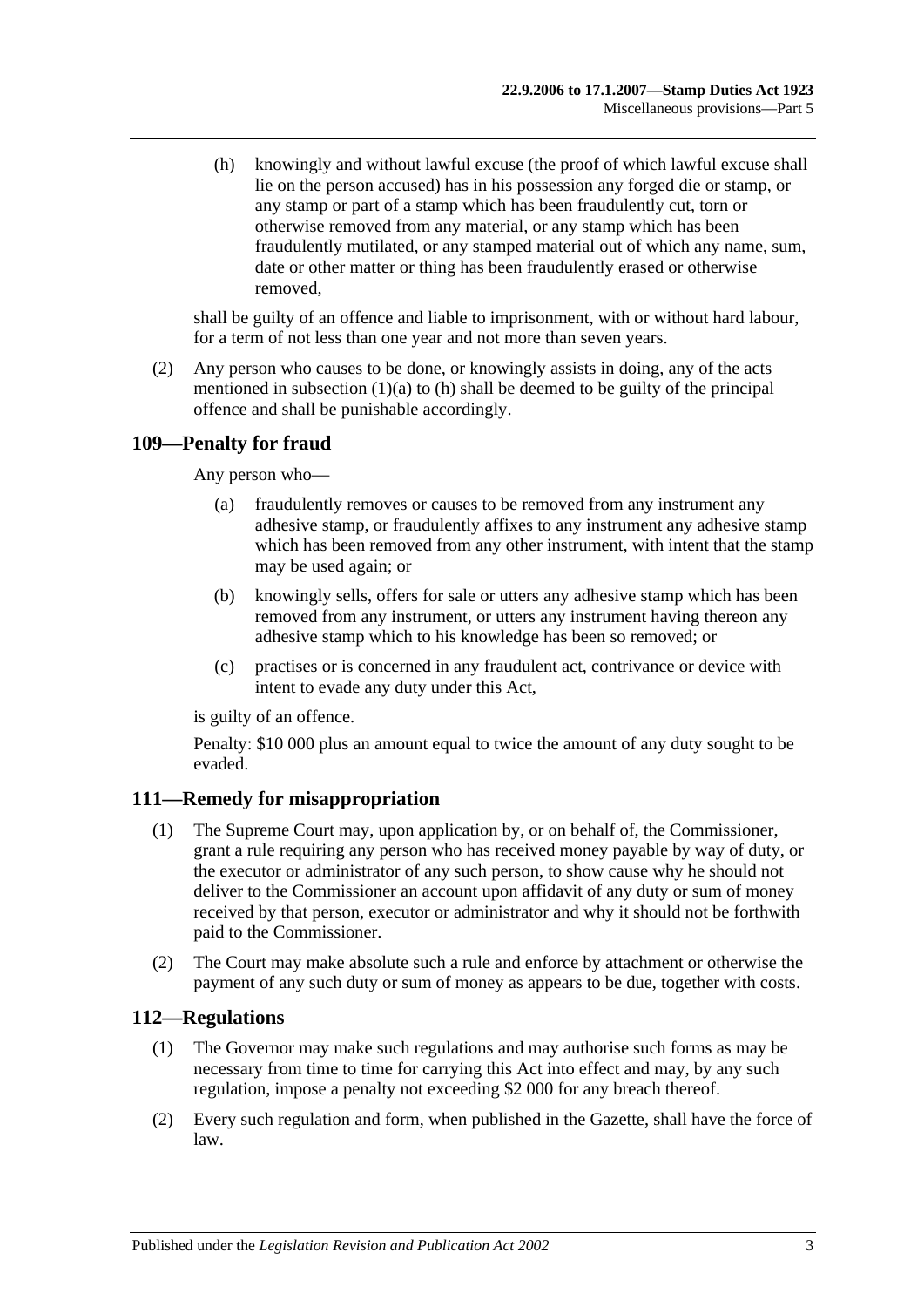(h) knowingly and without lawful excuse (the proof of which lawful excuse shall lie on the person accused) has in his possession any forged die or stamp, or any stamp or part of a stamp which has been fraudulently cut, torn or otherwise removed from any material, or any stamp which has been fraudulently mutilated, or any stamped material out of which any name, sum, date or other matter or thing has been fraudulently erased or otherwise removed,

shall be guilty of an offence and liable to imprisonment, with or without hard labour, for a term of not less than one year and not more than seven years.

(2) Any person who causes to be done, or knowingly assists in doing, any of the acts mentioned in subsection (1)(a) to (h) shall be deemed to be guilty of the principal offence and shall be punishable accordingly.

## 109—Penalty for fraud

Any person who—

(a) fraudulently removes or causes to be removed from any instrument any adhesive stamp, or fraudulently affixes to any instrument any adhesive stamp which has been removed from any other instrument, with intent that the stamp may be used again; or

(b) knowingly sells, offers for sale or utters any adhesive stamp which has been removed from any instrument, or utters any instrument having thereon any adhesive stamp which to his knowledge has been so removed; or

(c) practises or is concerned in any fraudulent act, contrivance or device with intent to evade any duty under this Act,

is guilty of an offence.

Penalty: $10 000 plus an amount equal to twice the amount of any duty sought to be evaded.

## 111—Remedy for misappropriation

(1) The Supreme Court may, upon application by, or on behalf of, the Commissioner, grant a rule requiring any person who has received money payable by way of duty, or the executor or administrator of any such person, to show cause why he should not deliver to the Commissioner an account upon affidavit of any duty or sum of money received by that person, executor or administrator and why it should not be forthwith paid to the Commissioner.

(2) The Court may make absolute such a rule and enforce by attachment or otherwise the payment of any such duty or sum of money as appears to be due, together with costs.

## 112—Regulations

(1) The Governor may make such regulations and may authorise such forms as may be necessary from time to time for carrying this Act into effect and may, by any such regulation, impose a penalty not exceeding $2 000 for any breach thereof.

(2) Every such regulation and form, when published in the Gazette, shall have the force of law.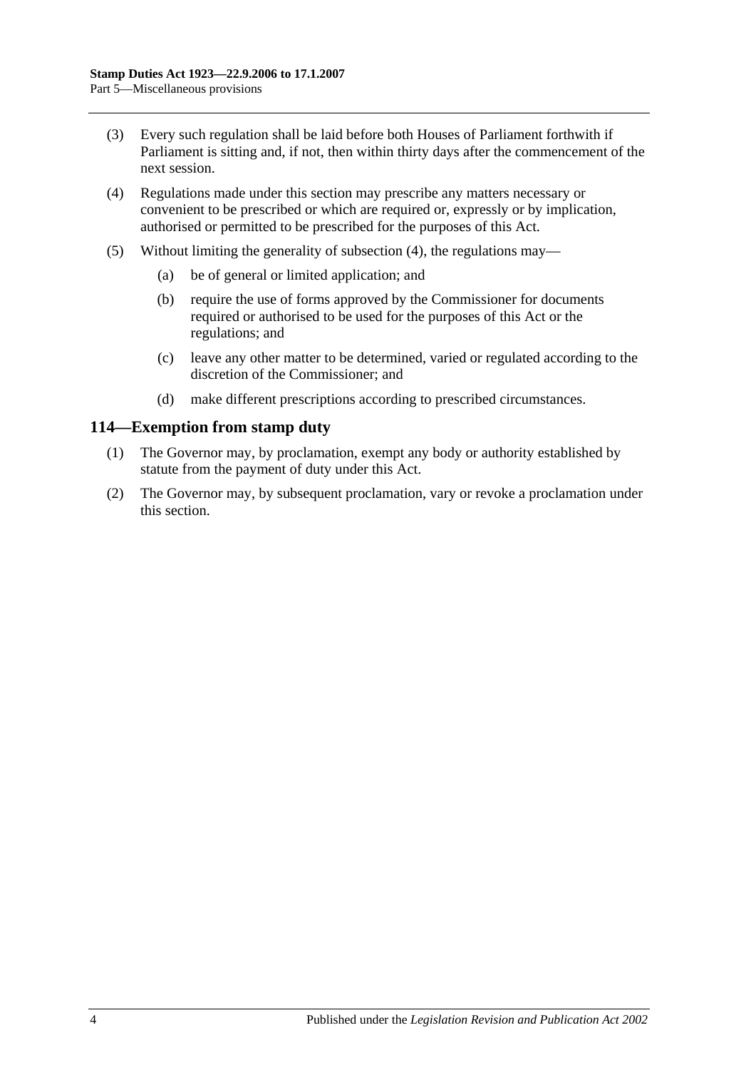(3) Every such regulation shall be laid before both Houses of Parliament forthwith if Parliament is sitting and, if not, then within thirty days after the commencement of the next session.

(4) Regulations made under this section may prescribe any matters necessary or convenient to be prescribed or which are required or, expressly or by implication, authorised or permitted to be prescribed for the purposes of this Act.

(5) Without limiting the generality of subsection (4), the regulations may—

(a) be of general or limited application; and

(b) require the use of forms approved by the Commissioner for documents required or authorised to be used for the purposes of this Act or the regulations; and

(c) leave any other matter to be determined, varied or regulated according to the discretion of the Commissioner; and

(d) make different prescriptions according to prescribed circumstances.

## 114—Exemption from stamp duty

(1) The Governor may, by proclamation, exempt any body or authority established by statute from the payment of duty under this Act.

(2) The Governor may, by subsequent proclamation, vary or revoke a proclamation under this section.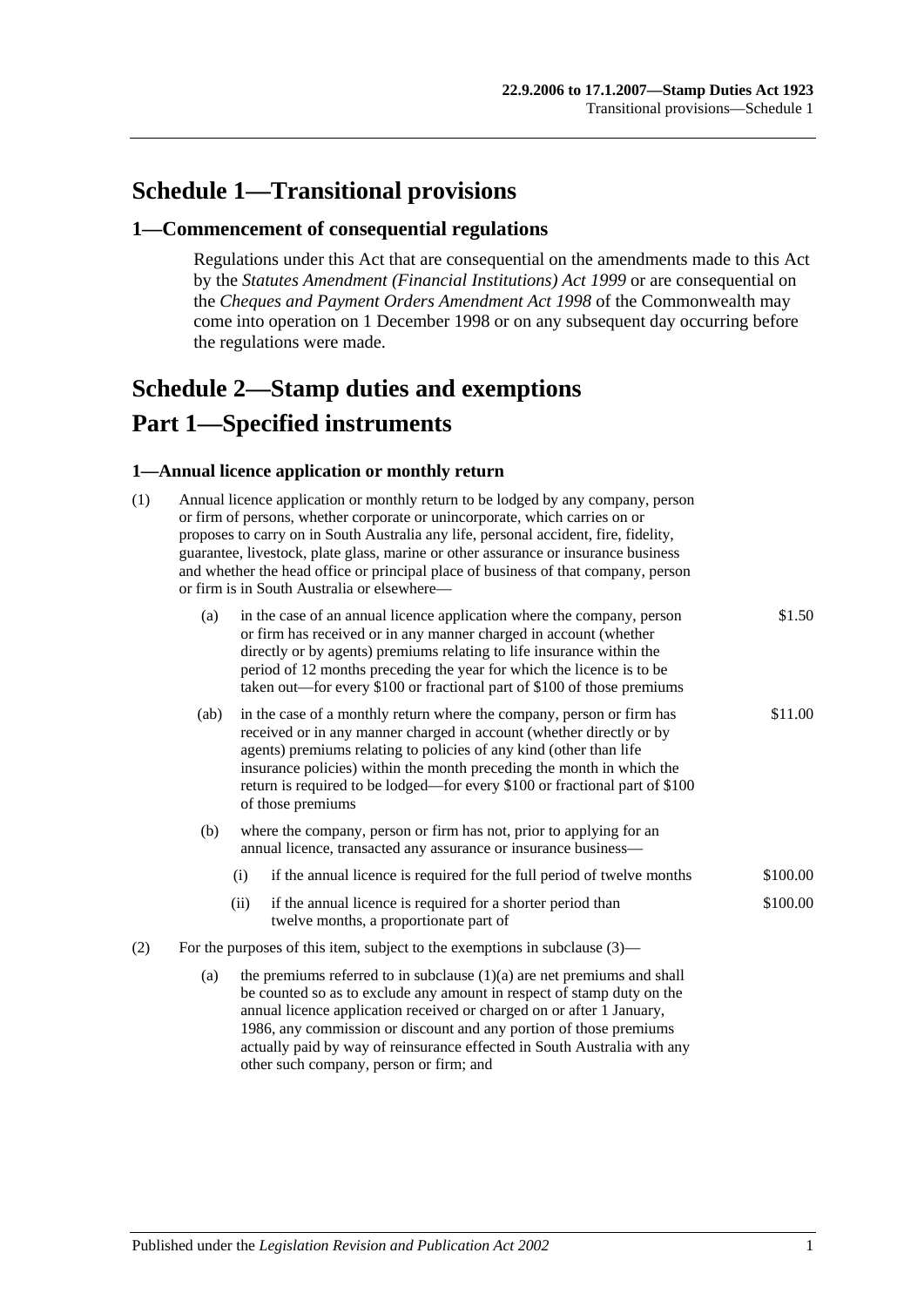# Schedule 1—Transitional provisions

## 1—Commencement of consequential regulations

Regulations under this Act that are consequential on the amendments made to this Act by the *Statutes Amendment (Financial Institutions) Act 1999* or are consequential on the *Cheques and Payment Orders Amendment Act 1998* of the Commonwealth may come into operation on 1 December 1998 or on any subsequent day occurring before the regulations were made.

# Schedule 2—Stamp duties and exemptions

# Part 1—Specified instruments

### 1—Annual licence application or monthly return

(1) Annual licence application or monthly return to be lodged by any company, person or firm of persons, whether corporate or unincorporate, which carries on or proposes to carry on in South Australia any life, personal accident, fire, fidelity, guarantee, livestock, plate glass, marine or other assurance or insurance business and whether the head office or principal place of business of that company, person or firm is in South Australia or elsewhere—

(a) in the case of an annual licence application where the company, person or firm has received or in any manner charged in account (whether directly or by agents) premiums relating to life insurance within the period of 12 months preceding the year for which the licence is to be taken out—for every \$100 or fractional part of \$100 of those premiums — \$1.50

(ab) in the case of a monthly return where the company, person or firm has received or in any manner charged in account (whether directly or by agents) premiums relating to policies of any kind (other than life insurance policies) within the month preceding the month in which the return is required to be lodged—for every \$100 or fractional part of \$100 of those premiums — \$11.00

(b) where the company, person or firm has not, prior to applying for an annual licence, transacted any assurance or insurance business—

(i) if the annual licence is required for the full period of twelve months — \$100.00

(ii) if the annual licence is required for a shorter period than twelve months, a proportionate part of — \$100.00

(2) For the purposes of this item, subject to the exemptions in subclause (3)—

(a) the premiums referred to in subclause (1)(a) are net premiums and shall be counted so as to exclude any amount in respect of stamp duty on the annual licence application received or charged on or after 1 January, 1986, any commission or discount and any portion of those premiums actually paid by way of reinsurance effected in South Australia with any other such company, person or firm; and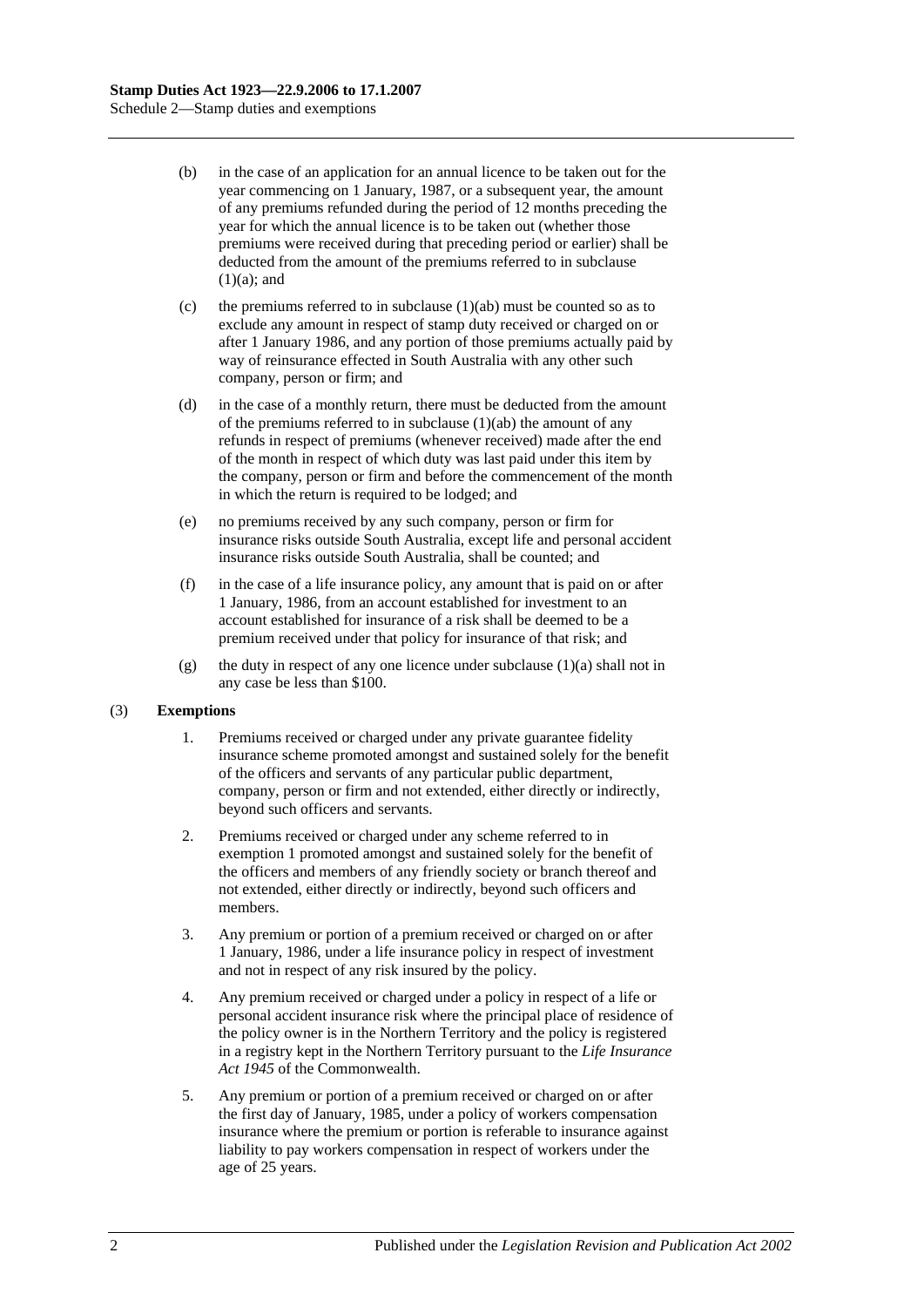(b) in the case of an application for an annual licence to be taken out for the year commencing on 1 January, 1987, or a subsequent year, the amount of any premiums refunded during the period of 12 months preceding the year for which the annual licence is to be taken out (whether those premiums were received during that preceding period or earlier) shall be deducted from the amount of the premiums referred to in subclause (1)(a); and

(c) the premiums referred to in subclause (1)(ab) must be counted so as to exclude any amount in respect of stamp duty received or charged on or after 1 January 1986, and any portion of those premiums actually paid by way of reinsurance effected in South Australia with any other such company, person or firm; and

(d) in the case of a monthly return, there must be deducted from the amount of the premiums referred to in subclause (1)(ab) the amount of any refunds in respect of premiums (whenever received) made after the end of the month in respect of which duty was last paid under this item by the company, person or firm and before the commencement of the month in which the return is required to be lodged; and

(e) no premiums received by any such company, person or firm for insurance risks outside South Australia, except life and personal accident insurance risks outside South Australia, shall be counted; and

(f) in the case of a life insurance policy, any amount that is paid on or after 1 January, 1986, from an account established for investment to an account established for insurance of a risk shall be deemed to be a premium received under that policy for insurance of that risk; and

(g) the duty in respect of any one licence under subclause (1)(a) shall not in any case be less than $100.

(3) **Exemptions**

1. Premiums received or charged under any private guarantee fidelity insurance scheme promoted amongst and sustained solely for the benefit of the officers and servants of any particular public department, company, person or firm and not extended, either directly or indirectly, beyond such officers and servants.

2. Premiums received or charged under any scheme referred to in exemption 1 promoted amongst and sustained solely for the benefit of the officers and members of any friendly society or branch thereof and not extended, either directly or indirectly, beyond such officers and members.

3. Any premium or portion of a premium received or charged on or after 1 January, 1986, under a life insurance policy in respect of investment and not in respect of any risk insured by the policy.

4. Any premium received or charged under a policy in respect of a life or personal accident insurance risk where the principal place of residence of the policy owner is in the Northern Territory and the policy is registered in a registry kept in the Northern Territory pursuant to the *Life Insurance Act 1945* of the Commonwealth.

5. Any premium or portion of a premium received or charged on or after the first day of January, 1985, under a policy of workers compensation insurance where the premium or portion is referable to insurance against liability to pay workers compensation in respect of workers under the age of 25 years.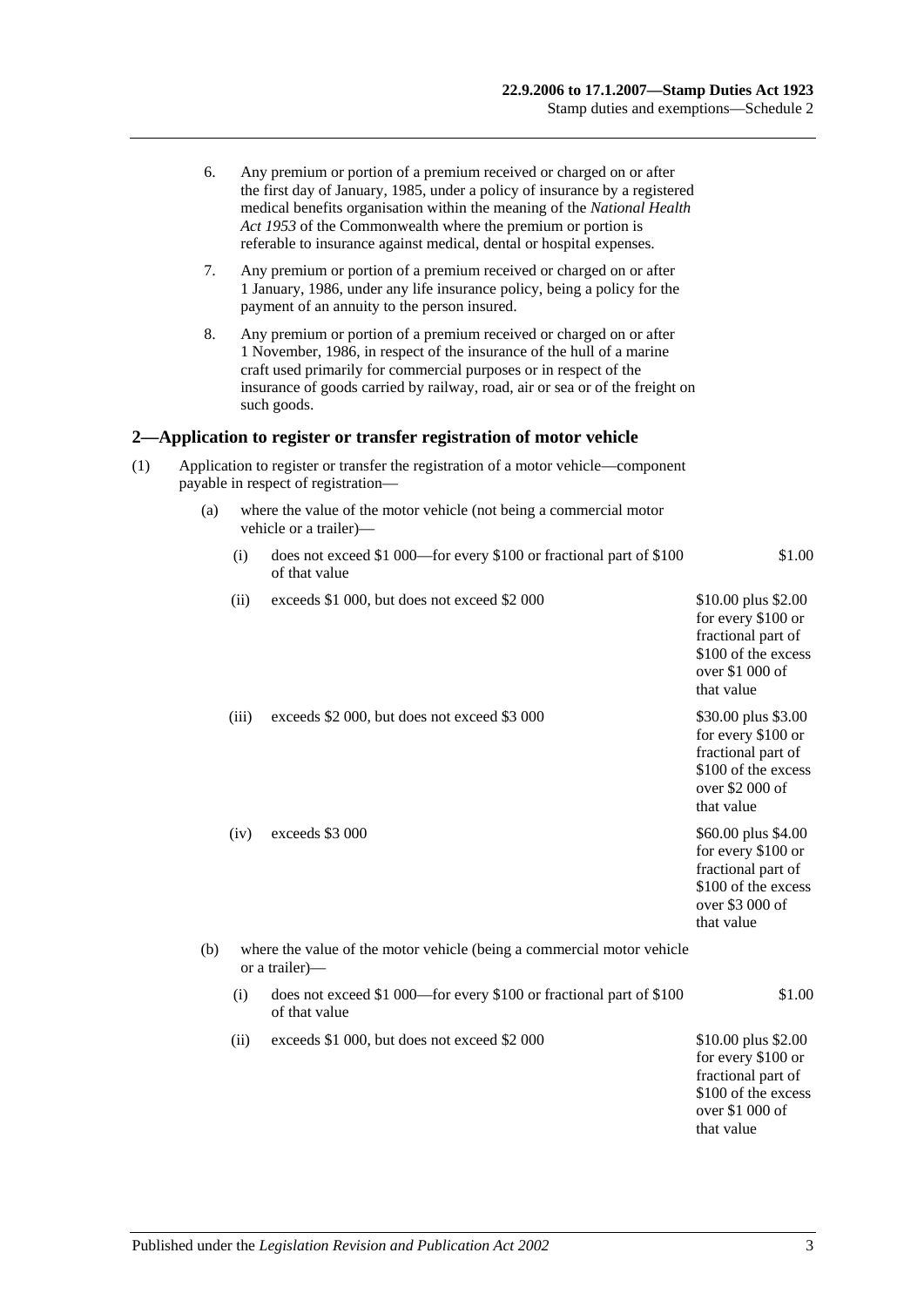6. Any premium or portion of a premium received or charged on or after the first day of January, 1985, under a policy of insurance by a registered medical benefits organisation within the meaning of the *National Health Act 1953* of the Commonwealth where the premium or portion is referable to insurance against medical, dental or hospital expenses.

7. Any premium or portion of a premium received or charged on or after 1 January, 1986, under any life insurance policy, being a policy for the payment of an annuity to the person insured.

8. Any premium or portion of a premium received or charged on or after 1 November, 1986, in respect of the insurance of the hull of a marine craft used primarily for commercial purposes or in respect of the insurance of goods carried by railway, road, air or sea or of the freight on such goods.

## 2—Application to register or transfer registration of motor vehicle

(1) Application to register or transfer the registration of a motor vehicle—component payable in respect of registration—

(a) where the value of the motor vehicle (not being a commercial motor vehicle or a trailer)—

| | | |
|---|---|---|
| (i) | does not exceed $1 000—for every $100 or fractional part of $100 of that value | $1.00 |
| (ii) | exceeds $1 000, but does not exceed $2 000 | $10.00 plus $2.00 for every $100 or fractional part of $100 of the excess over $1 000 of that value |
| (iii) | exceeds $2 000, but does not exceed $3 000 | $30.00 plus $3.00 for every $100 or fractional part of $100 of the excess over $2 000 of that value |
| (iv) | exceeds $3 000 | $60.00 plus $4.00 for every $100 or fractional part of $100 of the excess over $3 000 of that value |

(b) where the value of the motor vehicle (being a commercial motor vehicle or a trailer)—

| | | |
|---|---|---|
| (i) | does not exceed $1 000—for every $100 or fractional part of $100 of that value | $1.00 |
| (ii) | exceeds $1 000, but does not exceed $2 000 | $10.00 plus $2.00 for every $100 or fractional part of $100 of the excess over $1 000 of that value |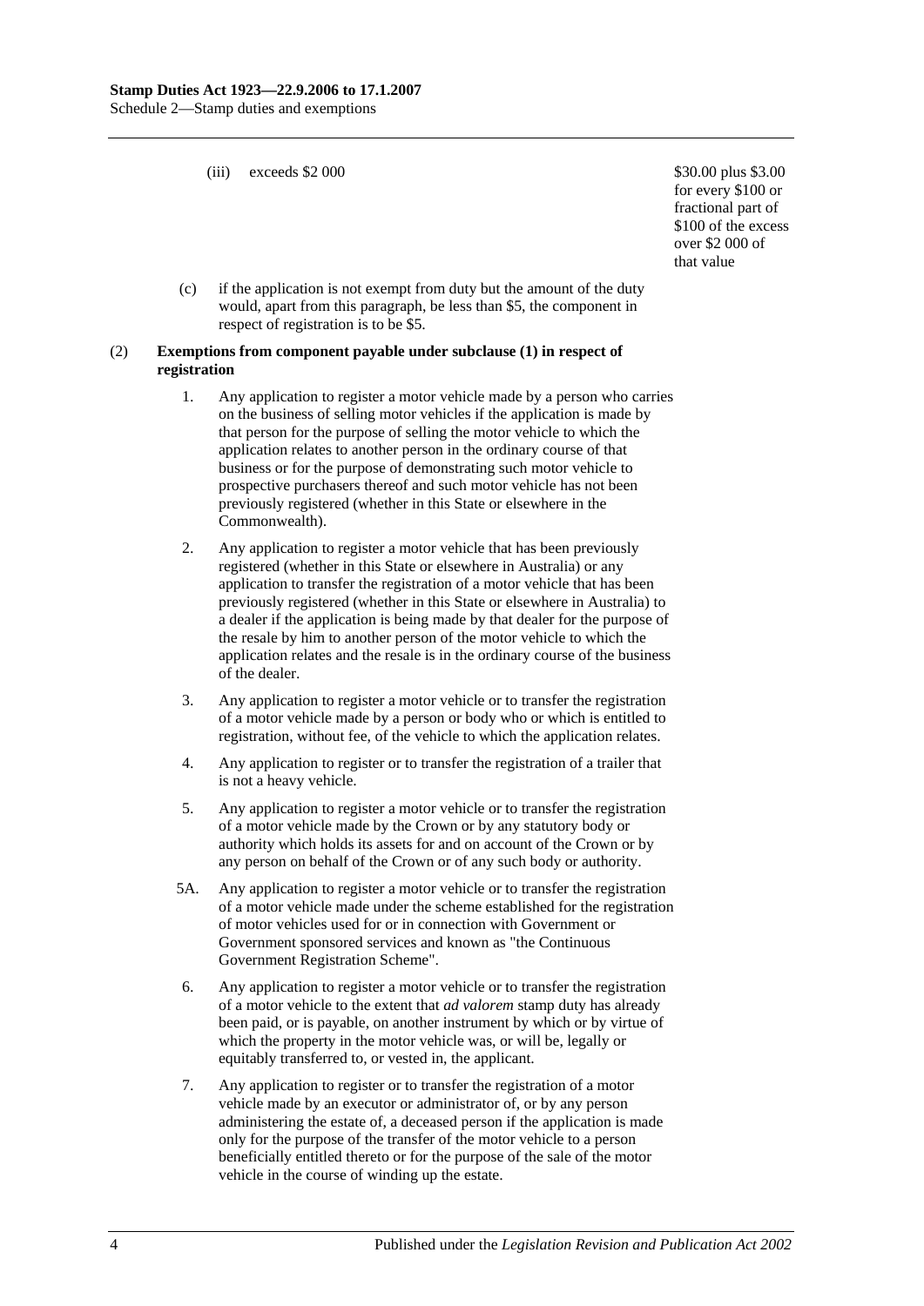(iii) exceeds $2 000 — $30.00 plus $3.00 for every $100 or fractional part of $100 of the excess over $2 000 of that value

(c) if the application is not exempt from duty but the amount of the duty would, apart from this paragraph, be less than $5, the component in respect of registration is to be $5.

(2) **Exemptions from component payable under subclause (1) in respect of registration**

1. Any application to register a motor vehicle made by a person who carries on the business of selling motor vehicles if the application is made by that person for the purpose of selling the motor vehicle to which the application relates to another person in the ordinary course of that business or for the purpose of demonstrating such motor vehicle to prospective purchasers thereof and such motor vehicle has not been previously registered (whether in this State or elsewhere in the Commonwealth).

2. Any application to register a motor vehicle that has been previously registered (whether in this State or elsewhere in Australia) or any application to transfer the registration of a motor vehicle that has been previously registered (whether in this State or elsewhere in Australia) to a dealer if the application is being made by that dealer for the purpose of the resale by him to another person of the motor vehicle to which the application relates and the resale is in the ordinary course of the business of the dealer.

3. Any application to register a motor vehicle or to transfer the registration of a motor vehicle made by a person or body who or which is entitled to registration, without fee, of the vehicle to which the application relates.

4. Any application to register or to transfer the registration of a trailer that is not a heavy vehicle.

5. Any application to register a motor vehicle or to transfer the registration of a motor vehicle made by the Crown or by any statutory body or authority which holds its assets for and on account of the Crown or by any person on behalf of the Crown or of any such body or authority.

5A. Any application to register a motor vehicle or to transfer the registration of a motor vehicle made under the scheme established for the registration of motor vehicles used for or in connection with Government or Government sponsored services and known as "the Continuous Government Registration Scheme".

6. Any application to register a motor vehicle or to transfer the registration of a motor vehicle to the extent that *ad valorem* stamp duty has already been paid, or is payable, on another instrument by which or by virtue of which the property in the motor vehicle was, or will be, legally or equitably transferred to, or vested in, the applicant.

7. Any application to register or to transfer the registration of a motor vehicle made by an executor or administrator of, or by any person administering the estate of, a deceased person if the application is made only for the purpose of the transfer of the motor vehicle to a person beneficially entitled thereto or for the purpose of the sale of the motor vehicle in the course of winding up the estate.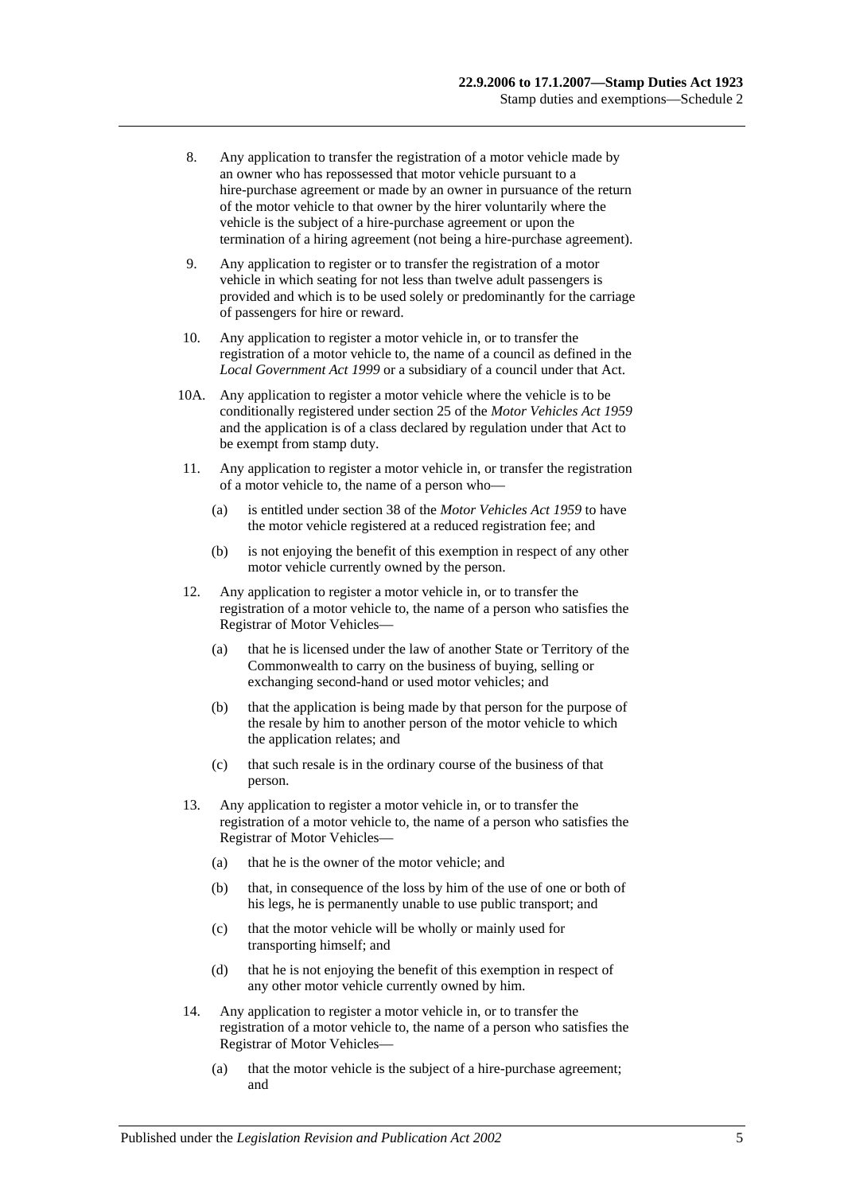8. Any application to transfer the registration of a motor vehicle made by an owner who has repossessed that motor vehicle pursuant to a hire-purchase agreement or made by an owner in pursuance of the return of the motor vehicle to that owner by the hirer voluntarily where the vehicle is the subject of a hire-purchase agreement or upon the termination of a hiring agreement (not being a hire-purchase agreement).

9. Any application to register or to transfer the registration of a motor vehicle in which seating for not less than twelve adult passengers is provided and which is to be used solely or predominantly for the carriage of passengers for hire or reward.

10. Any application to register a motor vehicle in, or to transfer the registration of a motor vehicle to, the name of a council as defined in the *Local Government Act 1999* or a subsidiary of a council under that Act.

10A. Any application to register a motor vehicle where the vehicle is to be conditionally registered under section 25 of the *Motor Vehicles Act 1959* and the application is of a class declared by regulation under that Act to be exempt from stamp duty.

11. Any application to register a motor vehicle in, or transfer the registration of a motor vehicle to, the name of a person who—

    (a) is entitled under section 38 of the *Motor Vehicles Act 1959* to have the motor vehicle registered at a reduced registration fee; and

    (b) is not enjoying the benefit of this exemption in respect of any other motor vehicle currently owned by the person.

12. Any application to register a motor vehicle in, or to transfer the registration of a motor vehicle to, the name of a person who satisfies the Registrar of Motor Vehicles—

    (a) that he is licensed under the law of another State or Territory of the Commonwealth to carry on the business of buying, selling or exchanging second-hand or used motor vehicles; and

    (b) that the application is being made by that person for the purpose of the resale by him to another person of the motor vehicle to which the application relates; and

    (c) that such resale is in the ordinary course of the business of that person.

13. Any application to register a motor vehicle in, or to transfer the registration of a motor vehicle to, the name of a person who satisfies the Registrar of Motor Vehicles—

    (a) that he is the owner of the motor vehicle; and

    (b) that, in consequence of the loss by him of the use of one or both of his legs, he is permanently unable to use public transport; and

    (c) that the motor vehicle will be wholly or mainly used for transporting himself; and

    (d) that he is not enjoying the benefit of this exemption in respect of any other motor vehicle currently owned by him.

14. Any application to register a motor vehicle in, or to transfer the registration of a motor vehicle to, the name of a person who satisfies the Registrar of Motor Vehicles—

    (a) that the motor vehicle is the subject of a hire-purchase agreement; and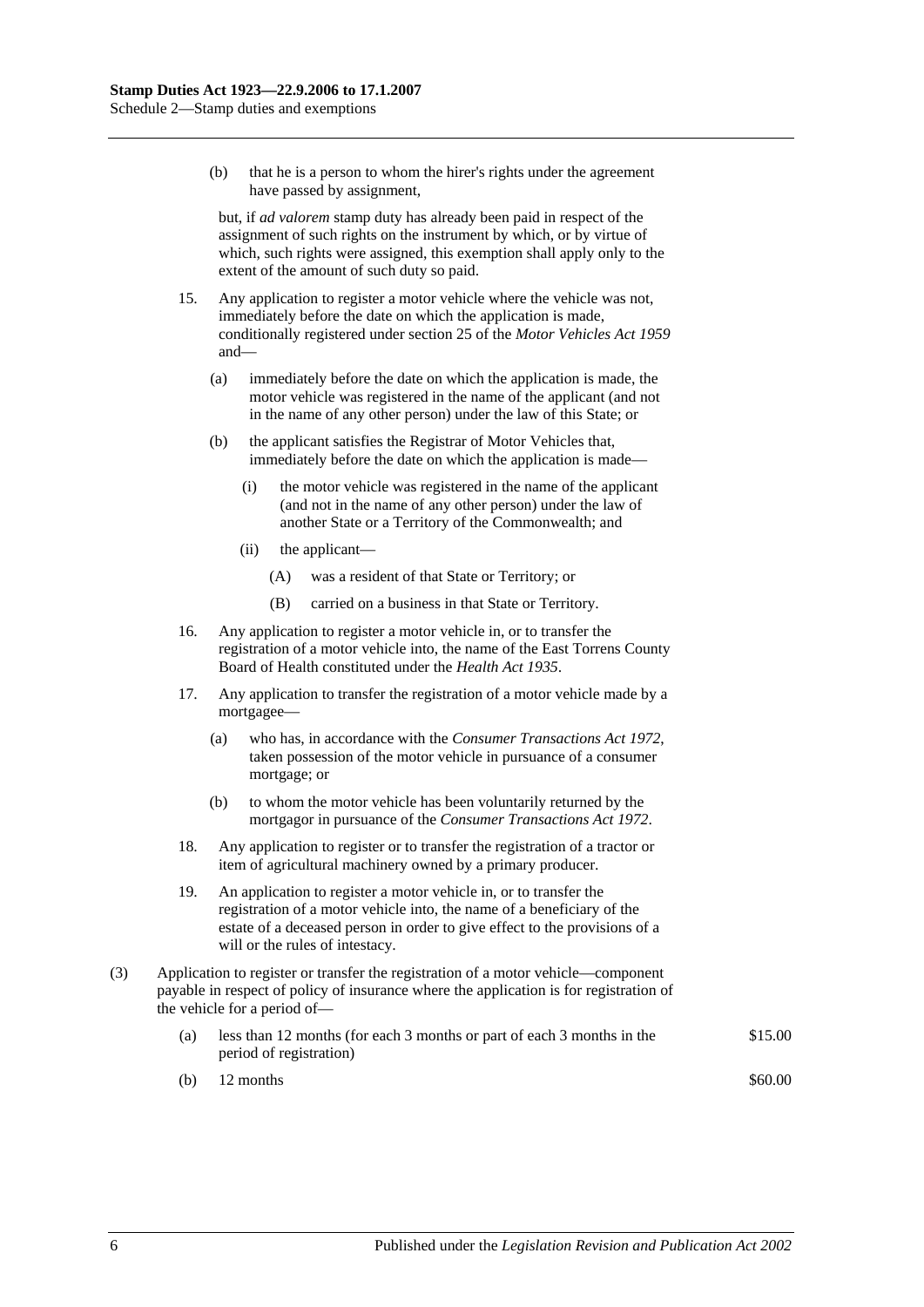(b) that he is a person to whom the hirer's rights under the agreement have passed by assignment,

but, if *ad valorem* stamp duty has already been paid in respect of the assignment of such rights on the instrument by which, or by virtue of which, such rights were assigned, this exemption shall apply only to the extent of the amount of such duty so paid.

15. Any application to register a motor vehicle where the vehicle was not, immediately before the date on which the application is made, conditionally registered under section 25 of the *Motor Vehicles Act 1959* and—

   (a) immediately before the date on which the application is made, the motor vehicle was registered in the name of the applicant (and not in the name of any other person) under the law of this State; or

   (b) the applicant satisfies the Registrar of Motor Vehicles that, immediately before the date on which the application is made—

      (i) the motor vehicle was registered in the name of the applicant (and not in the name of any other person) under the law of another State or a Territory of the Commonwealth; and

      (ii) the applicant—

         (A) was a resident of that State or Territory; or

         (B) carried on a business in that State or Territory.

16. Any application to register a motor vehicle in, or to transfer the registration of a motor vehicle into, the name of the East Torrens County Board of Health constituted under the *Health Act 1935*.

17. Any application to transfer the registration of a motor vehicle made by a mortgagee—

   (a) who has, in accordance with the *Consumer Transactions Act 1972*, taken possession of the motor vehicle in pursuance of a consumer mortgage; or

   (b) to whom the motor vehicle has been voluntarily returned by the mortgagor in pursuance of the *Consumer Transactions Act 1972*.

18. Any application to register or to transfer the registration of a tractor or item of agricultural machinery owned by a primary producer.

19. An application to register a motor vehicle in, or to transfer the registration of a motor vehicle into, the name of a beneficiary of the estate of a deceased person in order to give effect to the provisions of a will or the rules of intestacy.

(3) Application to register or transfer the registration of a motor vehicle—component payable in respect of policy of insurance where the application is for registration of the vehicle for a period of—

| | | |
|---|---|---|
| (a) | less than 12 months (for each 3 months or part of each 3 months in the period of registration) | \$15.00 |
| (b) | 12 months | \$60.00 |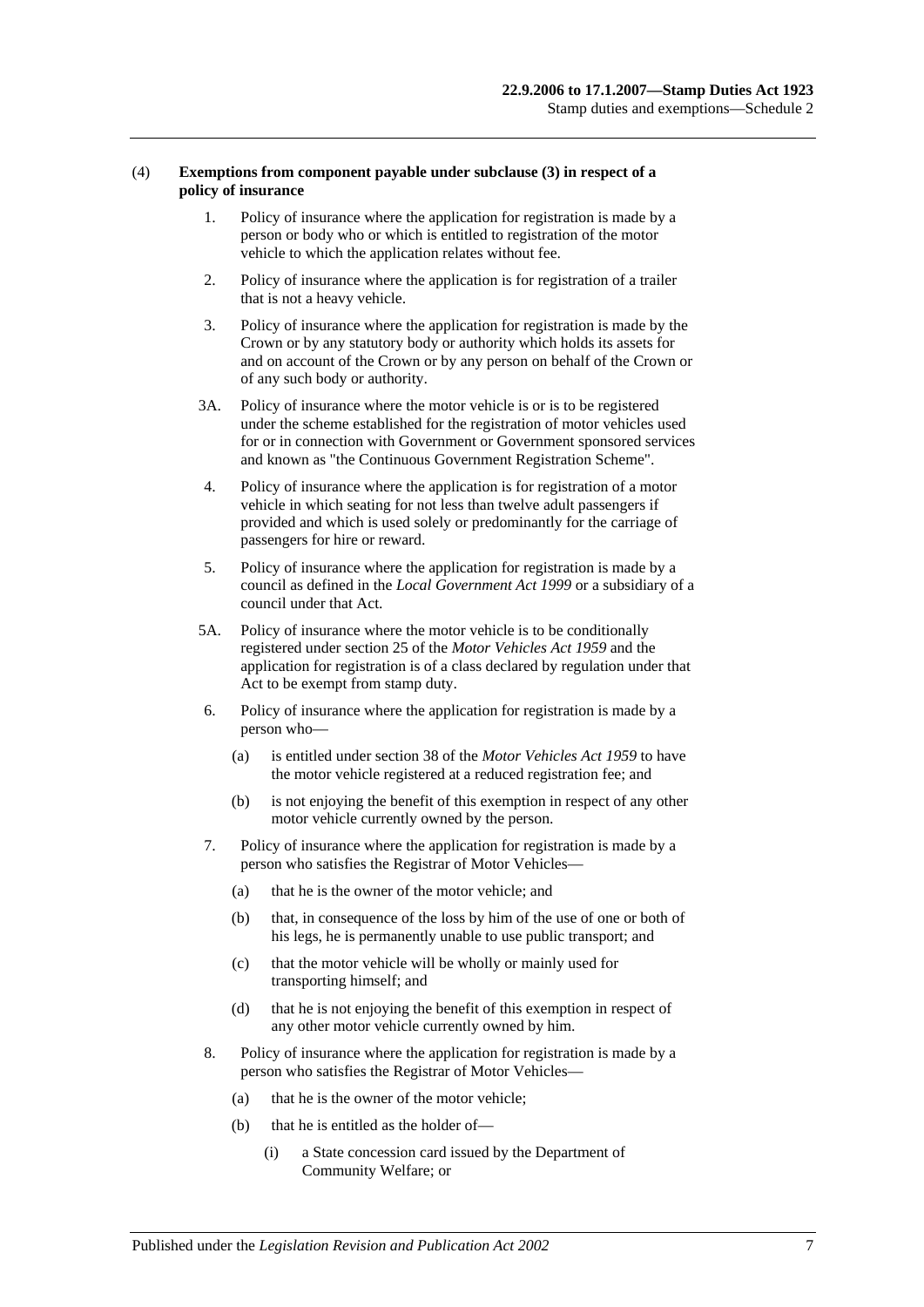(4) **Exemptions from component payable under subclause (3) in respect of a policy of insurance**

1. Policy of insurance where the application for registration is made by a person or body who or which is entitled to registration of the motor vehicle to which the application relates without fee.

2. Policy of insurance where the application is for registration of a trailer that is not a heavy vehicle.

3. Policy of insurance where the application for registration is made by the Crown or by any statutory body or authority which holds its assets for and on account of the Crown or by any person on behalf of the Crown or of any such body or authority.

3A. Policy of insurance where the motor vehicle is or is to be registered under the scheme established for the registration of motor vehicles used for or in connection with Government or Government sponsored services and known as "the Continuous Government Registration Scheme".

4. Policy of insurance where the application is for registration of a motor vehicle in which seating for not less than twelve adult passengers if provided and which is used solely or predominantly for the carriage of passengers for hire or reward.

5. Policy of insurance where the application for registration is made by a council as defined in the *Local Government Act 1999* or a subsidiary of a council under that Act.

5A. Policy of insurance where the motor vehicle is to be conditionally registered under section 25 of the *Motor Vehicles Act 1959* and the application for registration is of a class declared by regulation under that Act to be exempt from stamp duty.

6. Policy of insurance where the application for registration is made by a person who—

   (a) is entitled under section 38 of the *Motor Vehicles Act 1959* to have the motor vehicle registered at a reduced registration fee; and

   (b) is not enjoying the benefit of this exemption in respect of any other motor vehicle currently owned by the person.

7. Policy of insurance where the application for registration is made by a person who satisfies the Registrar of Motor Vehicles—

   (a) that he is the owner of the motor vehicle; and

   (b) that, in consequence of the loss by him of the use of one or both of his legs, he is permanently unable to use public transport; and

   (c) that the motor vehicle will be wholly or mainly used for transporting himself; and

   (d) that he is not enjoying the benefit of this exemption in respect of any other motor vehicle currently owned by him.

8. Policy of insurance where the application for registration is made by a person who satisfies the Registrar of Motor Vehicles—

   (a) that he is the owner of the motor vehicle;

   (b) that he is entitled as the holder of—

      (i) a State concession card issued by the Department of Community Welfare; or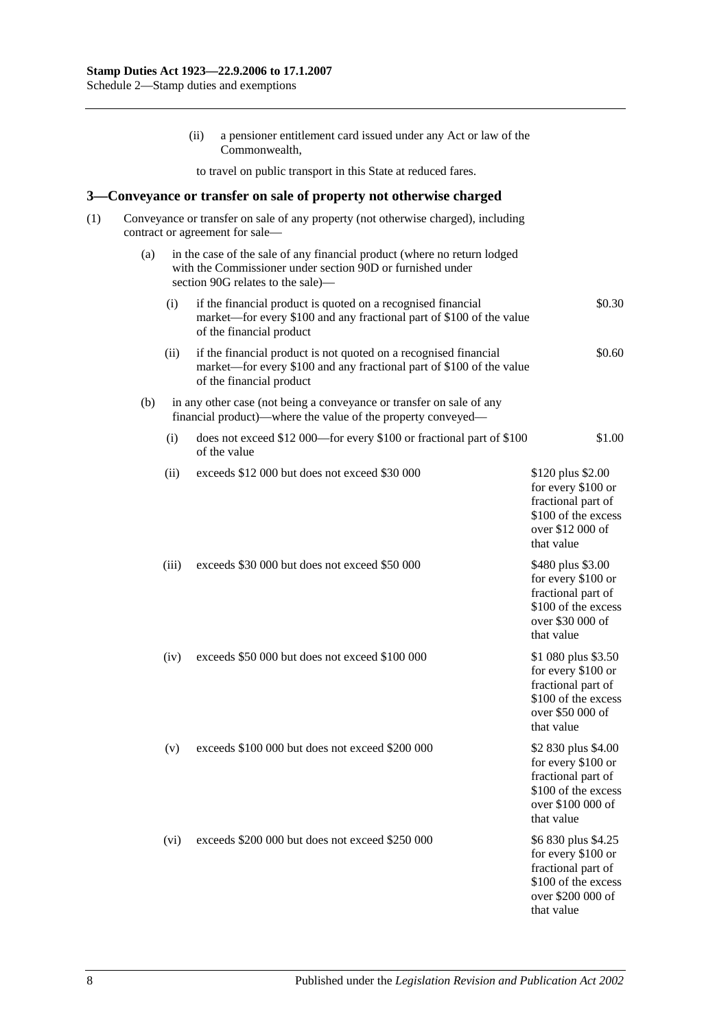(ii) a pensioner entitlement card issued under any Act or law of the Commonwealth,

to travel on public transport in this State at reduced fares.

## 3—Conveyance or transfer on sale of property not otherwise charged

(1) Conveyance or transfer on sale of any property (not otherwise charged), including contract or agreement for sale—

(a) in the case of the sale of any financial product (where no return lodged with the Commissioner under section 90D or furnished under section 90G relates to the sale)—

| | | |
|---|---|---|
| (i) | if the financial product is quoted on a recognised financial market—for every $100 and any fractional part of $100 of the value of the financial product | $0.30 |
| (ii) | if the financial product is not quoted on a recognised financial market—for every $100 and any fractional part of $100 of the value of the financial product | $0.60 |

(b) in any other case (not being a conveyance or transfer on sale of any financial product)—where the value of the property conveyed—

| | | |
|---|---|---|
| (i) | does not exceed $12 000—for every $100 or fractional part of $100 of the value | $1.00 |
| (ii) | exceeds $12 000 but does not exceed $30 000 | $120 plus $2.00 for every $100 or fractional part of $100 of the excess over $12 000 of that value |
| (iii) | exceeds $30 000 but does not exceed $50 000 | $480 plus $3.00 for every $100 or fractional part of $100 of the excess over $30 000 of that value |
| (iv) | exceeds $50 000 but does not exceed $100 000 | $1 080 plus $3.50 for every $100 or fractional part of $100 of the excess over $50 000 of that value |
| (v) | exceeds $100 000 but does not exceed $200 000 | $2 830 plus $4.00 for every $100 or fractional part of $100 of the excess over $100 000 of that value |
| (vi) | exceeds $200 000 but does not exceed $250 000 | $6 830 plus $4.25 for every $100 or fractional part of $100 of the excess over $200 000 of that value |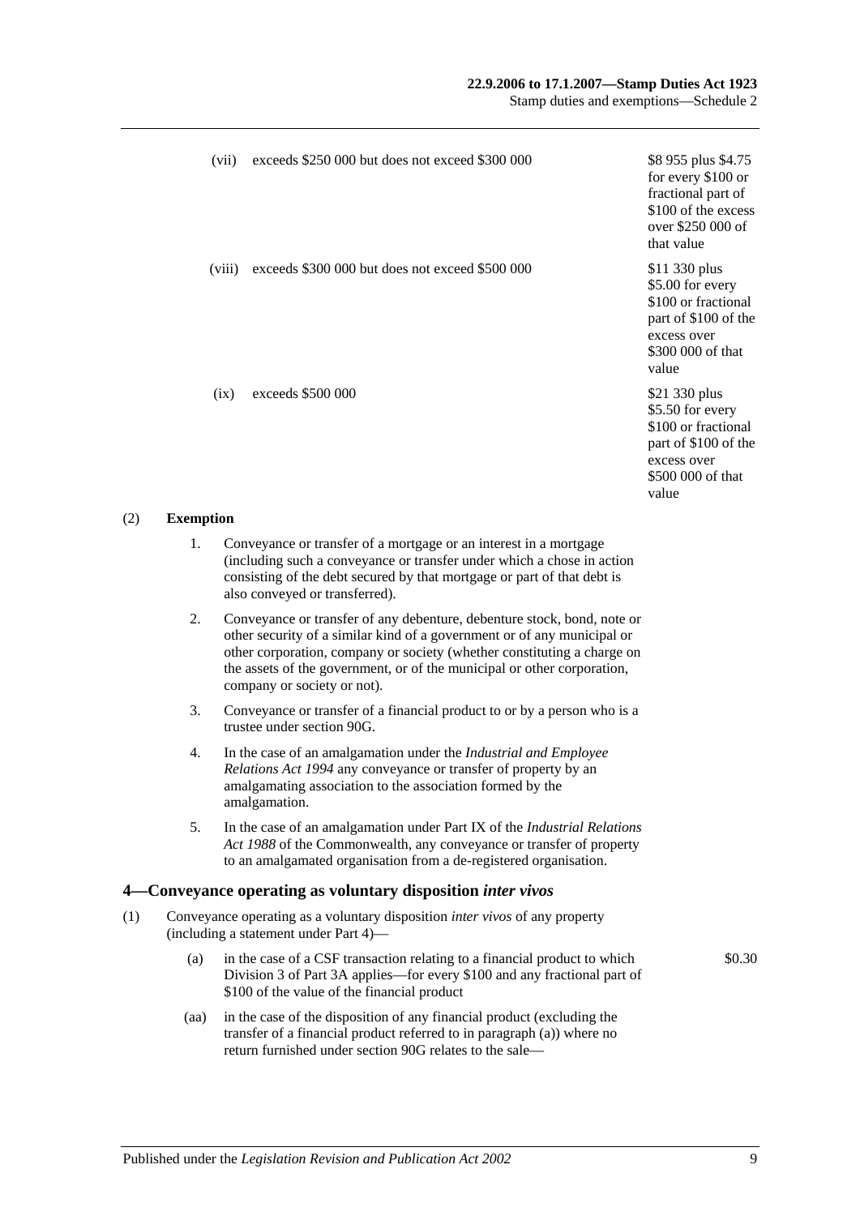| | | |
|---|---|---|
| (vii) | exceeds \$250 000 but does not exceed \$300 000 | \$8 955 plus \$4.75 for every \$100 or fractional part of \$100 of the excess over \$250 000 of that value |
| (viii) | exceeds \$300 000 but does not exceed \$500 000 | \$11 330 plus \$5.00 for every \$100 or fractional part of \$100 of the excess over \$300 000 of that value |
| (ix) | exceeds \$500 000 | \$21 330 plus \$5.50 for every \$100 or fractional part of \$100 of the excess over \$500 000 of that value |

(2) **Exemption**

1. Conveyance or transfer of a mortgage or an interest in a mortgage (including such a conveyance or transfer under which a chose in action consisting of the debt secured by that mortgage or part of that debt is also conveyed or transferred).

2. Conveyance or transfer of any debenture, debenture stock, bond, note or other security of a similar kind of a government or of any municipal or other corporation, company or society (whether constituting a charge on the assets of the government, or of the municipal or other corporation, company or society or not).

3. Conveyance or transfer of a financial product to or by a person who is a trustee under section 90G.

4. In the case of an amalgamation under the *Industrial and Employee Relations Act 1994* any conveyance or transfer of property by an amalgamating association to the association formed by the amalgamation.

5. In the case of an amalgamation under Part IX of the *Industrial Relations Act 1988* of the Commonwealth, any conveyance or transfer of property to an amalgamated organisation from a de-registered organisation.

## 4—Conveyance operating as voluntary disposition *inter vivos*

(1) Conveyance operating as a voluntary disposition *inter vivos* of any property (including a statement under Part 4)—

(a) in the case of a CSF transaction relating to a financial product to which Division 3 of Part 3A applies—for every \$100 and any fractional part of \$100 of the value of the financial product — \$0.30

(aa) in the case of the disposition of any financial product (excluding the transfer of a financial product referred to in paragraph (a)) where no return furnished under section 90G relates to the sale—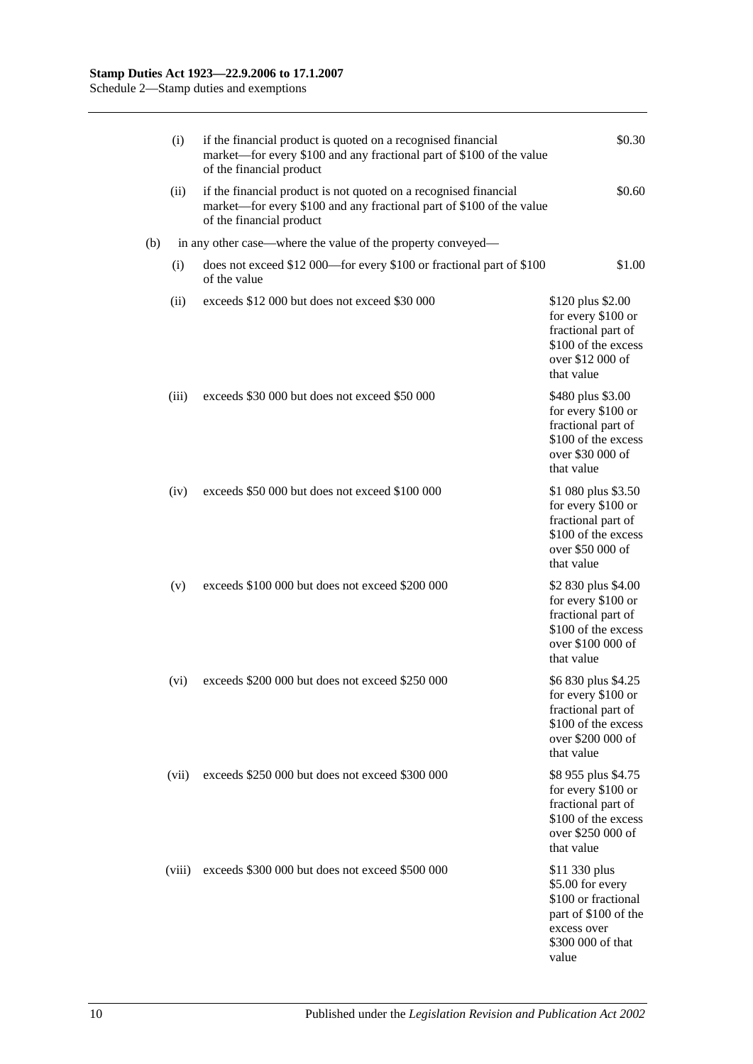| | | | |
|---|---|---|---|
| | (i) | if the financial product is quoted on a recognised financial market—for every $100 and any fractional part of $100 of the value of the financial product | $0.30 |
| | (ii) | if the financial product is not quoted on a recognised financial market—for every $100 and any fractional part of $100 of the value of the financial product | $0.60 |
| (b) | | in any other case—where the value of the property conveyed— | |
| | (i) | does not exceed $12 000—for every $100 or fractional part of $100 of the value | $1.00 |
| | (ii) | exceeds $12 000 but does not exceed $30 000 | $120 plus $2.00 for every $100 or fractional part of $100 of the excess over $12 000 of that value |
| | (iii) | exceeds $30 000 but does not exceed $50 000 | $480 plus $3.00 for every $100 or fractional part of $100 of the excess over $30 000 of that value |
| | (iv) | exceeds $50 000 but does not exceed $100 000 | $1 080 plus $3.50 for every $100 or fractional part of $100 of the excess over $50 000 of that value |
| | (v) | exceeds $100 000 but does not exceed $200 000 | $2 830 plus $4.00 for every $100 or fractional part of $100 of the excess over $100 000 of that value |
| | (vi) | exceeds $200 000 but does not exceed $250 000 | $6 830 plus $4.25 for every $100 or fractional part of $100 of the excess over $200 000 of that value |
| | (vii) | exceeds $250 000 but does not exceed $300 000 | $8 955 plus $4.75 for every $100 or fractional part of $100 of the excess over $250 000 of that value |
| | (viii) | exceeds $300 000 but does not exceed $500 000 | $11 330 plus $5.00 for every $100 or fractional part of $100 of the excess over $300 000 of that value |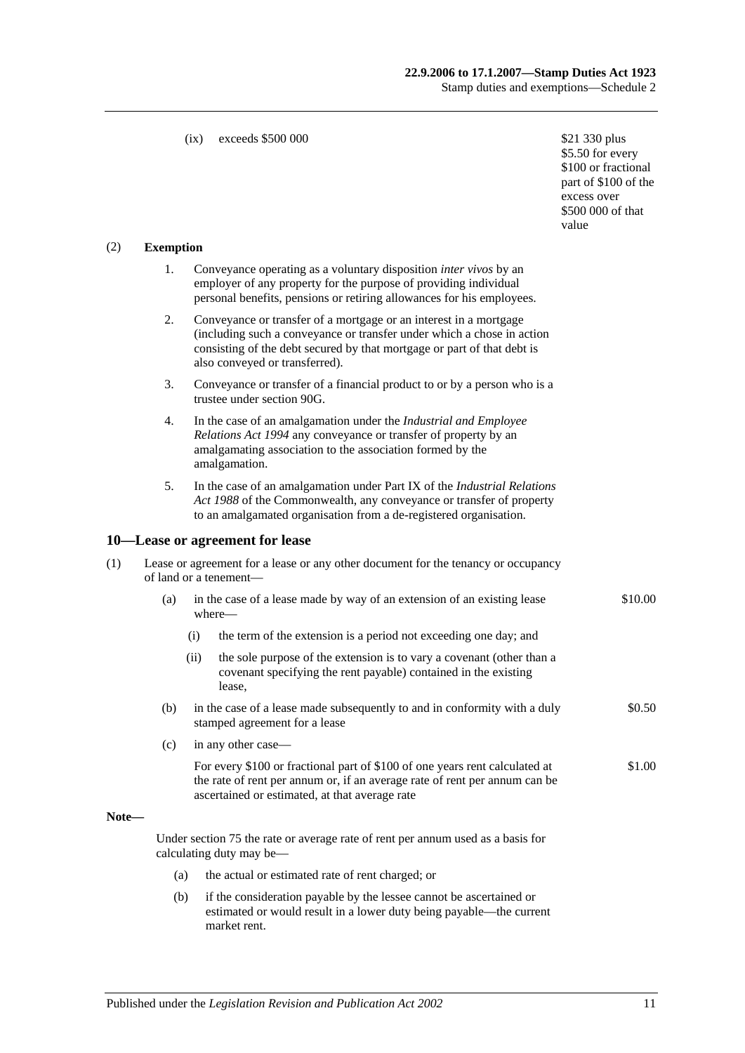(ix) exceeds $500 000 — $21 330 plus $5.50 for every $100 or fractional part of $100 of the excess over $500 000 of that value

(2) **Exemption**

1. Conveyance operating as a voluntary disposition *inter vivos* by an employer of any property for the purpose of providing individual personal benefits, pensions or retiring allowances for his employees.

2. Conveyance or transfer of a mortgage or an interest in a mortgage (including such a conveyance or transfer under which a chose in action consisting of the debt secured by that mortgage or part of that debt is also conveyed or transferred).

3. Conveyance or transfer of a financial product to or by a person who is a trustee under section 90G.

4. In the case of an amalgamation under the *Industrial and Employee Relations Act 1994* any conveyance or transfer of property by an amalgamating association to the association formed by the amalgamation.

5. In the case of an amalgamation under Part IX of the *Industrial Relations Act 1988* of the Commonwealth, any conveyance or transfer of property to an amalgamated organisation from a de-registered organisation.

## 10—Lease or agreement for lease

(1) Lease or agreement for a lease or any other document for the tenancy or occupancy of land or a tenement—

(a) in the case of a lease made by way of an extension of an existing lease where— — $10.00

(i) the term of the extension is a period not exceeding one day; and

(ii) the sole purpose of the extension is to vary a covenant (other than a covenant specifying the rent payable) contained in the existing lease,

(b) in the case of a lease made subsequently to and in conformity with a duly stamped agreement for a lease — $0.50

(c) in any other case—

For every $100 or fractional part of $100 of one years rent calculated at the rate of rent per annum or, if an average rate of rent per annum can be ascertained or estimated, at that average rate — $1.00

**Note—**

Under section 75 the rate or average rate of rent per annum used as a basis for calculating duty may be—

(a) the actual or estimated rate of rent charged; or

(b) if the consideration payable by the lessee cannot be ascertained or estimated or would result in a lower duty being payable—the current market rent.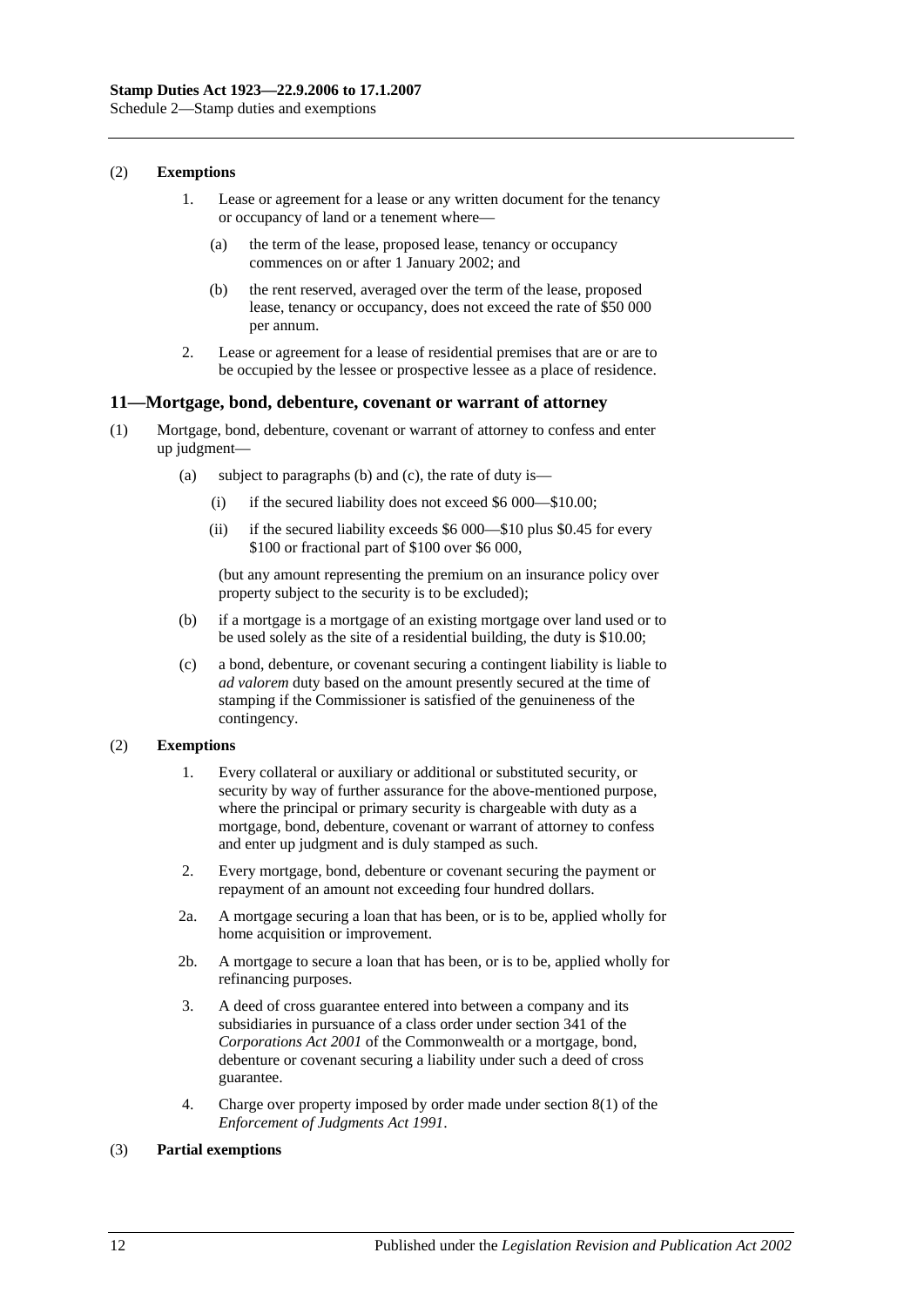(2) **Exemptions**

1. Lease or agreement for a lease or any written document for the tenancy or occupancy of land or a tenement where—

   (a) the term of the lease, proposed lease, tenancy or occupancy commences on or after 1 January 2002; and

   (b) the rent reserved, averaged over the term of the lease, proposed lease, tenancy or occupancy, does not exceed the rate of $50 000 per annum.

2. Lease or agreement for a lease of residential premises that are or are to be occupied by the lessee or prospective lessee as a place of residence.

## 11—Mortgage, bond, debenture, covenant or warrant of attorney

(1) Mortgage, bond, debenture, covenant or warrant of attorney to confess and enter up judgment—

   (a) subject to paragraphs (b) and (c), the rate of duty is—

      (i) if the secured liability does not exceed $6 000—$10.00;

      (ii) if the secured liability exceeds $6 000—$10 plus $0.45 for every $100 or fractional part of $100 over $6 000,

   (but any amount representing the premium on an insurance policy over property subject to the security is to be excluded);

   (b) if a mortgage is a mortgage of an existing mortgage over land used or to be used solely as the site of a residential building, the duty is $10.00;

   (c) a bond, debenture, or covenant securing a contingent liability is liable to *ad valorem* duty based on the amount presently secured at the time of stamping if the Commissioner is satisfied of the genuineness of the contingency.

(2) **Exemptions**

1. Every collateral or auxiliary or additional or substituted security, or security by way of further assurance for the above-mentioned purpose, where the principal or primary security is chargeable with duty as a mortgage, bond, debenture, covenant or warrant of attorney to confess and enter up judgment and is duly stamped as such.

2. Every mortgage, bond, debenture or covenant securing the payment or repayment of an amount not exceeding four hundred dollars.

2a. A mortgage securing a loan that has been, or is to be, applied wholly for home acquisition or improvement.

2b. A mortgage to secure a loan that has been, or is to be, applied wholly for refinancing purposes.

3. A deed of cross guarantee entered into between a company and its subsidiaries in pursuance of a class order under section 341 of the *Corporations Act 2001* of the Commonwealth or a mortgage, bond, debenture or covenant securing a liability under such a deed of cross guarantee.

4. Charge over property imposed by order made under section 8(1) of the *Enforcement of Judgments Act 1991*.

(3) **Partial exemptions**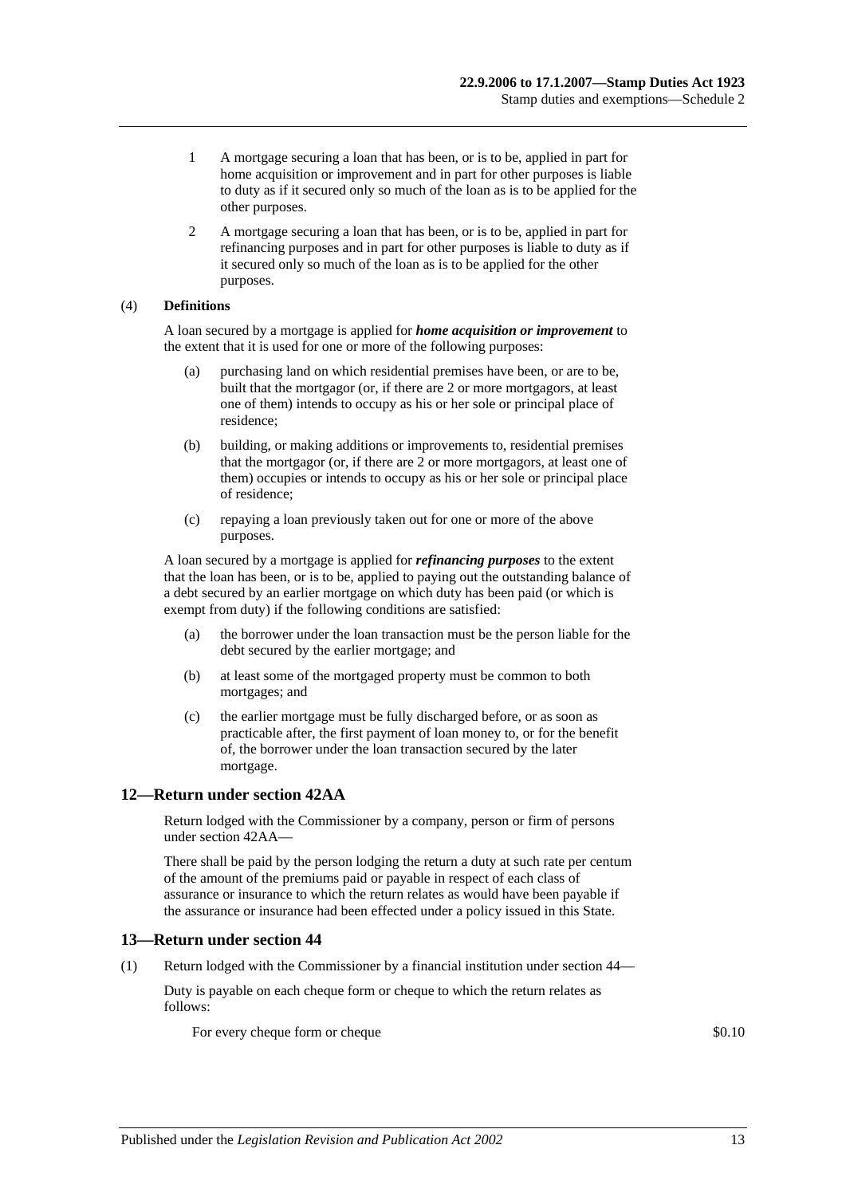1 A mortgage securing a loan that has been, or is to be, applied in part for home acquisition or improvement and in part for other purposes is liable to duty as if it secured only so much of the loan as is to be applied for the other purposes.

2 A mortgage securing a loan that has been, or is to be, applied in part for refinancing purposes and in part for other purposes is liable to duty as if it secured only so much of the loan as is to be applied for the other purposes.

(4) **Definitions**

A loan secured by a mortgage is applied for ***home acquisition or improvement*** to the extent that it is used for one or more of the following purposes:

(a) purchasing land on which residential premises have been, or are to be, built that the mortgagor (or, if there are 2 or more mortgagors, at least one of them) intends to occupy as his or her sole or principal place of residence;

(b) building, or making additions or improvements to, residential premises that the mortgagor (or, if there are 2 or more mortgagors, at least one of them) occupies or intends to occupy as his or her sole or principal place of residence;

(c) repaying a loan previously taken out for one or more of the above purposes.

A loan secured by a mortgage is applied for ***refinancing purposes*** to the extent that the loan has been, or is to be, applied to paying out the outstanding balance of a debt secured by an earlier mortgage on which duty has been paid (or which is exempt from duty) if the following conditions are satisfied:

(a) the borrower under the loan transaction must be the person liable for the debt secured by the earlier mortgage; and

(b) at least some of the mortgaged property must be common to both mortgages; and

(c) the earlier mortgage must be fully discharged before, or as soon as practicable after, the first payment of loan money to, or for the benefit of, the borrower under the loan transaction secured by the later mortgage.

## 12—Return under section 42AA

Return lodged with the Commissioner by a company, person or firm of persons under section 42AA—

There shall be paid by the person lodging the return a duty at such rate per centum of the amount of the premiums paid or payable in respect of each class of assurance or insurance to which the return relates as would have been payable if the assurance or insurance had been effected under a policy issued in this State.

## 13—Return under section 44

(1) Return lodged with the Commissioner by a financial institution under section 44—

Duty is payable on each cheque form or cheque to which the return relates as follows:

For every cheque form or cheque $0.10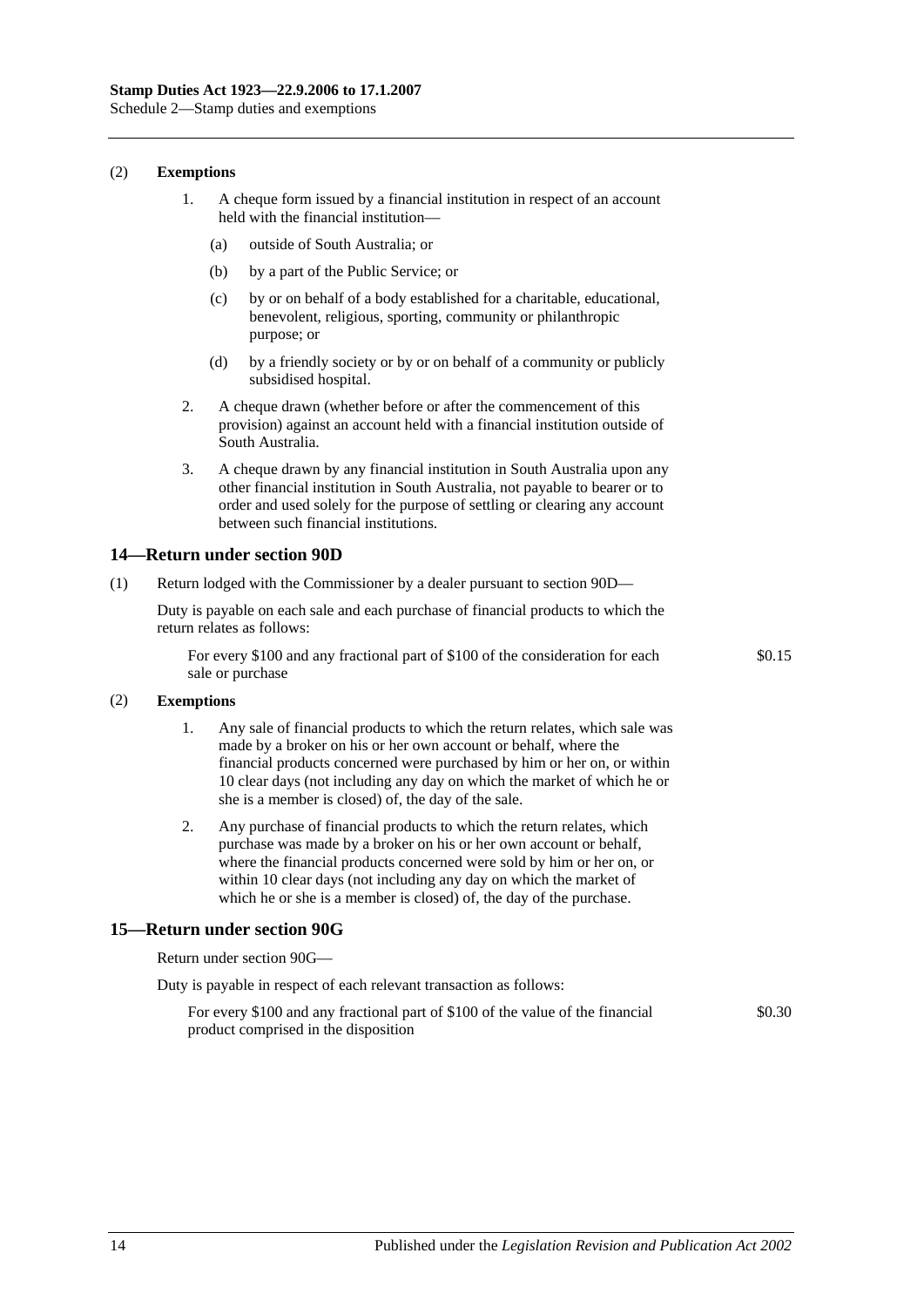(2) **Exemptions**

1. A cheque form issued by a financial institution in respect of an account held with the financial institution—
   - (a) outside of South Australia; or
   - (b) by a part of the Public Service; or
   - (c) by or on behalf of a body established for a charitable, educational, benevolent, religious, sporting, community or philanthropic purpose; or
   - (d) by a friendly society or by or on behalf of a community or publicly subsidised hospital.
2. A cheque drawn (whether before or after the commencement of this provision) against an account held with a financial institution outside of South Australia.
3. A cheque drawn by any financial institution in South Australia upon any other financial institution in South Australia, not payable to bearer or to order and used solely for the purpose of settling or clearing any account between such financial institutions.

## 14—Return under section 90D

(1) Return lodged with the Commissioner by a dealer pursuant to section 90D—

Duty is payable on each sale and each purchase of financial products to which the return relates as follows:

For every $100 and any fractional part of $100 of the consideration for each sale or purchase — $0.15

(2) **Exemptions**

1. Any sale of financial products to which the return relates, which sale was made by a broker on his or her own account or behalf, where the financial products concerned were purchased by him or her on, or within 10 clear days (not including any day on which the market of which he or she is a member is closed) of, the day of the sale.
2. Any purchase of financial products to which the return relates, which purchase was made by a broker on his or her own account or behalf, where the financial products concerned were sold by him or her on, or within 10 clear days (not including any day on which the market of which he or she is a member is closed) of, the day of the purchase.

## 15—Return under section 90G

Return under section 90G—

Duty is payable in respect of each relevant transaction as follows:

For every $100 and any fractional part of $100 of the value of the financial product comprised in the disposition — $0.30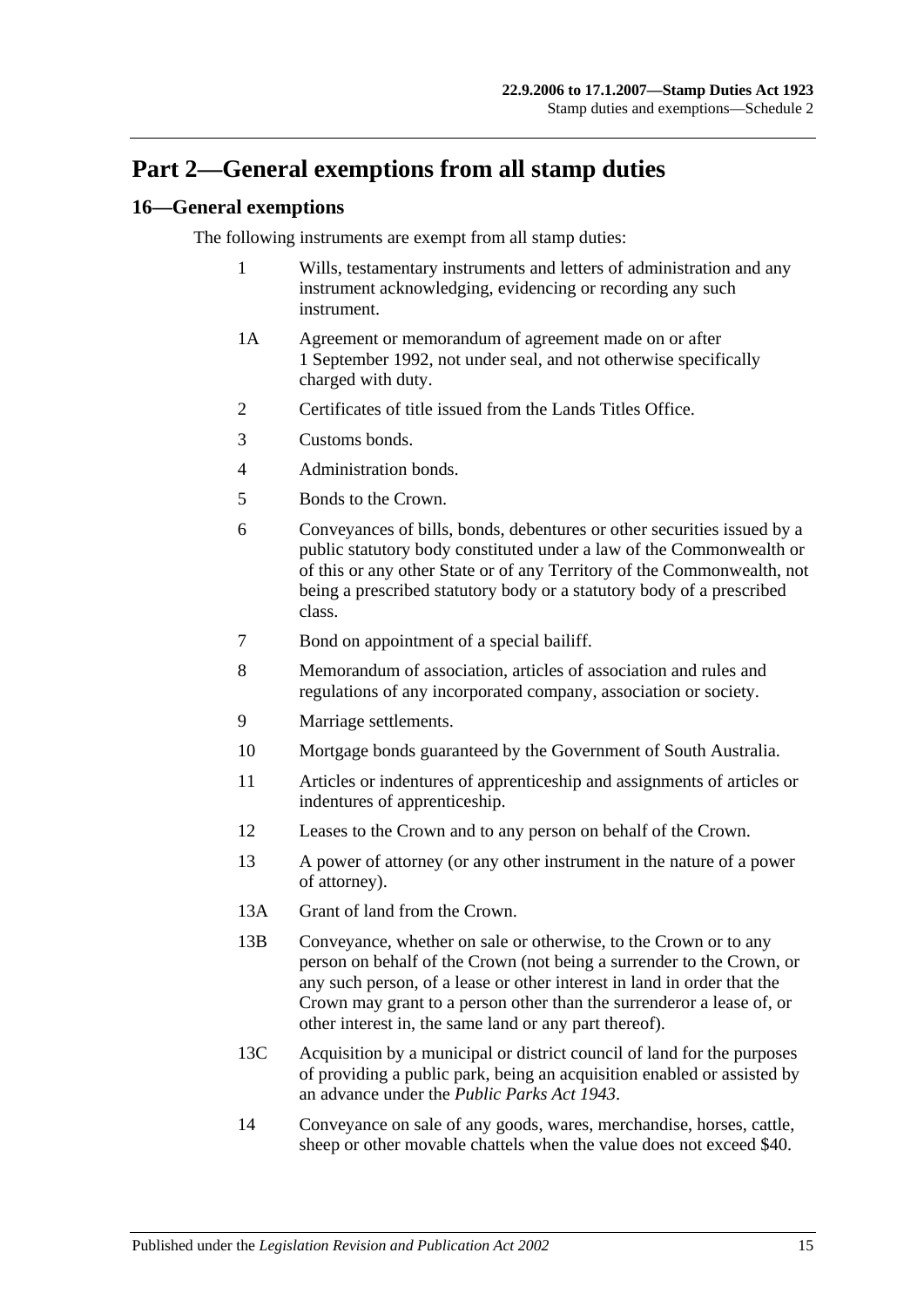# Part 2—General exemptions from all stamp duties

## 16—General exemptions

The following instruments are exempt from all stamp duties:

1 Wills, testamentary instruments and letters of administration and any instrument acknowledging, evidencing or recording any such instrument.

1A Agreement or memorandum of agreement made on or after 1 September 1992, not under seal, and not otherwise specifically charged with duty.

2 Certificates of title issued from the Lands Titles Office.

3 Customs bonds.

4 Administration bonds.

5 Bonds to the Crown.

6 Conveyances of bills, bonds, debentures or other securities issued by a public statutory body constituted under a law of the Commonwealth or of this or any other State or of any Territory of the Commonwealth, not being a prescribed statutory body or a statutory body of a prescribed class.

7 Bond on appointment of a special bailiff.

8 Memorandum of association, articles of association and rules and regulations of any incorporated company, association or society.

9 Marriage settlements.

10 Mortgage bonds guaranteed by the Government of South Australia.

11 Articles or indentures of apprenticeship and assignments of articles or indentures of apprenticeship.

12 Leases to the Crown and to any person on behalf of the Crown.

13 A power of attorney (or any other instrument in the nature of a power of attorney).

13A Grant of land from the Crown.

13B Conveyance, whether on sale or otherwise, to the Crown or to any person on behalf of the Crown (not being a surrender to the Crown, or any such person, of a lease or other interest in land in order that the Crown may grant to a person other than the surrenderor a lease of, or other interest in, the same land or any part thereof).

13C Acquisition by a municipal or district council of land for the purposes of providing a public park, being an acquisition enabled or assisted by an advance under the *Public Parks Act 1943*.

14 Conveyance on sale of any goods, wares, merchandise, horses, cattle, sheep or other movable chattels when the value does not exceed $40.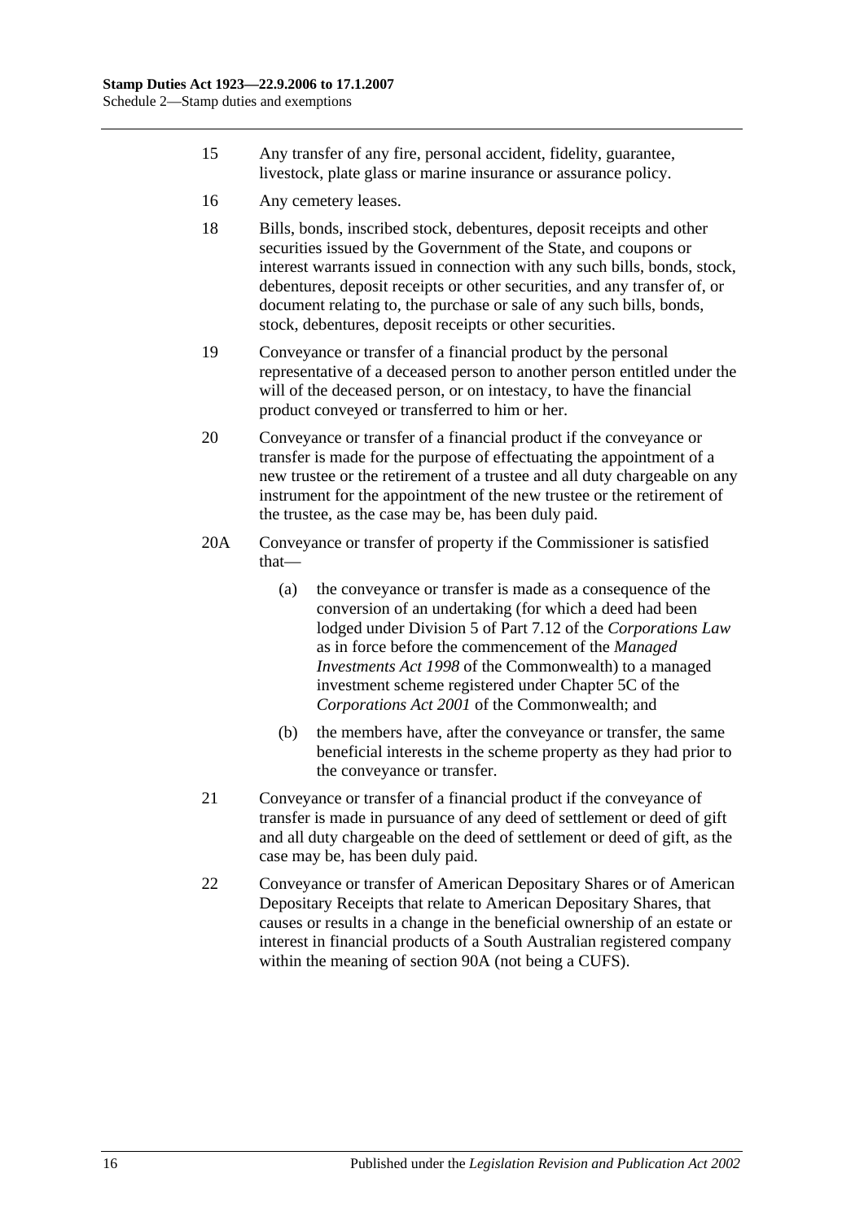15 Any transfer of any fire, personal accident, fidelity, guarantee, livestock, plate glass or marine insurance or assurance policy.

16 Any cemetery leases.

18 Bills, bonds, inscribed stock, debentures, deposit receipts and other securities issued by the Government of the State, and coupons or interest warrants issued in connection with any such bills, bonds, stock, debentures, deposit receipts or other securities, and any transfer of, or document relating to, the purchase or sale of any such bills, bonds, stock, debentures, deposit receipts or other securities.

19 Conveyance or transfer of a financial product by the personal representative of a deceased person to another person entitled under the will of the deceased person, or on intestacy, to have the financial product conveyed or transferred to him or her.

20 Conveyance or transfer of a financial product if the conveyance or transfer is made for the purpose of effectuating the appointment of a new trustee or the retirement of a trustee and all duty chargeable on any instrument for the appointment of the new trustee or the retirement of the trustee, as the case may be, has been duly paid.

20A Conveyance or transfer of property if the Commissioner is satisfied that—

(a) the conveyance or transfer is made as a consequence of the conversion of an undertaking (for which a deed had been lodged under Division 5 of Part 7.12 of the *Corporations Law* as in force before the commencement of the *Managed Investments Act 1998* of the Commonwealth) to a managed investment scheme registered under Chapter 5C of the *Corporations Act 2001* of the Commonwealth; and

(b) the members have, after the conveyance or transfer, the same beneficial interests in the scheme property as they had prior to the conveyance or transfer.

21 Conveyance or transfer of a financial product if the conveyance of transfer is made in pursuance of any deed of settlement or deed of gift and all duty chargeable on the deed of settlement or deed of gift, as the case may be, has been duly paid.

22 Conveyance or transfer of American Depositary Shares or of American Depositary Receipts that relate to American Depositary Shares, that causes or results in a change in the beneficial ownership of an estate or interest in financial products of a South Australian registered company within the meaning of section 90A (not being a CUFS).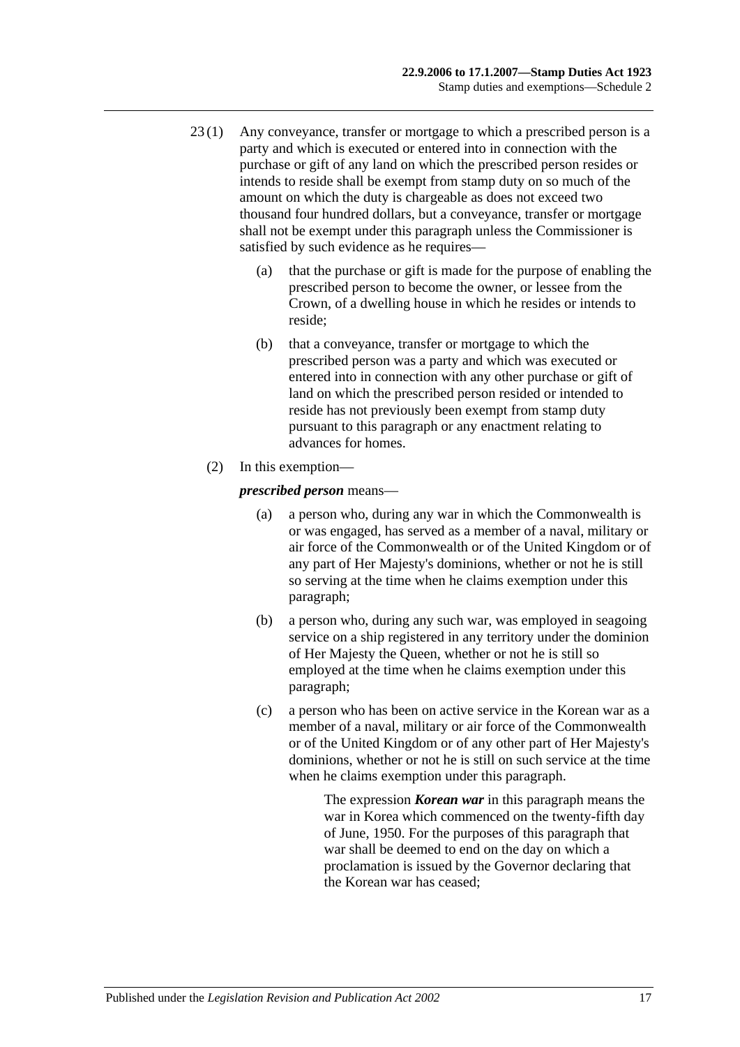23 (1) Any conveyance, transfer or mortgage to which a prescribed person is a party and which is executed or entered into in connection with the purchase or gift of any land on which the prescribed person resides or intends to reside shall be exempt from stamp duty on so much of the amount on which the duty is chargeable as does not exceed two thousand four hundred dollars, but a conveyance, transfer or mortgage shall not be exempt under this paragraph unless the Commissioner is satisfied by such evidence as he requires—

(a) that the purchase or gift is made for the purpose of enabling the prescribed person to become the owner, or lessee from the Crown, of a dwelling house in which he resides or intends to reside;

(b) that a conveyance, transfer or mortgage to which the prescribed person was a party and which was executed or entered into in connection with any other purchase or gift of land on which the prescribed person resided or intended to reside has not previously been exempt from stamp duty pursuant to this paragraph or any enactment relating to advances for homes.

(2) In this exemption—

***prescribed person*** means—

(a) a person who, during any war in which the Commonwealth is or was engaged, has served as a member of a naval, military or air force of the Commonwealth or of the United Kingdom or of any part of Her Majesty's dominions, whether or not he is still so serving at the time when he claims exemption under this paragraph;

(b) a person who, during any such war, was employed in seagoing service on a ship registered in any territory under the dominion of Her Majesty the Queen, whether or not he is still so employed at the time when he claims exemption under this paragraph;

(c) a person who has been on active service in the Korean war as a member of a naval, military or air force of the Commonwealth or of the United Kingdom or of any other part of Her Majesty's dominions, whether or not he is still on such service at the time when he claims exemption under this paragraph.

The expression ***Korean war*** in this paragraph means the war in Korea which commenced on the twenty-fifth day of June, 1950. For the purposes of this paragraph that war shall be deemed to end on the day on which a proclamation is issued by the Governor declaring that the Korean war has ceased;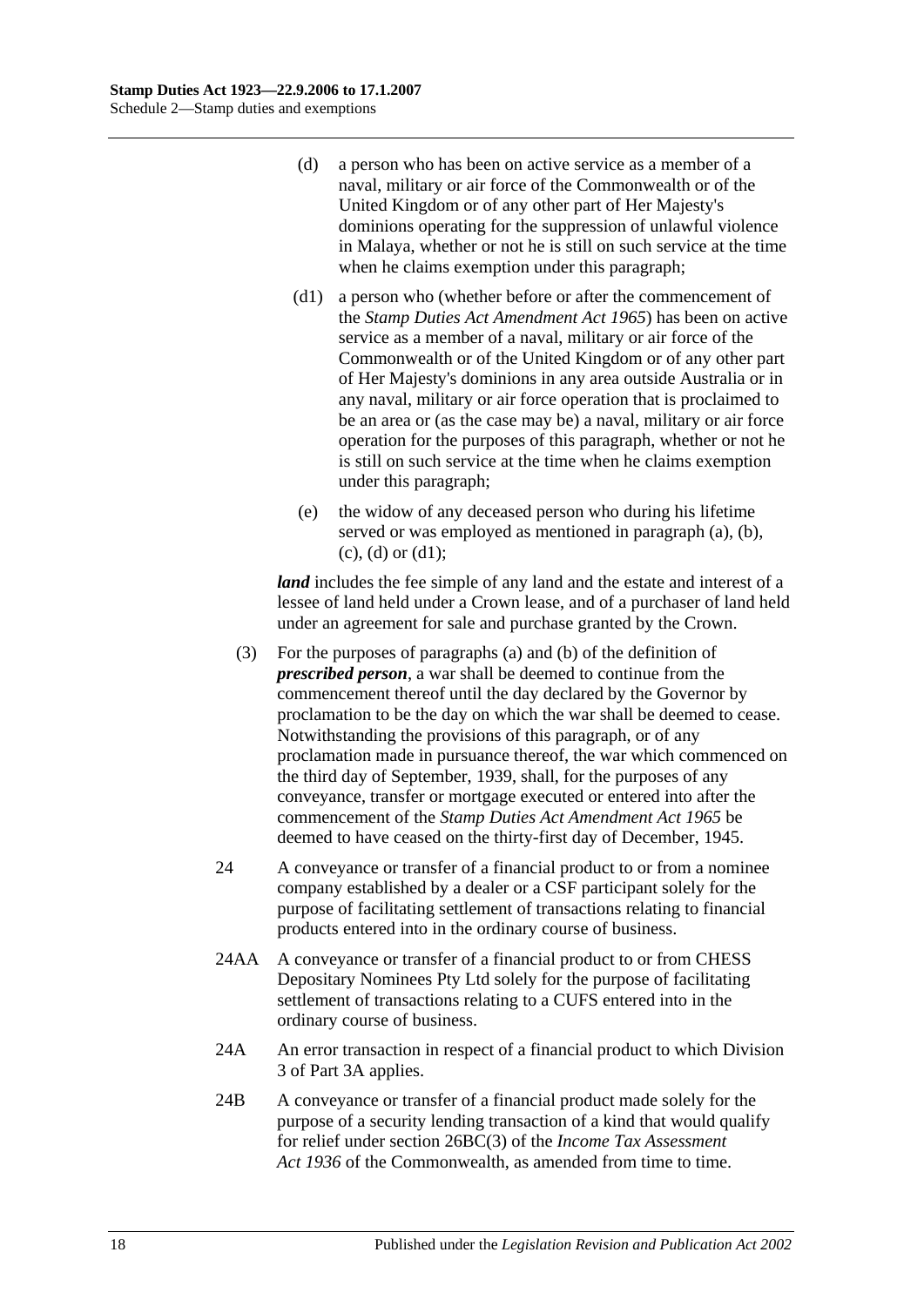(d) a person who has been on active service as a member of a naval, military or air force of the Commonwealth or of the United Kingdom or of any other part of Her Majesty's dominions operating for the suppression of unlawful violence in Malaya, whether or not he is still on such service at the time when he claims exemption under this paragraph;

(d1) a person who (whether before or after the commencement of the *Stamp Duties Act Amendment Act 1965*) has been on active service as a member of a naval, military or air force of the Commonwealth or of the United Kingdom or of any other part of Her Majesty's dominions in any area outside Australia or in any naval, military or air force operation that is proclaimed to be an area or (as the case may be) a naval, military or air force operation for the purposes of this paragraph, whether or not he is still on such service at the time when he claims exemption under this paragraph;

(e) the widow of any deceased person who during his lifetime served or was employed as mentioned in paragraph (a), (b), (c), (d) or (d1);

***land*** includes the fee simple of any land and the estate and interest of a lessee of land held under a Crown lease, and of a purchaser of land held under an agreement for sale and purchase granted by the Crown.

(3) For the purposes of paragraphs (a) and (b) of the definition of ***prescribed person***, a war shall be deemed to continue from the commencement thereof until the day declared by the Governor by proclamation to be the day on which the war shall be deemed to cease. Notwithstanding the provisions of this paragraph, or of any proclamation made in pursuance thereof, the war which commenced on the third day of September, 1939, shall, for the purposes of any conveyance, transfer or mortgage executed or entered into after the commencement of the *Stamp Duties Act Amendment Act 1965* be deemed to have ceased on the thirty-first day of December, 1945.

24 A conveyance or transfer of a financial product to or from a nominee company established by a dealer or a CSF participant solely for the purpose of facilitating settlement of transactions relating to financial products entered into in the ordinary course of business.

24AA A conveyance or transfer of a financial product to or from CHESS Depositary Nominees Pty Ltd solely for the purpose of facilitating settlement of transactions relating to a CUFS entered into in the ordinary course of business.

24A An error transaction in respect of a financial product to which Division 3 of Part 3A applies.

24B A conveyance or transfer of a financial product made solely for the purpose of a security lending transaction of a kind that would qualify for relief under section 26BC(3) of the *Income Tax Assessment Act 1936* of the Commonwealth, as amended from time to time.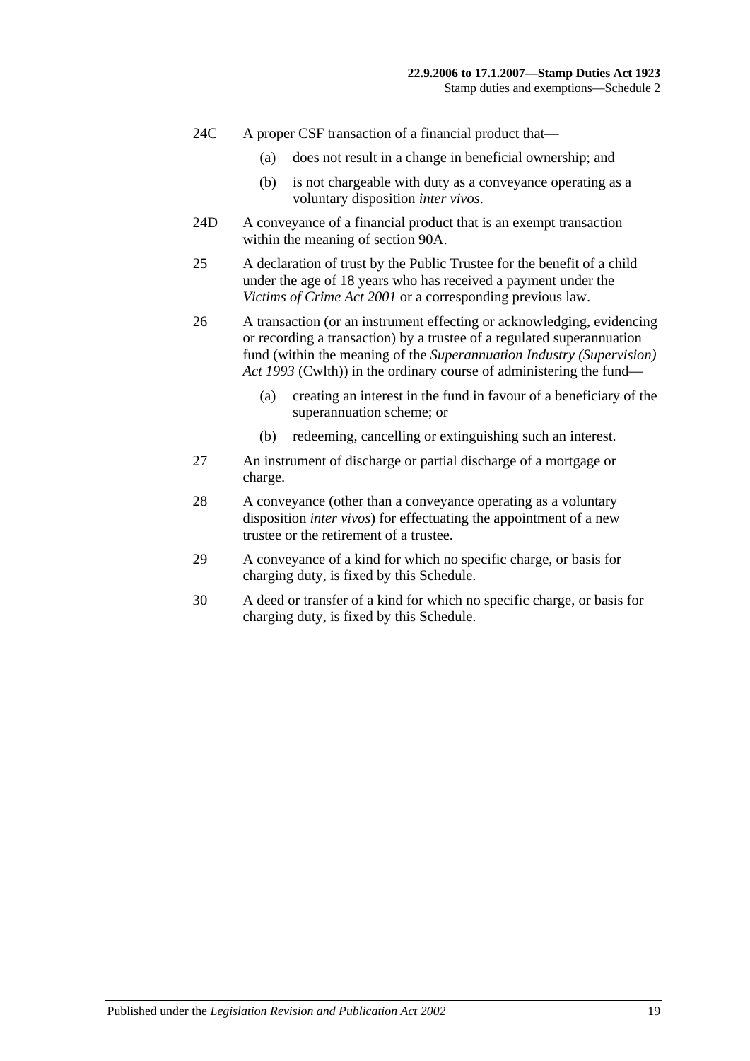24C A proper CSF transaction of a financial product that—

(a) does not result in a change in beneficial ownership; and

(b) is not chargeable with duty as a conveyance operating as a voluntary disposition *inter vivos*.

24D A conveyance of a financial product that is an exempt transaction within the meaning of section 90A.

25 A declaration of trust by the Public Trustee for the benefit of a child under the age of 18 years who has received a payment under the *Victims of Crime Act 2001* or a corresponding previous law.

26 A transaction (or an instrument effecting or acknowledging, evidencing or recording a transaction) by a trustee of a regulated superannuation fund (within the meaning of the *Superannuation Industry (Supervision) Act 1993* (Cwlth)) in the ordinary course of administering the fund—

(a) creating an interest in the fund in favour of a beneficiary of the superannuation scheme; or

(b) redeeming, cancelling or extinguishing such an interest.

27 An instrument of discharge or partial discharge of a mortgage or charge.

28 A conveyance (other than a conveyance operating as a voluntary disposition *inter vivos*) for effectuating the appointment of a new trustee or the retirement of a trustee.

29 A conveyance of a kind for which no specific charge, or basis for charging duty, is fixed by this Schedule.

30 A deed or transfer of a kind for which no specific charge, or basis for charging duty, is fixed by this Schedule.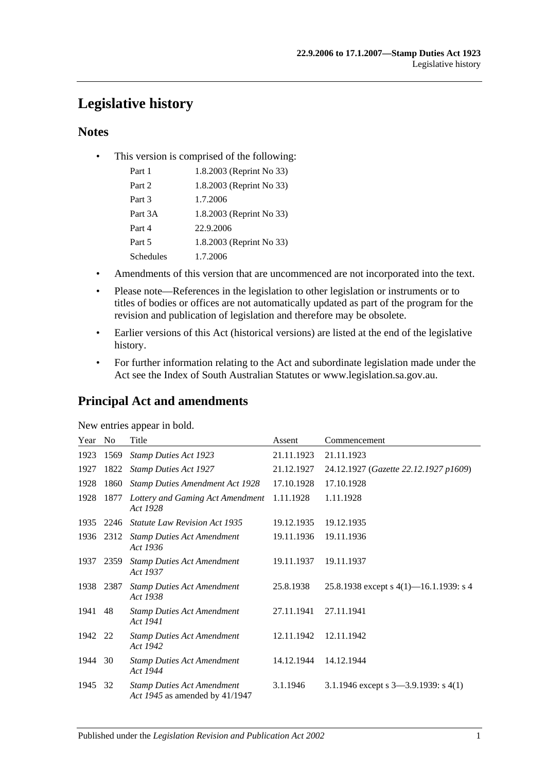# Legislative history

## Notes

- This version is comprised of the following:

| | |
|---|---|
| Part 1 | 1.8.2003 (Reprint No 33) |
| Part 2 | 1.8.2003 (Reprint No 33) |
| Part 3 | 1.7.2006 |
| Part 3A | 1.8.2003 (Reprint No 33) |
| Part 4 | 22.9.2006 |
| Part 5 | 1.8.2003 (Reprint No 33) |
| Schedules | 1.7.2006 |

- Amendments of this version that are uncommenced are not incorporated into the text.
- Please note—References in the legislation to other legislation or instruments or to titles of bodies or offices are not automatically updated as part of the program for the revision and publication of legislation and therefore may be obsolete.
- Earlier versions of this Act (historical versions) are listed at the end of the legislative history.
- For further information relating to the Act and subordinate legislation made under the Act see the Index of South Australian Statutes or www.legislation.sa.gov.au.

## Principal Act and amendments

New entries appear in bold.

| Year | No | Title | Assent | Commencement |
|---|---|---|---|---|
| 1923 | 1569 | *Stamp Duties Act 1923* | 21.11.1923 | 21.11.1923 |
| 1927 | 1822 | *Stamp Duties Act 1927* | 21.12.1927 | 24.12.1927 (*Gazette 22.12.1927 p1609*) |
| 1928 | 1860 | *Stamp Duties Amendment Act 1928* | 17.10.1928 | 17.10.1928 |
| 1928 | 1877 | *Lottery and Gaming Act Amendment Act 1928* | 1.11.1928 | 1.11.1928 |
| 1935 | 2246 | *Statute Law Revision Act 1935* | 19.12.1935 | 19.12.1935 |
| 1936 | 2312 | *Stamp Duties Act Amendment Act 1936* | 19.11.1936 | 19.11.1936 |
| 1937 | 2359 | *Stamp Duties Act Amendment Act 1937* | 19.11.1937 | 19.11.1937 |
| 1938 | 2387 | *Stamp Duties Act Amendment Act 1938* | 25.8.1938 | 25.8.1938 except s 4(1)—16.1.1939: s 4 |
| 1941 | 48 | *Stamp Duties Act Amendment Act 1941* | 27.11.1941 | 27.11.1941 |
| 1942 | 22 | *Stamp Duties Act Amendment Act 1942* | 12.11.1942 | 12.11.1942 |
| 1944 | 30 | *Stamp Duties Act Amendment Act 1944* | 14.12.1944 | 14.12.1944 |
| 1945 | 32 | *Stamp Duties Act Amendment Act 1945* as amended by 41/1947 | 3.1.1946 | 3.1.1946 except s 3—3.9.1939: s 4(1) |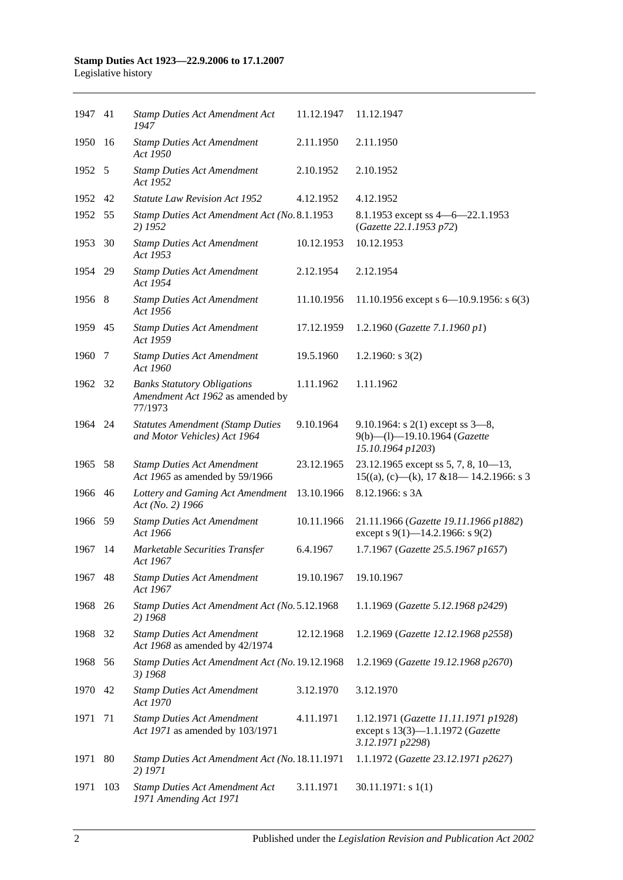| | | | | |
|---|---|---|---|---|
| 1947 | 41 | *Stamp Duties Act Amendment Act 1947* | 11.12.1947 | 11.12.1947 |
| 1950 | 16 | *Stamp Duties Act Amendment Act 1950* | 2.11.1950 | 2.11.1950 |
| 1952 | 5 | *Stamp Duties Act Amendment Act 1952* | 2.10.1952 | 2.10.1952 |
| 1952 | 42 | *Statute Law Revision Act 1952* | 4.12.1952 | 4.12.1952 |
| 1952 | 55 | *Stamp Duties Act Amendment Act (No. 2) 1952* | 8.1.1953 | 8.1.1953 except ss 4—6—22.1.1953 (*Gazette 22.1.1953 p72*) |
| 1953 | 30 | *Stamp Duties Act Amendment Act 1953* | 10.12.1953 | 10.12.1953 |
| 1954 | 29 | *Stamp Duties Act Amendment Act 1954* | 2.12.1954 | 2.12.1954 |
| 1956 | 8 | *Stamp Duties Act Amendment Act 1956* | 11.10.1956 | 11.10.1956 except s 6—10.9.1956: s 6(3) |
| 1959 | 45 | *Stamp Duties Act Amendment Act 1959* | 17.12.1959 | 1.2.1960 (*Gazette 7.1.1960 p1*) |
| 1960 | 7 | *Stamp Duties Act Amendment Act 1960* | 19.5.1960 | 1.2.1960: s 3(2) |
| 1962 | 32 | *Banks Statutory Obligations Amendment Act 1962* as amended by 77/1973 | 1.11.1962 | 1.11.1962 |
| 1964 | 24 | *Statutes Amendment (Stamp Duties and Motor Vehicles) Act 1964* | 9.10.1964 | 9.10.1964: s 2(1) except ss 3—8, 9(b)—(l)—19.10.1964 (*Gazette 15.10.1964 p1203*) |
| 1965 | 58 | *Stamp Duties Act Amendment Act 1965* as amended by 59/1966 | 23.12.1965 | 23.12.1965 except ss 5, 7, 8, 10—13, 15((a), (c)—(k), 17 &18— 14.2.1966: s 3 |
| 1966 | 46 | *Lottery and Gaming Act Amendment Act (No. 2) 1966* | 13.10.1966 | 8.12.1966: s 3A |
| 1966 | 59 | *Stamp Duties Act Amendment Act 1966* | 10.11.1966 | 21.11.1966 (*Gazette 19.11.1966 p1882*) except s 9(1)—14.2.1966: s 9(2) |
| 1967 | 14 | *Marketable Securities Transfer Act 1967* | 6.4.1967 | 1.7.1967 (*Gazette 25.5.1967 p1657*) |
| 1967 | 48 | *Stamp Duties Act Amendment Act 1967* | 19.10.1967 | 19.10.1967 |
| 1968 | 26 | *Stamp Duties Act Amendment Act (No. 2) 1968* | 5.12.1968 | 1.1.1969 (*Gazette 5.12.1968 p2429*) |
| 1968 | 32 | *Stamp Duties Act Amendment Act 1968* as amended by 42/1974 | 12.12.1968 | 1.2.1969 (*Gazette 12.12.1968 p2558*) |
| 1968 | 56 | *Stamp Duties Act Amendment Act (No. 3) 1968* | 19.12.1968 | 1.2.1969 (*Gazette 19.12.1968 p2670*) |
| 1970 | 42 | *Stamp Duties Act Amendment Act 1970* | 3.12.1970 | 3.12.1970 |
| 1971 | 71 | *Stamp Duties Act Amendment Act 1971* as amended by 103/1971 | 4.11.1971 | 1.12.1971 (*Gazette 11.11.1971 p1928*) except s 13(3)—1.1.1972 (*Gazette 3.12.1971 p2298*) |
| 1971 | 80 | *Stamp Duties Act Amendment Act (No. 2) 1971* | 18.11.1971 | 1.1.1972 (*Gazette 23.12.1971 p2627*) |
| 1971 | 103 | *Stamp Duties Act Amendment Act 1971 Amending Act 1971* | 3.11.1971 | 30.11.1971: s 1(1) |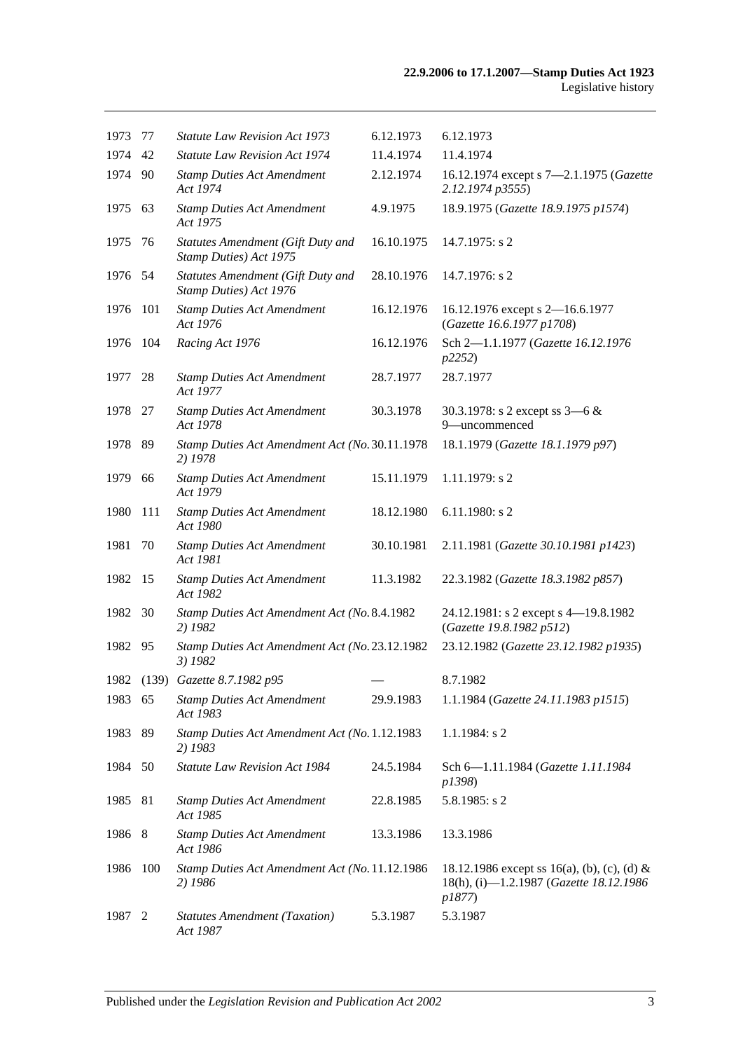| | | | | |
|---|---|---|---|---|
| 1973 | 77 | *Statute Law Revision Act 1973* | 6.12.1973 | 6.12.1973 |
| 1974 | 42 | *Statute Law Revision Act 1974* | 11.4.1974 | 11.4.1974 |
| 1974 | 90 | *Stamp Duties Act Amendment Act 1974* | 2.12.1974 | 16.12.1974 except s 7—2.1.1975 (*Gazette 2.12.1974 p3555*) |
| 1975 | 63 | *Stamp Duties Act Amendment Act 1975* | 4.9.1975 | 18.9.1975 (*Gazette 18.9.1975 p1574*) |
| 1975 | 76 | *Statutes Amendment (Gift Duty and Stamp Duties) Act 1975* | 16.10.1975 | 14.7.1975: s 2 |
| 1976 | 54 | *Statutes Amendment (Gift Duty and Stamp Duties) Act 1976* | 28.10.1976 | 14.7.1976: s 2 |
| 1976 | 101 | *Stamp Duties Act Amendment Act 1976* | 16.12.1976 | 16.12.1976 except s 2—16.6.1977 (*Gazette 16.6.1977 p1708*) |
| 1976 | 104 | *Racing Act 1976* | 16.12.1976 | Sch 2—1.1.1977 (*Gazette 16.12.1976 p2252*) |
| 1977 | 28 | *Stamp Duties Act Amendment Act 1977* | 28.7.1977 | 28.7.1977 |
| 1978 | 27 | *Stamp Duties Act Amendment Act 1978* | 30.3.1978 | 30.3.1978: s 2 except ss 3—6 & 9—uncommenced |
| 1978 | 89 | *Stamp Duties Act Amendment Act (No. 2) 1978* | 30.11.1978 | 18.1.1979 (*Gazette 18.1.1979 p97*) |
| 1979 | 66 | *Stamp Duties Act Amendment Act 1979* | 15.11.1979 | 1.11.1979: s 2 |
| 1980 | 111 | *Stamp Duties Act Amendment Act 1980* | 18.12.1980 | 6.11.1980: s 2 |
| 1981 | 70 | *Stamp Duties Act Amendment Act 1981* | 30.10.1981 | 2.11.1981 (*Gazette 30.10.1981 p1423*) |
| 1982 | 15 | *Stamp Duties Act Amendment Act 1982* | 11.3.1982 | 22.3.1982 (*Gazette 18.3.1982 p857*) |
| 1982 | 30 | *Stamp Duties Act Amendment Act (No. 2) 1982* | 8.4.1982 | 24.12.1981: s 2 except s 4—19.8.1982 (*Gazette 19.8.1982 p512*) |
| 1982 | 95 | *Stamp Duties Act Amendment Act (No. 3) 1982* | 23.12.1982 | 23.12.1982 (*Gazette 23.12.1982 p1935*) |
| 1982 | (139) | *Gazette 8.7.1982 p95* | — | 8.7.1982 |
| 1983 | 65 | *Stamp Duties Act Amendment Act 1983* | 29.9.1983 | 1.1.1984 (*Gazette 24.11.1983 p1515*) |
| 1983 | 89 | *Stamp Duties Act Amendment Act (No. 2) 1983* | 1.12.1983 | 1.1.1984: s 2 |
| 1984 | 50 | *Statute Law Revision Act 1984* | 24.5.1984 | Sch 6—1.11.1984 (*Gazette 1.11.1984 p1398*) |
| 1985 | 81 | *Stamp Duties Act Amendment Act 1985* | 22.8.1985 | 5.8.1985: s 2 |
| 1986 | 8 | *Stamp Duties Act Amendment Act 1986* | 13.3.1986 | 13.3.1986 |
| 1986 | 100 | *Stamp Duties Act Amendment Act (No. 2) 1986* | 11.12.1986 | 18.12.1986 except ss 16(a), (b), (c), (d) & 18(h), (i)—1.2.1987 (*Gazette 18.12.1986 p1877*) |
| 1987 | 2 | *Statutes Amendment (Taxation) Act 1987* | 5.3.1987 | 5.3.1987 |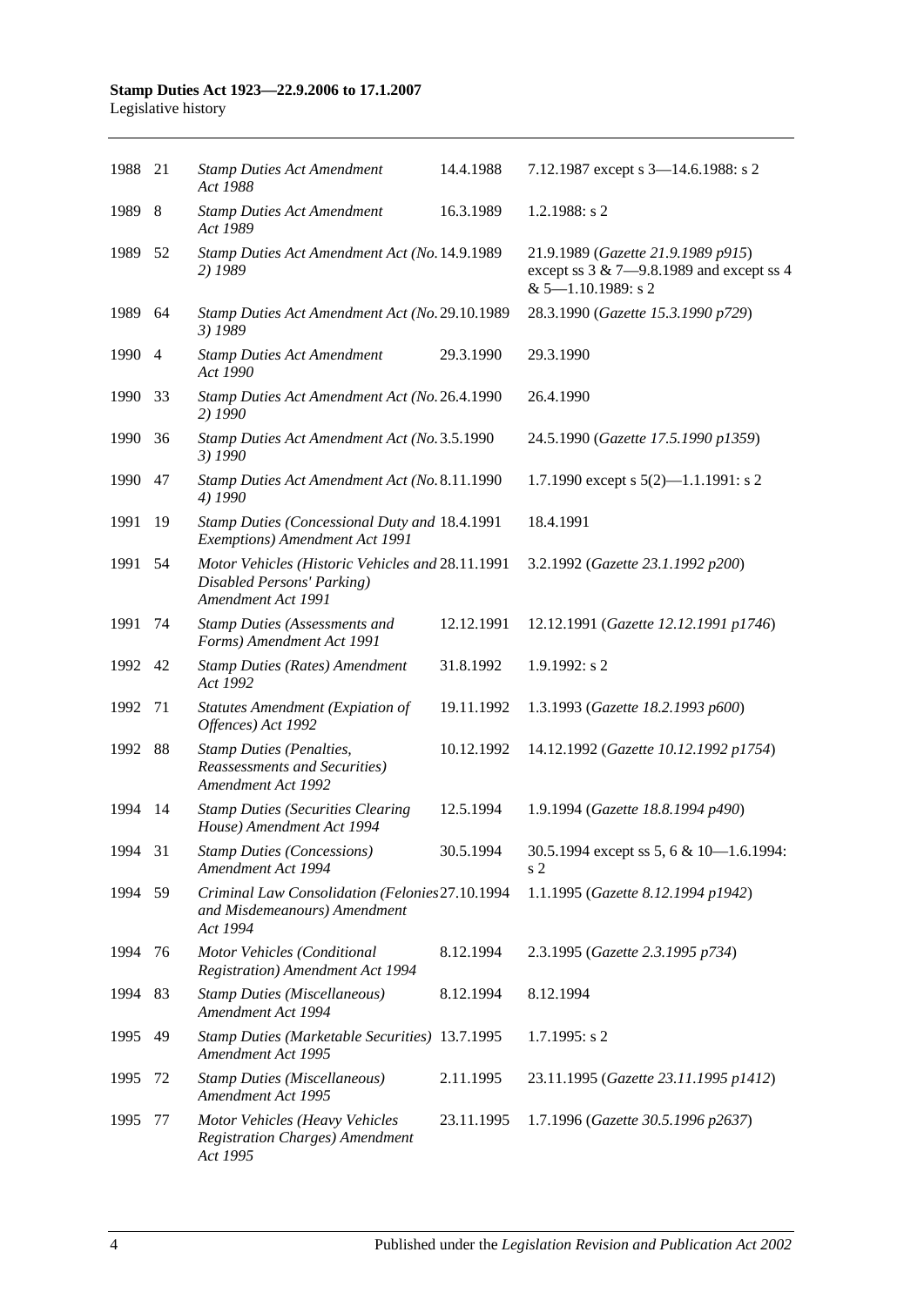| | | | | |
|---|---|---|---|---|
| 1988 | 21 | *Stamp Duties Act Amendment Act 1988* | 14.4.1988 | 7.12.1987 except s 3—14.6.1988: s 2 |
| 1989 | 8 | *Stamp Duties Act Amendment Act 1989* | 16.3.1989 | 1.2.1988: s 2 |
| 1989 | 52 | *Stamp Duties Act Amendment Act (No. 2) 1989* | 14.9.1989 | 21.9.1989 (*Gazette 21.9.1989 p915*) except ss 3 & 7—9.8.1989 and except ss 4 & 5—1.10.1989: s 2 |
| 1989 | 64 | *Stamp Duties Act Amendment Act (No. 3) 1989* | 29.10.1989 | 28.3.1990 (*Gazette 15.3.1990 p729*) |
| 1990 | 4 | *Stamp Duties Act Amendment Act 1990* | 29.3.1990 | 29.3.1990 |
| 1990 | 33 | *Stamp Duties Act Amendment Act (No. 2) 1990* | 26.4.1990 | 26.4.1990 |
| 1990 | 36 | *Stamp Duties Act Amendment Act (No. 3) 1990* | 3.5.1990 | 24.5.1990 (*Gazette 17.5.1990 p1359*) |
| 1990 | 47 | *Stamp Duties Act Amendment Act (No. 4) 1990* | 8.11.1990 | 1.7.1990 except s 5(2)—1.1.1991: s 2 |
| 1991 | 19 | *Stamp Duties (Concessional Duty and Exemptions) Amendment Act 1991* | 18.4.1991 | 18.4.1991 |
| 1991 | 54 | *Motor Vehicles (Historic Vehicles and Disabled Persons' Parking) Amendment Act 1991* | 28.11.1991 | 3.2.1992 (*Gazette 23.1.1992 p200*) |
| 1991 | 74 | *Stamp Duties (Assessments and Forms) Amendment Act 1991* | 12.12.1991 | 12.12.1991 (*Gazette 12.12.1991 p1746*) |
| 1992 | 42 | *Stamp Duties (Rates) Amendment Act 1992* | 31.8.1992 | 1.9.1992: s 2 |
| 1992 | 71 | *Statutes Amendment (Expiation of Offences) Act 1992* | 19.11.1992 | 1.3.1993 (*Gazette 18.2.1993 p600*) |
| 1992 | 88 | *Stamp Duties (Penalties, Reassessments and Securities) Amendment Act 1992* | 10.12.1992 | 14.12.1992 (*Gazette 10.12.1992 p1754*) |
| 1994 | 14 | *Stamp Duties (Securities Clearing House) Amendment Act 1994* | 12.5.1994 | 1.9.1994 (*Gazette 18.8.1994 p490*) |
| 1994 | 31 | *Stamp Duties (Concessions) Amendment Act 1994* | 30.5.1994 | 30.5.1994 except ss 5, 6 & 10—1.6.1994: s 2 |
| 1994 | 59 | *Criminal Law Consolidation (Felonies and Misdemeanours) Amendment Act 1994* | 27.10.1994 | 1.1.1995 (*Gazette 8.12.1994 p1942*) |
| 1994 | 76 | *Motor Vehicles (Conditional Registration) Amendment Act 1994* | 8.12.1994 | 2.3.1995 (*Gazette 2.3.1995 p734*) |
| 1994 | 83 | *Stamp Duties (Miscellaneous) Amendment Act 1994* | 8.12.1994 | 8.12.1994 |
| 1995 | 49 | *Stamp Duties (Marketable Securities) Amendment Act 1995* | 13.7.1995 | 1.7.1995: s 2 |
| 1995 | 72 | *Stamp Duties (Miscellaneous) Amendment Act 1995* | 2.11.1995 | 23.11.1995 (*Gazette 23.11.1995 p1412*) |
| 1995 | 77 | *Motor Vehicles (Heavy Vehicles Registration Charges) Amendment Act 1995* | 23.11.1995 | 1.7.1996 (*Gazette 30.5.1996 p2637*) |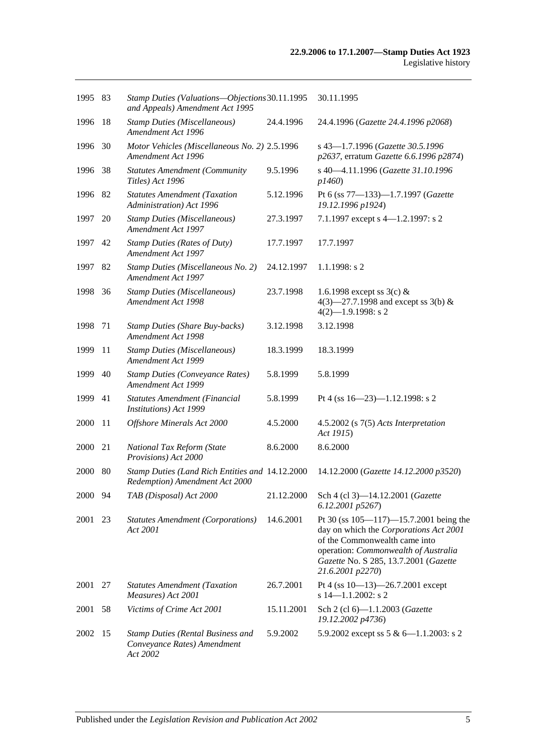| | | | | |
|---|---|---|---|---|
| 1995 | 83 | *Stamp Duties (Valuations—Objections and Appeals) Amendment Act 1995* | 30.11.1995 | 30.11.1995 |
| 1996 | 18 | *Stamp Duties (Miscellaneous) Amendment Act 1996* | 24.4.1996 | 24.4.1996 (*Gazette 24.4.1996 p2068*) |
| 1996 | 30 | *Motor Vehicles (Miscellaneous No. 2) Amendment Act 1996* | 2.5.1996 | s 43—1.7.1996 (*Gazette 30.5.1996 p2637*, erratum *Gazette 6.6.1996 p2874*) |
| 1996 | 38 | *Statutes Amendment (Community Titles) Act 1996* | 9.5.1996 | s 40—4.11.1996 (*Gazette 31.10.1996 p1460*) |
| 1996 | 82 | *Statutes Amendment (Taxation Administration) Act 1996* | 5.12.1996 | Pt 6 (ss 77—133)—1.7.1997 (*Gazette 19.12.1996 p1924*) |
| 1997 | 20 | *Stamp Duties (Miscellaneous) Amendment Act 1997* | 27.3.1997 | 7.1.1997 except s 4—1.2.1997: s 2 |
| 1997 | 42 | *Stamp Duties (Rates of Duty) Amendment Act 1997* | 17.7.1997 | 17.7.1997 |
| 1997 | 82 | *Stamp Duties (Miscellaneous No. 2) Amendment Act 1997* | 24.12.1997 | 1.1.1998: s 2 |
| 1998 | 36 | *Stamp Duties (Miscellaneous) Amendment Act 1998* | 23.7.1998 | 1.6.1998 except ss 3(c) & 4(3)—27.7.1998 and except ss 3(b) & 4(2)—1.9.1998: s 2 |
| 1998 | 71 | *Stamp Duties (Share Buy-backs) Amendment Act 1998* | 3.12.1998 | 3.12.1998 |
| 1999 | 11 | *Stamp Duties (Miscellaneous) Amendment Act 1999* | 18.3.1999 | 18.3.1999 |
| 1999 | 40 | *Stamp Duties (Conveyance Rates) Amendment Act 1999* | 5.8.1999 | 5.8.1999 |
| 1999 | 41 | *Statutes Amendment (Financial Institutions) Act 1999* | 5.8.1999 | Pt 4 (ss 16—23)—1.12.1998: s 2 |
| 2000 | 11 | *Offshore Minerals Act 2000* | 4.5.2000 | 4.5.2002 (s 7(5) *Acts Interpretation Act 1915*) |
| 2000 | 21 | *National Tax Reform (State Provisions) Act 2000* | 8.6.2000 | 8.6.2000 |
| 2000 | 80 | *Stamp Duties (Land Rich Entities and Redemption) Amendment Act 2000* | 14.12.2000 | 14.12.2000 (*Gazette 14.12.2000 p3520*) |
| 2000 | 94 | *TAB (Disposal) Act 2000* | 21.12.2000 | Sch 4 (cl 3)—14.12.2001 (*Gazette 6.12.2001 p5267*) |
| 2001 | 23 | *Statutes Amendment (Corporations) Act 2001* | 14.6.2001 | Pt 30 (ss 105—117)—15.7.2001 being the day on which the *Corporations Act 2001* of the Commonwealth came into operation: *Commonwealth of Australia Gazette* No. S 285, 13.7.2001 (*Gazette 21.6.2001 p2270*) |
| 2001 | 27 | *Statutes Amendment (Taxation Measures) Act 2001* | 26.7.2001 | Pt 4 (ss 10—13)—26.7.2001 except s 14—1.1.2002: s 2 |
| 2001 | 58 | *Victims of Crime Act 2001* | 15.11.2001 | Sch 2 (cl 6)—1.1.2003 (*Gazette 19.12.2002 p4736*) |
| 2002 | 15 | *Stamp Duties (Rental Business and Conveyance Rates) Amendment Act 2002* | 5.9.2002 | 5.9.2002 except ss 5 & 6—1.1.2003: s 2 |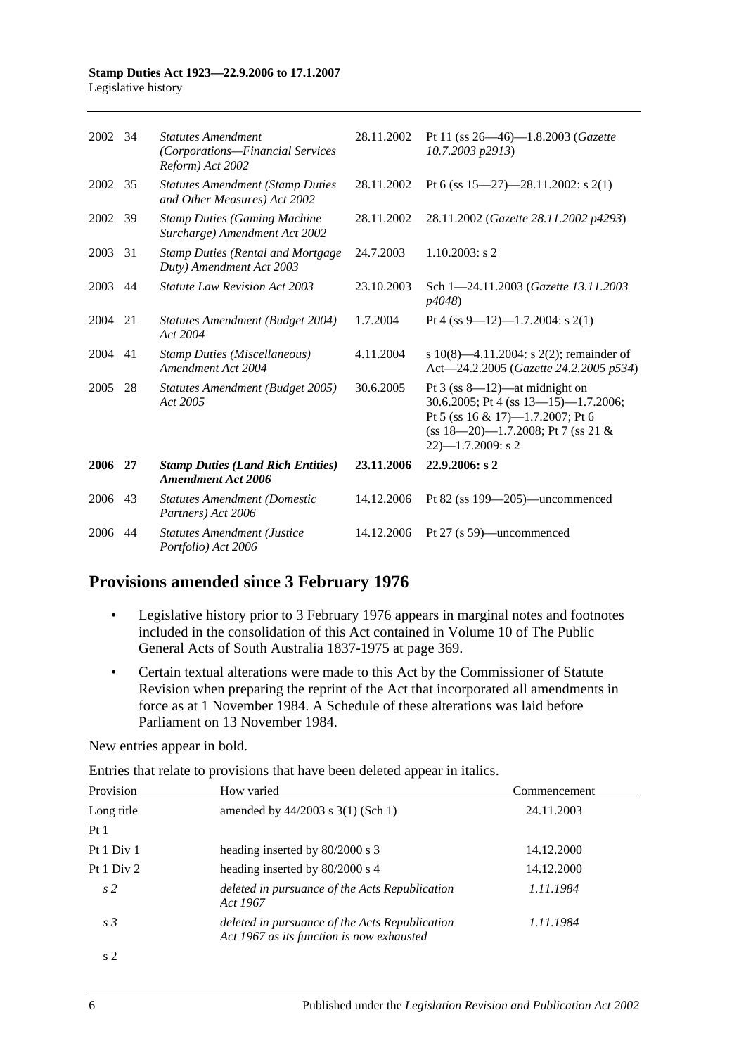| 2002 | 34 | *Statutes Amendment (Corporations—Financial Services Reform) Act 2002* | 28.11.2002 | Pt 11 (ss 26—46)—1.8.2003 (*Gazette 10.7.2003 p2913*) |
|---|---|---|---|---|
| 2002 | 35 | *Statutes Amendment (Stamp Duties and Other Measures) Act 2002* | 28.11.2002 | Pt 6 (ss 15—27)—28.11.2002: s 2(1) |
| 2002 | 39 | *Stamp Duties (Gaming Machine Surcharge) Amendment Act 2002* | 28.11.2002 | 28.11.2002 (*Gazette 28.11.2002 p4293*) |
| 2003 | 31 | *Stamp Duties (Rental and Mortgage Duty) Amendment Act 2003* | 24.7.2003 | 1.10.2003: s 2 |
| 2003 | 44 | *Statute Law Revision Act 2003* | 23.10.2003 | Sch 1—24.11.2003 (*Gazette 13.11.2003 p4048*) |
| 2004 | 21 | *Statutes Amendment (Budget 2004) Act 2004* | 1.7.2004 | Pt 4 (ss 9—12)—1.7.2004: s 2(1) |
| 2004 | 41 | *Stamp Duties (Miscellaneous) Amendment Act 2004* | 4.11.2004 | s 10(8)—4.11.2004: s 2(2); remainder of Act—24.2.2005 (*Gazette 24.2.2005 p534*) |
| 2005 | 28 | *Statutes Amendment (Budget 2005) Act 2005* | 30.6.2005 | Pt 3 (ss 8—12)—at midnight on 30.6.2005; Pt 4 (ss 13—15)—1.7.2006; Pt 5 (ss 16 & 17)—1.7.2007; Pt 6 (ss 18—20)—1.7.2008; Pt 7 (ss 21 & 22)—1.7.2009: s 2 |
| **2006** | **27** | ***Stamp Duties (Land Rich Entities) Amendment Act 2006*** | **23.11.2006** | **22.9.2006: s 2** |
| 2006 | 43 | *Statutes Amendment (Domestic Partners) Act 2006* | 14.12.2006 | Pt 82 (ss 199—205)—uncommenced |
| 2006 | 44 | *Statutes Amendment (Justice Portfolio) Act 2006* | 14.12.2006 | Pt 27 (s 59)—uncommenced |

## Provisions amended since 3 February 1976

- Legislative history prior to 3 February 1976 appears in marginal notes and footnotes included in the consolidation of this Act contained in Volume 10 of The Public General Acts of South Australia 1837-1975 at page 369.
- Certain textual alterations were made to this Act by the Commissioner of Statute Revision when preparing the reprint of the Act that incorporated all amendments in force as at 1 November 1984. A Schedule of these alterations was laid before Parliament on 13 November 1984.

New entries appear in bold.

Entries that relate to provisions that have been deleted appear in italics.

| Provision | How varied | Commencement |
|---|---|---|
| Long title | amended by 44/2003 s 3(1) (Sch 1) | 24.11.2003 |
| Pt 1 | | |
| Pt 1 Div 1 | heading inserted by 80/2000 s 3 | 14.12.2000 |
| Pt 1 Div 2 | heading inserted by 80/2000 s 4 | 14.12.2000 |
| *s 2* | *deleted in pursuance of the Acts Republication Act 1967* | *1.11.1984* |
| *s 3* | *deleted in pursuance of the Acts Republication Act 1967 as its function is now exhausted* | *1.11.1984* |
| s 2 | | |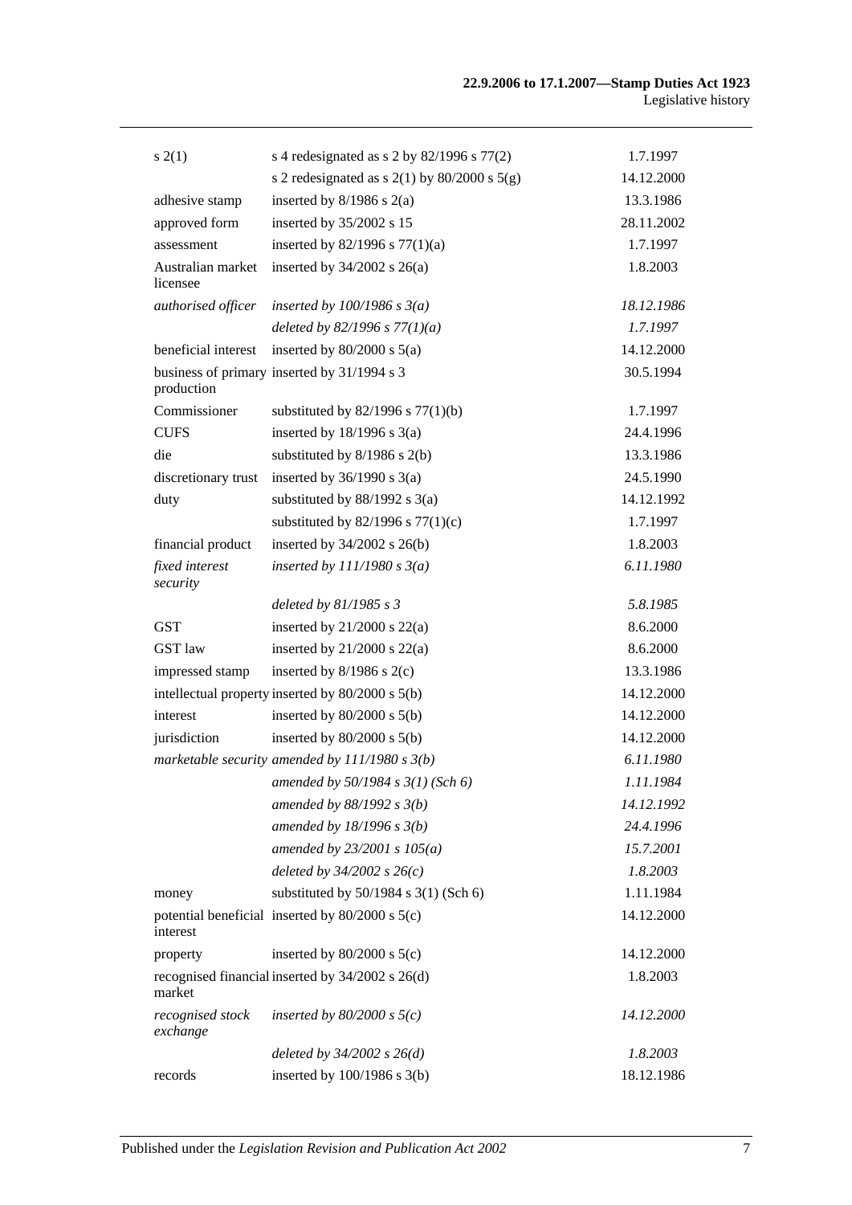| | | |
|---|---|---|
| s 2(1) | s 4 redesignated as s 2 by 82/1996 s 77(2) | 1.7.1997 |
| | s 2 redesignated as s 2(1) by 80/2000 s 5(g) | 14.12.2000 |
| adhesive stamp | inserted by 8/1986 s 2(a) | 13.3.1986 |
| approved form | inserted by 35/2002 s 15 | 28.11.2002 |
| assessment | inserted by 82/1996 s 77(1)(a) | 1.7.1997 |
| Australian market licensee | inserted by 34/2002 s 26(a) | 1.8.2003 |
| *authorised officer* | *inserted by 100/1986 s 3(a)* | *18.12.1986* |
| | *deleted by 82/1996 s 77(1)(a)* | *1.7.1997* |
| beneficial interest | inserted by 80/2000 s 5(a) | 14.12.2000 |
| business of primary production | inserted by 31/1994 s 3 | 30.5.1994 |
| Commissioner | substituted by 82/1996 s 77(1)(b) | 1.7.1997 |
| CUFS | inserted by 18/1996 s 3(a) | 24.4.1996 |
| die | substituted by 8/1986 s 2(b) | 13.3.1986 |
| discretionary trust | inserted by 36/1990 s 3(a) | 24.5.1990 |
| duty | substituted by 88/1992 s 3(a) | 14.12.1992 |
| | substituted by 82/1996 s 77(1)(c) | 1.7.1997 |
| financial product | inserted by 34/2002 s 26(b) | 1.8.2003 |
| *fixed interest security* | *inserted by 111/1980 s 3(a)* | *6.11.1980* |
| | *deleted by 81/1985 s 3* | *5.8.1985* |
| GST | inserted by 21/2000 s 22(a) | 8.6.2000 |
| GST law | inserted by 21/2000 s 22(a) | 8.6.2000 |
| impressed stamp | inserted by 8/1986 s 2(c) | 13.3.1986 |
| intellectual property | inserted by 80/2000 s 5(b) | 14.12.2000 |
| interest | inserted by 80/2000 s 5(b) | 14.12.2000 |
| jurisdiction | inserted by 80/2000 s 5(b) | 14.12.2000 |
| *marketable security* | *amended by 111/1980 s 3(b)* | *6.11.1980* |
| | *amended by 50/1984 s 3(1) (Sch 6)* | *1.11.1984* |
| | *amended by 88/1992 s 3(b)* | *14.12.1992* |
| | *amended by 18/1996 s 3(b)* | *24.4.1996* |
| | *amended by 23/2001 s 105(a)* | *15.7.2001* |
| | *deleted by 34/2002 s 26(c)* | *1.8.2003* |
| money | substituted by 50/1984 s 3(1) (Sch 6) | 1.11.1984 |
| potential beneficial interest | inserted by 80/2000 s 5(c) | 14.12.2000 |
| property | inserted by 80/2000 s 5(c) | 14.12.2000 |
| recognised financial market | inserted by 34/2002 s 26(d) | 1.8.2003 |
| *recognised stock exchange* | *inserted by 80/2000 s 5(c)* | *14.12.2000* |
| | *deleted by 34/2002 s 26(d)* | *1.8.2003* |
| records | inserted by 100/1986 s 3(b) | 18.12.1986 |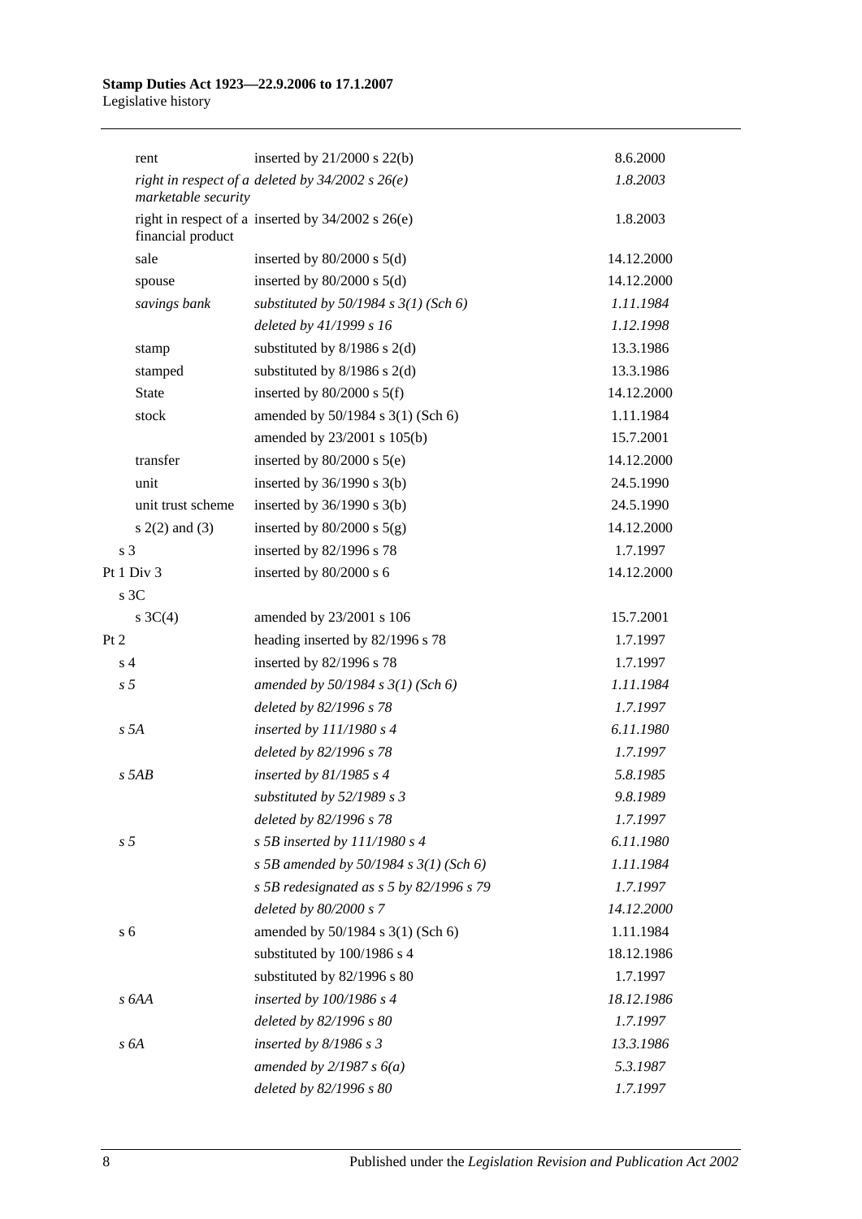| | | |
|---|---|---|
| rent | inserted by 21/2000 s 22(b) | 8.6.2000 |
| *right in respect of a marketable security* | *deleted by 34/2002 s 26(e)* | *1.8.2003* |
| right in respect of a financial product | inserted by 34/2002 s 26(e) | 1.8.2003 |
| sale | inserted by 80/2000 s 5(d) | 14.12.2000 |
| spouse | inserted by 80/2000 s 5(d) | 14.12.2000 |
| *savings bank* | *substituted by 50/1984 s 3(1) (Sch 6)* | *1.11.1984* |
| | *deleted by 41/1999 s 16* | *1.12.1998* |
| stamp | substituted by 8/1986 s 2(d) | 13.3.1986 |
| stamped | substituted by 8/1986 s 2(d) | 13.3.1986 |
| State | inserted by 80/2000 s 5(f) | 14.12.2000 |
| stock | amended by 50/1984 s 3(1) (Sch 6) | 1.11.1984 |
| | amended by 23/2001 s 105(b) | 15.7.2001 |
| transfer | inserted by 80/2000 s 5(e) | 14.12.2000 |
| unit | inserted by 36/1990 s 3(b) | 24.5.1990 |
| unit trust scheme | inserted by 36/1990 s 3(b) | 24.5.1990 |
| s 2(2) and (3) | inserted by 80/2000 s 5(g) | 14.12.2000 |
| s 3 | inserted by 82/1996 s 78 | 1.7.1997 |
| Pt 1 Div 3 | inserted by 80/2000 s 6 | 14.12.2000 |
| s 3C | | |
| s 3C(4) | amended by 23/2001 s 106 | 15.7.2001 |
| Pt 2 | heading inserted by 82/1996 s 78 | 1.7.1997 |
| s 4 | inserted by 82/1996 s 78 | 1.7.1997 |
| *s 5* | *amended by 50/1984 s 3(1) (Sch 6)* | *1.11.1984* |
| | *deleted by 82/1996 s 78* | *1.7.1997* |
| *s 5A* | *inserted by 111/1980 s 4* | *6.11.1980* |
| | *deleted by 82/1996 s 78* | *1.7.1997* |
| *s 5AB* | *inserted by 81/1985 s 4* | *5.8.1985* |
| | *substituted by 52/1989 s 3* | *9.8.1989* |
| | *deleted by 82/1996 s 78* | *1.7.1997* |
| *s 5* | *s 5B inserted by 111/1980 s 4* | *6.11.1980* |
| | *s 5B amended by 50/1984 s 3(1) (Sch 6)* | *1.11.1984* |
| | *s 5B redesignated as s 5 by 82/1996 s 79* | *1.7.1997* |
| | *deleted by 80/2000 s 7* | *14.12.2000* |
| s 6 | amended by 50/1984 s 3(1) (Sch 6) | 1.11.1984 |
| | substituted by 100/1986 s 4 | 18.12.1986 |
| | substituted by 82/1996 s 80 | 1.7.1997 |
| *s 6AA* | *inserted by 100/1986 s 4* | *18.12.1986* |
| | *deleted by 82/1996 s 80* | *1.7.1997* |
| *s 6A* | *inserted by 8/1986 s 3* | *13.3.1986* |
| | *amended by 2/1987 s 6(a)* | *5.3.1987* |
| | *deleted by 82/1996 s 80* | *1.7.1997* |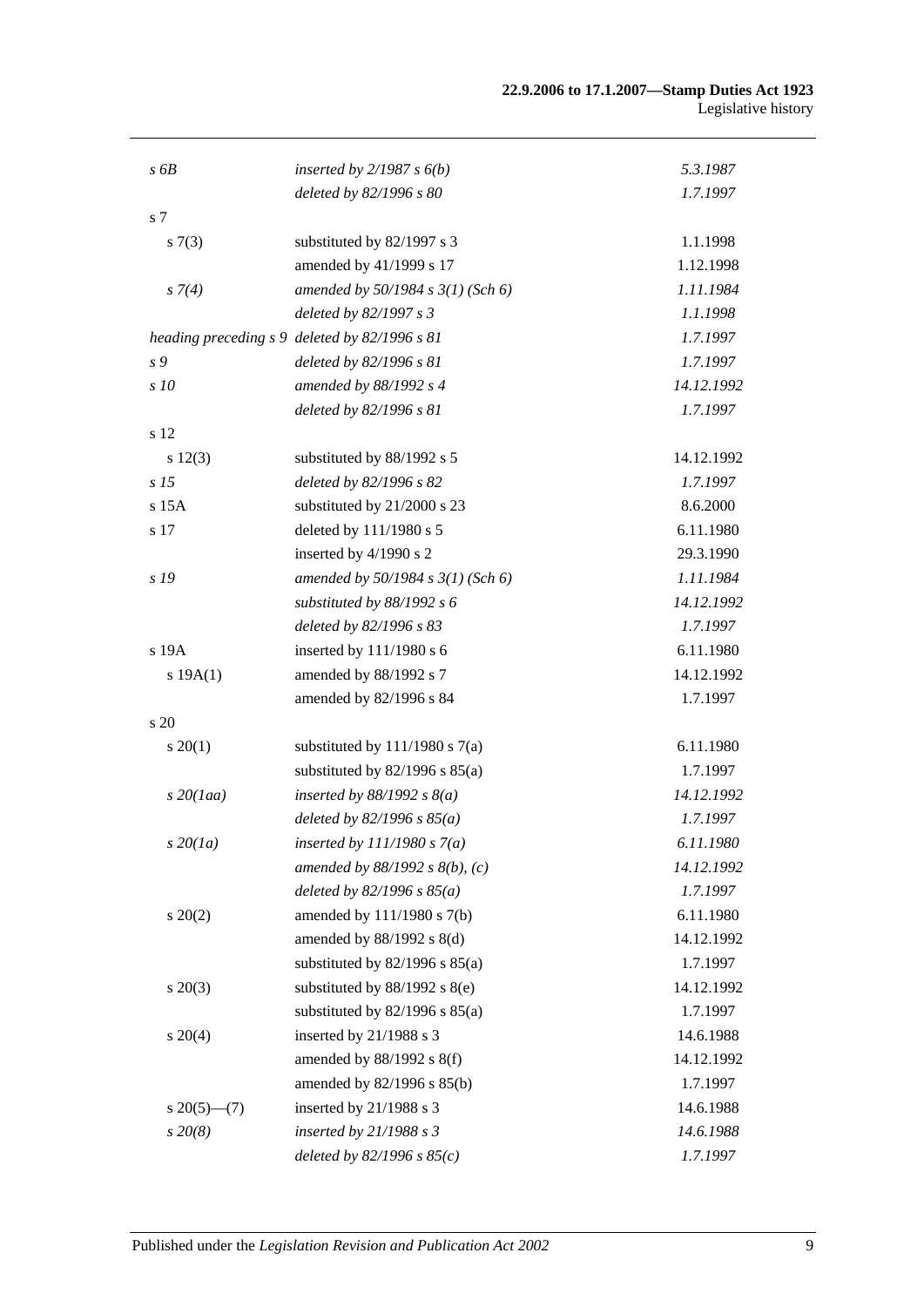| | | |
|---|---|---|
| *s 6B* | *inserted by 2/1987 s 6(b)* | *5.3.1987* |
| | *deleted by 82/1996 s 80* | *1.7.1997* |
| s 7 | | |
| s 7(3) | substituted by 82/1997 s 3 | 1.1.1998 |
| | amended by 41/1999 s 17 | 1.12.1998 |
| *s 7(4)* | *amended by 50/1984 s 3(1) (Sch 6)* | *1.11.1984* |
| | *deleted by 82/1997 s 3* | *1.1.1998* |
| *heading preceding s 9* | *deleted by 82/1996 s 81* | *1.7.1997* |
| *s 9* | *deleted by 82/1996 s 81* | *1.7.1997* |
| *s 10* | *amended by 88/1992 s 4* | *14.12.1992* |
| | *deleted by 82/1996 s 81* | *1.7.1997* |
| s 12 | | |
| s 12(3) | substituted by 88/1992 s 5 | 14.12.1992 |
| *s 15* | *deleted by 82/1996 s 82* | *1.7.1997* |
| s 15A | substituted by 21/2000 s 23 | 8.6.2000 |
| s 17 | deleted by 111/1980 s 5 | 6.11.1980 |
| | inserted by 4/1990 s 2 | 29.3.1990 |
| *s 19* | *amended by 50/1984 s 3(1) (Sch 6)* | *1.11.1984* |
| | *substituted by 88/1992 s 6* | *14.12.1992* |
| | *deleted by 82/1996 s 83* | *1.7.1997* |
| s 19A | inserted by 111/1980 s 6 | 6.11.1980 |
| s 19A(1) | amended by 88/1992 s 7 | 14.12.1992 |
| | amended by 82/1996 s 84 | 1.7.1997 |
| s 20 | | |
| s 20(1) | substituted by 111/1980 s 7(a) | 6.11.1980 |
| | substituted by 82/1996 s 85(a) | 1.7.1997 |
| *s 20(1aa)* | *inserted by 88/1992 s 8(a)* | *14.12.1992* |
| | *deleted by 82/1996 s 85(a)* | *1.7.1997* |
| *s 20(1a)* | *inserted by 111/1980 s 7(a)* | *6.11.1980* |
| | *amended by 88/1992 s 8(b), (c)* | *14.12.1992* |
| | *deleted by 82/1996 s 85(a)* | *1.7.1997* |
| s 20(2) | amended by 111/1980 s 7(b) | 6.11.1980 |
| | amended by 88/1992 s 8(d) | 14.12.1992 |
| | substituted by 82/1996 s 85(a) | 1.7.1997 |
| s 20(3) | substituted by 88/1992 s 8(e) | 14.12.1992 |
| | substituted by 82/1996 s 85(a) | 1.7.1997 |
| s 20(4) | inserted by 21/1988 s 3 | 14.6.1988 |
| | amended by 88/1992 s 8(f) | 14.12.1992 |
| | amended by 82/1996 s 85(b) | 1.7.1997 |
| s 20(5)—(7) | inserted by 21/1988 s 3 | 14.6.1988 |
| *s 20(8)* | *inserted by 21/1988 s 3* | *14.6.1988* |
| | *deleted by 82/1996 s 85(c)* | *1.7.1997* |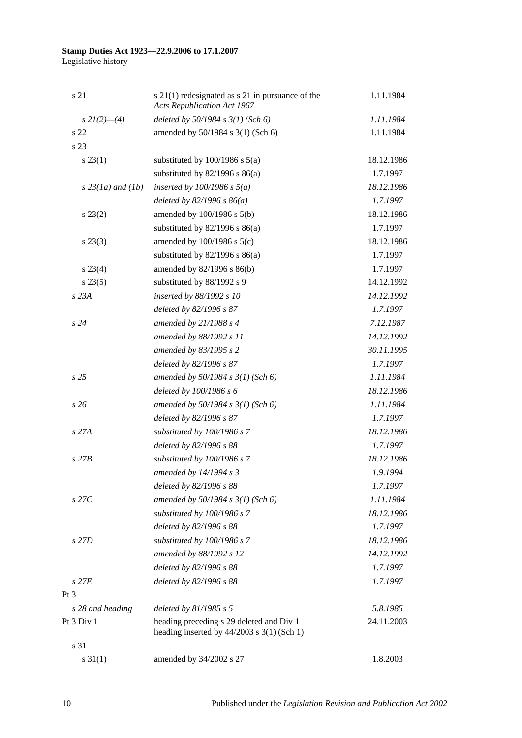| | | |
|---|---|---|
| s 21 | s 21(1) redesignated as s 21 in pursuance of the *Acts Republication Act 1967* | 1.11.1984 |
| *s 21(2)—(4)* | *deleted by 50/1984 s 3(1) (Sch 6)* | *1.11.1984* |
| s 22 | amended by 50/1984 s 3(1) (Sch 6) | 1.11.1984 |
| s 23 | | |
| s 23(1) | substituted by 100/1986 s 5(a) | 18.12.1986 |
| | substituted by 82/1996 s 86(a) | 1.7.1997 |
| *s 23(1a) and (1b)* | *inserted by 100/1986 s 5(a)* | *18.12.1986* |
| | *deleted by 82/1996 s 86(a)* | *1.7.1997* |
| s 23(2) | amended by 100/1986 s 5(b) | 18.12.1986 |
| | substituted by 82/1996 s 86(a) | 1.7.1997 |
| s 23(3) | amended by 100/1986 s 5(c) | 18.12.1986 |
| | substituted by 82/1996 s 86(a) | 1.7.1997 |
| s 23(4) | amended by 82/1996 s 86(b) | 1.7.1997 |
| s 23(5) | substituted by 88/1992 s 9 | 14.12.1992 |
| *s 23A* | *inserted by 88/1992 s 10* | *14.12.1992* |
| | *deleted by 82/1996 s 87* | *1.7.1997* |
| *s 24* | *amended by 21/1988 s 4* | *7.12.1987* |
| | *amended by 88/1992 s 11* | *14.12.1992* |
| | *amended by 83/1995 s 2* | *30.11.1995* |
| | *deleted by 82/1996 s 87* | *1.7.1997* |
| *s 25* | *amended by 50/1984 s 3(1) (Sch 6)* | *1.11.1984* |
| | *deleted by 100/1986 s 6* | *18.12.1986* |
| *s 26* | *amended by 50/1984 s 3(1) (Sch 6)* | *1.11.1984* |
| | *deleted by 82/1996 s 87* | *1.7.1997* |
| *s 27A* | *substituted by 100/1986 s 7* | *18.12.1986* |
| | *deleted by 82/1996 s 88* | *1.7.1997* |
| *s 27B* | *substituted by 100/1986 s 7* | *18.12.1986* |
| | *amended by 14/1994 s 3* | *1.9.1994* |
| | *deleted by 82/1996 s 88* | *1.7.1997* |
| *s 27C* | *amended by 50/1984 s 3(1) (Sch 6)* | *1.11.1984* |
| | *substituted by 100/1986 s 7* | *18.12.1986* |
| | *deleted by 82/1996 s 88* | *1.7.1997* |
| *s 27D* | *substituted by 100/1986 s 7* | *18.12.1986* |
| | *amended by 88/1992 s 12* | *14.12.1992* |
| | *deleted by 82/1996 s 88* | *1.7.1997* |
| *s 27E* | *deleted by 82/1996 s 88* | *1.7.1997* |
| Pt 3 | | |
| *s 28 and heading* | *deleted by 81/1985 s 5* | *5.8.1985* |
| Pt 3 Div 1 | heading preceding s 29 deleted and Div 1 heading inserted by 44/2003 s 3(1) (Sch 1) | 24.11.2003 |
| s 31 | | |
| s 31(1) | amended by 34/2002 s 27 | 1.8.2003 |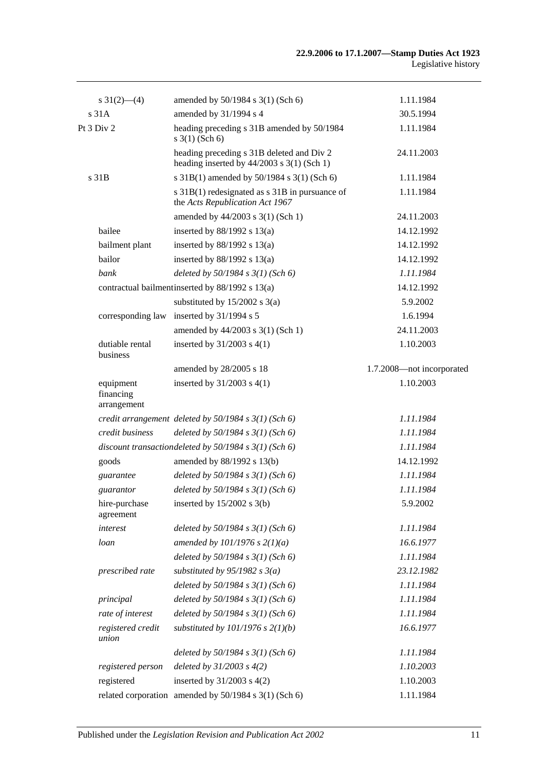| | | |
|---|---|---|
| s 31(2)—(4) | amended by 50/1984 s 3(1) (Sch 6) | 1.11.1984 |
| s 31A | amended by 31/1994 s 4 | 30.5.1994 |
| Pt 3 Div 2 | heading preceding s 31B amended by 50/1984 s 3(1) (Sch 6) | 1.11.1984 |
| | heading preceding s 31B deleted and Div 2 heading inserted by 44/2003 s 3(1) (Sch 1) | 24.11.2003 |
| s 31B | s 31B(1) amended by 50/1984 s 3(1) (Sch 6) | 1.11.1984 |
| | s 31B(1) redesignated as s 31B in pursuance of the *Acts Republication Act 1967* | 1.11.1984 |
| | amended by 44/2003 s 3(1) (Sch 1) | 24.11.2003 |
| bailee | inserted by 88/1992 s 13(a) | 14.12.1992 |
| bailment plant | inserted by 88/1992 s 13(a) | 14.12.1992 |
| bailor | inserted by 88/1992 s 13(a) | 14.12.1992 |
| *bank* | *deleted by 50/1984 s 3(1) (Sch 6)* | *1.11.1984* |
| contractual bailment | inserted by 88/1992 s 13(a) | 14.12.1992 |
| | substituted by 15/2002 s 3(a) | 5.9.2002 |
| corresponding law | inserted by 31/1994 s 5 | 1.6.1994 |
| | amended by 44/2003 s 3(1) (Sch 1) | 24.11.2003 |
| dutiable rental business | inserted by 31/2003 s 4(1) | 1.10.2003 |
| | amended by 28/2005 s 18 | 1.7.2008—not incorporated |
| equipment financing arrangement | inserted by 31/2003 s 4(1) | 1.10.2003 |
| *credit arrangement* | *deleted by 50/1984 s 3(1) (Sch 6)* | *1.11.1984* |
| *credit business* | *deleted by 50/1984 s 3(1) (Sch 6)* | *1.11.1984* |
| *discount transaction* | *deleted by 50/1984 s 3(1) (Sch 6)* | *1.11.1984* |
| goods | amended by 88/1992 s 13(b) | 14.12.1992 |
| *guarantee* | *deleted by 50/1984 s 3(1) (Sch 6)* | *1.11.1984* |
| *guarantor* | *deleted by 50/1984 s 3(1) (Sch 6)* | *1.11.1984* |
| hire-purchase agreement | inserted by 15/2002 s 3(b) | 5.9.2002 |
| *interest* | *deleted by 50/1984 s 3(1) (Sch 6)* | *1.11.1984* |
| *loan* | *amended by 101/1976 s 2(1)(a)* | *16.6.1977* |
| | *deleted by 50/1984 s 3(1) (Sch 6)* | *1.11.1984* |
| *prescribed rate* | *substituted by 95/1982 s 3(a)* | *23.12.1982* |
| | *deleted by 50/1984 s 3(1) (Sch 6)* | *1.11.1984* |
| *principal* | *deleted by 50/1984 s 3(1) (Sch 6)* | *1.11.1984* |
| *rate of interest* | *deleted by 50/1984 s 3(1) (Sch 6)* | *1.11.1984* |
| *registered credit union* | *substituted by 101/1976 s 2(1)(b)* | *16.6.1977* |
| | *deleted by 50/1984 s 3(1) (Sch 6)* | *1.11.1984* |
| *registered person* | *deleted by 31/2003 s 4(2)* | *1.10.2003* |
| registered | inserted by 31/2003 s 4(2) | 1.10.2003 |
| related corporation | amended by 50/1984 s 3(1) (Sch 6) | 1.11.1984 |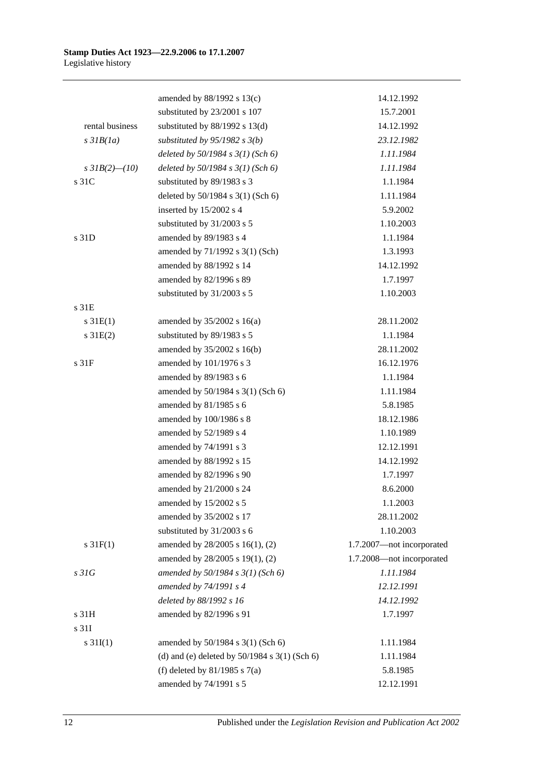| | | |
|---|---|---|
| | amended by 88/1992 s 13(c) | 14.12.1992 |
| | substituted by 23/2001 s 107 | 15.7.2001 |
| rental business | substituted by 88/1992 s 13(d) | 14.12.1992 |
| *s 31B(1a)* | *substituted by 95/1982 s 3(b)* | *23.12.1982* |
| | *deleted by 50/1984 s 3(1) (Sch 6)* | *1.11.1984* |
| *s 31B(2)—(10)* | *deleted by 50/1984 s 3(1) (Sch 6)* | *1.11.1984* |
| s 31C | substituted by 89/1983 s 3 | 1.1.1984 |
| | deleted by 50/1984 s 3(1) (Sch 6) | 1.11.1984 |
| | inserted by 15/2002 s 4 | 5.9.2002 |
| | substituted by 31/2003 s 5 | 1.10.2003 |
| s 31D | amended by 89/1983 s 4 | 1.1.1984 |
| | amended by 71/1992 s 3(1) (Sch) | 1.3.1993 |
| | amended by 88/1992 s 14 | 14.12.1992 |
| | amended by 82/1996 s 89 | 1.7.1997 |
| | substituted by 31/2003 s 5 | 1.10.2003 |
| s 31E | | |
| s 31E(1) | amended by 35/2002 s 16(a) | 28.11.2002 |
| s 31E(2) | substituted by 89/1983 s 5 | 1.1.1984 |
| | amended by 35/2002 s 16(b) | 28.11.2002 |
| s 31F | amended by 101/1976 s 3 | 16.12.1976 |
| | amended by 89/1983 s 6 | 1.1.1984 |
| | amended by 50/1984 s 3(1) (Sch 6) | 1.11.1984 |
| | amended by 81/1985 s 6 | 5.8.1985 |
| | amended by 100/1986 s 8 | 18.12.1986 |
| | amended by 52/1989 s 4 | 1.10.1989 |
| | amended by 74/1991 s 3 | 12.12.1991 |
| | amended by 88/1992 s 15 | 14.12.1992 |
| | amended by 82/1996 s 90 | 1.7.1997 |
| | amended by 21/2000 s 24 | 8.6.2000 |
| | amended by 15/2002 s 5 | 1.1.2003 |
| | amended by 35/2002 s 17 | 28.11.2002 |
| | substituted by 31/2003 s 6 | 1.10.2003 |
| s 31F(1) | amended by 28/2005 s 16(1), (2) | 1.7.2007—not incorporated |
| | amended by 28/2005 s 19(1), (2) | 1.7.2008—not incorporated |
| *s 31G* | *amended by 50/1984 s 3(1) (Sch 6)* | *1.11.1984* |
| | *amended by 74/1991 s 4* | *12.12.1991* |
| | *deleted by 88/1992 s 16* | *14.12.1992* |
| s 31H | amended by 82/1996 s 91 | 1.7.1997 |
| s 31I | | |
| s 31I(1) | amended by 50/1984 s 3(1) (Sch 6) | 1.11.1984 |
| | (d) and (e) deleted by 50/1984 s 3(1) (Sch 6) | 1.11.1984 |
| | (f) deleted by 81/1985 s 7(a) | 5.8.1985 |
| | amended by 74/1991 s 5 | 12.12.1991 |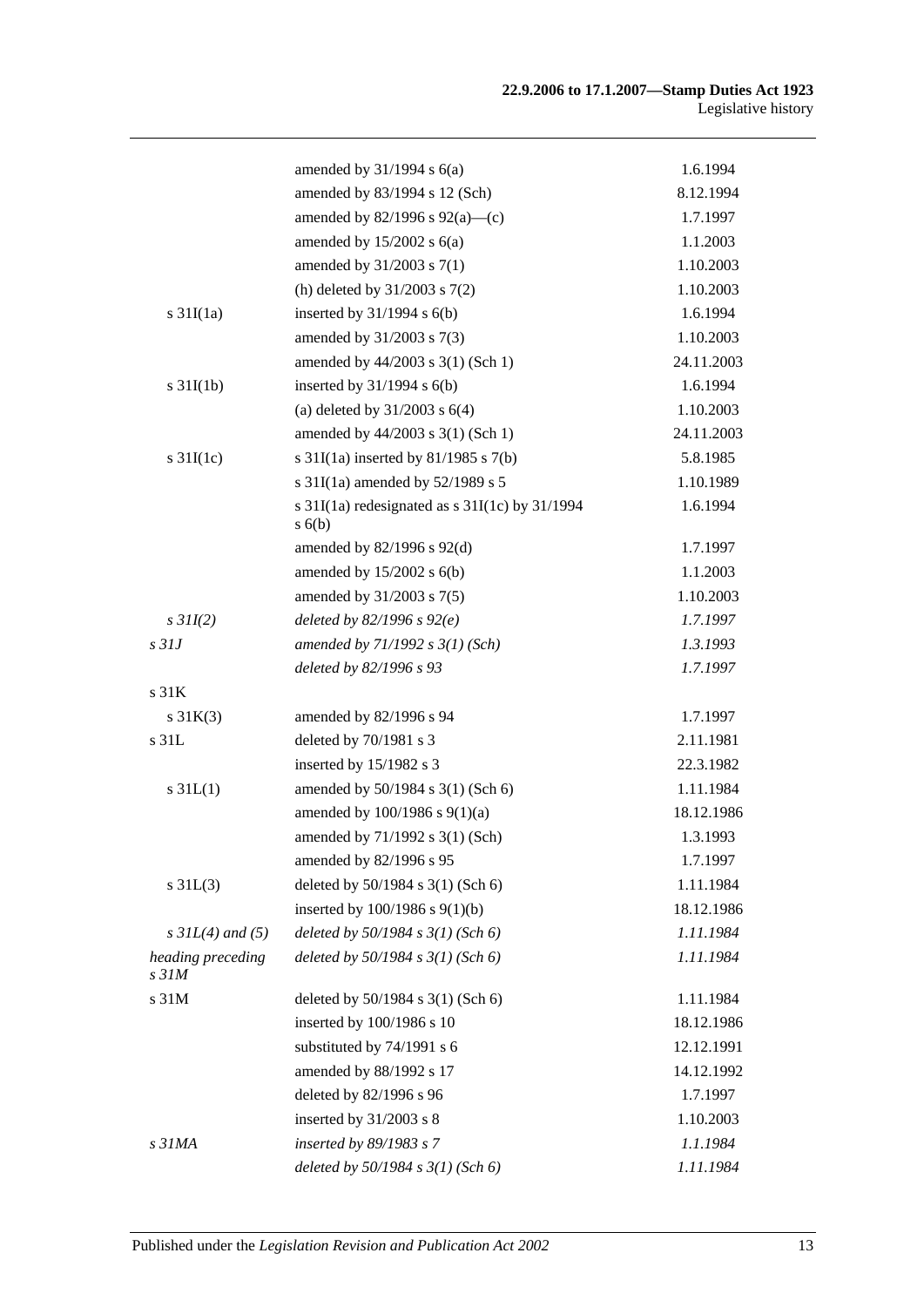| | | |
|---|---|---|
| | amended by 31/1994 s 6(a) | 1.6.1994 |
| | amended by 83/1994 s 12 (Sch) | 8.12.1994 |
| | amended by 82/1996 s 92(a)—(c) | 1.7.1997 |
| | amended by 15/2002 s 6(a) | 1.1.2003 |
| | amended by 31/2003 s 7(1) | 1.10.2003 |
| | (h) deleted by 31/2003 s 7(2) | 1.10.2003 |
| s 31I(1a) | inserted by 31/1994 s 6(b) | 1.6.1994 |
| | amended by 31/2003 s 7(3) | 1.10.2003 |
| | amended by 44/2003 s 3(1) (Sch 1) | 24.11.2003 |
| s 31I(1b) | inserted by 31/1994 s 6(b) | 1.6.1994 |
| | (a) deleted by 31/2003 s 6(4) | 1.10.2003 |
| | amended by 44/2003 s 3(1) (Sch 1) | 24.11.2003 |
| s 31I(1c) | s 31I(1a) inserted by 81/1985 s 7(b) | 5.8.1985 |
| | s 31I(1a) amended by 52/1989 s 5 | 1.10.1989 |
| | s 31I(1a) redesignated as s 31I(1c) by 31/1994 s 6(b) | 1.6.1994 |
| | amended by 82/1996 s 92(d) | 1.7.1997 |
| | amended by 15/2002 s 6(b) | 1.1.2003 |
| | amended by 31/2003 s 7(5) | 1.10.2003 |
| *s 31I(2)* | *deleted by 82/1996 s 92(e)* | *1.7.1997* |
| *s 31J* | *amended by 71/1992 s 3(1) (Sch)* | *1.3.1993* |
| | *deleted by 82/1996 s 93* | *1.7.1997* |
| s 31K | | |
| s 31K(3) | amended by 82/1996 s 94 | 1.7.1997 |
| s 31L | deleted by 70/1981 s 3 | 2.11.1981 |
| | inserted by 15/1982 s 3 | 22.3.1982 |
| s 31L(1) | amended by 50/1984 s 3(1) (Sch 6) | 1.11.1984 |
| | amended by 100/1986 s 9(1)(a) | 18.12.1986 |
| | amended by 71/1992 s 3(1) (Sch) | 1.3.1993 |
| | amended by 82/1996 s 95 | 1.7.1997 |
| s 31L(3) | deleted by 50/1984 s 3(1) (Sch 6) | 1.11.1984 |
| | inserted by 100/1986 s 9(1)(b) | 18.12.1986 |
| *s 31L(4) and (5)* | *deleted by 50/1984 s 3(1) (Sch 6)* | *1.11.1984* |
| *heading preceding s 31M* | *deleted by 50/1984 s 3(1) (Sch 6)* | *1.11.1984* |
| s 31M | deleted by 50/1984 s 3(1) (Sch 6) | 1.11.1984 |
| | inserted by 100/1986 s 10 | 18.12.1986 |
| | substituted by 74/1991 s 6 | 12.12.1991 |
| | amended by 88/1992 s 17 | 14.12.1992 |
| | deleted by 82/1996 s 96 | 1.7.1997 |
| | inserted by 31/2003 s 8 | 1.10.2003 |
| *s 31MA* | *inserted by 89/1983 s 7* | *1.1.1984* |
| | *deleted by 50/1984 s 3(1) (Sch 6)* | *1.11.1984* |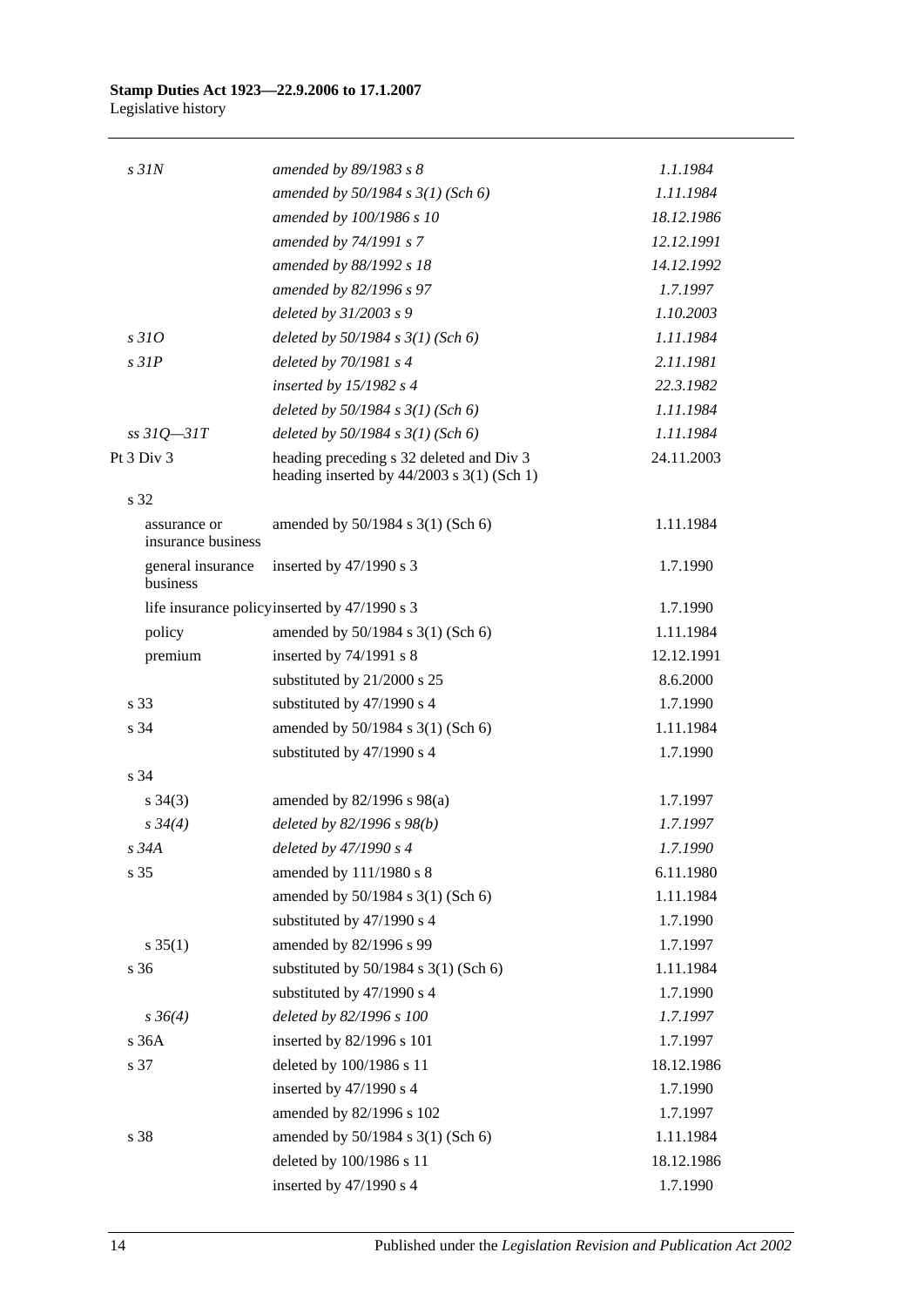| | | |
|---|---|---|
| *s 31N* | *amended by 89/1983 s 8* | *1.1.1984* |
| | *amended by 50/1984 s 3(1) (Sch 6)* | *1.11.1984* |
| | *amended by 100/1986 s 10* | *18.12.1986* |
| | *amended by 74/1991 s 7* | *12.12.1991* |
| | *amended by 88/1992 s 18* | *14.12.1992* |
| | *amended by 82/1996 s 97* | *1.7.1997* |
| | *deleted by 31/2003 s 9* | *1.10.2003* |
| *s 31O* | *deleted by 50/1984 s 3(1) (Sch 6)* | *1.11.1984* |
| *s 31P* | *deleted by 70/1981 s 4* | *2.11.1981* |
| | *inserted by 15/1982 s 4* | *22.3.1982* |
| | *deleted by 50/1984 s 3(1) (Sch 6)* | *1.11.1984* |
| *ss 31Q—31T* | *deleted by 50/1984 s 3(1) (Sch 6)* | *1.11.1984* |
| Pt 3 Div 3 | heading preceding s 32 deleted and Div 3 heading inserted by 44/2003 s 3(1) (Sch 1) | 24.11.2003 |
| s 32 | | |
| assurance or insurance business | amended by 50/1984 s 3(1) (Sch 6) | 1.11.1984 |
| general insurance business | inserted by 47/1990 s 3 | 1.7.1990 |
| life insurance policy | inserted by 47/1990 s 3 | 1.7.1990 |
| policy | amended by 50/1984 s 3(1) (Sch 6) | 1.11.1984 |
| premium | inserted by 74/1991 s 8 | 12.12.1991 |
| | substituted by 21/2000 s 25 | 8.6.2000 |
| s 33 | substituted by 47/1990 s 4 | 1.7.1990 |
| s 34 | amended by 50/1984 s 3(1) (Sch 6) | 1.11.1984 |
| | substituted by 47/1990 s 4 | 1.7.1990 |
| s 34 | | |
| s 34(3) | amended by 82/1996 s 98(a) | 1.7.1997 |
| *s 34(4)* | *deleted by 82/1996 s 98(b)* | *1.7.1997* |
| *s 34A* | *deleted by 47/1990 s 4* | *1.7.1990* |
| s 35 | amended by 111/1980 s 8 | 6.11.1980 |
| | amended by 50/1984 s 3(1) (Sch 6) | 1.11.1984 |
| | substituted by 47/1990 s 4 | 1.7.1990 |
| s 35(1) | amended by 82/1996 s 99 | 1.7.1997 |
| s 36 | substituted by 50/1984 s 3(1) (Sch 6) | 1.11.1984 |
| | substituted by 47/1990 s 4 | 1.7.1990 |
| *s 36(4)* | *deleted by 82/1996 s 100* | *1.7.1997* |
| s 36A | inserted by 82/1996 s 101 | 1.7.1997 |
| s 37 | deleted by 100/1986 s 11 | 18.12.1986 |
| | inserted by 47/1990 s 4 | 1.7.1990 |
| | amended by 82/1996 s 102 | 1.7.1997 |
| s 38 | amended by 50/1984 s 3(1) (Sch 6) | 1.11.1984 |
| | deleted by 100/1986 s 11 | 18.12.1986 |
| | inserted by 47/1990 s 4 | 1.7.1990 |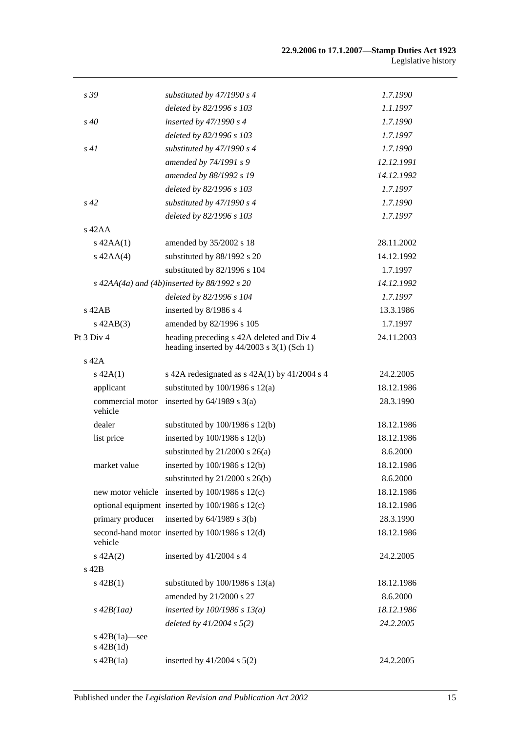| | | |
|---|---|---|
| *s 39* | *substituted by 47/1990 s 4* | *1.7.1990* |
| | *deleted by 82/1996 s 103* | *1.1.1997* |
| *s 40* | *inserted by 47/1990 s 4* | *1.7.1990* |
| | *deleted by 82/1996 s 103* | *1.7.1997* |
| *s 41* | *substituted by 47/1990 s 4* | *1.7.1990* |
| | *amended by 74/1991 s 9* | *12.12.1991* |
| | *amended by 88/1992 s 19* | *14.12.1992* |
| | *deleted by 82/1996 s 103* | *1.7.1997* |
| *s 42* | *substituted by 47/1990 s 4* | *1.7.1990* |
| | *deleted by 82/1996 s 103* | *1.7.1997* |
| s 42AA | | |
| s 42AA(1) | amended by 35/2002 s 18 | 28.11.2002 |
| s 42AA(4) | substituted by 88/1992 s 20 | 14.12.1992 |
| | substituted by 82/1996 s 104 | 1.7.1997 |
| *s 42AA(4a) and (4b)* | *inserted by 88/1992 s 20* | *14.12.1992* |
| | *deleted by 82/1996 s 104* | *1.7.1997* |
| s 42AB | inserted by 8/1986 s 4 | 13.3.1986 |
| s 42AB(3) | amended by 82/1996 s 105 | 1.7.1997 |
| Pt 3 Div 4 | heading preceding s 42A deleted and Div 4 heading inserted by 44/2003 s 3(1) (Sch 1) | 24.11.2003 |
| s 42A | | |
| s 42A(1) | s 42A redesignated as s 42A(1) by 41/2004 s 4 | 24.2.2005 |
| applicant | substituted by 100/1986 s 12(a) | 18.12.1986 |
| commercial motor vehicle | inserted by 64/1989 s 3(a) | 28.3.1990 |
| dealer | substituted by 100/1986 s 12(b) | 18.12.1986 |
| list price | inserted by 100/1986 s 12(b) | 18.12.1986 |
| | substituted by 21/2000 s 26(a) | 8.6.2000 |
| market value | inserted by 100/1986 s 12(b) | 18.12.1986 |
| | substituted by 21/2000 s 26(b) | 8.6.2000 |
| new motor vehicle | inserted by 100/1986 s 12(c) | 18.12.1986 |
| optional equipment | inserted by 100/1986 s 12(c) | 18.12.1986 |
| primary producer | inserted by 64/1989 s 3(b) | 28.3.1990 |
| second-hand motor vehicle | inserted by 100/1986 s 12(d) | 18.12.1986 |
| s 42A(2) | inserted by 41/2004 s 4 | 24.2.2005 |
| s 42B | | |
| s 42B(1) | substituted by 100/1986 s 13(a) | 18.12.1986 |
| | amended by 21/2000 s 27 | 8.6.2000 |
| *s 42B(1aa)* | *inserted by 100/1986 s 13(a)* | *18.12.1986* |
| | *deleted by 41/2004 s 5(2)* | *24.2.2005* |
| s 42B(1a)—see s 42B(1d) | | |
| s 42B(1a) | inserted by 41/2004 s 5(2) | 24.2.2005 |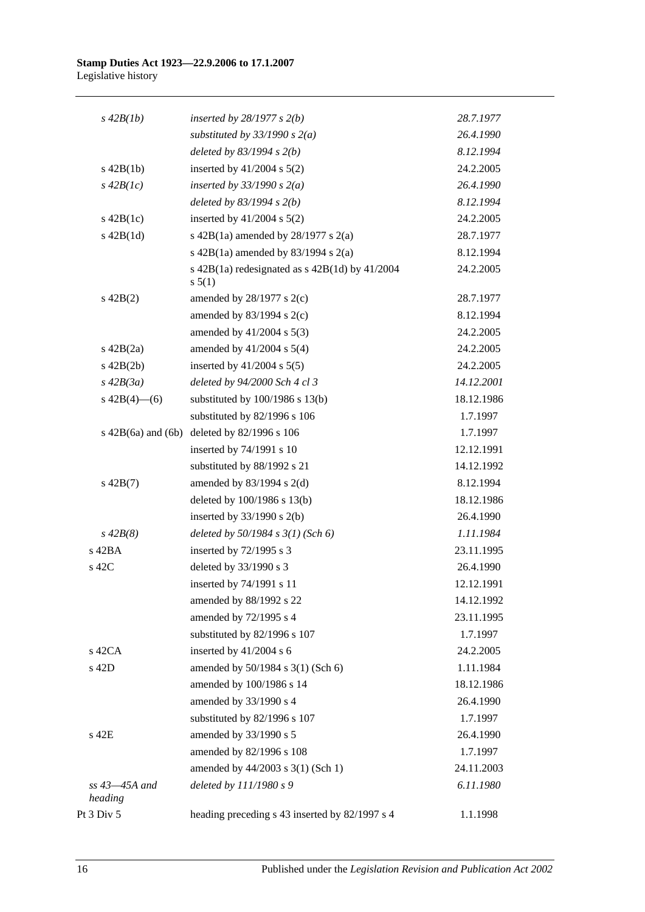| | | |
|---|---|---|
| *s 42B(1b)* | *inserted by 28/1977 s 2(b)* | *28.7.1977* |
| | *substituted by 33/1990 s 2(a)* | *26.4.1990* |
| | *deleted by 83/1994 s 2(b)* | *8.12.1994* |
| s 42B(1b) | inserted by 41/2004 s 5(2) | 24.2.2005 |
| *s 42B(1c)* | *inserted by 33/1990 s 2(a)* | *26.4.1990* |
| | *deleted by 83/1994 s 2(b)* | *8.12.1994* |
| s 42B(1c) | inserted by 41/2004 s 5(2) | 24.2.2005 |
| s 42B(1d) | s 42B(1a) amended by 28/1977 s 2(a) | 28.7.1977 |
| | s 42B(1a) amended by 83/1994 s 2(a) | 8.12.1994 |
| | s 42B(1a) redesignated as s 42B(1d) by 41/2004 s 5(1) | 24.2.2005 |
| s 42B(2) | amended by 28/1977 s 2(c) | 28.7.1977 |
| | amended by 83/1994 s 2(c) | 8.12.1994 |
| | amended by 41/2004 s 5(3) | 24.2.2005 |
| s 42B(2a) | amended by 41/2004 s 5(4) | 24.2.2005 |
| s 42B(2b) | inserted by 41/2004 s 5(5) | 24.2.2005 |
| *s 42B(3a)* | *deleted by 94/2000 Sch 4 cl 3* | *14.12.2001* |
| s 42B(4)—(6) | substituted by 100/1986 s 13(b) | 18.12.1986 |
| | substituted by 82/1996 s 106 | 1.7.1997 |
| s 42B(6a) and (6b) | deleted by 82/1996 s 106 | 1.7.1997 |
| | inserted by 74/1991 s 10 | 12.12.1991 |
| | substituted by 88/1992 s 21 | 14.12.1992 |
| s 42B(7) | amended by 83/1994 s 2(d) | 8.12.1994 |
| | deleted by 100/1986 s 13(b) | 18.12.1986 |
| | inserted by 33/1990 s 2(b) | 26.4.1990 |
| *s 42B(8)* | *deleted by 50/1984 s 3(1) (Sch 6)* | *1.11.1984* |
| s 42BA | inserted by 72/1995 s 3 | 23.11.1995 |
| s 42C | deleted by 33/1990 s 3 | 26.4.1990 |
| | inserted by 74/1991 s 11 | 12.12.1991 |
| | amended by 88/1992 s 22 | 14.12.1992 |
| | amended by 72/1995 s 4 | 23.11.1995 |
| | substituted by 82/1996 s 107 | 1.7.1997 |
| s 42CA | inserted by 41/2004 s 6 | 24.2.2005 |
| s 42D | amended by 50/1984 s 3(1) (Sch 6) | 1.11.1984 |
| | amended by 100/1986 s 14 | 18.12.1986 |
| | amended by 33/1990 s 4 | 26.4.1990 |
| | substituted by 82/1996 s 107 | 1.7.1997 |
| s 42E | amended by 33/1990 s 5 | 26.4.1990 |
| | amended by 82/1996 s 108 | 1.7.1997 |
| | amended by 44/2003 s 3(1) (Sch 1) | 24.11.2003 |
| *ss 43—45A and heading* | *deleted by 111/1980 s 9* | *6.11.1980* |
| Pt 3 Div 5 | heading preceding s 43 inserted by 82/1997 s 4 | 1.1.1998 |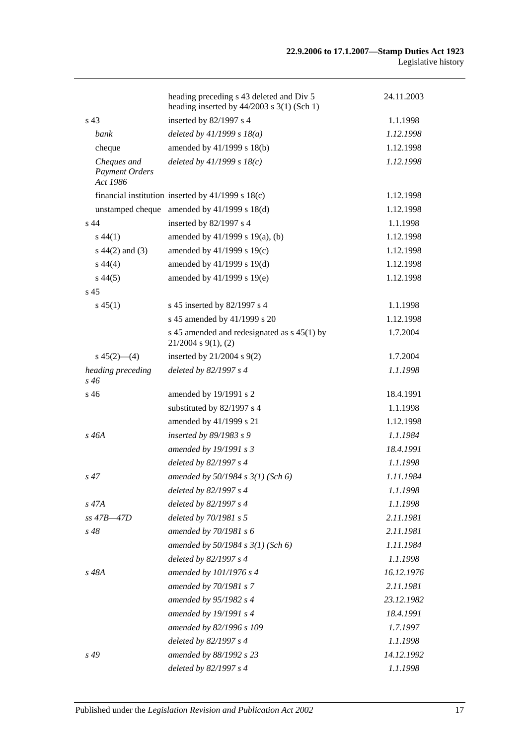| | | |
|---|---|---|
| | heading preceding s 43 deleted and Div 5 heading inserted by 44/2003 s 3(1) (Sch 1) | 24.11.2003 |
| s 43 | inserted by 82/1997 s 4 | 1.1.1998 |
| *bank* | *deleted by 41/1999 s 18(a)* | *1.12.1998* |
| cheque | amended by 41/1999 s 18(b) | 1.12.1998 |
| *Cheques and Payment Orders Act 1986* | *deleted by 41/1999 s 18(c)* | *1.12.1998* |
| financial institution | inserted by 41/1999 s 18(c) | 1.12.1998 |
| unstamped cheque | amended by 41/1999 s 18(d) | 1.12.1998 |
| s 44 | inserted by 82/1997 s 4 | 1.1.1998 |
| s 44(1) | amended by 41/1999 s 19(a), (b) | 1.12.1998 |
| s 44(2) and (3) | amended by 41/1999 s 19(c) | 1.12.1998 |
| s 44(4) | amended by 41/1999 s 19(d) | 1.12.1998 |
| s 44(5) | amended by 41/1999 s 19(e) | 1.12.1998 |
| s 45 | | |
| s 45(1) | s 45 inserted by 82/1997 s 4 | 1.1.1998 |
| | s 45 amended by 41/1999 s 20 | 1.12.1998 |
| | s 45 amended and redesignated as s 45(1) by 21/2004 s 9(1), (2) | 1.7.2004 |
| s 45(2)—(4) | inserted by 21/2004 s 9(2) | 1.7.2004 |
| *heading preceding s 46* | *deleted by 82/1997 s 4* | *1.1.1998* |
| s 46 | amended by 19/1991 s 2 | 18.4.1991 |
| | substituted by 82/1997 s 4 | 1.1.1998 |
| | amended by 41/1999 s 21 | 1.12.1998 |
| *s 46A* | *inserted by 89/1983 s 9* | *1.1.1984* |
| | *amended by 19/1991 s 3* | *18.4.1991* |
| | *deleted by 82/1997 s 4* | *1.1.1998* |
| *s 47* | *amended by 50/1984 s 3(1) (Sch 6)* | *1.11.1984* |
| | *deleted by 82/1997 s 4* | *1.1.1998* |
| *s 47A* | *deleted by 82/1997 s 4* | *1.1.1998* |
| *ss 47B—47D* | *deleted by 70/1981 s 5* | *2.11.1981* |
| *s 48* | *amended by 70/1981 s 6* | *2.11.1981* |
| | *amended by 50/1984 s 3(1) (Sch 6)* | *1.11.1984* |
| | *deleted by 82/1997 s 4* | *1.1.1998* |
| *s 48A* | *amended by 101/1976 s 4* | *16.12.1976* |
| | *amended by 70/1981 s 7* | *2.11.1981* |
| | *amended by 95/1982 s 4* | *23.12.1982* |
| | *amended by 19/1991 s 4* | *18.4.1991* |
| | *amended by 82/1996 s 109* | *1.7.1997* |
| | *deleted by 82/1997 s 4* | *1.1.1998* |
| *s 49* | *amended by 88/1992 s 23* | *14.12.1992* |
| | *deleted by 82/1997 s 4* | *1.1.1998* |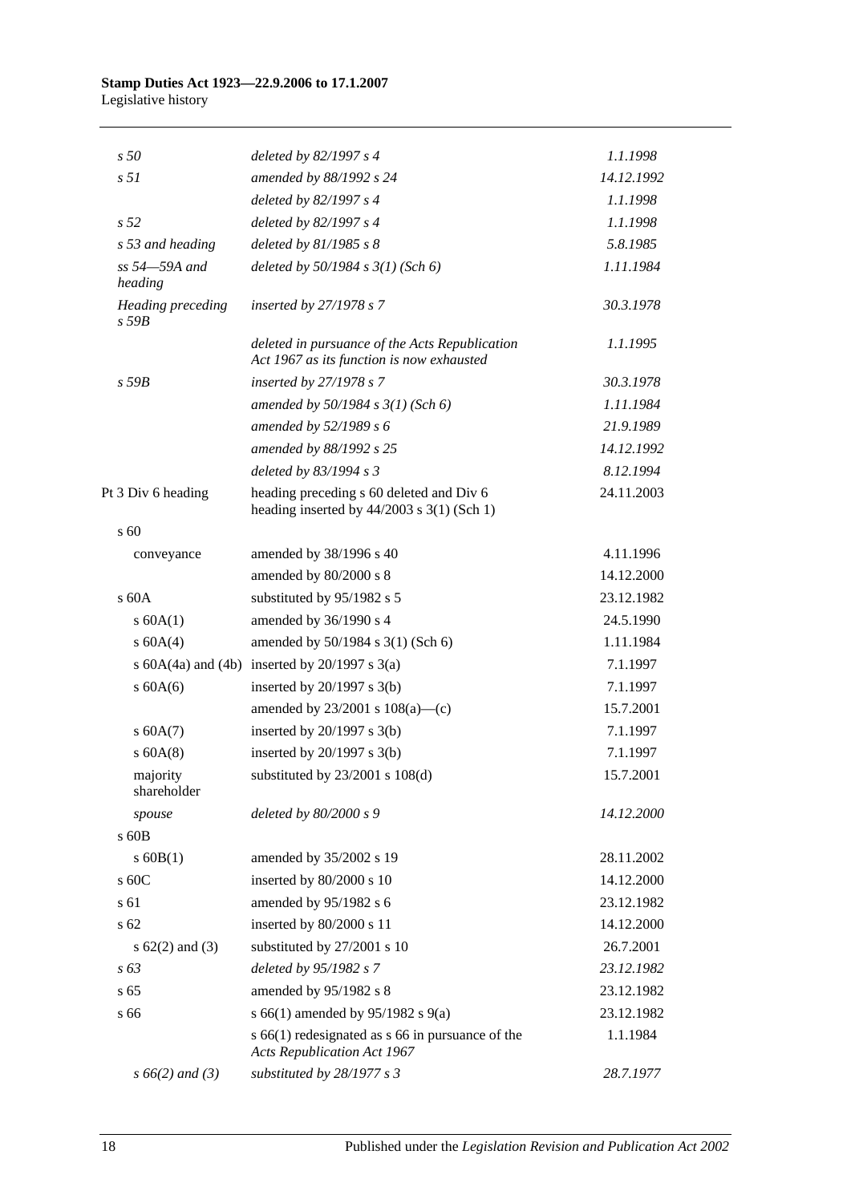| | | |
|---|---|---|
| *s 50* | *deleted by 82/1997 s 4* | *1.1.1998* |
| *s 51* | *amended by 88/1992 s 24* | *14.12.1992* |
| | *deleted by 82/1997 s 4* | *1.1.1998* |
| *s 52* | *deleted by 82/1997 s 4* | *1.1.1998* |
| *s 53 and heading* | *deleted by 81/1985 s 8* | *5.8.1985* |
| *ss 54—59A and heading* | *deleted by 50/1984 s 3(1) (Sch 6)* | *1.11.1984* |
| *Heading preceding s 59B* | *inserted by 27/1978 s 7* | *30.3.1978* |
| | *deleted in pursuance of the Acts Republication Act 1967 as its function is now exhausted* | *1.1.1995* |
| *s 59B* | *inserted by 27/1978 s 7* | *30.3.1978* |
| | *amended by 50/1984 s 3(1) (Sch 6)* | *1.11.1984* |
| | *amended by 52/1989 s 6* | *21.9.1989* |
| | *amended by 88/1992 s 25* | *14.12.1992* |
| | *deleted by 83/1994 s 3* | *8.12.1994* |
| Pt 3 Div 6 heading | heading preceding s 60 deleted and Div 6 heading inserted by 44/2003 s 3(1) (Sch 1) | 24.11.2003 |
| s 60 | | |
| conveyance | amended by 38/1996 s 40 | 4.11.1996 |
| | amended by 80/2000 s 8 | 14.12.2000 |
| s 60A | substituted by 95/1982 s 5 | 23.12.1982 |
| s 60A(1) | amended by 36/1990 s 4 | 24.5.1990 |
| s 60A(4) | amended by 50/1984 s 3(1) (Sch 6) | 1.11.1984 |
| s 60A(4a) and (4b) | inserted by 20/1997 s 3(a) | 7.1.1997 |
| s 60A(6) | inserted by 20/1997 s 3(b) | 7.1.1997 |
| | amended by 23/2001 s 108(a)—(c) | 15.7.2001 |
| s 60A(7) | inserted by 20/1997 s 3(b) | 7.1.1997 |
| s 60A(8) | inserted by 20/1997 s 3(b) | 7.1.1997 |
| majority shareholder | substituted by 23/2001 s 108(d) | 15.7.2001 |
| *spouse* | *deleted by 80/2000 s 9* | *14.12.2000* |
| s 60B | | |
| s 60B(1) | amended by 35/2002 s 19 | 28.11.2002 |
| s 60C | inserted by 80/2000 s 10 | 14.12.2000 |
| s 61 | amended by 95/1982 s 6 | 23.12.1982 |
| s 62 | inserted by 80/2000 s 11 | 14.12.2000 |
| s 62(2) and (3) | substituted by 27/2001 s 10 | 26.7.2001 |
| *s 63* | *deleted by 95/1982 s 7* | *23.12.1982* |
| s 65 | amended by 95/1982 s 8 | 23.12.1982 |
| s 66 | s 66(1) amended by 95/1982 s 9(a) | 23.12.1982 |
| | s 66(1) redesignated as s 66 in pursuance of the *Acts Republication Act 1967* | 1.1.1984 |
| *s 66(2) and (3)* | *substituted by 28/1977 s 3* | *28.7.1977* |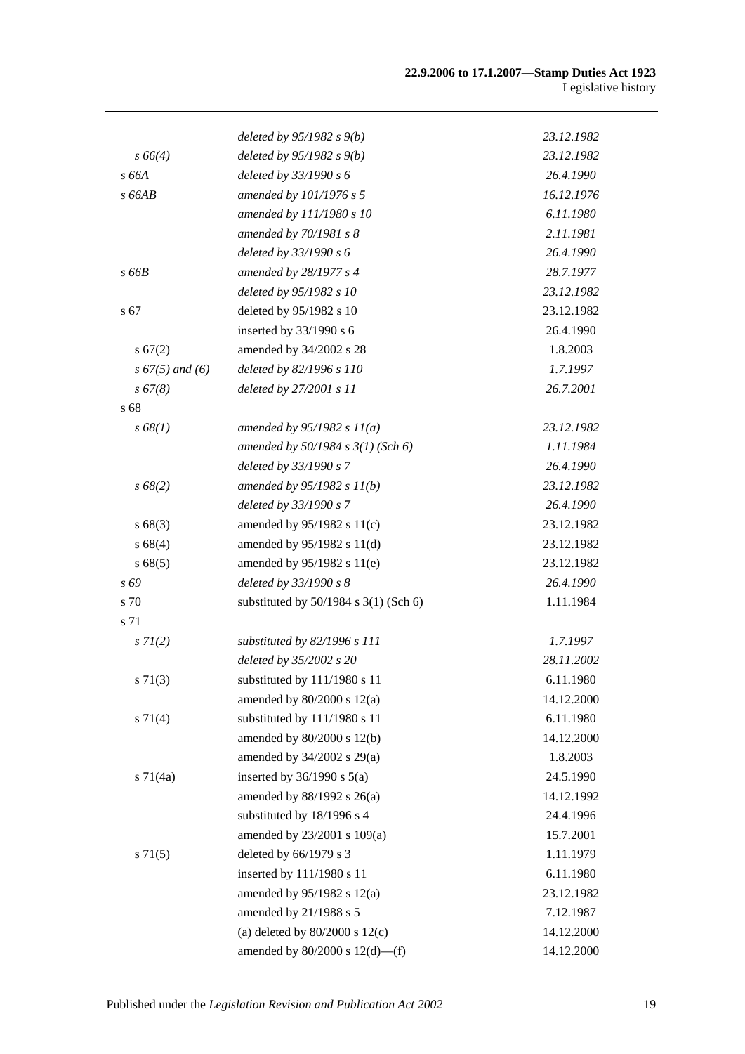| | | |
|---|---|---|
| | *deleted by 95/1982 s 9(b)* | *23.12.1982* |
| *s 66(4)* | *deleted by 95/1982 s 9(b)* | *23.12.1982* |
| *s 66A* | *deleted by 33/1990 s 6* | *26.4.1990* |
| *s 66AB* | *amended by 101/1976 s 5* | *16.12.1976* |
| | *amended by 111/1980 s 10* | *6.11.1980* |
| | *amended by 70/1981 s 8* | *2.11.1981* |
| | *deleted by 33/1990 s 6* | *26.4.1990* |
| *s 66B* | *amended by 28/1977 s 4* | *28.7.1977* |
| | *deleted by 95/1982 s 10* | *23.12.1982* |
| s 67 | deleted by 95/1982 s 10 | 23.12.1982 |
| | inserted by 33/1990 s 6 | 26.4.1990 |
| s 67(2) | amended by 34/2002 s 28 | 1.8.2003 |
| *s 67(5) and (6)* | *deleted by 82/1996 s 110* | *1.7.1997* |
| *s 67(8)* | *deleted by 27/2001 s 11* | *26.7.2001* |
| s 68 | | |
| *s 68(1)* | *amended by 95/1982 s 11(a)* | *23.12.1982* |
| | *amended by 50/1984 s 3(1) (Sch 6)* | *1.11.1984* |
| | *deleted by 33/1990 s 7* | *26.4.1990* |
| *s 68(2)* | *amended by 95/1982 s 11(b)* | *23.12.1982* |
| | *deleted by 33/1990 s 7* | *26.4.1990* |
| s 68(3) | amended by 95/1982 s 11(c) | 23.12.1982 |
| s 68(4) | amended by 95/1982 s 11(d) | 23.12.1982 |
| s 68(5) | amended by 95/1982 s 11(e) | 23.12.1982 |
| *s 69* | *deleted by 33/1990 s 8* | *26.4.1990* |
| s 70 | substituted by 50/1984 s 3(1) (Sch 6) | 1.11.1984 |
| s 71 | | |
| *s 71(2)* | *substituted by 82/1996 s 111* | *1.7.1997* |
| | *deleted by 35/2002 s 20* | *28.11.2002* |
| s 71(3) | substituted by 111/1980 s 11 | 6.11.1980 |
| | amended by 80/2000 s 12(a) | 14.12.2000 |
| s 71(4) | substituted by 111/1980 s 11 | 6.11.1980 |
| | amended by 80/2000 s 12(b) | 14.12.2000 |
| | amended by 34/2002 s 29(a) | 1.8.2003 |
| s 71(4a) | inserted by 36/1990 s 5(a) | 24.5.1990 |
| | amended by 88/1992 s 26(a) | 14.12.1992 |
| | substituted by 18/1996 s 4 | 24.4.1996 |
| | amended by 23/2001 s 109(a) | 15.7.2001 |
| s 71(5) | deleted by 66/1979 s 3 | 1.11.1979 |
| | inserted by 111/1980 s 11 | 6.11.1980 |
| | amended by 95/1982 s 12(a) | 23.12.1982 |
| | amended by 21/1988 s 5 | 7.12.1987 |
| | (a) deleted by 80/2000 s 12(c) | 14.12.2000 |
| | amended by 80/2000 s 12(d)—(f) | 14.12.2000 |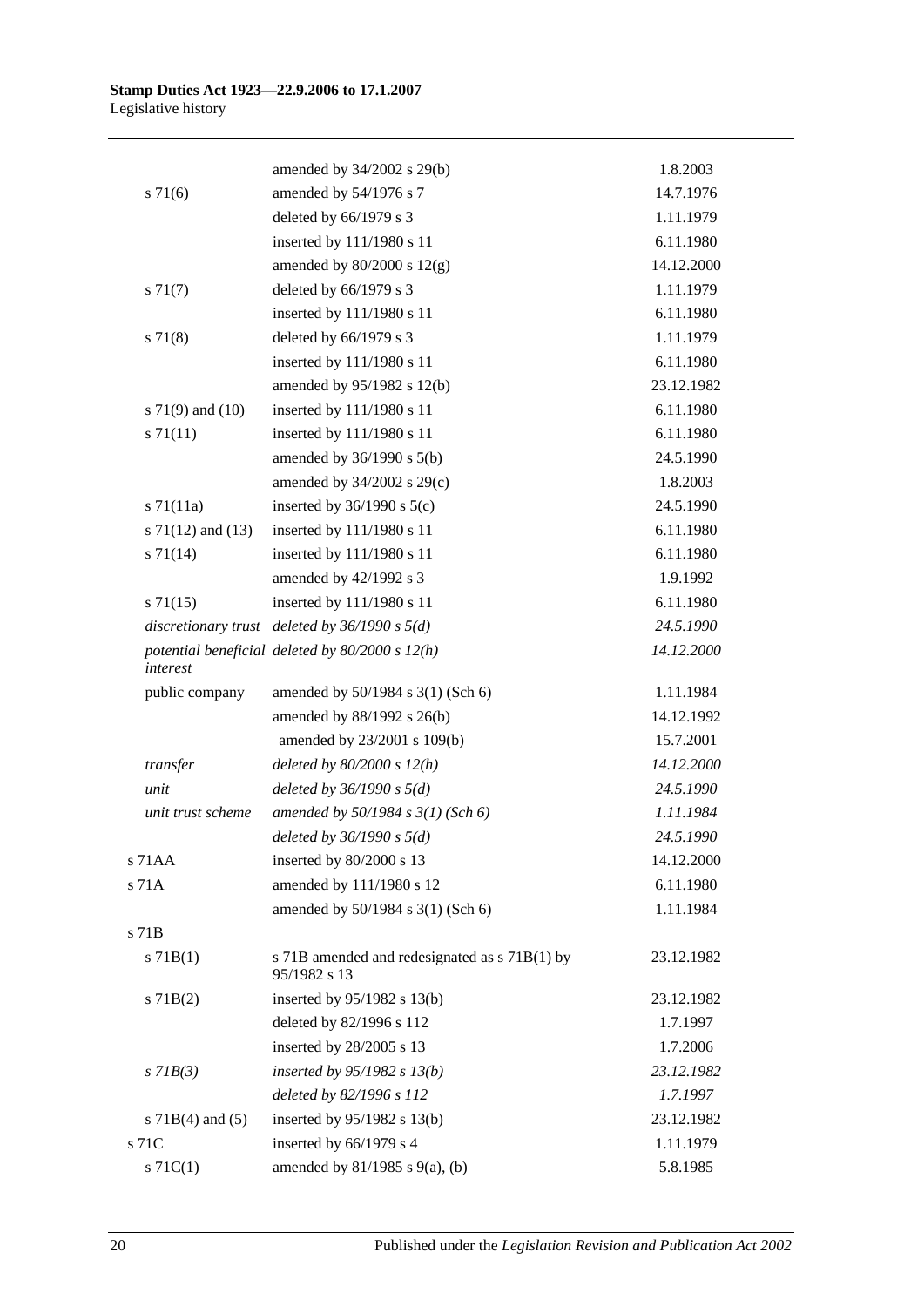| | | |
|---|---|---|
| | amended by 34/2002 s 29(b) | 1.8.2003 |
| s 71(6) | amended by 54/1976 s 7 | 14.7.1976 |
| | deleted by 66/1979 s 3 | 1.11.1979 |
| | inserted by 111/1980 s 11 | 6.11.1980 |
| | amended by 80/2000 s 12(g) | 14.12.2000 |
| s 71(7) | deleted by 66/1979 s 3 | 1.11.1979 |
| | inserted by 111/1980 s 11 | 6.11.1980 |
| s 71(8) | deleted by 66/1979 s 3 | 1.11.1979 |
| | inserted by 111/1980 s 11 | 6.11.1980 |
| | amended by 95/1982 s 12(b) | 23.12.1982 |
| s 71(9) and (10) | inserted by 111/1980 s 11 | 6.11.1980 |
| s 71(11) | inserted by 111/1980 s 11 | 6.11.1980 |
| | amended by 36/1990 s 5(b) | 24.5.1990 |
| | amended by 34/2002 s 29(c) | 1.8.2003 |
| s 71(11a) | inserted by 36/1990 s 5(c) | 24.5.1990 |
| s 71(12) and (13) | inserted by 111/1980 s 11 | 6.11.1980 |
| s 71(14) | inserted by 111/1980 s 11 | 6.11.1980 |
| | amended by 42/1992 s 3 | 1.9.1992 |
| s 71(15) | inserted by 111/1980 s 11 | 6.11.1980 |
| *discretionary trust* | *deleted by 36/1990 s 5(d)* | *24.5.1990* |
| *potential beneficial interest* | *deleted by 80/2000 s 12(h)* | *14.12.2000* |
| public company | amended by 50/1984 s 3(1) (Sch 6) | 1.11.1984 |
| | amended by 88/1992 s 26(b) | 14.12.1992 |
| | amended by 23/2001 s 109(b) | 15.7.2001 |
| *transfer* | *deleted by 80/2000 s 12(h)* | *14.12.2000* |
| *unit* | *deleted by 36/1990 s 5(d)* | *24.5.1990* |
| *unit trust scheme* | *amended by 50/1984 s 3(1) (Sch 6)* | *1.11.1984* |
| | *deleted by 36/1990 s 5(d)* | *24.5.1990* |
| s 71AA | inserted by 80/2000 s 13 | 14.12.2000 |
| s 71A | amended by 111/1980 s 12 | 6.11.1980 |
| | amended by 50/1984 s 3(1) (Sch 6) | 1.11.1984 |
| s 71B | | |
| s 71B(1) | s 71B amended and redesignated as s 71B(1) by 95/1982 s 13 | 23.12.1982 |
| s 71B(2) | inserted by 95/1982 s 13(b) | 23.12.1982 |
| | deleted by 82/1996 s 112 | 1.7.1997 |
| | inserted by 28/2005 s 13 | 1.7.2006 |
| *s 71B(3)* | *inserted by 95/1982 s 13(b)* | *23.12.1982* |
| | *deleted by 82/1996 s 112* | *1.7.1997* |
| s 71B(4) and (5) | inserted by 95/1982 s 13(b) | 23.12.1982 |
| s 71C | inserted by 66/1979 s 4 | 1.11.1979 |
| s 71C(1) | amended by 81/1985 s 9(a), (b) | 5.8.1985 |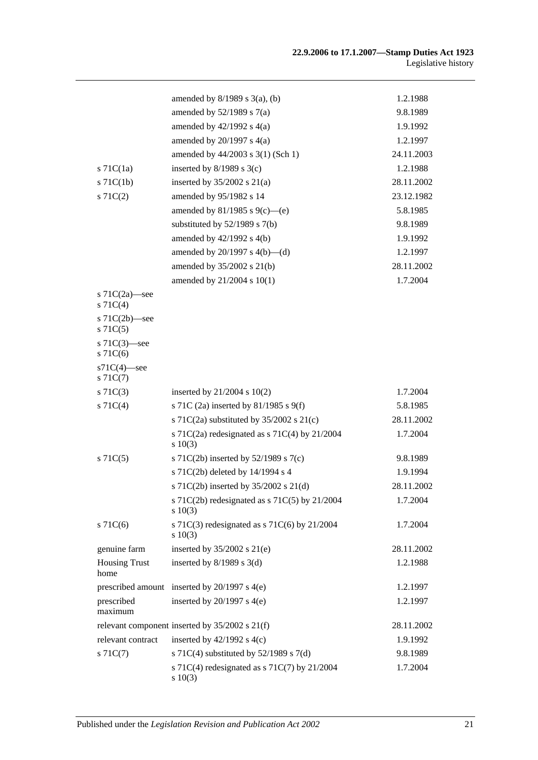| | | |
|---|---|---|
| | amended by 8/1989 s 3(a), (b) | 1.2.1988 |
| | amended by 52/1989 s 7(a) | 9.8.1989 |
| | amended by 42/1992 s 4(a) | 1.9.1992 |
| | amended by 20/1997 s 4(a) | 1.2.1997 |
| | amended by 44/2003 s 3(1) (Sch 1) | 24.11.2003 |
| s 71C(1a) | inserted by 8/1989 s 3(c) | 1.2.1988 |
| s 71C(1b) | inserted by 35/2002 s 21(a) | 28.11.2002 |
| s 71C(2) | amended by 95/1982 s 14 | 23.12.1982 |
| | amended by 81/1985 s 9(c)—(e) | 5.8.1985 |
| | substituted by 52/1989 s 7(b) | 9.8.1989 |
| | amended by 42/1992 s 4(b) | 1.9.1992 |
| | amended by 20/1997 s 4(b)—(d) | 1.2.1997 |
| | amended by 35/2002 s 21(b) | 28.11.2002 |
| | amended by 21/2004 s 10(1) | 1.7.2004 |
| s 71C(2a)—see s 71C(4) | | |
| s 71C(2b)—see s 71C(5) | | |
| s 71C(3)—see s 71C(6) | | |
| s71C(4)—see s 71C(7) | | |
| s 71C(3) | inserted by 21/2004 s 10(2) | 1.7.2004 |
| s 71C(4) | s 71C (2a) inserted by 81/1985 s 9(f) | 5.8.1985 |
| | s 71C(2a) substituted by 35/2002 s 21(c) | 28.11.2002 |
| | s 71C(2a) redesignated as s 71C(4) by 21/2004 s 10(3) | 1.7.2004 |
| s 71C(5) | s 71C(2b) inserted by 52/1989 s 7(c) | 9.8.1989 |
| | s 71C(2b) deleted by 14/1994 s 4 | 1.9.1994 |
| | s 71C(2b) inserted by 35/2002 s 21(d) | 28.11.2002 |
| | s 71C(2b) redesignated as s 71C(5) by 21/2004 s 10(3) | 1.7.2004 |
| s 71C(6) | s 71C(3) redesignated as s 71C(6) by 21/2004 s 10(3) | 1.7.2004 |
| genuine farm | inserted by 35/2002 s 21(e) | 28.11.2002 |
| Housing Trust home | inserted by 8/1989 s 3(d) | 1.2.1988 |
| prescribed amount | inserted by 20/1997 s 4(e) | 1.2.1997 |
| prescribed maximum | inserted by 20/1997 s 4(e) | 1.2.1997 |
| relevant component | inserted by 35/2002 s 21(f) | 28.11.2002 |
| relevant contract | inserted by 42/1992 s 4(c) | 1.9.1992 |
| s 71C(7) | s 71C(4) substituted by 52/1989 s 7(d) | 9.8.1989 |
| | s 71C(4) redesignated as s 71C(7) by 21/2004 s 10(3) | 1.7.2004 |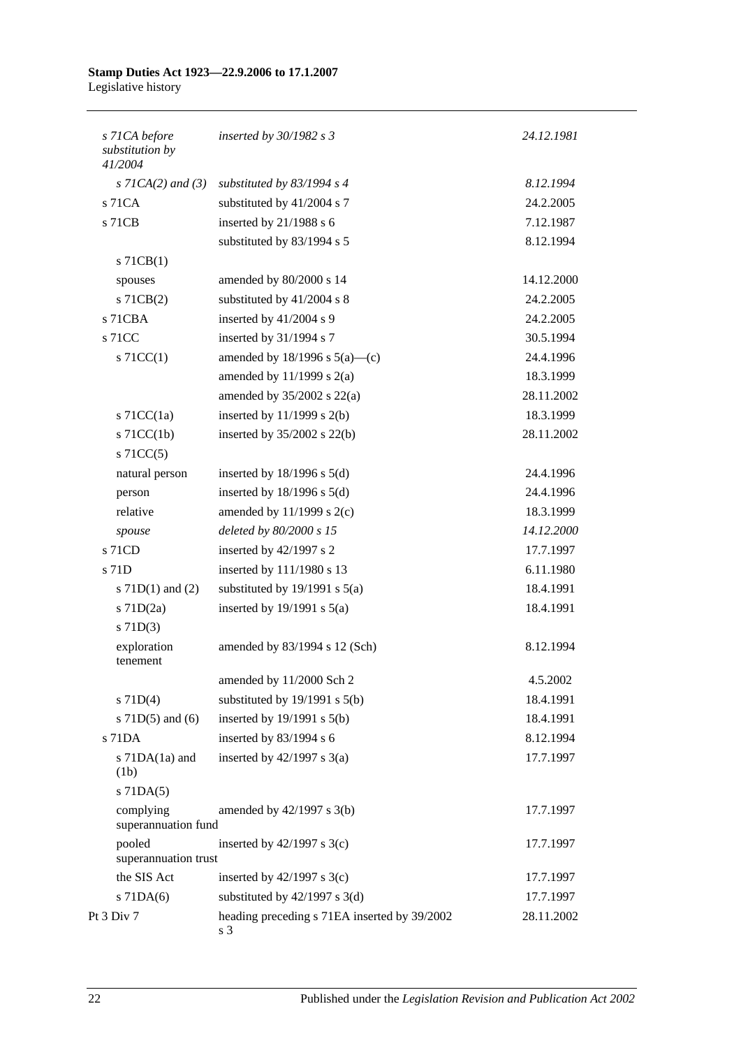| | | |
|---|---|---|
| *s 71CA before substitution by 41/2004* | *inserted by 30/1982 s 3* | *24.12.1981* |
| *s 71CA(2) and (3)* | *substituted by 83/1994 s 4* | *8.12.1994* |
| s 71CA | substituted by 41/2004 s 7 | 24.2.2005 |
| s 71CB | inserted by 21/1988 s 6 | 7.12.1987 |
| | substituted by 83/1994 s 5 | 8.12.1994 |
| s 71CB(1) | | |
| spouses | amended by 80/2000 s 14 | 14.12.2000 |
| s 71CB(2) | substituted by 41/2004 s 8 | 24.2.2005 |
| s 71CBA | inserted by 41/2004 s 9 | 24.2.2005 |
| s 71CC | inserted by 31/1994 s 7 | 30.5.1994 |
| s 71CC(1) | amended by 18/1996 s 5(a)—(c) | 24.4.1996 |
| | amended by 11/1999 s 2(a) | 18.3.1999 |
| | amended by 35/2002 s 22(a) | 28.11.2002 |
| s 71CC(1a) | inserted by 11/1999 s 2(b) | 18.3.1999 |
| s 71CC(1b) | inserted by 35/2002 s 22(b) | 28.11.2002 |
| s 71CC(5) | | |
| natural person | inserted by 18/1996 s 5(d) | 24.4.1996 |
| person | inserted by 18/1996 s 5(d) | 24.4.1996 |
| relative | amended by 11/1999 s 2(c) | 18.3.1999 |
| *spouse* | *deleted by 80/2000 s 15* | *14.12.2000* |
| s 71CD | inserted by 42/1997 s 2 | 17.7.1997 |
| s 71D | inserted by 111/1980 s 13 | 6.11.1980 |
| s 71D(1) and (2) | substituted by 19/1991 s 5(a) | 18.4.1991 |
| s 71D(2a) | inserted by 19/1991 s 5(a) | 18.4.1991 |
| s 71D(3) | | |
| exploration tenement | amended by 83/1994 s 12 (Sch) | 8.12.1994 |
| | amended by 11/2000 Sch 2 | 4.5.2002 |
| s 71D(4) | substituted by 19/1991 s 5(b) | 18.4.1991 |
| s 71D(5) and (6) | inserted by 19/1991 s 5(b) | 18.4.1991 |
| s 71DA | inserted by 83/1994 s 6 | 8.12.1994 |
| s 71DA(1a) and (1b) | inserted by 42/1997 s 3(a) | 17.7.1997 |
| s 71DA(5) | | |
| complying superannuation fund | amended by 42/1997 s 3(b) | 17.7.1997 |
| pooled superannuation trust | inserted by 42/1997 s 3(c) | 17.7.1997 |
| the SIS Act | inserted by 42/1997 s 3(c) | 17.7.1997 |
| s 71DA(6) | substituted by 42/1997 s 3(d) | 17.7.1997 |
| Pt 3 Div 7 | heading preceding s 71EA inserted by 39/2002 s 3 | 28.11.2002 |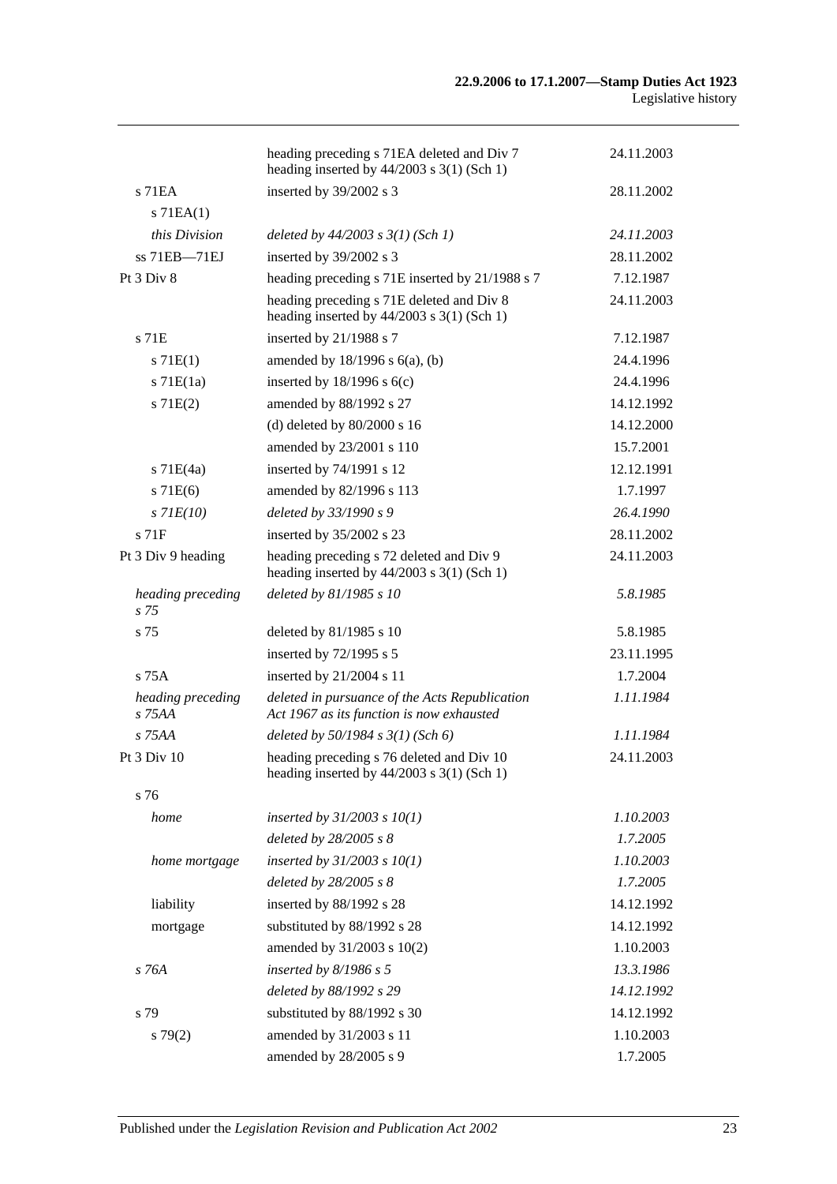| | | |
|---|---|---|
| | heading preceding s 71EA deleted and Div 7 heading inserted by 44/2003 s 3(1) (Sch 1) | 24.11.2003 |
| s 71EA | inserted by 39/2002 s 3 | 28.11.2002 |
| s 71EA(1) | | |
| *this Division* | *deleted by 44/2003 s 3(1) (Sch 1)* | *24.11.2003* |
| ss 71EB—71EJ | inserted by 39/2002 s 3 | 28.11.2002 |
| Pt 3 Div 8 | heading preceding s 71E inserted by 21/1988 s 7 | 7.12.1987 |
| | heading preceding s 71E deleted and Div 8 heading inserted by 44/2003 s 3(1) (Sch 1) | 24.11.2003 |
| s 71E | inserted by 21/1988 s 7 | 7.12.1987 |
| s 71E(1) | amended by 18/1996 s 6(a), (b) | 24.4.1996 |
| s 71E(1a) | inserted by 18/1996 s 6(c) | 24.4.1996 |
| s 71E(2) | amended by 88/1992 s 27 | 14.12.1992 |
| | (d) deleted by 80/2000 s 16 | 14.12.2000 |
| | amended by 23/2001 s 110 | 15.7.2001 |
| s 71E(4a) | inserted by 74/1991 s 12 | 12.12.1991 |
| s 71E(6) | amended by 82/1996 s 113 | 1.7.1997 |
| *s 71E(10)* | *deleted by 33/1990 s 9* | *26.4.1990* |
| s 71F | inserted by 35/2002 s 23 | 28.11.2002 |
| Pt 3 Div 9 heading | heading preceding s 72 deleted and Div 9 heading inserted by 44/2003 s 3(1) (Sch 1) | 24.11.2003 |
| *heading preceding s 75* | *deleted by 81/1985 s 10* | *5.8.1985* |
| s 75 | deleted by 81/1985 s 10 | 5.8.1985 |
| | inserted by 72/1995 s 5 | 23.11.1995 |
| s 75A | inserted by 21/2004 s 11 | 1.7.2004 |
| *heading preceding s 75AA* | *deleted in pursuance of the Acts Republication Act 1967 as its function is now exhausted* | *1.11.1984* |
| *s 75AA* | *deleted by 50/1984 s 3(1) (Sch 6)* | *1.11.1984* |
| Pt 3 Div 10 | heading preceding s 76 deleted and Div 10 heading inserted by 44/2003 s 3(1) (Sch 1) | 24.11.2003 |
| s 76 | | |
| *home* | *inserted by 31/2003 s 10(1)* | *1.10.2003* |
| | *deleted by 28/2005 s 8* | *1.7.2005* |
| *home mortgage* | *inserted by 31/2003 s 10(1)* | *1.10.2003* |
| | *deleted by 28/2005 s 8* | *1.7.2005* |
| liability | inserted by 88/1992 s 28 | 14.12.1992 |
| mortgage | substituted by 88/1992 s 28 | 14.12.1992 |
| | amended by 31/2003 s 10(2) | 1.10.2003 |
| *s 76A* | *inserted by 8/1986 s 5* | *13.3.1986* |
| | *deleted by 88/1992 s 29* | *14.12.1992* |
| s 79 | substituted by 88/1992 s 30 | 14.12.1992 |
| s 79(2) | amended by 31/2003 s 11 | 1.10.2003 |
| | amended by 28/2005 s 9 | 1.7.2005 |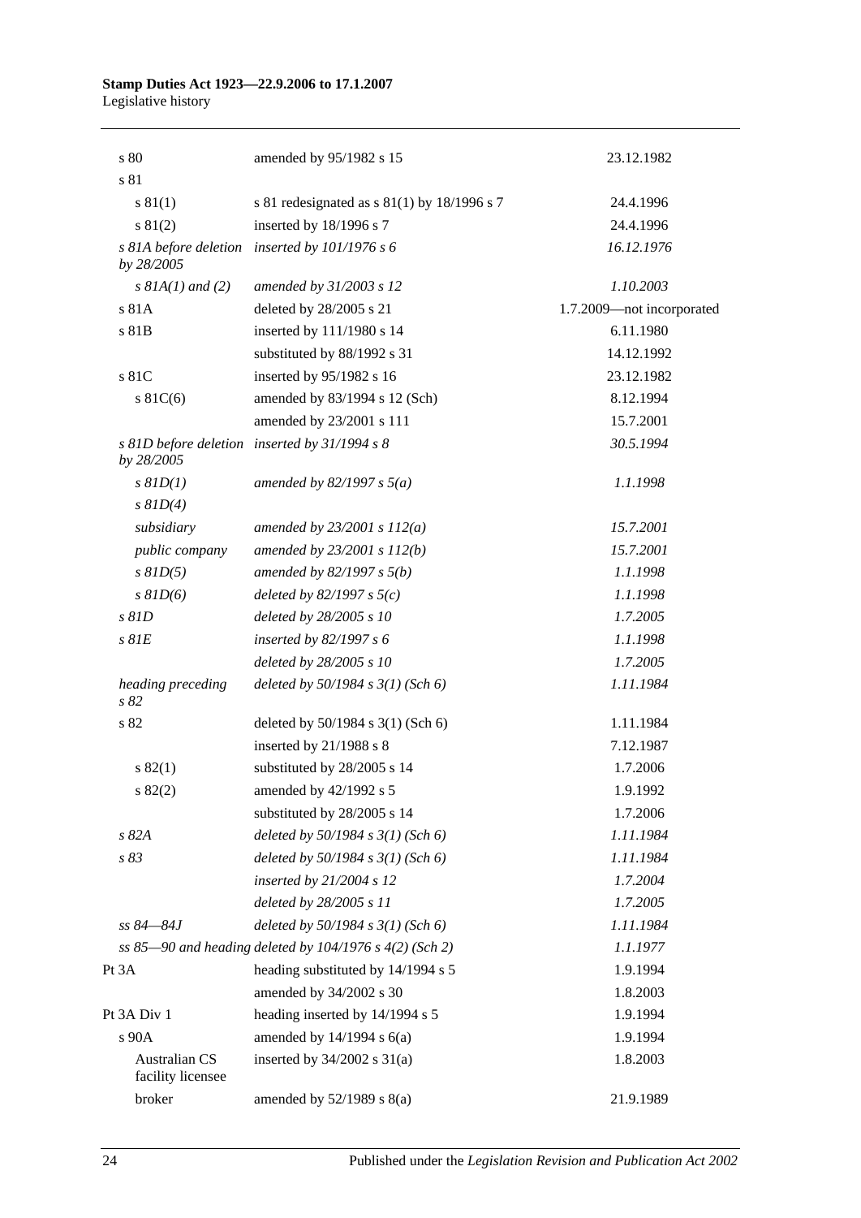| | | |
|---|---|---|
| s 80 | amended by 95/1982 s 15 | 23.12.1982 |
| s 81 | | |
| s 81(1) | s 81 redesignated as s 81(1) by 18/1996 s 7 | 24.4.1996 |
| s 81(2) | inserted by 18/1996 s 7 | 24.4.1996 |
| *s 81A before deletion by 28/2005* | *inserted by 101/1976 s 6* | *16.12.1976* |
| *s 81A(1) and (2)* | *amended by 31/2003 s 12* | *1.10.2003* |
| s 81A | deleted by 28/2005 s 21 | 1.7.2009—not incorporated |
| s 81B | inserted by 111/1980 s 14 | 6.11.1980 |
| | substituted by 88/1992 s 31 | 14.12.1992 |
| s 81C | inserted by 95/1982 s 16 | 23.12.1982 |
| s 81C(6) | amended by 83/1994 s 12 (Sch) | 8.12.1994 |
| | amended by 23/2001 s 111 | 15.7.2001 |
| *s 81D before deletion by 28/2005* | *inserted by 31/1994 s 8* | *30.5.1994* |
| *s 81D(1)* | *amended by 82/1997 s 5(a)* | *1.1.1998* |
| *s 81D(4)* | | |
| *subsidiary* | *amended by 23/2001 s 112(a)* | *15.7.2001* |
| *public company* | *amended by 23/2001 s 112(b)* | *15.7.2001* |
| *s 81D(5)* | *amended by 82/1997 s 5(b)* | *1.1.1998* |
| *s 81D(6)* | *deleted by 82/1997 s 5(c)* | *1.1.1998* |
| *s 81D* | *deleted by 28/2005 s 10* | *1.7.2005* |
| *s 81E* | *inserted by 82/1997 s 6* | *1.1.1998* |
| | *deleted by 28/2005 s 10* | *1.7.2005* |
| *heading preceding s 82* | *deleted by 50/1984 s 3(1) (Sch 6)* | *1.11.1984* |
| s 82 | deleted by 50/1984 s 3(1) (Sch 6) | 1.11.1984 |
| | inserted by 21/1988 s 8 | 7.12.1987 |
| s 82(1) | substituted by 28/2005 s 14 | 1.7.2006 |
| s 82(2) | amended by 42/1992 s 5 | 1.9.1992 |
| | substituted by 28/2005 s 14 | 1.7.2006 |
| *s 82A* | *deleted by 50/1984 s 3(1) (Sch 6)* | *1.11.1984* |
| *s 83* | *deleted by 50/1984 s 3(1) (Sch 6)* | *1.11.1984* |
| | *inserted by 21/2004 s 12* | *1.7.2004* |
| | *deleted by 28/2005 s 11* | *1.7.2005* |
| *ss 84—84J* | *deleted by 50/1984 s 3(1) (Sch 6)* | *1.11.1984* |
| *ss 85—90 and heading deleted by 104/1976 s 4(2) (Sch 2)* | | *1.1.1977* |
| Pt 3A | heading substituted by 14/1994 s 5 | 1.9.1994 |
| | amended by 34/2002 s 30 | 1.8.2003 |
| Pt 3A Div 1 | heading inserted by 14/1994 s 5 | 1.9.1994 |
| s 90A | amended by 14/1994 s 6(a) | 1.9.1994 |
| Australian CS facility licensee | inserted by 34/2002 s 31(a) | 1.8.2003 |
| broker | amended by 52/1989 s 8(a) | 21.9.1989 |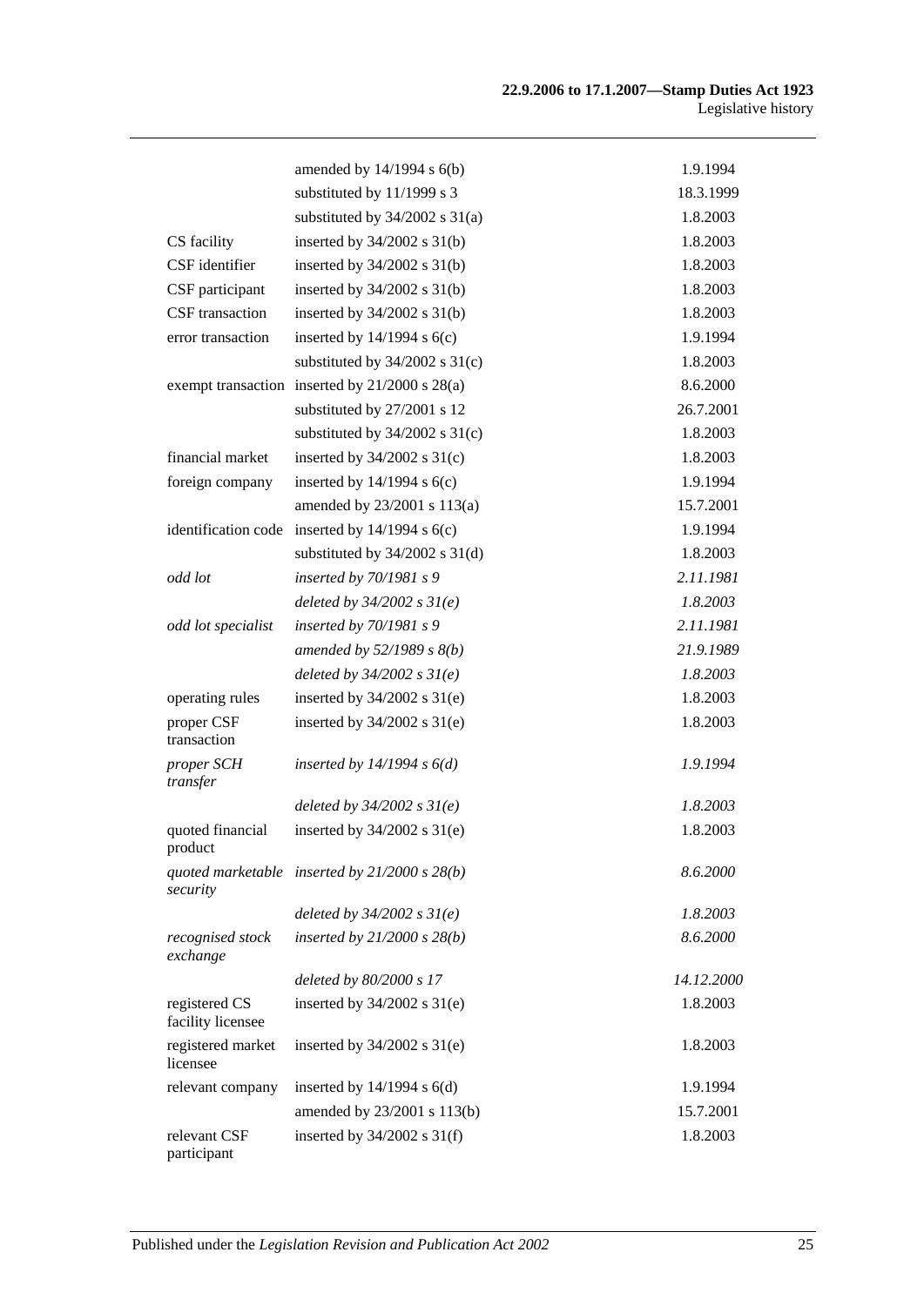| | | |
|---|---|---|
| | amended by 14/1994 s 6(b) | 1.9.1994 |
| | substituted by 11/1999 s 3 | 18.3.1999 |
| | substituted by 34/2002 s 31(a) | 1.8.2003 |
| CS facility | inserted by 34/2002 s 31(b) | 1.8.2003 |
| CSF identifier | inserted by 34/2002 s 31(b) | 1.8.2003 |
| CSF participant | inserted by 34/2002 s 31(b) | 1.8.2003 |
| CSF transaction | inserted by 34/2002 s 31(b) | 1.8.2003 |
| error transaction | inserted by 14/1994 s 6(c) | 1.9.1994 |
| | substituted by 34/2002 s 31(c) | 1.8.2003 |
| exempt transaction | inserted by 21/2000 s 28(a) | 8.6.2000 |
| | substituted by 27/2001 s 12 | 26.7.2001 |
| | substituted by 34/2002 s 31(c) | 1.8.2003 |
| financial market | inserted by 34/2002 s 31(c) | 1.8.2003 |
| foreign company | inserted by 14/1994 s 6(c) | 1.9.1994 |
| | amended by 23/2001 s 113(a) | 15.7.2001 |
| identification code | inserted by 14/1994 s 6(c) | 1.9.1994 |
| | substituted by 34/2002 s 31(d) | 1.8.2003 |
| *odd lot* | *inserted by 70/1981 s 9* | *2.11.1981* |
| | *deleted by 34/2002 s 31(e)* | *1.8.2003* |
| *odd lot specialist* | *inserted by 70/1981 s 9* | *2.11.1981* |
| | *amended by 52/1989 s 8(b)* | *21.9.1989* |
| | *deleted by 34/2002 s 31(e)* | *1.8.2003* |
| operating rules | inserted by 34/2002 s 31(e) | 1.8.2003 |
| proper CSF transaction | inserted by 34/2002 s 31(e) | 1.8.2003 |
| *proper SCH transfer* | *inserted by 14/1994 s 6(d)* | *1.9.1994* |
| | *deleted by 34/2002 s 31(e)* | *1.8.2003* |
| quoted financial product | inserted by 34/2002 s 31(e) | 1.8.2003 |
| *quoted marketable security* | *inserted by 21/2000 s 28(b)* | *8.6.2000* |
| | *deleted by 34/2002 s 31(e)* | *1.8.2003* |
| *recognised stock exchange* | *inserted by 21/2000 s 28(b)* | *8.6.2000* |
| | *deleted by 80/2000 s 17* | *14.12.2000* |
| registered CS facility licensee | inserted by 34/2002 s 31(e) | 1.8.2003 |
| registered market licensee | inserted by 34/2002 s 31(e) | 1.8.2003 |
| relevant company | inserted by 14/1994 s 6(d) | 1.9.1994 |
| | amended by 23/2001 s 113(b) | 15.7.2001 |
| relevant CSF participant | inserted by 34/2002 s 31(f) | 1.8.2003 |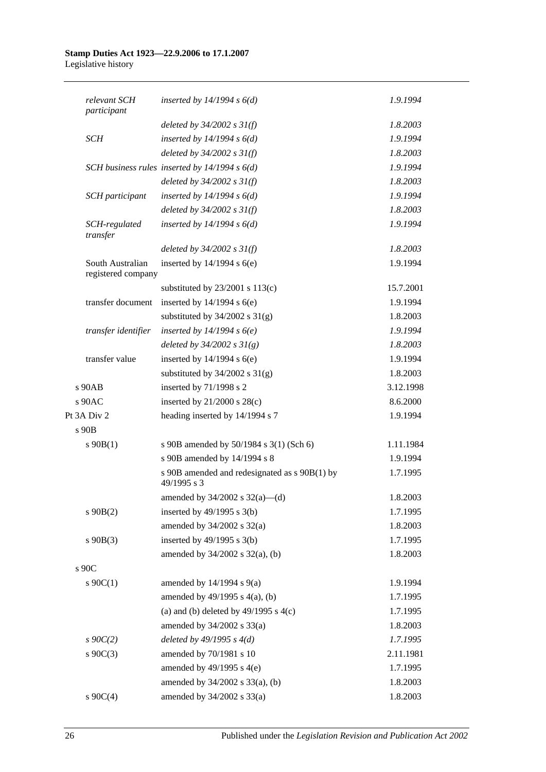| | | |
|---|---|---|
| *relevant SCH participant* | *inserted by 14/1994 s 6(d)* | *1.9.1994* |
| | *deleted by 34/2002 s 31(f)* | *1.8.2003* |
| *SCH* | *inserted by 14/1994 s 6(d)* | *1.9.1994* |
| | *deleted by 34/2002 s 31(f)* | *1.8.2003* |
| *SCH business rules* | *inserted by 14/1994 s 6(d)* | *1.9.1994* |
| | *deleted by 34/2002 s 31(f)* | *1.8.2003* |
| *SCH participant* | *inserted by 14/1994 s 6(d)* | *1.9.1994* |
| | *deleted by 34/2002 s 31(f)* | *1.8.2003* |
| *SCH-regulated transfer* | *inserted by 14/1994 s 6(d)* | *1.9.1994* |
| | *deleted by 34/2002 s 31(f)* | *1.8.2003* |
| South Australian registered company | inserted by 14/1994 s 6(e) | 1.9.1994 |
| | substituted by 23/2001 s 113(c) | 15.7.2001 |
| transfer document | inserted by 14/1994 s 6(e) | 1.9.1994 |
| | substituted by 34/2002 s 31(g) | 1.8.2003 |
| *transfer identifier* | *inserted by 14/1994 s 6(e)* | *1.9.1994* |
| | *deleted by 34/2002 s 31(g)* | *1.8.2003* |
| transfer value | inserted by 14/1994 s 6(e) | 1.9.1994 |
| | substituted by 34/2002 s 31(g) | 1.8.2003 |
| s 90AB | inserted by 71/1998 s 2 | 3.12.1998 |
| s 90AC | inserted by 21/2000 s 28(c) | 8.6.2000 |
| Pt 3A Div 2 | heading inserted by 14/1994 s 7 | 1.9.1994 |
| s 90B | | |
| s 90B(1) | s 90B amended by 50/1984 s 3(1) (Sch 6) | 1.11.1984 |
| | s 90B amended by 14/1994 s 8 | 1.9.1994 |
| | s 90B amended and redesignated as s 90B(1) by 49/1995 s 3 | 1.7.1995 |
| | amended by 34/2002 s 32(a)—(d) | 1.8.2003 |
| s 90B(2) | inserted by 49/1995 s 3(b) | 1.7.1995 |
| | amended by 34/2002 s 32(a) | 1.8.2003 |
| s 90B(3) | inserted by 49/1995 s 3(b) | 1.7.1995 |
| | amended by 34/2002 s 32(a), (b) | 1.8.2003 |
| s 90C | | |
| s 90C(1) | amended by 14/1994 s 9(a) | 1.9.1994 |
| | amended by 49/1995 s 4(a), (b) | 1.7.1995 |
| | (a) and (b) deleted by 49/1995 s 4(c) | 1.7.1995 |
| | amended by 34/2002 s 33(a) | 1.8.2003 |
| *s 90C(2)* | *deleted by 49/1995 s 4(d)* | *1.7.1995* |
| s 90C(3) | amended by 70/1981 s 10 | 2.11.1981 |
| | amended by 49/1995 s 4(e) | 1.7.1995 |
| | amended by 34/2002 s 33(a), (b) | 1.8.2003 |
| s 90C(4) | amended by 34/2002 s 33(a) | 1.8.2003 |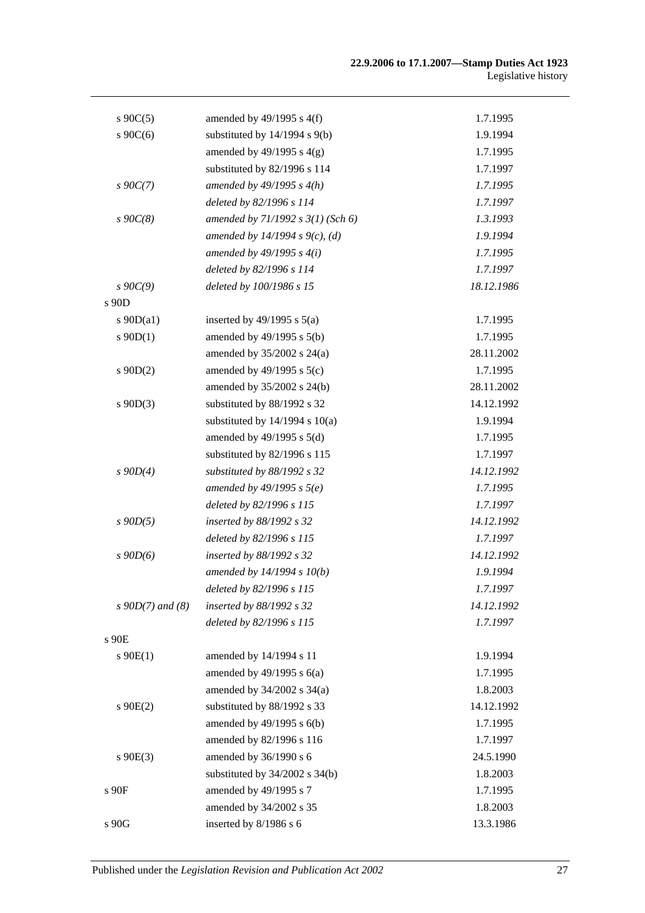| | | |
|---|---|---|
| s 90C(5) | amended by 49/1995 s 4(f) | 1.7.1995 |
| s 90C(6) | substituted by 14/1994 s 9(b) | 1.9.1994 |
| | amended by 49/1995 s 4(g) | 1.7.1995 |
| | substituted by 82/1996 s 114 | 1.7.1997 |
| *s 90C(7)* | *amended by 49/1995 s 4(h)* | *1.7.1995* |
| | *deleted by 82/1996 s 114* | *1.7.1997* |
| *s 90C(8)* | *amended by 71/1992 s 3(1) (Sch 6)* | *1.3.1993* |
| | *amended by 14/1994 s 9(c), (d)* | *1.9.1994* |
| | *amended by 49/1995 s 4(i)* | *1.7.1995* |
| | *deleted by 82/1996 s 114* | *1.7.1997* |
| *s 90C(9)* | *deleted by 100/1986 s 15* | *18.12.1986* |
| s 90D | | |
| s 90D(a1) | inserted by 49/1995 s 5(a) | 1.7.1995 |
| s 90D(1) | amended by 49/1995 s 5(b) | 1.7.1995 |
| | amended by 35/2002 s 24(a) | 28.11.2002 |
| s 90D(2) | amended by 49/1995 s 5(c) | 1.7.1995 |
| | amended by 35/2002 s 24(b) | 28.11.2002 |
| s 90D(3) | substituted by 88/1992 s 32 | 14.12.1992 |
| | substituted by 14/1994 s 10(a) | 1.9.1994 |
| | amended by 49/1995 s 5(d) | 1.7.1995 |
| | substituted by 82/1996 s 115 | 1.7.1997 |
| *s 90D(4)* | *substituted by 88/1992 s 32* | *14.12.1992* |
| | *amended by 49/1995 s 5(e)* | *1.7.1995* |
| | *deleted by 82/1996 s 115* | *1.7.1997* |
| *s 90D(5)* | *inserted by 88/1992 s 32* | *14.12.1992* |
| | *deleted by 82/1996 s 115* | *1.7.1997* |
| *s 90D(6)* | *inserted by 88/1992 s 32* | *14.12.1992* |
| | *amended by 14/1994 s 10(b)* | *1.9.1994* |
| | *deleted by 82/1996 s 115* | *1.7.1997* |
| *s 90D(7) and (8)* | *inserted by 88/1992 s 32* | *14.12.1992* |
| | *deleted by 82/1996 s 115* | *1.7.1997* |
| s 90E | | |
| s 90E(1) | amended by 14/1994 s 11 | 1.9.1994 |
| | amended by 49/1995 s 6(a) | 1.7.1995 |
| | amended by 34/2002 s 34(a) | 1.8.2003 |
| s 90E(2) | substituted by 88/1992 s 33 | 14.12.1992 |
| | amended by 49/1995 s 6(b) | 1.7.1995 |
| | amended by 82/1996 s 116 | 1.7.1997 |
| s 90E(3) | amended by 36/1990 s 6 | 24.5.1990 |
| | substituted by 34/2002 s 34(b) | 1.8.2003 |
| s 90F | amended by 49/1995 s 7 | 1.7.1995 |
| | amended by 34/2002 s 35 | 1.8.2003 |
| s 90G | inserted by 8/1986 s 6 | 13.3.1986 |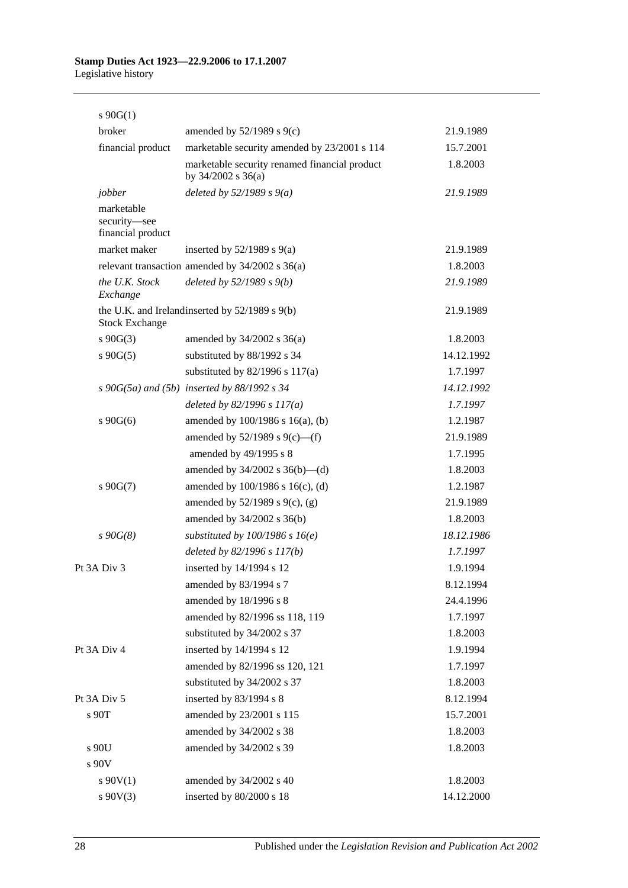| | | |
|---|---|---|
| s 90G(1) | | |
| broker | amended by 52/1989 s 9(c) | 21.9.1989 |
| financial product | marketable security amended by 23/2001 s 114 | 15.7.2001 |
| | marketable security renamed financial product by 34/2002 s 36(a) | 1.8.2003 |
| *jobber* | *deleted by 52/1989 s 9(a)* | *21.9.1989* |
| marketable security—see financial product | | |
| market maker | inserted by 52/1989 s 9(a) | 21.9.1989 |
| relevant transaction | amended by 34/2002 s 36(a) | 1.8.2003 |
| *the U.K. Stock Exchange* | *deleted by 52/1989 s 9(b)* | *21.9.1989* |
| the U.K. and Ireland Stock Exchange | inserted by 52/1989 s 9(b) | 21.9.1989 |
| s 90G(3) | amended by 34/2002 s 36(a) | 1.8.2003 |
| s 90G(5) | substituted by 88/1992 s 34 | 14.12.1992 |
| | substituted by 82/1996 s 117(a) | 1.7.1997 |
| *s 90G(5a) and (5b)* | *inserted by 88/1992 s 34* | *14.12.1992* |
| | *deleted by 82/1996 s 117(a)* | *1.7.1997* |
| s 90G(6) | amended by 100/1986 s 16(a), (b) | 1.2.1987 |
| | amended by 52/1989 s 9(c)—(f) | 21.9.1989 |
| | amended by 49/1995 s 8 | 1.7.1995 |
| | amended by 34/2002 s 36(b)—(d) | 1.8.2003 |
| s 90G(7) | amended by 100/1986 s 16(c), (d) | 1.2.1987 |
| | amended by 52/1989 s 9(c), (g) | 21.9.1989 |
| | amended by 34/2002 s 36(b) | 1.8.2003 |
| *s 90G(8)* | *substituted by 100/1986 s 16(e)* | *18.12.1986* |
| | *deleted by 82/1996 s 117(b)* | *1.7.1997* |
| Pt 3A Div 3 | inserted by 14/1994 s 12 | 1.9.1994 |
| | amended by 83/1994 s 7 | 8.12.1994 |
| | amended by 18/1996 s 8 | 24.4.1996 |
| | amended by 82/1996 ss 118, 119 | 1.7.1997 |
| | substituted by 34/2002 s 37 | 1.8.2003 |
| Pt 3A Div 4 | inserted by 14/1994 s 12 | 1.9.1994 |
| | amended by 82/1996 ss 120, 121 | 1.7.1997 |
| | substituted by 34/2002 s 37 | 1.8.2003 |
| Pt 3A Div 5 | inserted by 83/1994 s 8 | 8.12.1994 |
| s 90T | amended by 23/2001 s 115 | 15.7.2001 |
| | amended by 34/2002 s 38 | 1.8.2003 |
| s 90U | amended by 34/2002 s 39 | 1.8.2003 |
| s 90V | | |
| s 90V(1) | amended by 34/2002 s 40 | 1.8.2003 |
| s 90V(3) | inserted by 80/2000 s 18 | 14.12.2000 |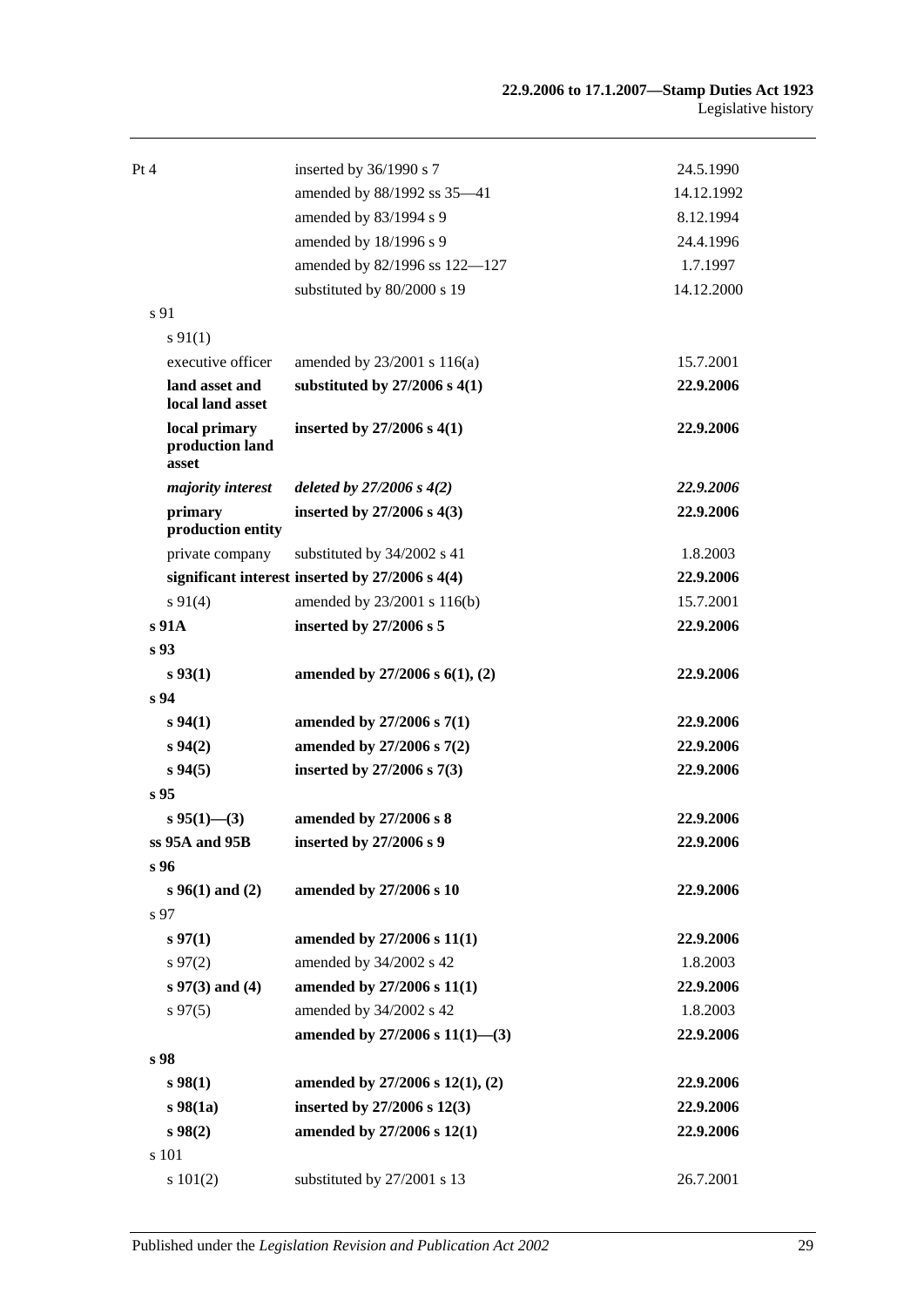| | | |
|---|---|---|
| Pt 4 | inserted by 36/1990 s 7 | 24.5.1990 |
| | amended by 88/1992 ss 35—41 | 14.12.1992 |
| | amended by 83/1994 s 9 | 8.12.1994 |
| | amended by 18/1996 s 9 | 24.4.1996 |
| | amended by 82/1996 ss 122—127 | 1.7.1997 |
| | substituted by 80/2000 s 19 | 14.12.2000 |
| s 91 | | |
| s 91(1) | | |
| executive officer | amended by 23/2001 s 116(a) | 15.7.2001 |
| **land asset and local land asset** | **substituted by 27/2006 s 4(1)** | **22.9.2006** |
| **local primary production land asset** | **inserted by 27/2006 s 4(1)** | **22.9.2006** |
| ***majority interest*** | ***deleted by 27/2006 s 4(2)*** | ***22.9.2006*** |
| **primary production entity** | **inserted by 27/2006 s 4(3)** | **22.9.2006** |
| private company | substituted by 34/2002 s 41 | 1.8.2003 |
| **significant interest** | **inserted by 27/2006 s 4(4)** | **22.9.2006** |
| s 91(4) | amended by 23/2001 s 116(b) | 15.7.2001 |
| **s 91A** | **inserted by 27/2006 s 5** | **22.9.2006** |
| **s 93** | | |
| **s 93(1)** | **amended by 27/2006 s 6(1), (2)** | **22.9.2006** |
| **s 94** | | |
| **s 94(1)** | **amended by 27/2006 s 7(1)** | **22.9.2006** |
| **s 94(2)** | **amended by 27/2006 s 7(2)** | **22.9.2006** |
| **s 94(5)** | **inserted by 27/2006 s 7(3)** | **22.9.2006** |
| **s 95** | | |
| **s 95(1)—(3)** | **amended by 27/2006 s 8** | **22.9.2006** |
| **ss 95A and 95B** | **inserted by 27/2006 s 9** | **22.9.2006** |
| **s 96** | | |
| **s 96(1) and (2)** | **amended by 27/2006 s 10** | **22.9.2006** |
| s 97 | | |
| **s 97(1)** | **amended by 27/2006 s 11(1)** | **22.9.2006** |
| s 97(2) | amended by 34/2002 s 42 | 1.8.2003 |
| **s 97(3) and (4)** | **amended by 27/2006 s 11(1)** | **22.9.2006** |
| s 97(5) | amended by 34/2002 s 42 | 1.8.2003 |
| | **amended by 27/2006 s 11(1)—(3)** | **22.9.2006** |
| **s 98** | | |
| **s 98(1)** | **amended by 27/2006 s 12(1), (2)** | **22.9.2006** |
| **s 98(1a)** | **inserted by 27/2006 s 12(3)** | **22.9.2006** |
| **s 98(2)** | **amended by 27/2006 s 12(1)** | **22.9.2006** |
| s 101 | | |
| s 101(2) | substituted by 27/2001 s 13 | 26.7.2001 |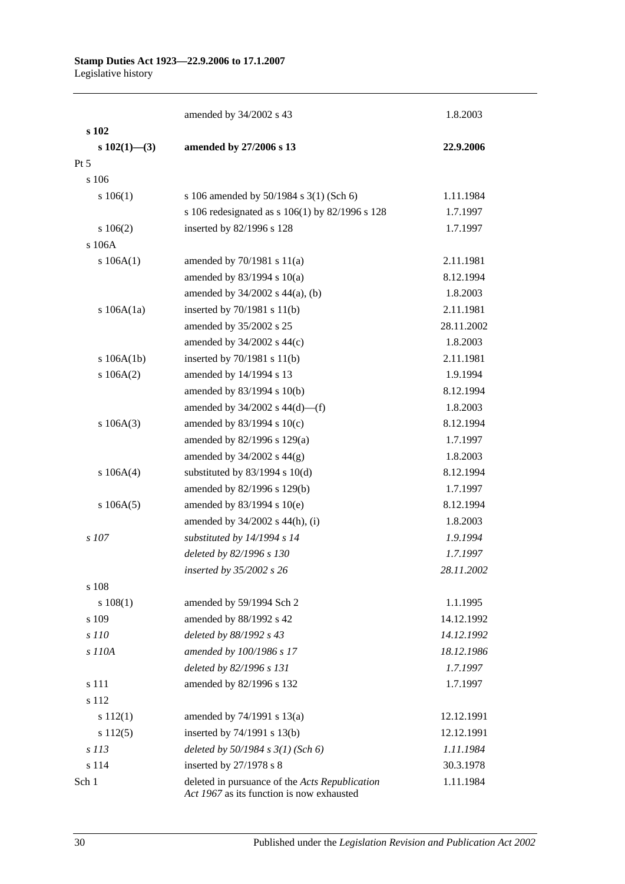| | | |
|---|---|---|
| | amended by 34/2002 s 43 | 1.8.2003 |
| **s 102** | | |
| **s 102(1)—(3)** | **amended by 27/2006 s 13** | **22.9.2006** |
| Pt 5 | | |
| s 106 | | |
| s 106(1) | s 106 amended by 50/1984 s 3(1) (Sch 6) | 1.11.1984 |
| | s 106 redesignated as s 106(1) by 82/1996 s 128 | 1.7.1997 |
| s 106(2) | inserted by 82/1996 s 128 | 1.7.1997 |
| s 106A | | |
| s 106A(1) | amended by 70/1981 s 11(a) | 2.11.1981 |
| | amended by 83/1994 s 10(a) | 8.12.1994 |
| | amended by 34/2002 s 44(a), (b) | 1.8.2003 |
| s 106A(1a) | inserted by 70/1981 s 11(b) | 2.11.1981 |
| | amended by 35/2002 s 25 | 28.11.2002 |
| | amended by 34/2002 s 44(c) | 1.8.2003 |
| s 106A(1b) | inserted by 70/1981 s 11(b) | 2.11.1981 |
| s 106A(2) | amended by 14/1994 s 13 | 1.9.1994 |
| | amended by 83/1994 s 10(b) | 8.12.1994 |
| | amended by 34/2002 s 44(d)—(f) | 1.8.2003 |
| s 106A(3) | amended by 83/1994 s 10(c) | 8.12.1994 |
| | amended by 82/1996 s 129(a) | 1.7.1997 |
| | amended by 34/2002 s 44(g) | 1.8.2003 |
| s 106A(4) | substituted by 83/1994 s 10(d) | 8.12.1994 |
| | amended by 82/1996 s 129(b) | 1.7.1997 |
| s 106A(5) | amended by 83/1994 s 10(e) | 8.12.1994 |
| | amended by 34/2002 s 44(h), (i) | 1.8.2003 |
| *s 107* | *substituted by 14/1994 s 14* | *1.9.1994* |
| | *deleted by 82/1996 s 130* | *1.7.1997* |
| | *inserted by 35/2002 s 26* | *28.11.2002* |
| s 108 | | |
| s 108(1) | amended by 59/1994 Sch 2 | 1.1.1995 |
| s 109 | amended by 88/1992 s 42 | 14.12.1992 |
| *s 110* | *deleted by 88/1992 s 43* | *14.12.1992* |
| *s 110A* | *amended by 100/1986 s 17* | *18.12.1986* |
| | *deleted by 82/1996 s 131* | *1.7.1997* |
| s 111 | amended by 82/1996 s 132 | 1.7.1997 |
| s 112 | | |
| s 112(1) | amended by 74/1991 s 13(a) | 12.12.1991 |
| s 112(5) | inserted by 74/1991 s 13(b) | 12.12.1991 |
| *s 113* | *deleted by 50/1984 s 3(1) (Sch 6)* | *1.11.1984* |
| s 114 | inserted by 27/1978 s 8 | 30.3.1978 |
| Sch 1 | deleted in pursuance of the *Acts Republication Act 1967* as its function is now exhausted | 1.11.1984 |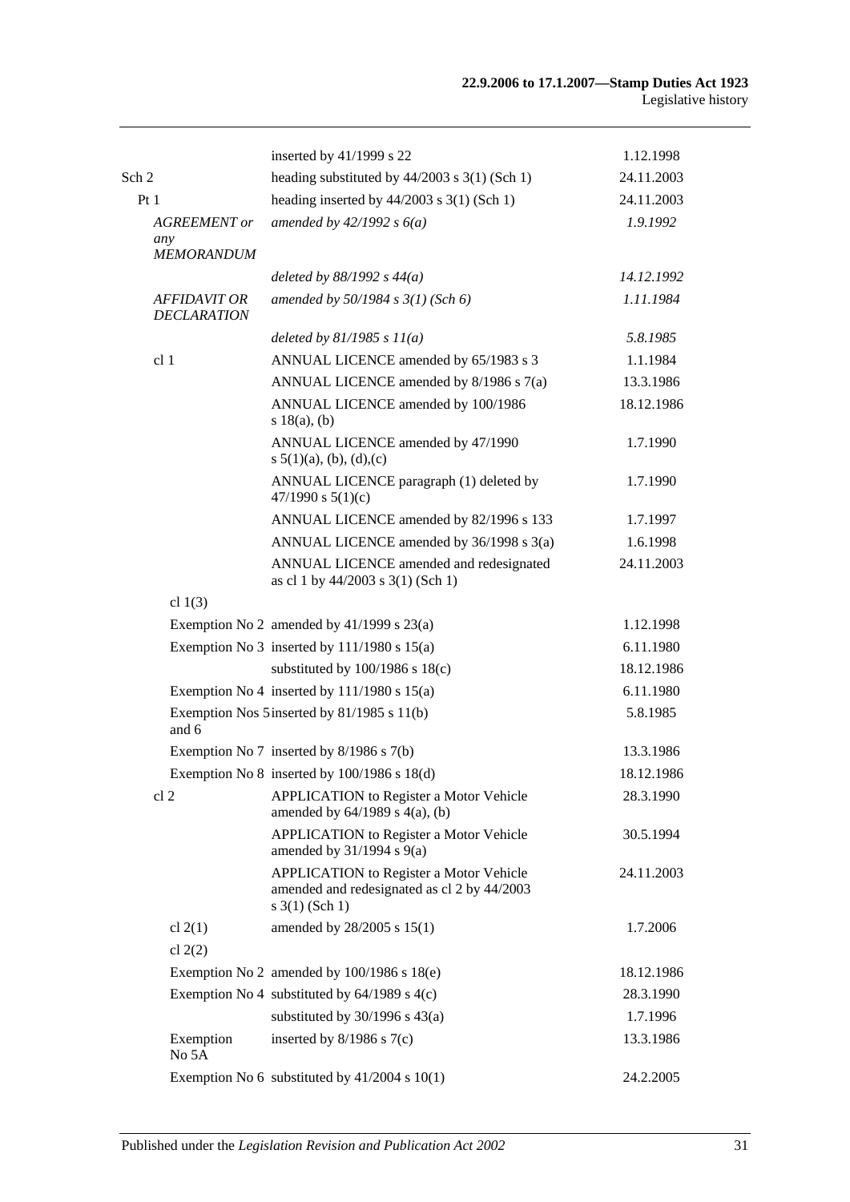| | | |
|---|---|---|
| | inserted by 41/1999 s 22 | 1.12.1998 |
| Sch 2 | heading substituted by 44/2003 s 3(1) (Sch 1) | 24.11.2003 |
| Pt 1 | heading inserted by 44/2003 s 3(1) (Sch 1) | 24.11.2003 |
| *AGREEMENT or any MEMORANDUM* | *amended by 42/1992 s 6(a)* | *1.9.1992* |
| | *deleted by 88/1992 s 44(a)* | *14.12.1992* |
| *AFFIDAVIT OR DECLARATION* | *amended by 50/1984 s 3(1) (Sch 6)* | *1.11.1984* |
| | *deleted by 81/1985 s 11(a)* | *5.8.1985* |
| cl 1 | ANNUAL LICENCE amended by 65/1983 s 3 | 1.1.1984 |
| | ANNUAL LICENCE amended by 8/1986 s 7(a) | 13.3.1986 |
| | ANNUAL LICENCE amended by 100/1986 s 18(a), (b) | 18.12.1986 |
| | ANNUAL LICENCE amended by 47/1990 s 5(1)(a), (b), (d),(c) | 1.7.1990 |
| | ANNUAL LICENCE paragraph (1) deleted by 47/1990 s 5(1)(c) | 1.7.1990 |
| | ANNUAL LICENCE amended by 82/1996 s 133 | 1.7.1997 |
| | ANNUAL LICENCE amended by 36/1998 s 3(a) | 1.6.1998 |
| | ANNUAL LICENCE amended and redesignated as cl 1 by 44/2003 s 3(1) (Sch 1) | 24.11.2003 |
| cl 1(3) | | |
| Exemption No 2 | amended by 41/1999 s 23(a) | 1.12.1998 |
| Exemption No 3 | inserted by 111/1980 s 15(a) | 6.11.1980 |
| | substituted by 100/1986 s 18(c) | 18.12.1986 |
| Exemption No 4 | inserted by 111/1980 s 15(a) | 6.11.1980 |
| Exemption Nos 5 and 6 | inserted by 81/1985 s 11(b) | 5.8.1985 |
| Exemption No 7 | inserted by 8/1986 s 7(b) | 13.3.1986 |
| Exemption No 8 | inserted by 100/1986 s 18(d) | 18.12.1986 |
| cl 2 | APPLICATION to Register a Motor Vehicle amended by 64/1989 s 4(a), (b) | 28.3.1990 |
| | APPLICATION to Register a Motor Vehicle amended by 31/1994 s 9(a) | 30.5.1994 |
| | APPLICATION to Register a Motor Vehicle amended and redesignated as cl 2 by 44/2003 s 3(1) (Sch 1) | 24.11.2003 |
| cl 2(1) | amended by 28/2005 s 15(1) | 1.7.2006 |
| cl 2(2) | | |
| Exemption No 2 | amended by 100/1986 s 18(e) | 18.12.1986 |
| Exemption No 4 | substituted by 64/1989 s 4(c) | 28.3.1990 |
| | substituted by 30/1996 s 43(a) | 1.7.1996 |
| Exemption No 5A | inserted by 8/1986 s 7(c) | 13.3.1986 |
| Exemption No 6 | substituted by 41/2004 s 10(1) | 24.2.2005 |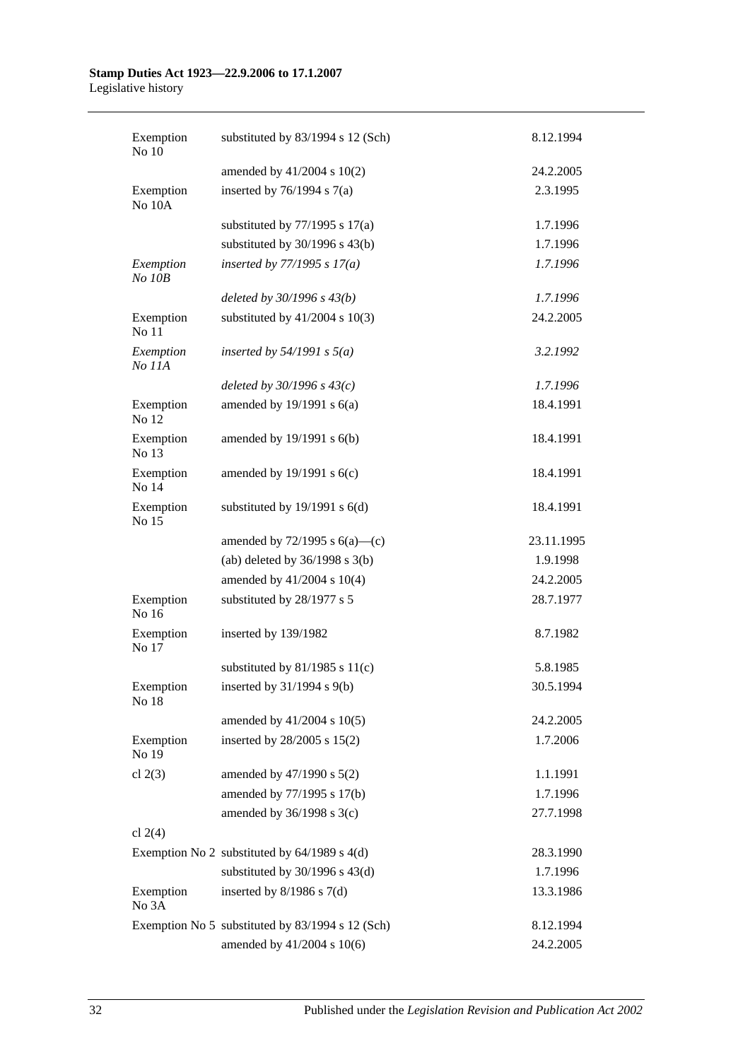| | | |
|---|---|---|
| Exemption No 10 | substituted by 83/1994 s 12 (Sch) | 8.12.1994 |
| | amended by 41/2004 s 10(2) | 24.2.2005 |
| Exemption No 10A | inserted by 76/1994 s 7(a) | 2.3.1995 |
| | substituted by 77/1995 s 17(a) | 1.7.1996 |
| | substituted by 30/1996 s 43(b) | 1.7.1996 |
| *Exemption No 10B* | *inserted by 77/1995 s 17(a)* | *1.7.1996* |
| | *deleted by 30/1996 s 43(b)* | *1.7.1996* |
| Exemption No 11 | substituted by 41/2004 s 10(3) | 24.2.2005 |
| *Exemption No 11A* | *inserted by 54/1991 s 5(a)* | *3.2.1992* |
| | *deleted by 30/1996 s 43(c)* | *1.7.1996* |
| Exemption No 12 | amended by 19/1991 s 6(a) | 18.4.1991 |
| Exemption No 13 | amended by 19/1991 s 6(b) | 18.4.1991 |
| Exemption No 14 | amended by 19/1991 s 6(c) | 18.4.1991 |
| Exemption No 15 | substituted by 19/1991 s 6(d) | 18.4.1991 |
| | amended by 72/1995 s 6(a)—(c) | 23.11.1995 |
| | (ab) deleted by 36/1998 s 3(b) | 1.9.1998 |
| | amended by 41/2004 s 10(4) | 24.2.2005 |
| Exemption No 16 | substituted by 28/1977 s 5 | 28.7.1977 |
| Exemption No 17 | inserted by 139/1982 | 8.7.1982 |
| | substituted by 81/1985 s 11(c) | 5.8.1985 |
| Exemption No 18 | inserted by 31/1994 s 9(b) | 30.5.1994 |
| | amended by 41/2004 s 10(5) | 24.2.2005 |
| Exemption No 19 | inserted by 28/2005 s 15(2) | 1.7.2006 |
| cl 2(3) | amended by 47/1990 s 5(2) | 1.1.1991 |
| | amended by 77/1995 s 17(b) | 1.7.1996 |
| | amended by 36/1998 s 3(c) | 27.7.1998 |
| cl 2(4) | | |
| Exemption No 2 | substituted by 64/1989 s 4(d) | 28.3.1990 |
| | substituted by 30/1996 s 43(d) | 1.7.1996 |
| Exemption No 3A | inserted by 8/1986 s 7(d) | 13.3.1986 |
| Exemption No 5 | substituted by 83/1994 s 12 (Sch) | 8.12.1994 |
| | amended by 41/2004 s 10(6) | 24.2.2005 |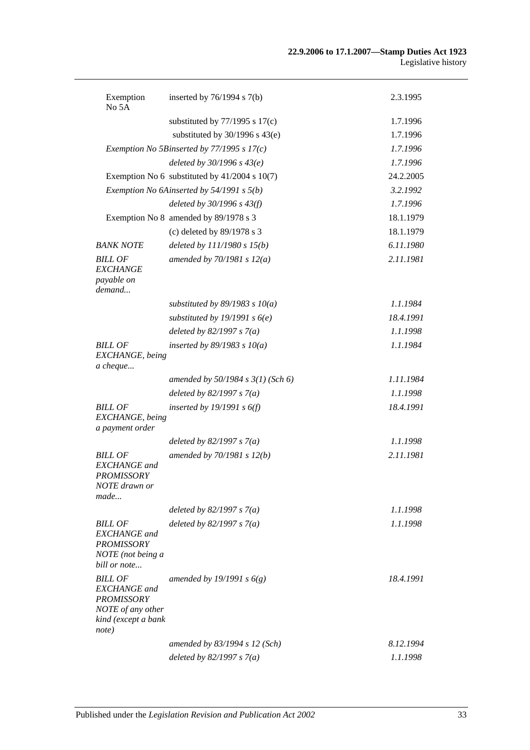| | | |
|---|---|---|
| Exemption No 5A | inserted by 76/1994 s 7(b) | 2.3.1995 |
| | substituted by 77/1995 s 17(c) | 1.7.1996 |
| | substituted by 30/1996 s 43(e) | 1.7.1996 |
| *Exemption No 5B* | *inserted by 77/1995 s 17(c)* | *1.7.1996* |
| | *deleted by 30/1996 s 43(e)* | *1.7.1996* |
| Exemption No 6 | substituted by 41/2004 s 10(7) | 24.2.2005 |
| *Exemption No 6A* | *inserted by 54/1991 s 5(b)* | *3.2.1992* |
| | *deleted by 30/1996 s 43(f)* | *1.7.1996* |
| Exemption No 8 | amended by 89/1978 s 3 | 18.1.1979 |
| | (c) deleted by 89/1978 s 3 | 18.1.1979 |
| *BANK NOTE* | *deleted by 111/1980 s 15(b)* | *6.11.1980* |
| *BILL OF EXCHANGE payable on demand...* | *amended by 70/1981 s 12(a)* | *2.11.1981* |
| | *substituted by 89/1983 s 10(a)* | *1.1.1984* |
| | *substituted by 19/1991 s 6(e)* | *18.4.1991* |
| | *deleted by 82/1997 s 7(a)* | *1.1.1998* |
| *BILL OF EXCHANGE, being a cheque...* | *inserted by 89/1983 s 10(a)* | *1.1.1984* |
| | *amended by 50/1984 s 3(1) (Sch 6)* | *1.11.1984* |
| | *deleted by 82/1997 s 7(a)* | *1.1.1998* |
| *BILL OF EXCHANGE, being a payment order* | *inserted by 19/1991 s 6(f)* | *18.4.1991* |
| | *deleted by 82/1997 s 7(a)* | *1.1.1998* |
| *BILL OF EXCHANGE and PROMISSORY NOTE drawn or made...* | *amended by 70/1981 s 12(b)* | *2.11.1981* |
| | *deleted by 82/1997 s 7(a)* | *1.1.1998* |
| *BILL OF EXCHANGE and PROMISSORY NOTE (not being a bill or note...* | *deleted by 82/1997 s 7(a)* | *1.1.1998* |
| *BILL OF EXCHANGE and PROMISSORY NOTE of any other kind (except a bank note)* | *amended by 19/1991 s 6(g)* | *18.4.1991* |
| | *amended by 83/1994 s 12 (Sch)* | *8.12.1994* |
| | *deleted by 82/1997 s 7(a)* | *1.1.1998* |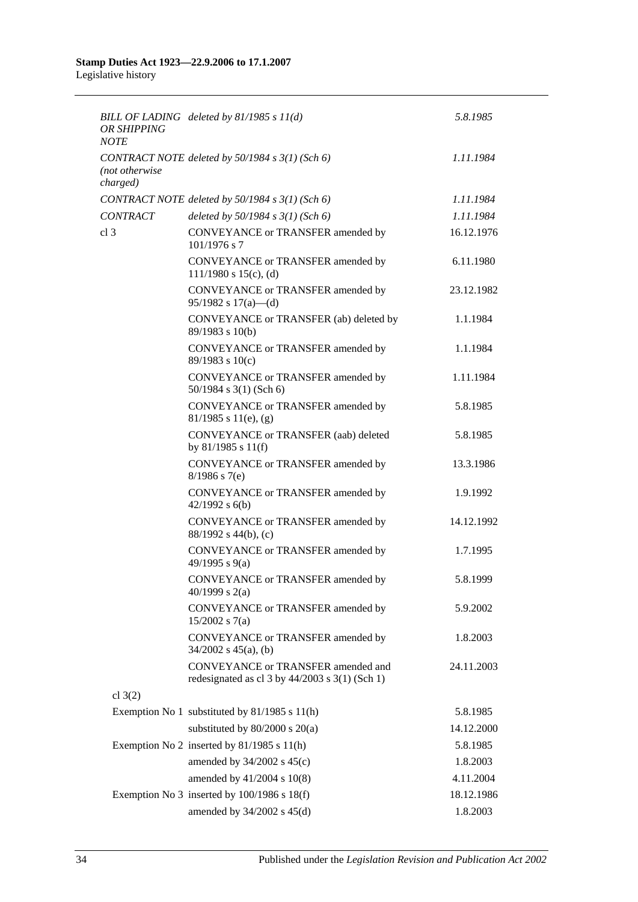| | | |
|---|---|---|
| *BILL OF LADING OR SHIPPING NOTE* | *deleted by 81/1985 s 11(d)* | *5.8.1985* |
| *CONTRACT NOTE (not otherwise charged)* | *deleted by 50/1984 s 3(1) (Sch 6)* | *1.11.1984* |
| *CONTRACT NOTE* | *deleted by 50/1984 s 3(1) (Sch 6)* | *1.11.1984* |
| *CONTRACT* | *deleted by 50/1984 s 3(1) (Sch 6)* | *1.11.1984* |
| cl 3 | CONVEYANCE or TRANSFER amended by 101/1976 s 7 | 16.12.1976 |
| | CONVEYANCE or TRANSFER amended by 111/1980 s 15(c), (d) | 6.11.1980 |
| | CONVEYANCE or TRANSFER amended by 95/1982 s 17(a)—(d) | 23.12.1982 |
| | CONVEYANCE or TRANSFER (ab) deleted by 89/1983 s 10(b) | 1.1.1984 |
| | CONVEYANCE or TRANSFER amended by 89/1983 s 10(c) | 1.1.1984 |
| | CONVEYANCE or TRANSFER amended by 50/1984 s 3(1) (Sch 6) | 1.11.1984 |
| | CONVEYANCE or TRANSFER amended by 81/1985 s 11(e), (g) | 5.8.1985 |
| | CONVEYANCE or TRANSFER (aab) deleted by 81/1985 s 11(f) | 5.8.1985 |
| | CONVEYANCE or TRANSFER amended by 8/1986 s 7(e) | 13.3.1986 |
| | CONVEYANCE or TRANSFER amended by 42/1992 s 6(b) | 1.9.1992 |
| | CONVEYANCE or TRANSFER amended by 88/1992 s 44(b), (c) | 14.12.1992 |
| | CONVEYANCE or TRANSFER amended by 49/1995 s 9(a) | 1.7.1995 |
| | CONVEYANCE or TRANSFER amended by 40/1999 s 2(a) | 5.8.1999 |
| | CONVEYANCE or TRANSFER amended by 15/2002 s 7(a) | 5.9.2002 |
| | CONVEYANCE or TRANSFER amended by 34/2002 s 45(a), (b) | 1.8.2003 |
| | CONVEYANCE or TRANSFER amended and redesignated as cl 3 by 44/2003 s 3(1) (Sch 1) | 24.11.2003 |
| cl 3(2) | | |
| | Exemption No 1 substituted by 81/1985 s 11(h) | 5.8.1985 |
| | substituted by 80/2000 s 20(a) | 14.12.2000 |
| | Exemption No 2 inserted by 81/1985 s 11(h) | 5.8.1985 |
| | amended by 34/2002 s 45(c) | 1.8.2003 |
| | amended by 41/2004 s 10(8) | 4.11.2004 |
| | Exemption No 3 inserted by 100/1986 s 18(f) | 18.12.1986 |
| | amended by 34/2002 s 45(d) | 1.8.2003 |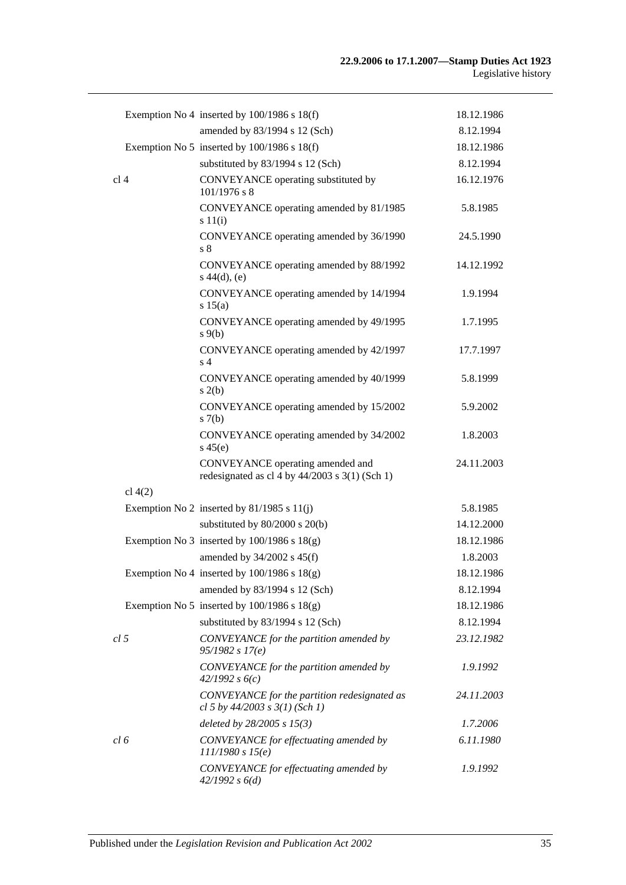| | | |
|---|---|---|
| | Exemption No 4 inserted by 100/1986 s 18(f) | 18.12.1986 |
| | amended by 83/1994 s 12 (Sch) | 8.12.1994 |
| | Exemption No 5 inserted by 100/1986 s 18(f) | 18.12.1986 |
| | substituted by 83/1994 s 12 (Sch) | 8.12.1994 |
| cl 4 | CONVEYANCE operating substituted by 101/1976 s 8 | 16.12.1976 |
| | CONVEYANCE operating amended by 81/1985 s 11(i) | 5.8.1985 |
| | CONVEYANCE operating amended by 36/1990 s 8 | 24.5.1990 |
| | CONVEYANCE operating amended by 88/1992 s 44(d), (e) | 14.12.1992 |
| | CONVEYANCE operating amended by 14/1994 s 15(a) | 1.9.1994 |
| | CONVEYANCE operating amended by 49/1995 s 9(b) | 1.7.1995 |
| | CONVEYANCE operating amended by 42/1997 s 4 | 17.7.1997 |
| | CONVEYANCE operating amended by 40/1999 s 2(b) | 5.8.1999 |
| | CONVEYANCE operating amended by 15/2002 s 7(b) | 5.9.2002 |
| | CONVEYANCE operating amended by 34/2002 s 45(e) | 1.8.2003 |
| | CONVEYANCE operating amended and redesignated as cl 4 by 44/2003 s 3(1) (Sch 1) | 24.11.2003 |
| cl 4(2) | | |
| | Exemption No 2 inserted by 81/1985 s 11(j) | 5.8.1985 |
| | substituted by 80/2000 s 20(b) | 14.12.2000 |
| | Exemption No 3 inserted by 100/1986 s 18(g) | 18.12.1986 |
| | amended by 34/2002 s 45(f) | 1.8.2003 |
| | Exemption No 4 inserted by 100/1986 s 18(g) | 18.12.1986 |
| | amended by 83/1994 s 12 (Sch) | 8.12.1994 |
| | Exemption No 5 inserted by 100/1986 s 18(g) | 18.12.1986 |
| | substituted by 83/1994 s 12 (Sch) | 8.12.1994 |
| *cl 5* | *CONVEYANCE for the partition amended by 95/1982 s 17(e)* | *23.12.1982* |
| | *CONVEYANCE for the partition amended by 42/1992 s 6(c)* | *1.9.1992* |
| | *CONVEYANCE for the partition redesignated as cl 5 by 44/2003 s 3(1) (Sch 1)* | *24.11.2003* |
| | *deleted by 28/2005 s 15(3)* | *1.7.2006* |
| *cl 6* | *CONVEYANCE for effectuating amended by 111/1980 s 15(e)* | *6.11.1980* |
| | *CONVEYANCE for effectuating amended by 42/1992 s 6(d)* | *1.9.1992* |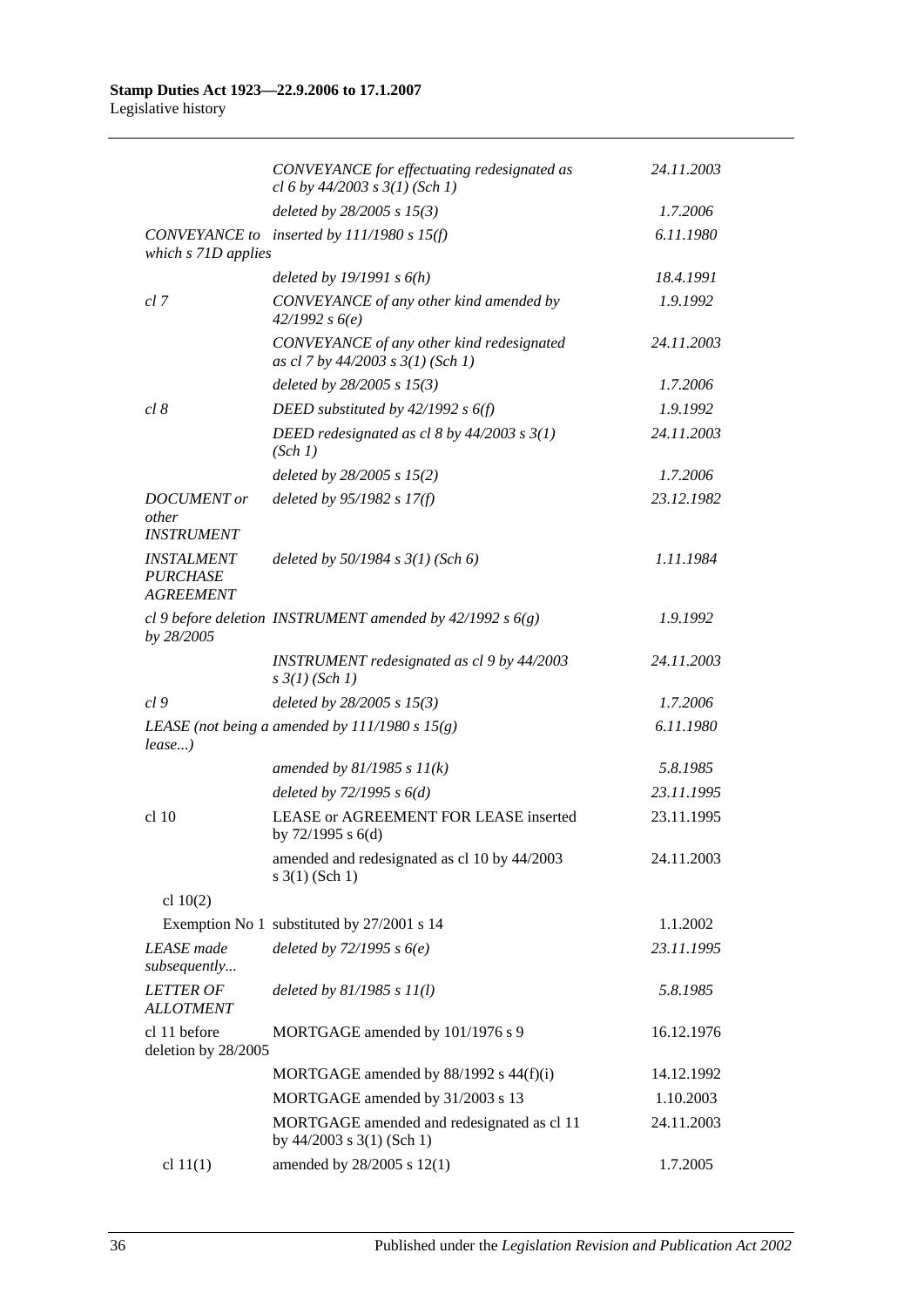| | | |
|---|---|---|
| | *CONVEYANCE for effectuating redesignated as cl 6 by 44/2003 s 3(1) (Sch 1)* | *24.11.2003* |
| | *deleted by 28/2005 s 15(3)* | *1.7.2006* |
| *CONVEYANCE to which s 71D applies* | *inserted by 111/1980 s 15(f)* | *6.11.1980* |
| | *deleted by 19/1991 s 6(h)* | *18.4.1991* |
| *cl 7* | *CONVEYANCE of any other kind amended by 42/1992 s 6(e)* | *1.9.1992* |
| | *CONVEYANCE of any other kind redesignated as cl 7 by 44/2003 s 3(1) (Sch 1)* | *24.11.2003* |
| | *deleted by 28/2005 s 15(3)* | *1.7.2006* |
| *cl 8* | *DEED substituted by 42/1992 s 6(f)* | *1.9.1992* |
| | *DEED redesignated as cl 8 by 44/2003 s 3(1) (Sch 1)* | *24.11.2003* |
| | *deleted by 28/2005 s 15(2)* | *1.7.2006* |
| *DOCUMENT or other INSTRUMENT* | *deleted by 95/1982 s 17(f)* | *23.12.1982* |
| *INSTALMENT PURCHASE AGREEMENT* | *deleted by 50/1984 s 3(1) (Sch 6)* | *1.11.1984* |
| *cl 9 before deletion by 28/2005* | *INSTRUMENT amended by 42/1992 s 6(g)* | *1.9.1992* |
| | *INSTRUMENT redesignated as cl 9 by 44/2003 s 3(1) (Sch 1)* | *24.11.2003* |
| *cl 9* | *deleted by 28/2005 s 15(3)* | *1.7.2006* |
| *LEASE (not being a lease...)* | *amended by 111/1980 s 15(g)* | *6.11.1980* |
| | *amended by 81/1985 s 11(k)* | *5.8.1985* |
| | *deleted by 72/1995 s 6(d)* | *23.11.1995* |
| cl 10 | LEASE or AGREEMENT FOR LEASE inserted by 72/1995 s 6(d) | 23.11.1995 |
| | amended and redesignated as cl 10 by 44/2003 s 3(1) (Sch 1) | 24.11.2003 |
| cl 10(2) | | |
| Exemption No 1 | substituted by 27/2001 s 14 | 1.1.2002 |
| *LEASE made subsequently...* | *deleted by 72/1995 s 6(e)* | *23.11.1995* |
| *LETTER OF ALLOTMENT* | *deleted by 81/1985 s 11(l)* | *5.8.1985* |
| cl 11 before deletion by 28/2005 | MORTGAGE amended by 101/1976 s 9 | 16.12.1976 |
| | MORTGAGE amended by 88/1992 s 44(f)(i) | 14.12.1992 |
| | MORTGAGE amended by 31/2003 s 13 | 1.10.2003 |
| | MORTGAGE amended and redesignated as cl 11 by 44/2003 s 3(1) (Sch 1) | 24.11.2003 |
| cl 11(1) | amended by 28/2005 s 12(1) | 1.7.2005 |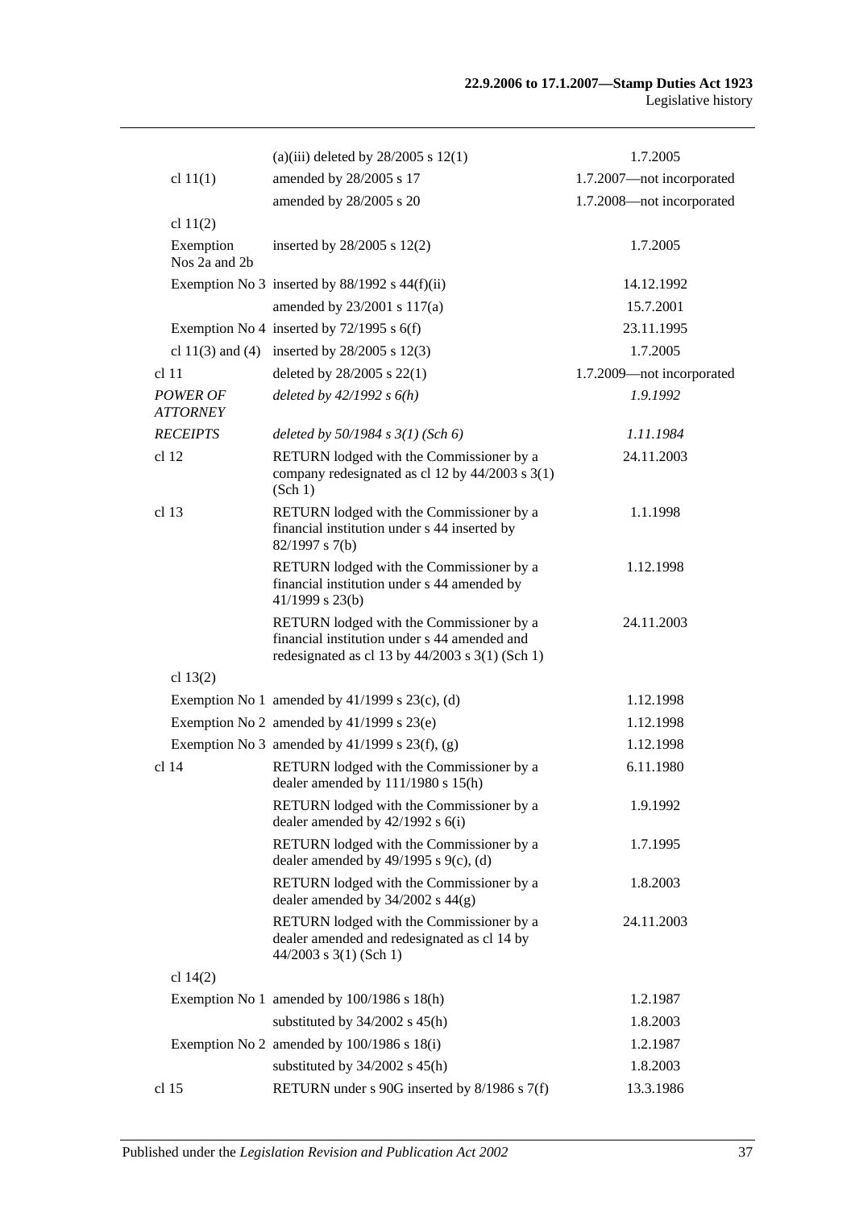| | | |
|---|---|---|
| | (a)(iii) deleted by 28/2005 s 12(1) | 1.7.2005 |
| cl 11(1) | amended by 28/2005 s 17 | 1.7.2007—not incorporated |
| | amended by 28/2005 s 20 | 1.7.2008—not incorporated |
| cl 11(2) | | |
| Exemption Nos 2a and 2b | inserted by 28/2005 s 12(2) | 1.7.2005 |
| Exemption No 3 | inserted by 88/1992 s 44(f)(ii) | 14.12.1992 |
| | amended by 23/2001 s 117(a) | 15.7.2001 |
| Exemption No 4 | inserted by 72/1995 s 6(f) | 23.11.1995 |
| cl 11(3) and (4) | inserted by 28/2005 s 12(3) | 1.7.2005 |
| cl 11 | deleted by 28/2005 s 22(1) | 1.7.2009—not incorporated |
| *POWER OF ATTORNEY* | *deleted by 42/1992 s 6(h)* | *1.9.1992* |
| *RECEIPTS* | *deleted by 50/1984 s 3(1) (Sch 6)* | *1.11.1984* |
| cl 12 | RETURN lodged with the Commissioner by a company redesignated as cl 12 by 44/2003 s 3(1) (Sch 1) | 24.11.2003 |
| cl 13 | RETURN lodged with the Commissioner by a financial institution under s 44 inserted by 82/1997 s 7(b) | 1.1.1998 |
| | RETURN lodged with the Commissioner by a financial institution under s 44 amended by 41/1999 s 23(b) | 1.12.1998 |
| | RETURN lodged with the Commissioner by a financial institution under s 44 amended and redesignated as cl 13 by 44/2003 s 3(1) (Sch 1) | 24.11.2003 |
| cl 13(2) | | |
| Exemption No 1 | amended by 41/1999 s 23(c), (d) | 1.12.1998 |
| Exemption No 2 | amended by 41/1999 s 23(e) | 1.12.1998 |
| Exemption No 3 | amended by 41/1999 s 23(f), (g) | 1.12.1998 |
| cl 14 | RETURN lodged with the Commissioner by a dealer amended by 111/1980 s 15(h) | 6.11.1980 |
| | RETURN lodged with the Commissioner by a dealer amended by 42/1992 s 6(i) | 1.9.1992 |
| | RETURN lodged with the Commissioner by a dealer amended by 49/1995 s 9(c), (d) | 1.7.1995 |
| | RETURN lodged with the Commissioner by a dealer amended by 34/2002 s 44(g) | 1.8.2003 |
| | RETURN lodged with the Commissioner by a dealer amended and redesignated as cl 14 by 44/2003 s 3(1) (Sch 1) | 24.11.2003 |
| cl 14(2) | | |
| Exemption No 1 | amended by 100/1986 s 18(h) | 1.2.1987 |
| | substituted by 34/2002 s 45(h) | 1.8.2003 |
| Exemption No 2 | amended by 100/1986 s 18(i) | 1.2.1987 |
| | substituted by 34/2002 s 45(h) | 1.8.2003 |
| cl 15 | RETURN under s 90G inserted by 8/1986 s 7(f) | 13.3.1986 |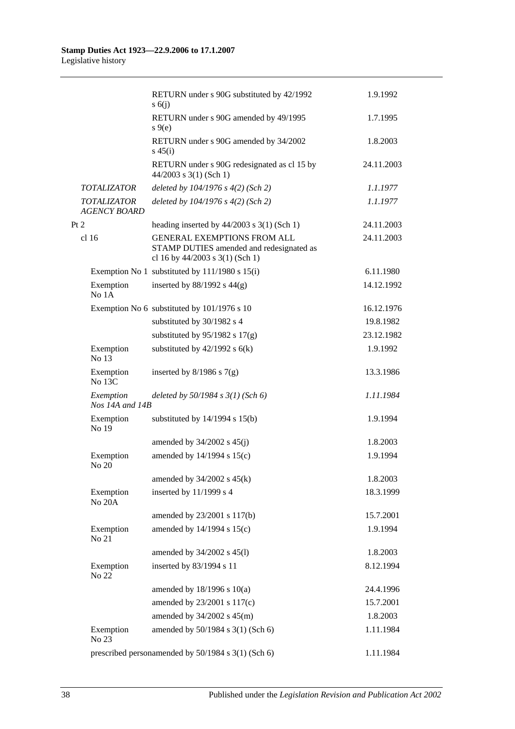| | | |
|---|---|---|
| | RETURN under s 90G substituted by 42/1992 s 6(j) | 1.9.1992 |
| | RETURN under s 90G amended by 49/1995 s 9(e) | 1.7.1995 |
| | RETURN under s 90G amended by 34/2002 s 45(i) | 1.8.2003 |
| | RETURN under s 90G redesignated as cl 15 by 44/2003 s 3(1) (Sch 1) | 24.11.2003 |
| *TOTALIZATOR* | *deleted by 104/1976 s 4(2) (Sch 2)* | *1.1.1977* |
| *TOTALIZATOR AGENCY BOARD* | *deleted by 104/1976 s 4(2) (Sch 2)* | *1.1.1977* |
| Pt 2 | heading inserted by 44/2003 s 3(1) (Sch 1) | 24.11.2003 |
| cl 16 | GENERAL EXEMPTIONS FROM ALL STAMP DUTIES amended and redesignated as cl 16 by 44/2003 s 3(1) (Sch 1) | 24.11.2003 |
| Exemption No 1 | substituted by 111/1980 s 15(i) | 6.11.1980 |
| Exemption No 1A | inserted by 88/1992 s 44(g) | 14.12.1992 |
| Exemption No 6 | substituted by 101/1976 s 10 | 16.12.1976 |
| | substituted by 30/1982 s 4 | 19.8.1982 |
| | substituted by 95/1982 s 17(g) | 23.12.1982 |
| Exemption No 13 | substituted by 42/1992 s 6(k) | 1.9.1992 |
| Exemption No 13C | inserted by 8/1986 s 7(g) | 13.3.1986 |
| *Exemption Nos 14A and 14B* | *deleted by 50/1984 s 3(1) (Sch 6)* | *1.11.1984* |
| Exemption No 19 | substituted by 14/1994 s 15(b) | 1.9.1994 |
| | amended by 34/2002 s 45(j) | 1.8.2003 |
| Exemption No 20 | amended by 14/1994 s 15(c) | 1.9.1994 |
| | amended by 34/2002 s 45(k) | 1.8.2003 |
| Exemption No 20A | inserted by 11/1999 s 4 | 18.3.1999 |
| | amended by 23/2001 s 117(b) | 15.7.2001 |
| Exemption No 21 | amended by 14/1994 s 15(c) | 1.9.1994 |
| | amended by 34/2002 s 45(l) | 1.8.2003 |
| Exemption No 22 | inserted by 83/1994 s 11 | 8.12.1994 |
| | amended by 18/1996 s 10(a) | 24.4.1996 |
| | amended by 23/2001 s 117(c) | 15.7.2001 |
| | amended by 34/2002 s 45(m) | 1.8.2003 |
| Exemption No 23 | amended by 50/1984 s 3(1) (Sch 6) | 1.11.1984 |
| prescribed person | amended by 50/1984 s 3(1) (Sch 6) | 1.11.1984 |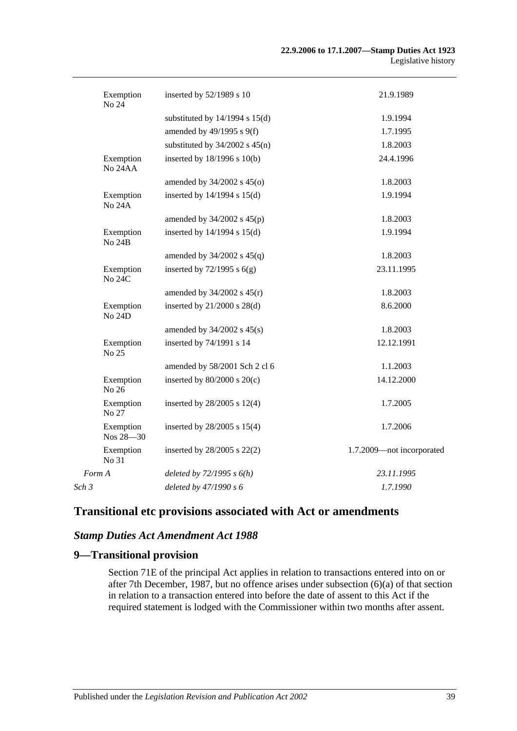| | | |
|---|---|---|
| Exemption No 24 | inserted by 52/1989 s 10 | 21.9.1989 |
| | substituted by 14/1994 s 15(d) | 1.9.1994 |
| | amended by 49/1995 s 9(f) | 1.7.1995 |
| | substituted by 34/2002 s 45(n) | 1.8.2003 |
| Exemption No 24AA | inserted by 18/1996 s 10(b) | 24.4.1996 |
| | amended by 34/2002 s 45(o) | 1.8.2003 |
| Exemption No 24A | inserted by 14/1994 s 15(d) | 1.9.1994 |
| | amended by 34/2002 s 45(p) | 1.8.2003 |
| Exemption No 24B | inserted by 14/1994 s 15(d) | 1.9.1994 |
| | amended by 34/2002 s 45(q) | 1.8.2003 |
| Exemption No 24C | inserted by 72/1995 s 6(g) | 23.11.1995 |
| | amended by 34/2002 s 45(r) | 1.8.2003 |
| Exemption No 24D | inserted by 21/2000 s 28(d) | 8.6.2000 |
| | amended by 34/2002 s 45(s) | 1.8.2003 |
| Exemption No 25 | inserted by 74/1991 s 14 | 12.12.1991 |
| | amended by 58/2001 Sch 2 cl 6 | 1.1.2003 |
| Exemption No 26 | inserted by 80/2000 s 20(c) | 14.12.2000 |
| Exemption No 27 | inserted by 28/2005 s 12(4) | 1.7.2005 |
| Exemption Nos 28—30 | inserted by 28/2005 s 15(4) | 1.7.2006 |
| Exemption No 31 | inserted by 28/2005 s 22(2) | 1.7.2009—not incorporated |
| *Form A* | *deleted by 72/1995 s 6(h)* | *23.11.1995* |
| *Sch 3* | *deleted by 47/1990 s 6* | *1.7.1990* |

## Transitional etc provisions associated with Act or amendments

### *Stamp Duties Act Amendment Act 1988*

### 9—Transitional provision

Section 71E of the principal Act applies in relation to transactions entered into on or after 7th December, 1987, but no offence arises under subsection (6)(a) of that section in relation to a transaction entered into before the date of assent to this Act if the required statement is lodged with the Commissioner within two months after assent.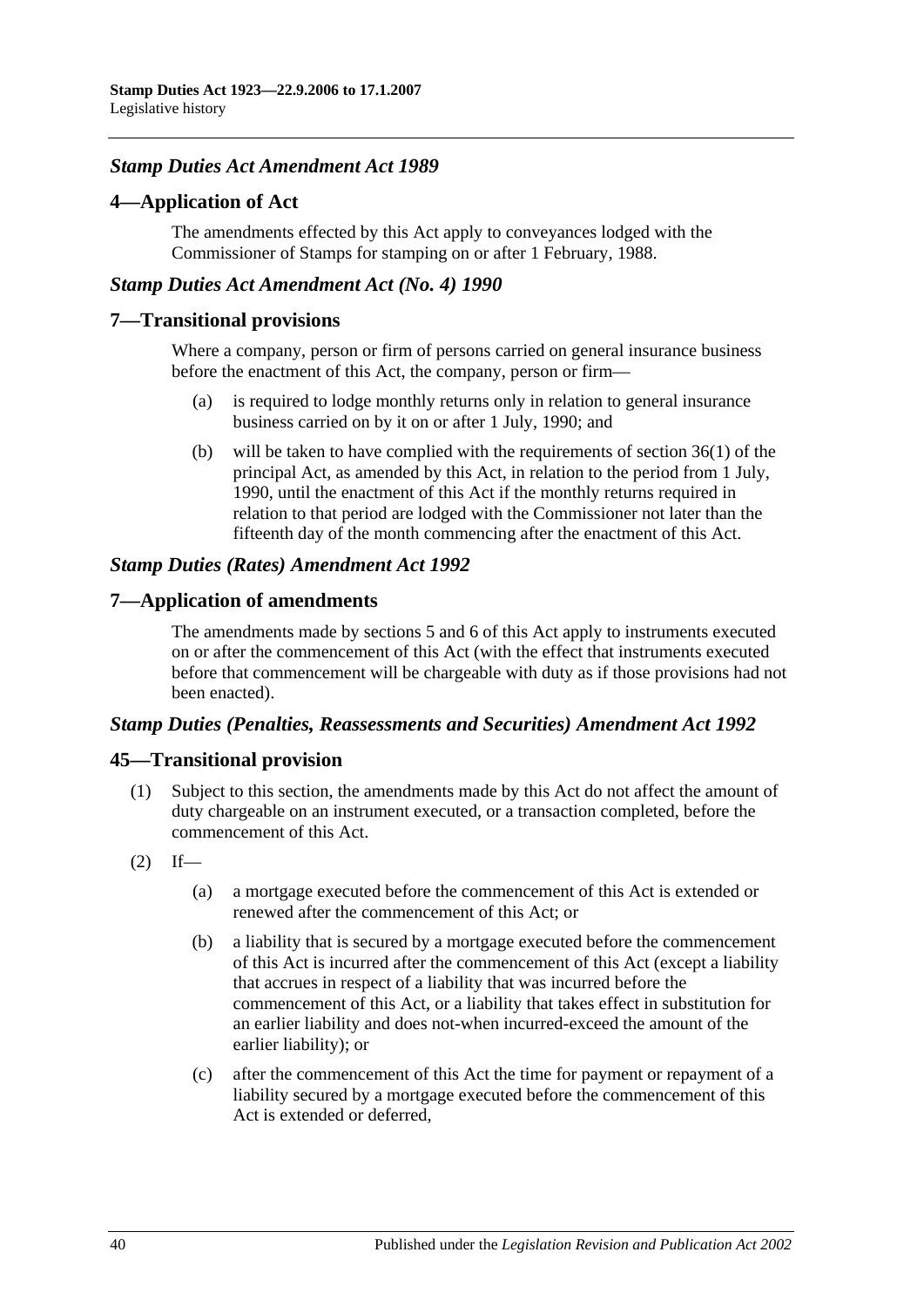### *Stamp Duties Act Amendment Act 1989*

## 4—Application of Act

The amendments effected by this Act apply to conveyances lodged with the Commissioner of Stamps for stamping on or after 1 February, 1988.

### *Stamp Duties Act Amendment Act (No. 4) 1990*

## 7—Transitional provisions

Where a company, person or firm of persons carried on general insurance business before the enactment of this Act, the company, person or firm—

(a) is required to lodge monthly returns only in relation to general insurance business carried on by it on or after 1 July, 1990; and

(b) will be taken to have complied with the requirements of section 36(1) of the principal Act, as amended by this Act, in relation to the period from 1 July, 1990, until the enactment of this Act if the monthly returns required in relation to that period are lodged with the Commissioner not later than the fifteenth day of the month commencing after the enactment of this Act.

### *Stamp Duties (Rates) Amendment Act 1992*

## 7—Application of amendments

The amendments made by sections 5 and 6 of this Act apply to instruments executed on or after the commencement of this Act (with the effect that instruments executed before that commencement will be chargeable with duty as if those provisions had not been enacted).

### *Stamp Duties (Penalties, Reassessments and Securities) Amendment Act 1992*

## 45—Transitional provision

(1) Subject to this section, the amendments made by this Act do not affect the amount of duty chargeable on an instrument executed, or a transaction completed, before the commencement of this Act.

(2) If—

(a) a mortgage executed before the commencement of this Act is extended or renewed after the commencement of this Act; or

(b) a liability that is secured by a mortgage executed before the commencement of this Act is incurred after the commencement of this Act (except a liability that accrues in respect of a liability that was incurred before the commencement of this Act, or a liability that takes effect in substitution for an earlier liability and does not-when incurred-exceed the amount of the earlier liability); or

(c) after the commencement of this Act the time for payment or repayment of a liability secured by a mortgage executed before the commencement of this Act is extended or deferred,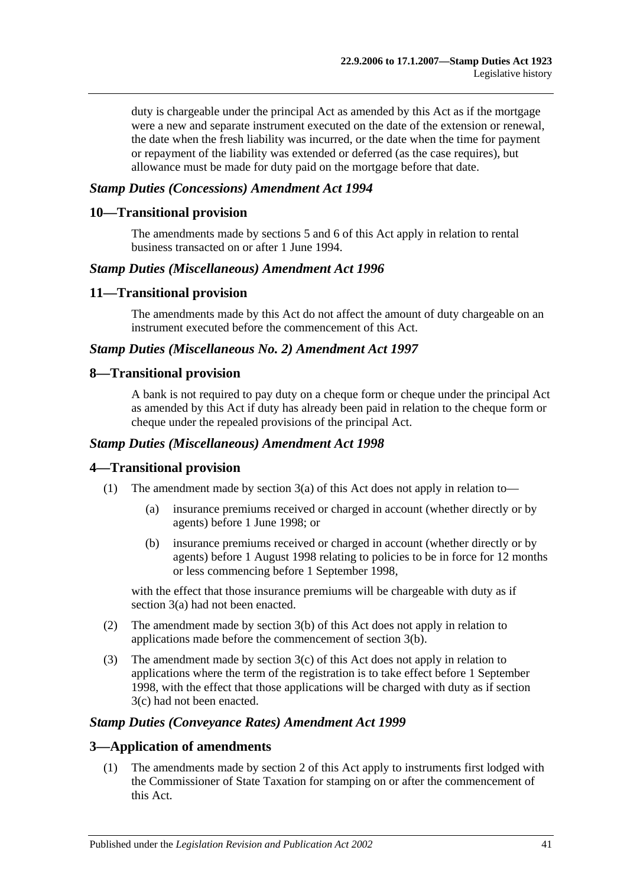duty is chargeable under the principal Act as amended by this Act as if the mortgage were a new and separate instrument executed on the date of the extension or renewal, the date when the fresh liability was incurred, or the date when the time for payment or repayment of the liability was extended or deferred (as the case requires), but allowance must be made for duty paid on the mortgage before that date.

### *Stamp Duties (Concessions) Amendment Act 1994*

## 10—Transitional provision

The amendments made by sections 5 and 6 of this Act apply in relation to rental business transacted on or after 1 June 1994.

### *Stamp Duties (Miscellaneous) Amendment Act 1996*

## 11—Transitional provision

The amendments made by this Act do not affect the amount of duty chargeable on an instrument executed before the commencement of this Act.

### *Stamp Duties (Miscellaneous No. 2) Amendment Act 1997*

## 8—Transitional provision

A bank is not required to pay duty on a cheque form or cheque under the principal Act as amended by this Act if duty has already been paid in relation to the cheque form or cheque under the repealed provisions of the principal Act.

### *Stamp Duties (Miscellaneous) Amendment Act 1998*

## 4—Transitional provision

(1) The amendment made by section 3(a) of this Act does not apply in relation to—

  (a) insurance premiums received or charged in account (whether directly or by agents) before 1 June 1998; or

  (b) insurance premiums received or charged in account (whether directly or by agents) before 1 August 1998 relating to policies to be in force for 12 months or less commencing before 1 September 1998,

with the effect that those insurance premiums will be chargeable with duty as if section 3(a) had not been enacted.

(2) The amendment made by section 3(b) of this Act does not apply in relation to applications made before the commencement of section 3(b).

(3) The amendment made by section 3(c) of this Act does not apply in relation to applications where the term of the registration is to take effect before 1 September 1998, with the effect that those applications will be charged with duty as if section 3(c) had not been enacted.

### *Stamp Duties (Conveyance Rates) Amendment Act 1999*

## 3—Application of amendments

(1) The amendments made by section 2 of this Act apply to instruments first lodged with the Commissioner of State Taxation for stamping on or after the commencement of this Act.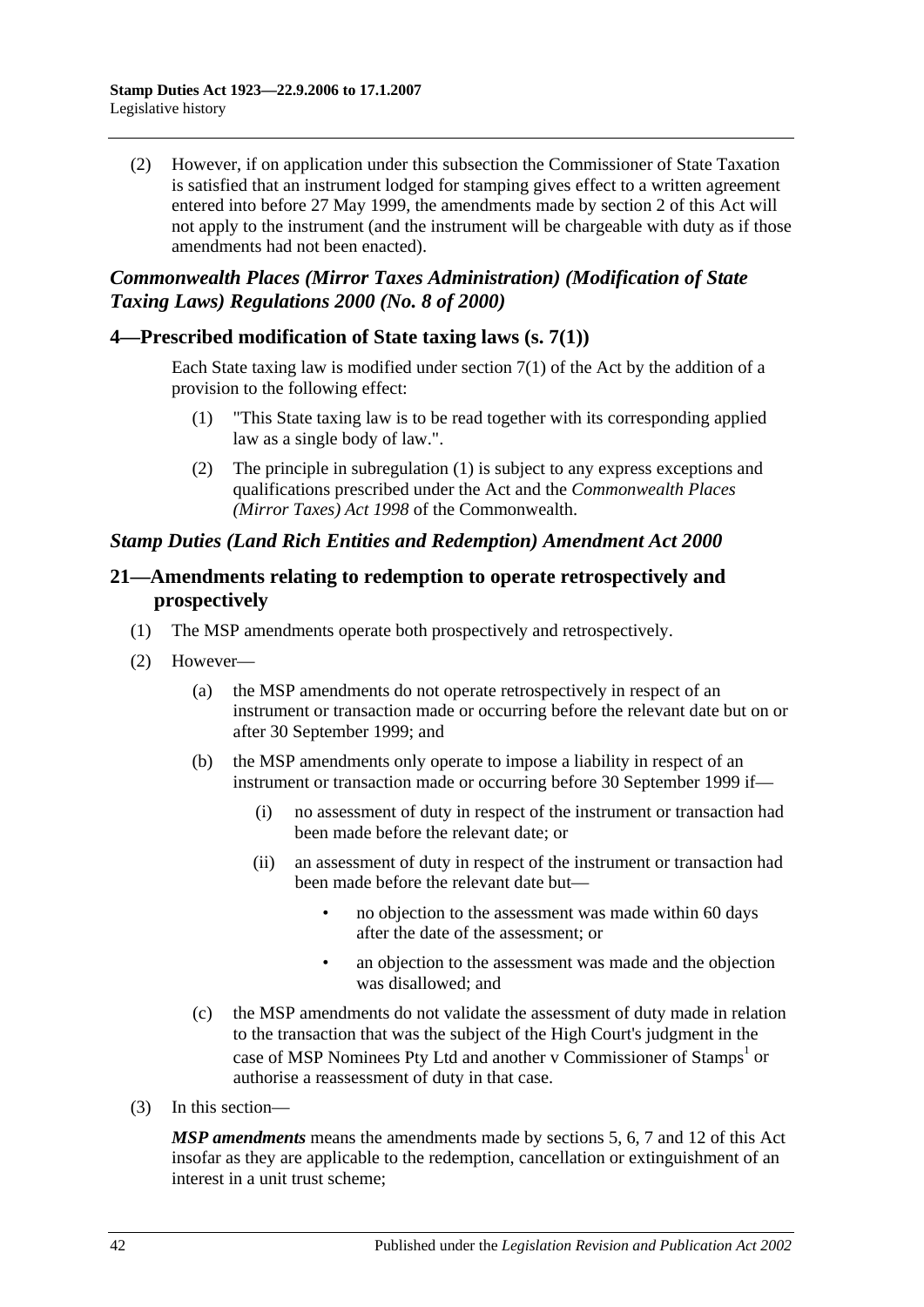(2) However, if on application under this subsection the Commissioner of State Taxation is satisfied that an instrument lodged for stamping gives effect to a written agreement entered into before 27 May 1999, the amendments made by section 2 of this Act will not apply to the instrument (and the instrument will be chargeable with duty as if those amendments had not been enacted).

### *Commonwealth Places (Mirror Taxes Administration) (Modification of State Taxing Laws) Regulations 2000 (No. 8 of 2000)*

## 4—Prescribed modification of State taxing laws (s. 7(1))

Each State taxing law is modified under section 7(1) of the Act by the addition of a provision to the following effect:

(1) "This State taxing law is to be read together with its corresponding applied law as a single body of law.".

(2) The principle in subregulation (1) is subject to any express exceptions and qualifications prescribed under the Act and the *Commonwealth Places (Mirror Taxes) Act 1998* of the Commonwealth.

### *Stamp Duties (Land Rich Entities and Redemption) Amendment Act 2000*

## 21—Amendments relating to redemption to operate retrospectively and prospectively

(1) The MSP amendments operate both prospectively and retrospectively.

(2) However—

(a) the MSP amendments do not operate retrospectively in respect of an instrument or transaction made or occurring before the relevant date but on or after 30 September 1999; and

(b) the MSP amendments only operate to impose a liability in respect of an instrument or transaction made or occurring before 30 September 1999 if—

(i) no assessment of duty in respect of the instrument or transaction had been made before the relevant date; or

(ii) an assessment of duty in respect of the instrument or transaction had been made before the relevant date but—

- no objection to the assessment was made within 60 days after the date of the assessment; or
- an objection to the assessment was made and the objection was disallowed; and

(c) the MSP amendments do not validate the assessment of duty made in relation to the transaction that was the subject of the High Court's judgment in the case of MSP Nominees Pty Ltd and another v Commissioner of Stamps[1] or authorise a reassessment of duty in that case.

(3) In this section—

***MSP amendments*** means the amendments made by sections 5, 6, 7 and 12 of this Act insofar as they are applicable to the redemption, cancellation or extinguishment of an interest in a unit trust scheme;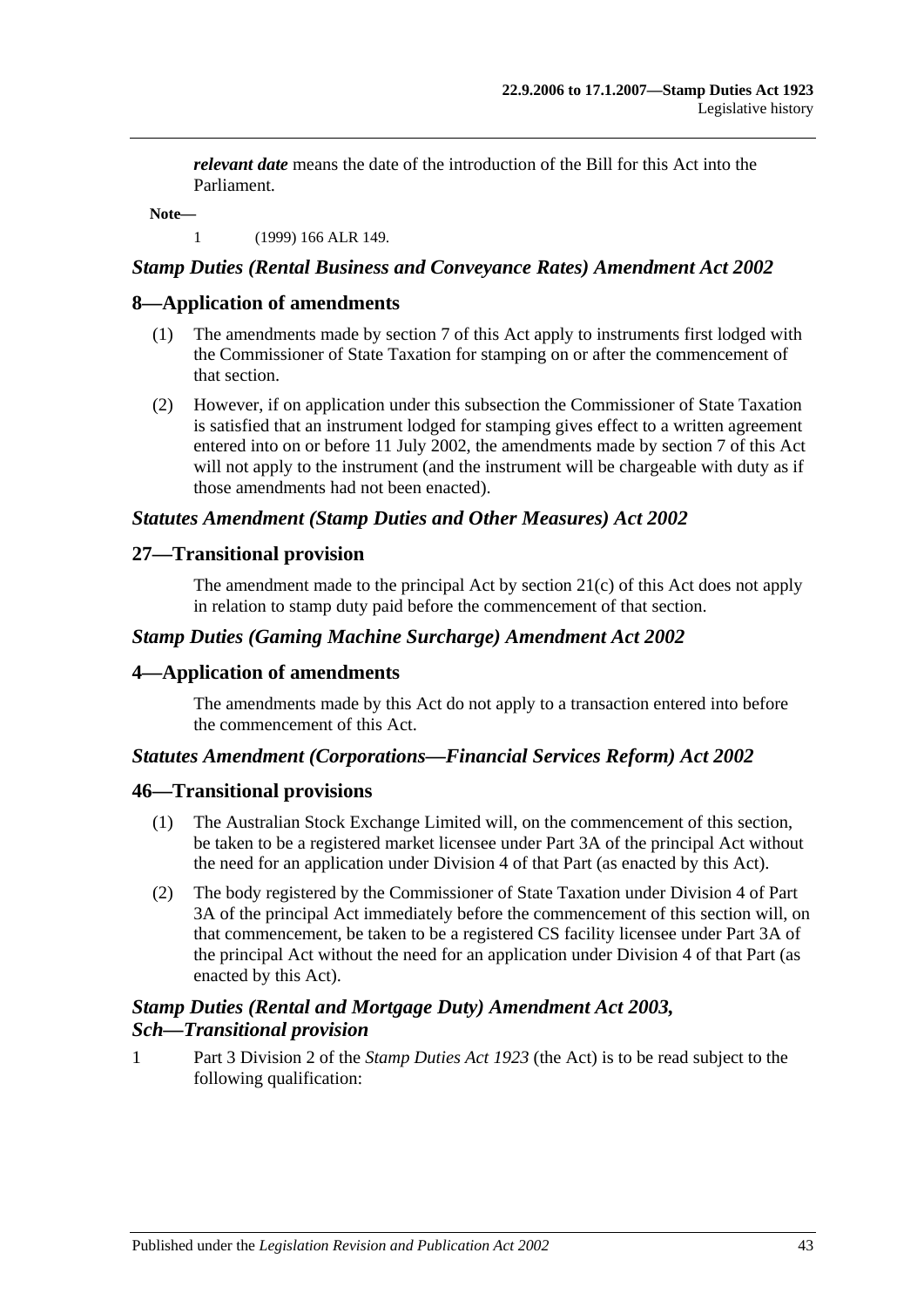***relevant date*** means the date of the introduction of the Bill for this Act into the Parliament.

**Note—**

1 (1999) 166 ALR 149.

### *Stamp Duties (Rental Business and Conveyance Rates) Amendment Act 2002*

## 8—Application of amendments

(1) The amendments made by section 7 of this Act apply to instruments first lodged with the Commissioner of State Taxation for stamping on or after the commencement of that section.

(2) However, if on application under this subsection the Commissioner of State Taxation is satisfied that an instrument lodged for stamping gives effect to a written agreement entered into on or before 11 July 2002, the amendments made by section 7 of this Act will not apply to the instrument (and the instrument will be chargeable with duty as if those amendments had not been enacted).

### *Statutes Amendment (Stamp Duties and Other Measures) Act 2002*

## 27—Transitional provision

The amendment made to the principal Act by section 21(c) of this Act does not apply in relation to stamp duty paid before the commencement of that section.

### *Stamp Duties (Gaming Machine Surcharge) Amendment Act 2002*

## 4—Application of amendments

The amendments made by this Act do not apply to a transaction entered into before the commencement of this Act.

### *Statutes Amendment (Corporations—Financial Services Reform) Act 2002*

## 46—Transitional provisions

(1) The Australian Stock Exchange Limited will, on the commencement of this section, be taken to be a registered market licensee under Part 3A of the principal Act without the need for an application under Division 4 of that Part (as enacted by this Act).

(2) The body registered by the Commissioner of State Taxation under Division 4 of Part 3A of the principal Act immediately before the commencement of this section will, on that commencement, be taken to be a registered CS facility licensee under Part 3A of the principal Act without the need for an application under Division 4 of that Part (as enacted by this Act).

### *Stamp Duties (Rental and Mortgage Duty) Amendment Act 2003, Sch—Transitional provision*

1 Part 3 Division 2 of the *Stamp Duties Act 1923* (the Act) is to be read subject to the following qualification: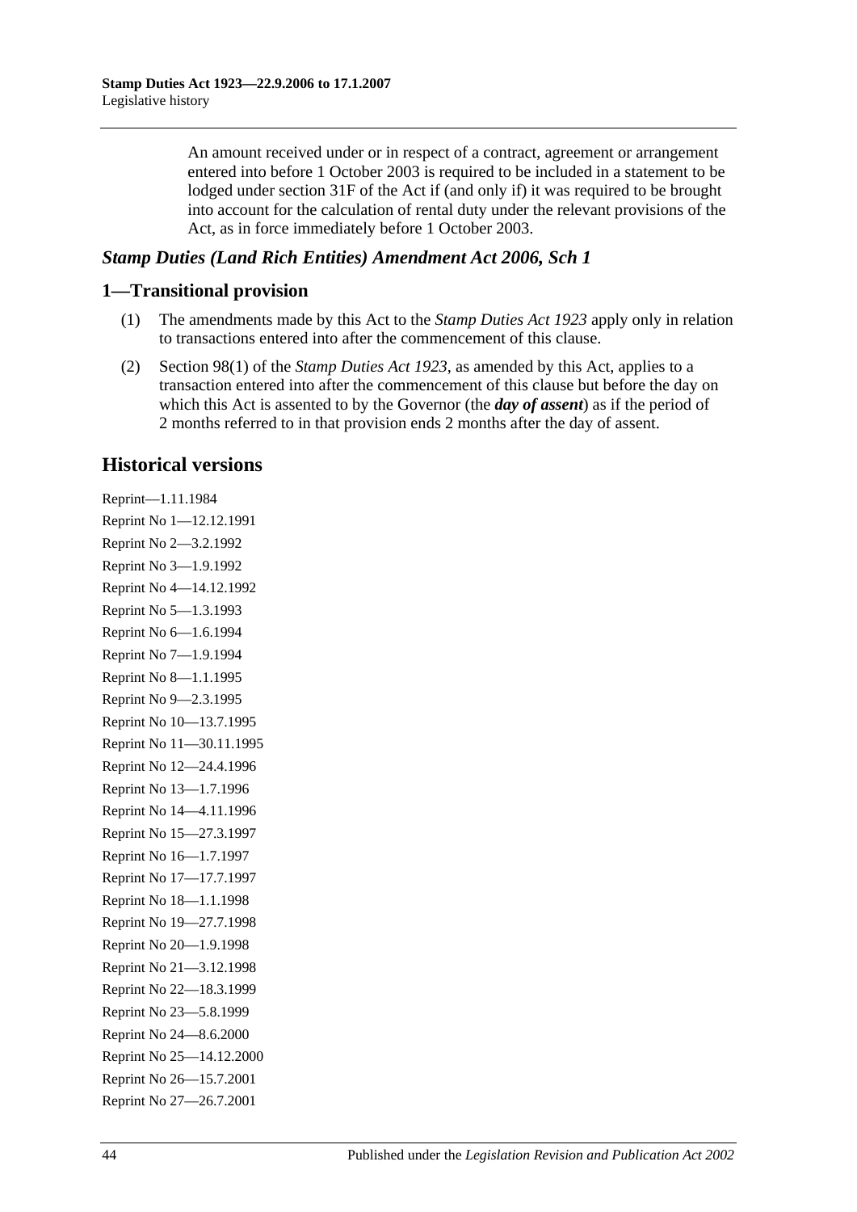An amount received under or in respect of a contract, agreement or arrangement entered into before 1 October 2003 is required to be included in a statement to be lodged under section 31F of the Act if (and only if) it was required to be brought into account for the calculation of rental duty under the relevant provisions of the Act, as in force immediately before 1 October 2003.

### *Stamp Duties (Land Rich Entities) Amendment Act 2006, Sch 1*

## 1—Transitional provision

(1) The amendments made by this Act to the *Stamp Duties Act 1923* apply only in relation to transactions entered into after the commencement of this clause.

(2) Section 98(1) of the *Stamp Duties Act 1923*, as amended by this Act, applies to a transaction entered into after the commencement of this clause but before the day on which this Act is assented to by the Governor (the ***day of assent***) as if the period of 2 months referred to in that provision ends 2 months after the day of assent.

## Historical versions

Reprint—1.11.1984
Reprint No 1—12.12.1991
Reprint No 2—3.2.1992
Reprint No 3—1.9.1992
Reprint No 4—14.12.1992
Reprint No 5—1.3.1993
Reprint No 6—1.6.1994
Reprint No 7—1.9.1994
Reprint No 8—1.1.1995
Reprint No 9—2.3.1995
Reprint No 10—13.7.1995
Reprint No 11—30.11.1995
Reprint No 12—24.4.1996
Reprint No 13—1.7.1996
Reprint No 14—4.11.1996
Reprint No 15—27.3.1997
Reprint No 16—1.7.1997
Reprint No 17—17.7.1997
Reprint No 18—1.1.1998
Reprint No 19—27.7.1998
Reprint No 20—1.9.1998
Reprint No 21—3.12.1998
Reprint No 22—18.3.1999
Reprint No 23—5.8.1999
Reprint No 24—8.6.2000
Reprint No 25—14.12.2000
Reprint No 26—15.7.2001
Reprint No 27—26.7.2001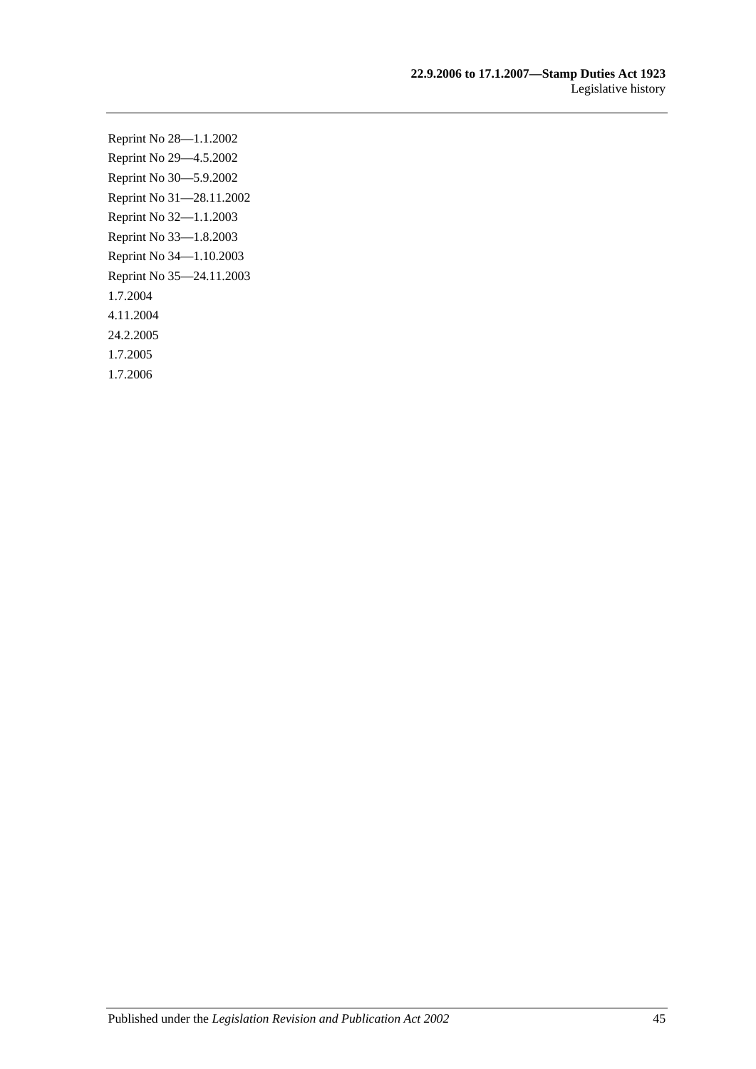Reprint No 28—1.1.2002

Reprint No 29—4.5.2002

Reprint No 30—5.9.2002

Reprint No 31—28.11.2002

Reprint No 32—1.1.2003

Reprint No 33—1.8.2003

Reprint No 34—1.10.2003

Reprint No 35—24.11.2003

1.7.2004

4.11.2004

24.2.2005

1.7.2005

1.7.2006